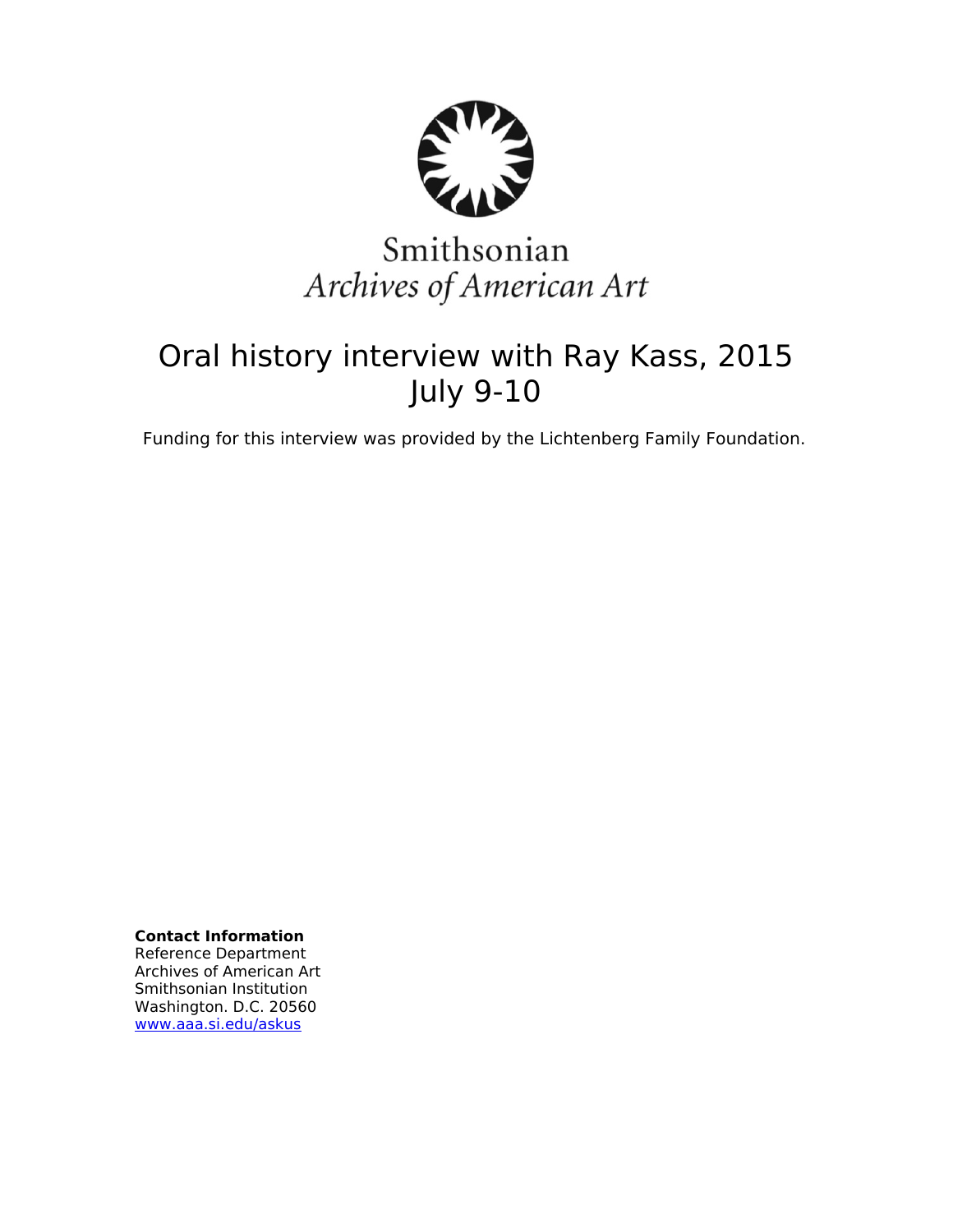Smithsonian
*Archives of American Art*

# Oral history interview with Ray Kass, 2015 July 9-10

Funding for this interview was provided by the Lichtenberg Family Foundation.

**Contact Information**
Reference Department
Archives of American Art
Smithsonian Institution
Washington. D.C. 20560
www.aaa.si.edu/askus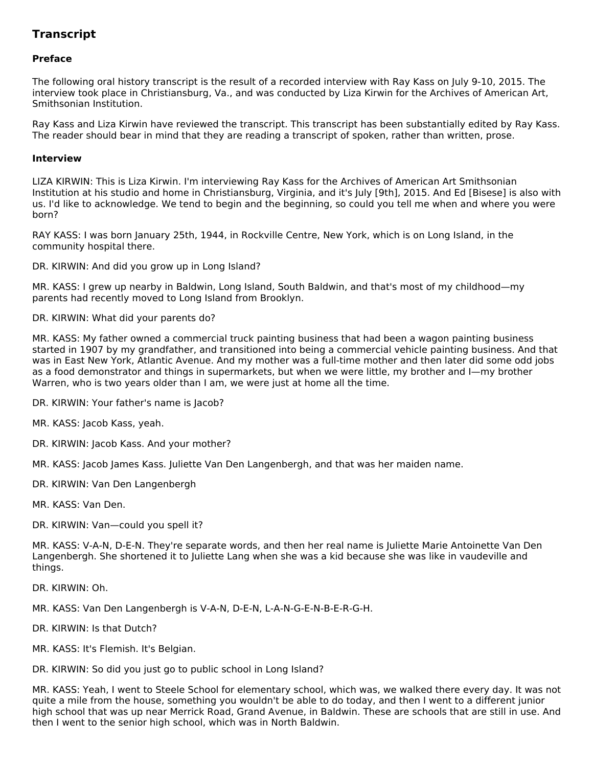## Transcript

### Preface

The following oral history transcript is the result of a recorded interview with Ray Kass on July 9-10, 2015. The interview took place in Christiansburg, Va., and was conducted by Liza Kirwin for the Archives of American Art, Smithsonian Institution.

Ray Kass and Liza Kirwin have reviewed the transcript. This transcript has been substantially edited by Ray Kass. The reader should bear in mind that they are reading a transcript of spoken, rather than written, prose.

### Interview

LIZA KIRWIN: This is Liza Kirwin. I'm interviewing Ray Kass for the Archives of American Art Smithsonian Institution at his studio and home in Christiansburg, Virginia, and it's July [9th], 2015. And Ed [Bisese] is also with us. I'd like to acknowledge. We tend to begin and the beginning, so could you tell me when and where you were born?

RAY KASS: I was born January 25th, 1944, in Rockville Centre, New York, which is on Long Island, in the community hospital there.

DR. KIRWIN: And did you grow up in Long Island?

MR. KASS: I grew up nearby in Baldwin, Long Island, South Baldwin, and that's most of my childhood—my parents had recently moved to Long Island from Brooklyn.

DR. KIRWIN: What did your parents do?

MR. KASS: My father owned a commercial truck painting business that had been a wagon painting business started in 1907 by my grandfather, and transitioned into being a commercial vehicle painting business. And that was in East New York, Atlantic Avenue. And my mother was a full-time mother and then later did some odd jobs as a food demonstrator and things in supermarkets, but when we were little, my brother and I—my brother Warren, who is two years older than I am, we were just at home all the time.

DR. KIRWIN: Your father's name is Jacob?

MR. KASS: Jacob Kass, yeah.

DR. KIRWIN: Jacob Kass. And your mother?

MR. KASS: Jacob James Kass. Juliette Van Den Langenbergh, and that was her maiden name.

DR. KIRWIN: Van Den Langenbergh

MR. KASS: Van Den.

DR. KIRWIN: Van—could you spell it?

MR. KASS: V-A-N, D-E-N. They're separate words, and then her real name is Juliette Marie Antoinette Van Den Langenbergh. She shortened it to Juliette Lang when she was a kid because she was like in vaudeville and things.

DR. KIRWIN: Oh.

MR. KASS: Van Den Langenbergh is V-A-N, D-E-N, L-A-N-G-E-N-B-E-R-G-H.

DR. KIRWIN: Is that Dutch?

MR. KASS: It's Flemish. It's Belgian.

DR. KIRWIN: So did you just go to public school in Long Island?

MR. KASS: Yeah, I went to Steele School for elementary school, which was, we walked there every day. It was not quite a mile from the house, something you wouldn't be able to do today, and then I went to a different junior high school that was up near Merrick Road, Grand Avenue, in Baldwin. These are schools that are still in use. And then I went to the senior high school, which was in North Baldwin.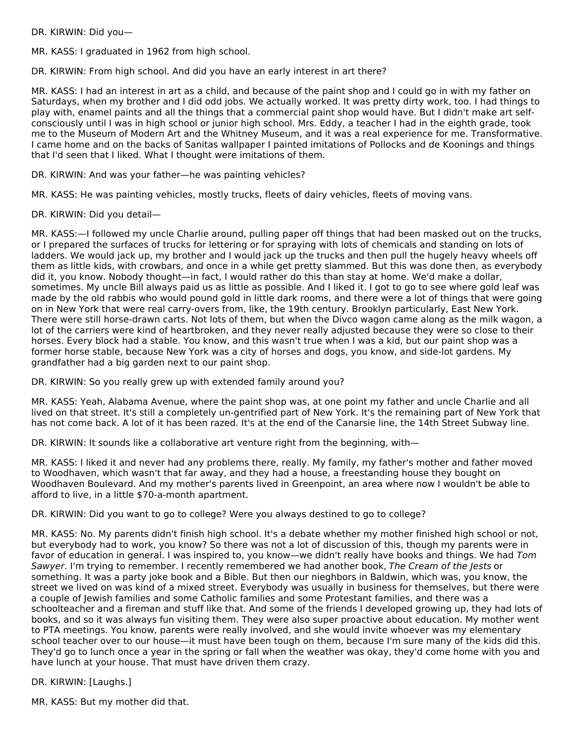DR. KIRWIN: Did you—

MR. KASS: I graduated in 1962 from high school.

DR. KIRWIN: From high school. And did you have an early interest in art there?

MR. KASS: I had an interest in art as a child, and because of the paint shop and I could go in with my father on Saturdays, when my brother and I did odd jobs. We actually worked. It was pretty dirty work, too. I had things to play with, enamel paints and all the things that a commercial paint shop would have. But I didn't make art self-consciously until I was in high school or junior high school. Mrs. Eddy, a teacher I had in the eighth grade, took me to the Museum of Modern Art and the Whitney Museum, and it was a real experience for me. Transformative. I came home and on the backs of Sanitas wallpaper I painted imitations of Pollocks and de Koonings and things that I'd seen that I liked. What I thought were imitations of them.

DR. KIRWIN: And was your father—he was painting vehicles?

MR. KASS: He was painting vehicles, mostly trucks, fleets of dairy vehicles, fleets of moving vans.

DR. KIRWIN: Did you detail—

MR. KASS:—I followed my uncle Charlie around, pulling paper off things that had been masked out on the trucks, or I prepared the surfaces of trucks for lettering or for spraying with lots of chemicals and standing on lots of ladders. We would jack up, my brother and I would jack up the trucks and then pull the hugely heavy wheels off them as little kids, with crowbars, and once in a while get pretty slammed. But this was done then, as everybody did it, you know. Nobody thought—in fact, I would rather do this than stay at home. We'd make a dollar, sometimes. My uncle Bill always paid us as little as possible. And I liked it. I got to go to see where gold leaf was made by the old rabbis who would pound gold in little dark rooms, and there were a lot of things that were going on in New York that were real carry-overs from, like, the 19th century. Brooklyn particularly, East New York. There were still horse-drawn carts. Not lots of them, but when the Divco wagon came along as the milk wagon, a lot of the carriers were kind of heartbroken, and they never really adjusted because they were so close to their horses. Every block had a stable. You know, and this wasn't true when I was a kid, but our paint shop was a former horse stable, because New York was a city of horses and dogs, you know, and side-lot gardens. My grandfather had a big garden next to our paint shop.

DR. KIRWIN: So you really grew up with extended family around you?

MR. KASS: Yeah, Alabama Avenue, where the paint shop was, at one point my father and uncle Charlie and all lived on that street. It's still a completely un-gentrified part of New York. It's the remaining part of New York that has not come back. A lot of it has been razed. It's at the end of the Canarsie line, the 14th Street Subway line.

DR. KIRWIN: It sounds like a collaborative art venture right from the beginning, with—

MR. KASS: I liked it and never had any problems there, really. My family, my father's mother and father moved to Woodhaven, which wasn't that far away, and they had a house, a freestanding house they bought on Woodhaven Boulevard. And my mother's parents lived in Greenpoint, an area where now I wouldn't be able to afford to live, in a little $70-a-month apartment.

DR. KIRWIN: Did you want to go to college? Were you always destined to go to college?

MR. KASS: No. My parents didn't finish high school. It's a debate whether my mother finished high school or not, but everybody had to work, you know? So there was not a lot of discussion of this, though my parents were in favor of education in general. I was inspired to, you know—we didn't really have books and things. We had *Tom Sawyer*. I'm trying to remember. I recently remembered we had another book, *The Cream of the Jests* or something. It was a party joke book and a Bible. But then our nieghbors in Baldwin, which was, you know, the street we lived on was kind of a mixed street. Everybody was usually in business for themselves, but there were a couple of Jewish families and some Catholic families and some Protestant families, and there was a schoolteacher and a fireman and stuff like that. And some of the friends I developed growing up, they had lots of books, and so it was always fun visiting them. They were also super proactive about education. My mother went to PTA meetings. You know, parents were really involved, and she would invite whoever was my elementary school teacher over to our house—it must have been tough on them, because I'm sure many of the kids did this. They'd go to lunch once a year in the spring or fall when the weather was okay, they'd come home with you and have lunch at your house. That must have driven them crazy.

DR. KIRWIN: [Laughs.]

MR. KASS: But my mother did that.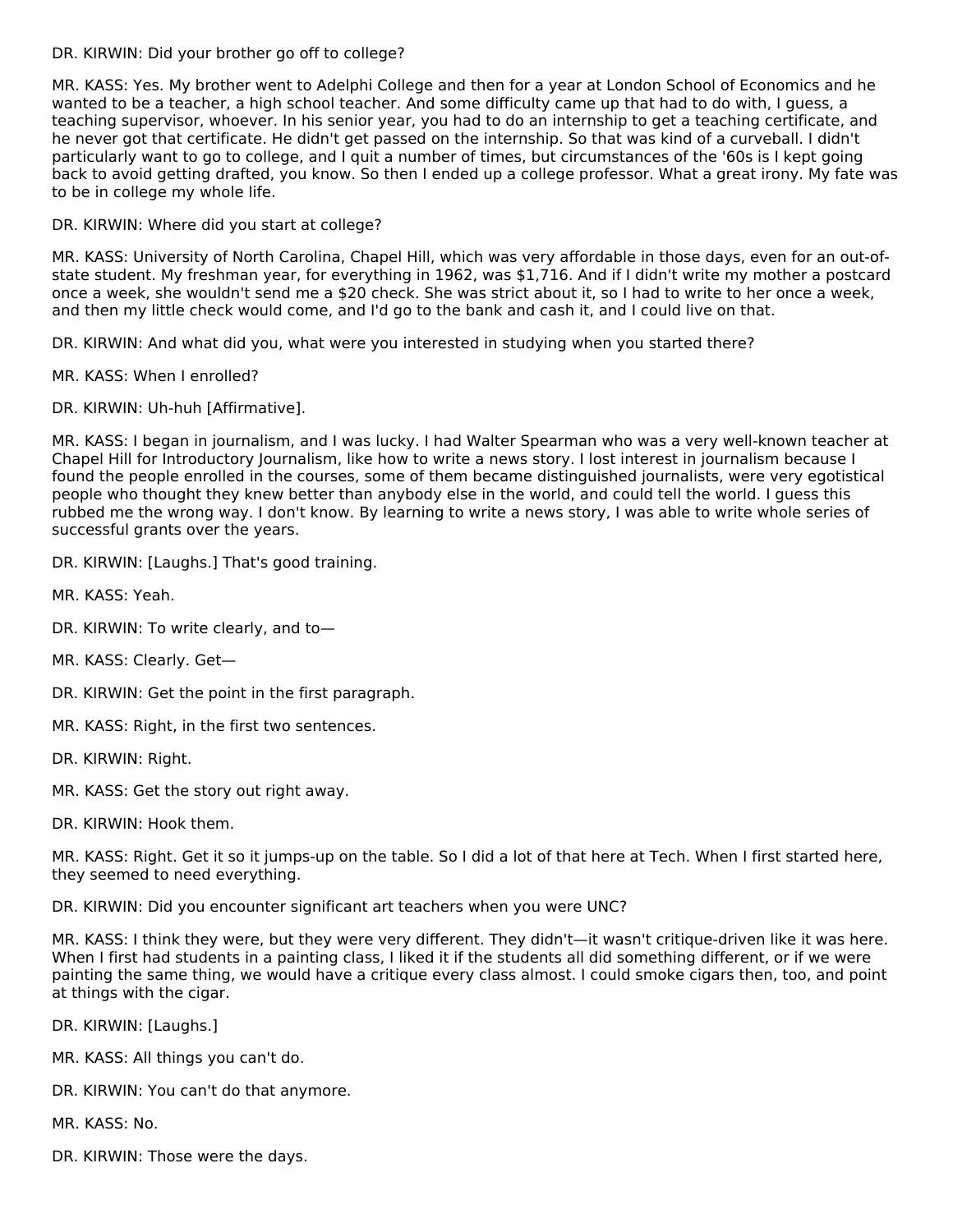DR. KIRWIN: Did your brother go off to college?

MR. KASS: Yes. My brother went to Adelphi College and then for a year at London School of Economics and he wanted to be a teacher, a high school teacher. And some difficulty came up that had to do with, I guess, a teaching supervisor, whoever. In his senior year, you had to do an internship to get a teaching certificate, and he never got that certificate. He didn't get passed on the internship. So that was kind of a curveball. I didn't particularly want to go to college, and I quit a number of times, but circumstances of the '60s is I kept going back to avoid getting drafted, you know. So then I ended up a college professor. What a great irony. My fate was to be in college my whole life.

DR. KIRWIN: Where did you start at college?

MR. KASS: University of North Carolina, Chapel Hill, which was very affordable in those days, even for an out-of-state student. My freshman year, for everything in 1962, was $1,716. And if I didn't write my mother a postcard once a week, she wouldn't send me a $20 check. She was strict about it, so I had to write to her once a week, and then my little check would come, and I'd go to the bank and cash it, and I could live on that.

DR. KIRWIN: And what did you, what were you interested in studying when you started there?

MR. KASS: When I enrolled?

DR. KIRWIN: Uh-huh [Affirmative].

MR. KASS: I began in journalism, and I was lucky. I had Walter Spearman who was a very well-known teacher at Chapel Hill for Introductory Journalism, like how to write a news story. I lost interest in journalism because I found the people enrolled in the courses, some of them became distinguished journalists, were very egotistical people who thought they knew better than anybody else in the world, and could tell the world. I guess this rubbed me the wrong way. I don't know. By learning to write a news story, I was able to write whole series of successful grants over the years.

DR. KIRWIN: [Laughs.] That's good training.

MR. KASS: Yeah.

DR. KIRWIN: To write clearly, and to—

MR. KASS: Clearly. Get—

DR. KIRWIN: Get the point in the first paragraph.

MR. KASS: Right, in the first two sentences.

DR. KIRWIN: Right.

MR. KASS: Get the story out right away.

DR. KIRWIN: Hook them.

MR. KASS: Right. Get it so it jumps-up on the table. So I did a lot of that here at Tech. When I first started here, they seemed to need everything.

DR. KIRWIN: Did you encounter significant art teachers when you were UNC?

MR. KASS: I think they were, but they were very different. They didn't—it wasn't critique-driven like it was here. When I first had students in a painting class, I liked it if the students all did something different, or if we were painting the same thing, we would have a critique every class almost. I could smoke cigars then, too, and point at things with the cigar.

DR. KIRWIN: [Laughs.]

MR. KASS: All things you can't do.

DR. KIRWIN: You can't do that anymore.

MR. KASS: No.

DR. KIRWIN: Those were the days.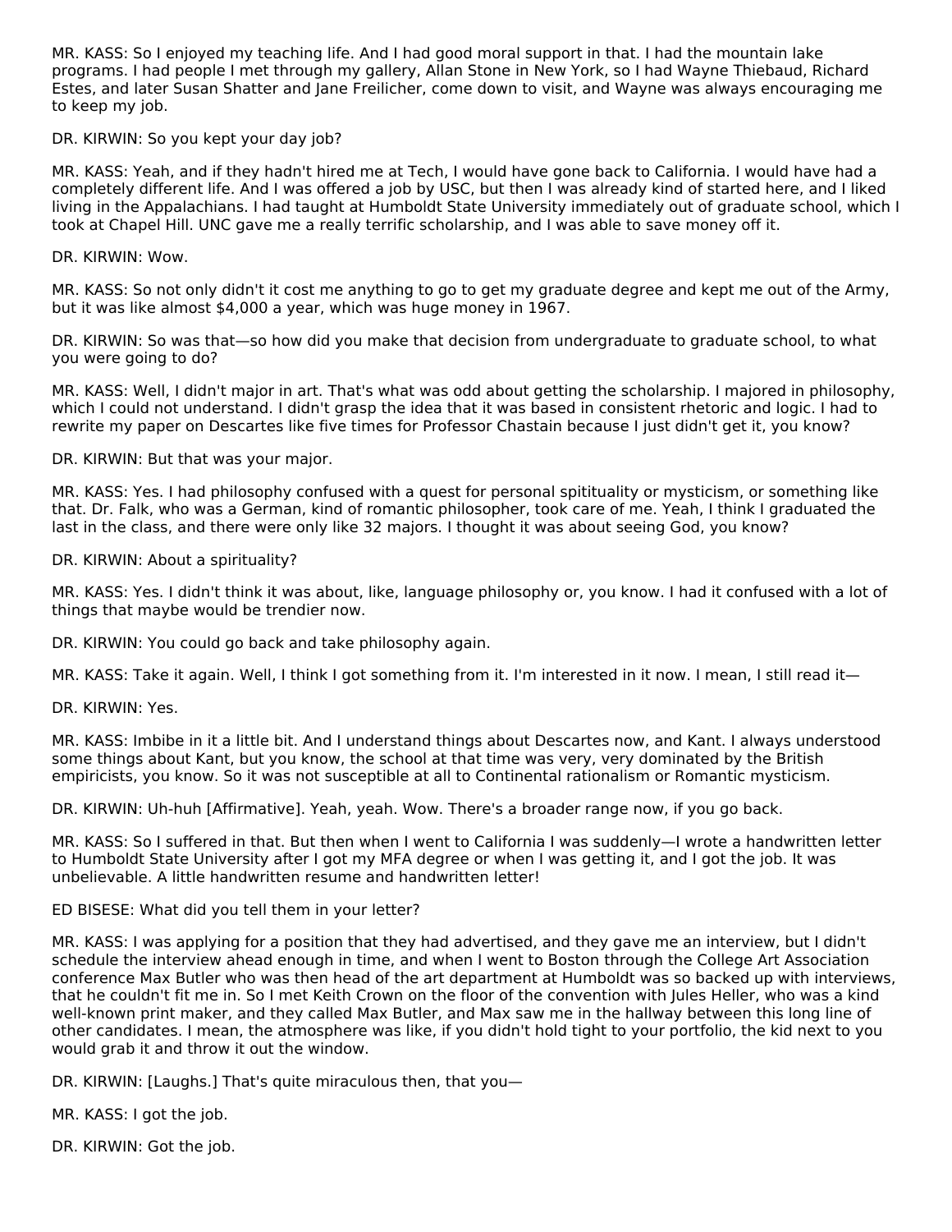MR. KASS: So I enjoyed my teaching life. And I had good moral support in that. I had the mountain lake programs. I had people I met through my gallery, Allan Stone in New York, so I had Wayne Thiebaud, Richard Estes, and later Susan Shatter and Jane Freilicher, come down to visit, and Wayne was always encouraging me to keep my job.

DR. KIRWIN: So you kept your day job?

MR. KASS: Yeah, and if they hadn't hired me at Tech, I would have gone back to California. I would have had a completely different life. And I was offered a job by USC, but then I was already kind of started here, and I liked living in the Appalachians. I had taught at Humboldt State University immediately out of graduate school, which I took at Chapel Hill. UNC gave me a really terrific scholarship, and I was able to save money off it.

DR. KIRWIN: Wow.

MR. KASS: So not only didn't it cost me anything to go to get my graduate degree and kept me out of the Army, but it was like almost $4,000 a year, which was huge money in 1967.

DR. KIRWIN: So was that—so how did you make that decision from undergraduate to graduate school, to what you were going to do?

MR. KASS: Well, I didn't major in art. That's what was odd about getting the scholarship. I majored in philosophy, which I could not understand. I didn't grasp the idea that it was based in consistent rhetoric and logic. I had to rewrite my paper on Descartes like five times for Professor Chastain because I just didn't get it, you know?

DR. KIRWIN: But that was your major.

MR. KASS: Yes. I had philosophy confused with a quest for personal spitituality or mysticism, or something like that. Dr. Falk, who was a German, kind of romantic philosopher, took care of me. Yeah, I think I graduated the last in the class, and there were only like 32 majors. I thought it was about seeing God, you know?

DR. KIRWIN: About a spirituality?

MR. KASS: Yes. I didn't think it was about, like, language philosophy or, you know. I had it confused with a lot of things that maybe would be trendier now.

DR. KIRWIN: You could go back and take philosophy again.

MR. KASS: Take it again. Well, I think I got something from it. I'm interested in it now. I mean, I still read it—

DR. KIRWIN: Yes.

MR. KASS: Imbibe in it a little bit. And I understand things about Descartes now, and Kant. I always understood some things about Kant, but you know, the school at that time was very, very dominated by the British empiricists, you know. So it was not susceptible at all to Continental rationalism or Romantic mysticism.

DR. KIRWIN: Uh-huh [Affirmative]. Yeah, yeah. Wow. There's a broader range now, if you go back.

MR. KASS: So I suffered in that. But then when I went to California I was suddenly—I wrote a handwritten letter to Humboldt State University after I got my MFA degree or when I was getting it, and I got the job. It was unbelievable. A little handwritten resume and handwritten letter!

ED BISESE: What did you tell them in your letter?

MR. KASS: I was applying for a position that they had advertised, and they gave me an interview, but I didn't schedule the interview ahead enough in time, and when I went to Boston through the College Art Association conference Max Butler who was then head of the art department at Humboldt was so backed up with interviews, that he couldn't fit me in. So I met Keith Crown on the floor of the convention with Jules Heller, who was a kind well-known print maker, and they called Max Butler, and Max saw me in the hallway between this long line of other candidates. I mean, the atmosphere was like, if you didn't hold tight to your portfolio, the kid next to you would grab it and throw it out the window.

DR. KIRWIN: [Laughs.] That's quite miraculous then, that you—

MR. KASS: I got the job.

DR. KIRWIN: Got the job.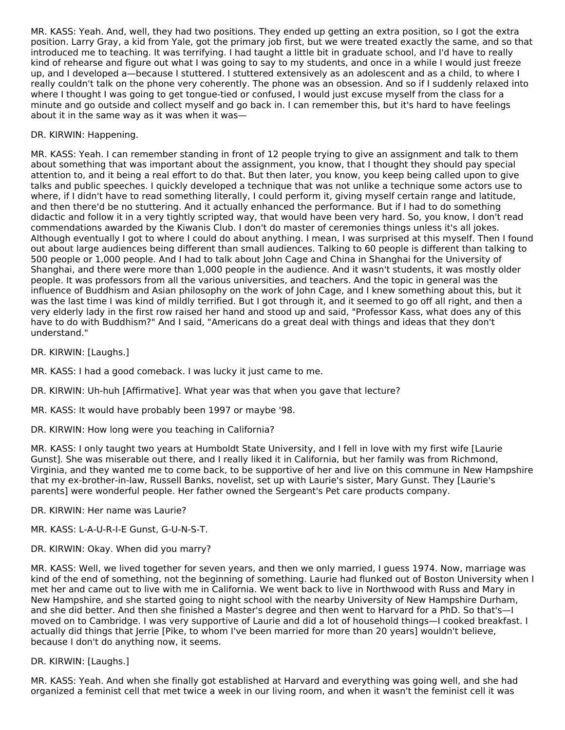MR. KASS: Yeah. And, well, they had two positions. They ended up getting an extra position, so I got the extra position. Larry Gray, a kid from Yale, got the primary job first, but we were treated exactly the same, and so that introduced me to teaching. It was terrifying. I had taught a little bit in graduate school, and I'd have to really kind of rehearse and figure out what I was going to say to my students, and once in a while I would just freeze up, and I developed a—because I stuttered. I stuttered extensively as an adolescent and as a child, to where I really couldn't talk on the phone very coherently. The phone was an obsession. And so if I suddenly relaxed into where I thought I was going to get tongue-tied or confused, I would just excuse myself from the class for a minute and go outside and collect myself and go back in. I can remember this, but it's hard to have feelings about it in the same way as it was when it was—

DR. KIRWIN: Happening.

MR. KASS: Yeah. I can remember standing in front of 12 people trying to give an assignment and talk to them about something that was important about the assignment, you know, that I thought they should pay special attention to, and it being a real effort to do that. But then later, you know, you keep being called upon to give talks and public speeches. I quickly developed a technique that was not unlike a technique some actors use to where, if I didn't have to read something literally, I could perform it, giving myself certain range and latitude, and then there'd be no stuttering. And it actually enhanced the performance. But if I had to do something didactic and follow it in a very tightly scripted way, that would have been very hard. So, you know, I don't read commendations awarded by the Kiwanis Club. I don't do master of ceremonies things unless it's all jokes. Although eventually I got to where I could do about anything. I mean, I was surprised at this myself. Then I found out about large audiences being different than small audiences. Talking to 60 people is different than talking to 500 people or 1,000 people. And I had to talk about John Cage and China in Shanghai for the University of Shanghai, and there were more than 1,000 people in the audience. And it wasn't students, it was mostly older people. It was professors from all the various universities, and teachers. And the topic in general was the influence of Buddhism and Asian philosophy on the work of John Cage, and I knew something about this, but it was the last time I was kind of mildly terrified. But I got through it, and it seemed to go off all right, and then a very elderly lady in the first row raised her hand and stood up and said, "Professor Kass, what does any of this have to do with Buddhism?" And I said, "Americans do a great deal with things and ideas that they don't understand."

DR. KIRWIN: [Laughs.]

MR. KASS: I had a good comeback. I was lucky it just came to me.

DR. KIRWIN: Uh-huh [Affirmative]. What year was that when you gave that lecture?

MR. KASS: It would have probably been 1997 or maybe '98.

DR. KIRWIN: How long were you teaching in California?

MR. KASS: I only taught two years at Humboldt State University, and I fell in love with my first wife [Laurie Gunst]. She was miserable out there, and I really liked it in California, but her family was from Richmond, Virginia, and they wanted me to come back, to be supportive of her and live on this commune in New Hampshire that my ex-brother-in-law, Russell Banks, novelist, set up with Laurie's sister, Mary Gunst. They [Laurie's parents] were wonderful people. Her father owned the Sergeant's Pet care products company.

DR. KIRWIN: Her name was Laurie?

MR. KASS: L-A-U-R-I-E Gunst, G-U-N-S-T.

DR. KIRWIN: Okay. When did you marry?

MR. KASS: Well, we lived together for seven years, and then we only married, I guess 1974. Now, marriage was kind of the end of something, not the beginning of something. Laurie had flunked out of Boston University when I met her and came out to live with me in California. We went back to live in Northwood with Russ and Mary in New Hampshire, and she started going to night school with the nearby University of New Hampshire Durham, and she did better. And then she finished a Master's degree and then went to Harvard for a PhD. So that's—I moved on to Cambridge. I was very supportive of Laurie and did a lot of household things—I cooked breakfast. I actually did things that Jerrie [Pike, to whom I've been married for more than 20 years] wouldn't believe, because I don't do anything now, it seems.

DR. KIRWIN: [Laughs.]

MR. KASS: Yeah. And when she finally got established at Harvard and everything was going well, and she had organized a feminist cell that met twice a week in our living room, and when it wasn't the feminist cell it was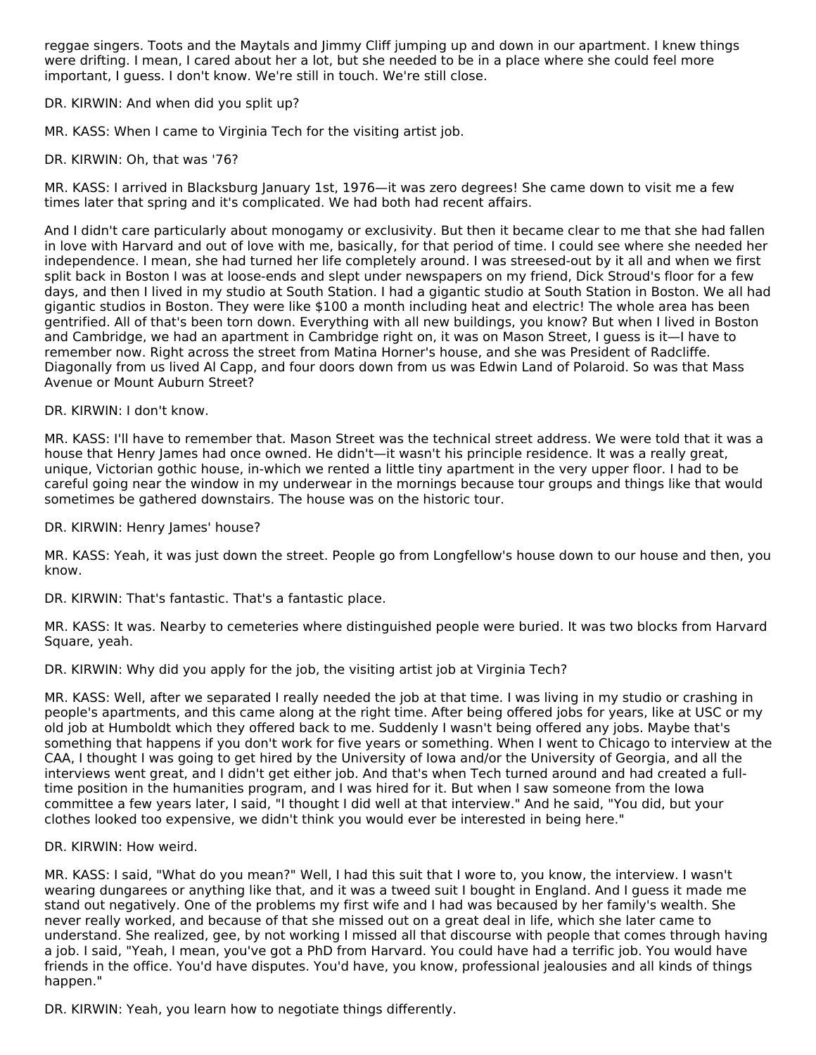reggae singers. Toots and the Maytals and Jimmy Cliff jumping up and down in our apartment. I knew things were drifting. I mean, I cared about her a lot, but she needed to be in a place where she could feel more important, I guess. I don't know. We're still in touch. We're still close.

DR. KIRWIN: And when did you split up?

MR. KASS: When I came to Virginia Tech for the visiting artist job.

DR. KIRWIN: Oh, that was '76?

MR. KASS: I arrived in Blacksburg January 1st, 1976—it was zero degrees! She came down to visit me a few times later that spring and it's complicated. We had both had recent affairs.

And I didn't care particularly about monogamy or exclusivity. But then it became clear to me that she had fallen in love with Harvard and out of love with me, basically, for that period of time. I could see where she needed her independence. I mean, she had turned her life completely around. I was streesed-out by it all and when we first split back in Boston I was at loose-ends and slept under newspapers on my friend, Dick Stroud's floor for a few days, and then I lived in my studio at South Station. I had a gigantic studio at South Station in Boston. We all had gigantic studios in Boston. They were like $100 a month including heat and electric! The whole area has been gentrified. All of that's been torn down. Everything with all new buildings, you know? But when I lived in Boston and Cambridge, we had an apartment in Cambridge right on, it was on Mason Street, I guess is it—I have to remember now. Right across the street from Matina Horner's house, and she was President of Radcliffe. Diagonally from us lived Al Capp, and four doors down from us was Edwin Land of Polaroid. So was that Mass Avenue or Mount Auburn Street?

DR. KIRWIN: I don't know.

MR. KASS: I'll have to remember that. Mason Street was the technical street address. We were told that it was a house that Henry James had once owned. He didn't—it wasn't his principle residence. It was a really great, unique, Victorian gothic house, in-which we rented a little tiny apartment in the very upper floor. I had to be careful going near the window in my underwear in the mornings because tour groups and things like that would sometimes be gathered downstairs. The house was on the historic tour.

DR. KIRWIN: Henry James' house?

MR. KASS: Yeah, it was just down the street. People go from Longfellow's house down to our house and then, you know.

DR. KIRWIN: That's fantastic. That's a fantastic place.

MR. KASS: It was. Nearby to cemeteries where distinguished people were buried. It was two blocks from Harvard Square, yeah.

DR. KIRWIN: Why did you apply for the job, the visiting artist job at Virginia Tech?

MR. KASS: Well, after we separated I really needed the job at that time. I was living in my studio or crashing in people's apartments, and this came along at the right time. After being offered jobs for years, like at USC or my old job at Humboldt which they offered back to me. Suddenly I wasn't being offered any jobs. Maybe that's something that happens if you don't work for five years or something. When I went to Chicago to interview at the CAA, I thought I was going to get hired by the University of Iowa and/or the University of Georgia, and all the interviews went great, and I didn't get either job. And that's when Tech turned around and had created a full-time position in the humanities program, and I was hired for it. But when I saw someone from the Iowa committee a few years later, I said, "I thought I did well at that interview." And he said, "You did, but your clothes looked too expensive, we didn't think you would ever be interested in being here."

DR. KIRWIN: How weird.

MR. KASS: I said, "What do you mean?" Well, I had this suit that I wore to, you know, the interview. I wasn't wearing dungarees or anything like that, and it was a tweed suit I bought in England. And I guess it made me stand out negatively. One of the problems my first wife and I had was becaused by her family's wealth. She never really worked, and because of that she missed out on a great deal in life, which she later came to understand. She realized, gee, by not working I missed all that discourse with people that comes through having a job. I said, "Yeah, I mean, you've got a PhD from Harvard. You could have had a terrific job. You would have friends in the office. You'd have disputes. You'd have, you know, professional jealousies and all kinds of things happen."

DR. KIRWIN: Yeah, you learn how to negotiate things differently.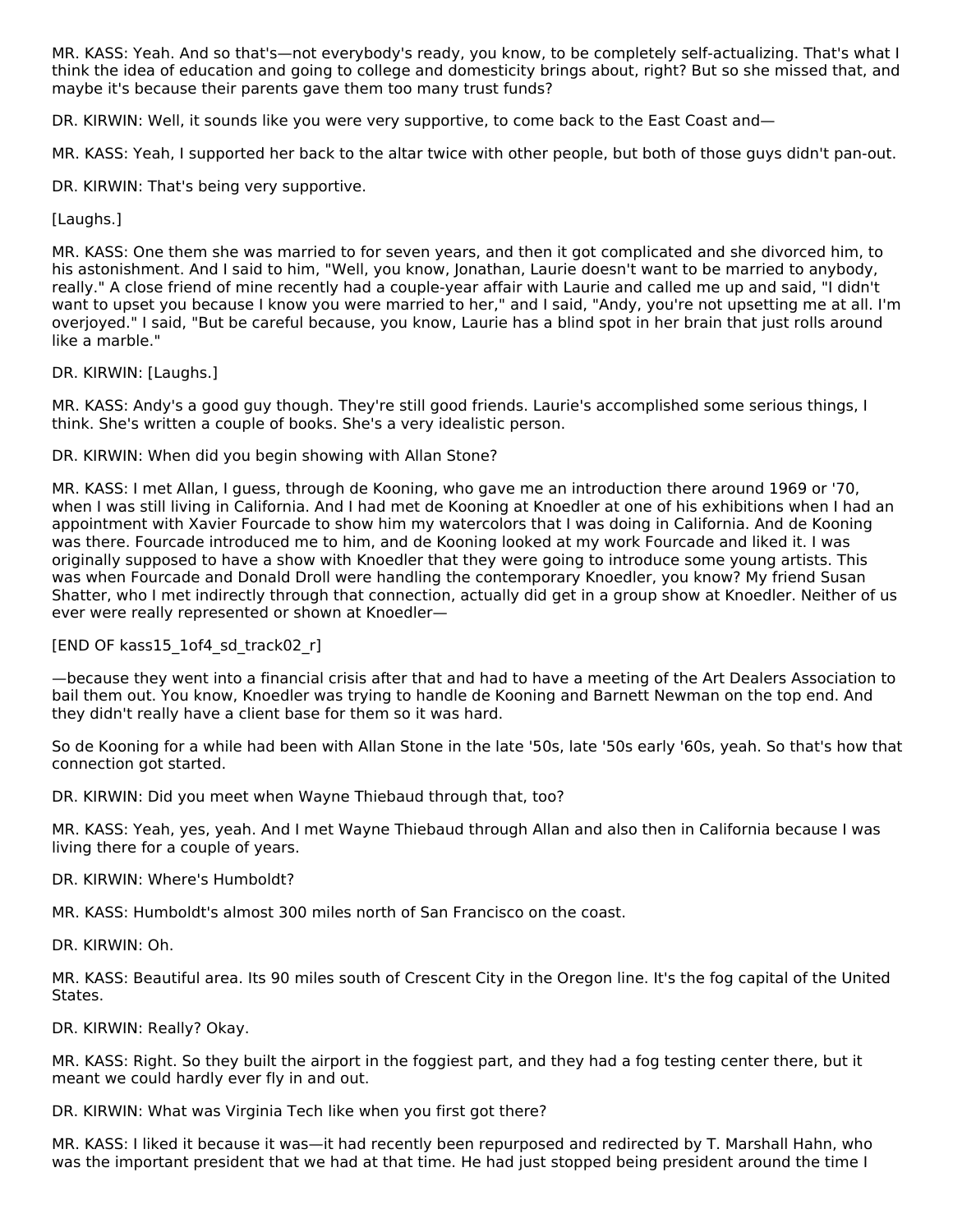MR. KASS: Yeah. And so that's—not everybody's ready, you know, to be completely self-actualizing. That's what I think the idea of education and going to college and domesticity brings about, right? But so she missed that, and maybe it's because their parents gave them too many trust funds?

DR. KIRWIN: Well, it sounds like you were very supportive, to come back to the East Coast and—

MR. KASS: Yeah, I supported her back to the altar twice with other people, but both of those guys didn't pan-out.

DR. KIRWIN: That's being very supportive.

[Laughs.]

MR. KASS: One them she was married to for seven years, and then it got complicated and she divorced him, to his astonishment. And I said to him, "Well, you know, Jonathan, Laurie doesn't want to be married to anybody, really." A close friend of mine recently had a couple-year affair with Laurie and called me up and said, "I didn't want to upset you because I know you were married to her," and I said, "Andy, you're not upsetting me at all. I'm overjoyed." I said, "But be careful because, you know, Laurie has a blind spot in her brain that just rolls around like a marble."

DR. KIRWIN: [Laughs.]

MR. KASS: Andy's a good guy though. They're still good friends. Laurie's accomplished some serious things, I think. She's written a couple of books. She's a very idealistic person.

DR. KIRWIN: When did you begin showing with Allan Stone?

MR. KASS: I met Allan, I guess, through de Kooning, who gave me an introduction there around 1969 or '70, when I was still living in California. And I had met de Kooning at Knoedler at one of his exhibitions when I had an appointment with Xavier Fourcade to show him my watercolors that I was doing in California. And de Kooning was there. Fourcade introduced me to him, and de Kooning looked at my work Fourcade and liked it. I was originally supposed to have a show with Knoedler that they were going to introduce some young artists. This was when Fourcade and Donald Droll were handling the contemporary Knoedler, you know? My friend Susan Shatter, who I met indirectly through that connection, actually did get in a group show at Knoedler. Neither of us ever were really represented or shown at Knoedler—

[END OF kass15_1of4_sd_track02_r]

—because they went into a financial crisis after that and had to have a meeting of the Art Dealers Association to bail them out. You know, Knoedler was trying to handle de Kooning and Barnett Newman on the top end. And they didn't really have a client base for them so it was hard.

So de Kooning for a while had been with Allan Stone in the late '50s, late '50s early '60s, yeah. So that's how that connection got started.

DR. KIRWIN: Did you meet when Wayne Thiebaud through that, too?

MR. KASS: Yeah, yes, yeah. And I met Wayne Thiebaud through Allan and also then in California because I was living there for a couple of years.

DR. KIRWIN: Where's Humboldt?

MR. KASS: Humboldt's almost 300 miles north of San Francisco on the coast.

DR. KIRWIN: Oh.

MR. KASS: Beautiful area. Its 90 miles south of Crescent City in the Oregon line. It's the fog capital of the United States.

DR. KIRWIN: Really? Okay.

MR. KASS: Right. So they built the airport in the foggiest part, and they had a fog testing center there, but it meant we could hardly ever fly in and out.

DR. KIRWIN: What was Virginia Tech like when you first got there?

MR. KASS: I liked it because it was—it had recently been repurposed and redirected by T. Marshall Hahn, who was the important president that we had at that time. He had just stopped being president around the time I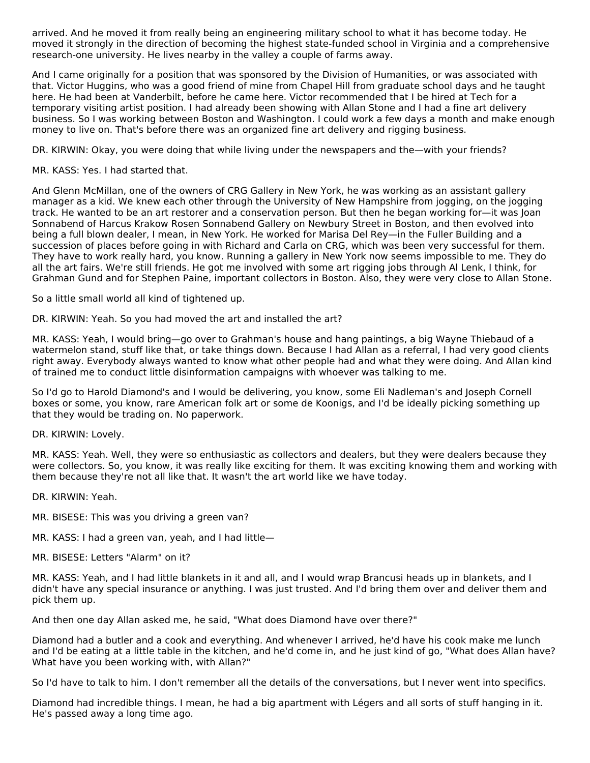arrived. And he moved it from really being an engineering military school to what it has become today. He moved it strongly in the direction of becoming the highest state-funded school in Virginia and a comprehensive research-one university. He lives nearby in the valley a couple of farms away.

And I came originally for a position that was sponsored by the Division of Humanities, or was associated with that. Victor Huggins, who was a good friend of mine from Chapel Hill from graduate school days and he taught here. He had been at Vanderbilt, before he came here. Victor recommended that I be hired at Tech for a temporary visiting artist position. I had already been showing with Allan Stone and I had a fine art delivery business. So I was working between Boston and Washington. I could work a few days a month and make enough money to live on. That's before there was an organized fine art delivery and rigging business.

DR. KIRWIN: Okay, you were doing that while living under the newspapers and the—with your friends?

MR. KASS: Yes. I had started that.

And Glenn McMillan, one of the owners of CRG Gallery in New York, he was working as an assistant gallery manager as a kid. We knew each other through the University of New Hampshire from jogging, on the jogging track. He wanted to be an art restorer and a conservation person. But then he began working for—it was Joan Sonnabend of Harcus Krakow Rosen Sonnabend Gallery on Newbury Street in Boston, and then evolved into being a full blown dealer, I mean, in New York. He worked for Marisa Del Rey—in the Fuller Building and a succession of places before going in with Richard and Carla on CRG, which was been very successful for them. They have to work really hard, you know. Running a gallery in New York now seems impossible to me. They do all the art fairs. We're still friends. He got me involved with some art rigging jobs through Al Lenk, I think, for Grahman Gund and for Stephen Paine, important collectors in Boston. Also, they were very close to Allan Stone.

So a little small world all kind of tightened up.

DR. KIRWIN: Yeah. So you had moved the art and installed the art?

MR. KASS: Yeah, I would bring—go over to Grahman's house and hang paintings, a big Wayne Thiebaud of a watermelon stand, stuff like that, or take things down. Because I had Allan as a referral, I had very good clients right away. Everybody always wanted to know what other people had and what they were doing. And Allan kind of trained me to conduct little disinformation campaigns with whoever was talking to me.

So I'd go to Harold Diamond's and I would be delivering, you know, some Eli Nadleman's and Joseph Cornell boxes or some, you know, rare American folk art or some de Koonigs, and I'd be ideally picking something up that they would be trading on. No paperwork.

DR. KIRWIN: Lovely.

MR. KASS: Yeah. Well, they were so enthusiastic as collectors and dealers, but they were dealers because they were collectors. So, you know, it was really like exciting for them. It was exciting knowing them and working with them because they're not all like that. It wasn't the art world like we have today.

DR. KIRWIN: Yeah.

MR. BISESE: This was you driving a green van?

MR. KASS: I had a green van, yeah, and I had little—

MR. BISESE: Letters "Alarm" on it?

MR. KASS: Yeah, and I had little blankets in it and all, and I would wrap Brancusi heads up in blankets, and I didn't have any special insurance or anything. I was just trusted. And I'd bring them over and deliver them and pick them up.

And then one day Allan asked me, he said, "What does Diamond have over there?"

Diamond had a butler and a cook and everything. And whenever I arrived, he'd have his cook make me lunch and I'd be eating at a little table in the kitchen, and he'd come in, and he just kind of go, "What does Allan have? What have you been working with, with Allan?"

So I'd have to talk to him. I don't remember all the details of the conversations, but I never went into specifics.

Diamond had incredible things. I mean, he had a big apartment with Légers and all sorts of stuff hanging in it. He's passed away a long time ago.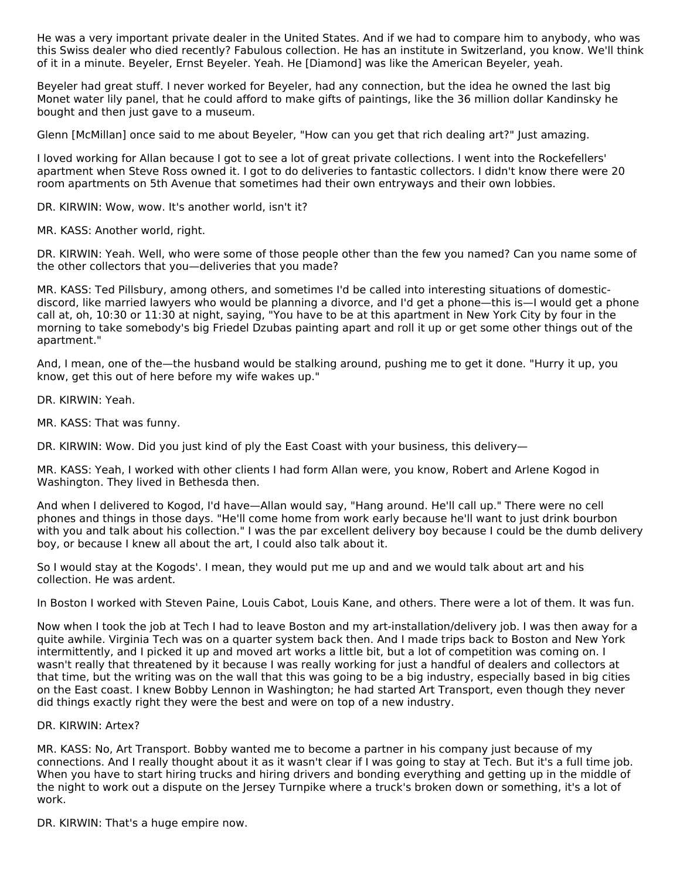He was a very important private dealer in the United States. And if we had to compare him to anybody, who was this Swiss dealer who died recently? Fabulous collection. He has an institute in Switzerland, you know. We'll think of it in a minute. Beyeler, Ernst Beyeler. Yeah. He [Diamond] was like the American Beyeler, yeah.

Beyeler had great stuff. I never worked for Beyeler, had any connection, but the idea he owned the last big Monet water lily panel, that he could afford to make gifts of paintings, like the 36 million dollar Kandinsky he bought and then just gave to a museum.

Glenn [McMillan] once said to me about Beyeler, "How can you get that rich dealing art?" Just amazing.

I loved working for Allan because I got to see a lot of great private collections. I went into the Rockefellers' apartment when Steve Ross owned it. I got to do deliveries to fantastic collectors. I didn't know there were 20 room apartments on 5th Avenue that sometimes had their own entryways and their own lobbies.

DR. KIRWIN: Wow, wow. It's another world, isn't it?

MR. KASS: Another world, right.

DR. KIRWIN: Yeah. Well, who were some of those people other than the few you named? Can you name some of the other collectors that you—deliveries that you made?

MR. KASS: Ted Pillsbury, among others, and sometimes I'd be called into interesting situations of domestic-discord, like married lawyers who would be planning a divorce, and I'd get a phone—this is—I would get a phone call at, oh, 10:30 or 11:30 at night, saying, "You have to be at this apartment in New York City by four in the morning to take somebody's big Friedel Dzubas painting apart and roll it up or get some other things out of the apartment."

And, I mean, one of the—the husband would be stalking around, pushing me to get it done. "Hurry it up, you know, get this out of here before my wife wakes up."

DR. KIRWIN: Yeah.

MR. KASS: That was funny.

DR. KIRWIN: Wow. Did you just kind of ply the East Coast with your business, this delivery—

MR. KASS: Yeah, I worked with other clients I had form Allan were, you know, Robert and Arlene Kogod in Washington. They lived in Bethesda then.

And when I delivered to Kogod, I'd have—Allan would say, "Hang around. He'll call up." There were no cell phones and things in those days. "He'll come home from work early because he'll want to just drink bourbon with you and talk about his collection." I was the par excellent delivery boy because I could be the dumb delivery boy, or because I knew all about the art, I could also talk about it.

So I would stay at the Kogods'. I mean, they would put me up and and we would talk about art and his collection. He was ardent.

In Boston I worked with Steven Paine, Louis Cabot, Louis Kane, and others. There were a lot of them. It was fun.

Now when I took the job at Tech I had to leave Boston and my art-installation/delivery job. I was then away for a quite awhile. Virginia Tech was on a quarter system back then. And I made trips back to Boston and New York intermittently, and I picked it up and moved art works a little bit, but a lot of competition was coming on. I wasn't really that threatened by it because I was really working for just a handful of dealers and collectors at that time, but the writing was on the wall that this was going to be a big industry, especially based in big cities on the East coast. I knew Bobby Lennon in Washington; he had started Art Transport, even though they never did things exactly right they were the best and were on top of a new industry.

DR. KIRWIN: Artex?

MR. KASS: No, Art Transport. Bobby wanted me to become a partner in his company just because of my connections. And I really thought about it as it wasn't clear if I was going to stay at Tech. But it's a full time job. When you have to start hiring trucks and hiring drivers and bonding everything and getting up in the middle of the night to work out a dispute on the Jersey Turnpike where a truck's broken down or something, it's a lot of work.

DR. KIRWIN: That's a huge empire now.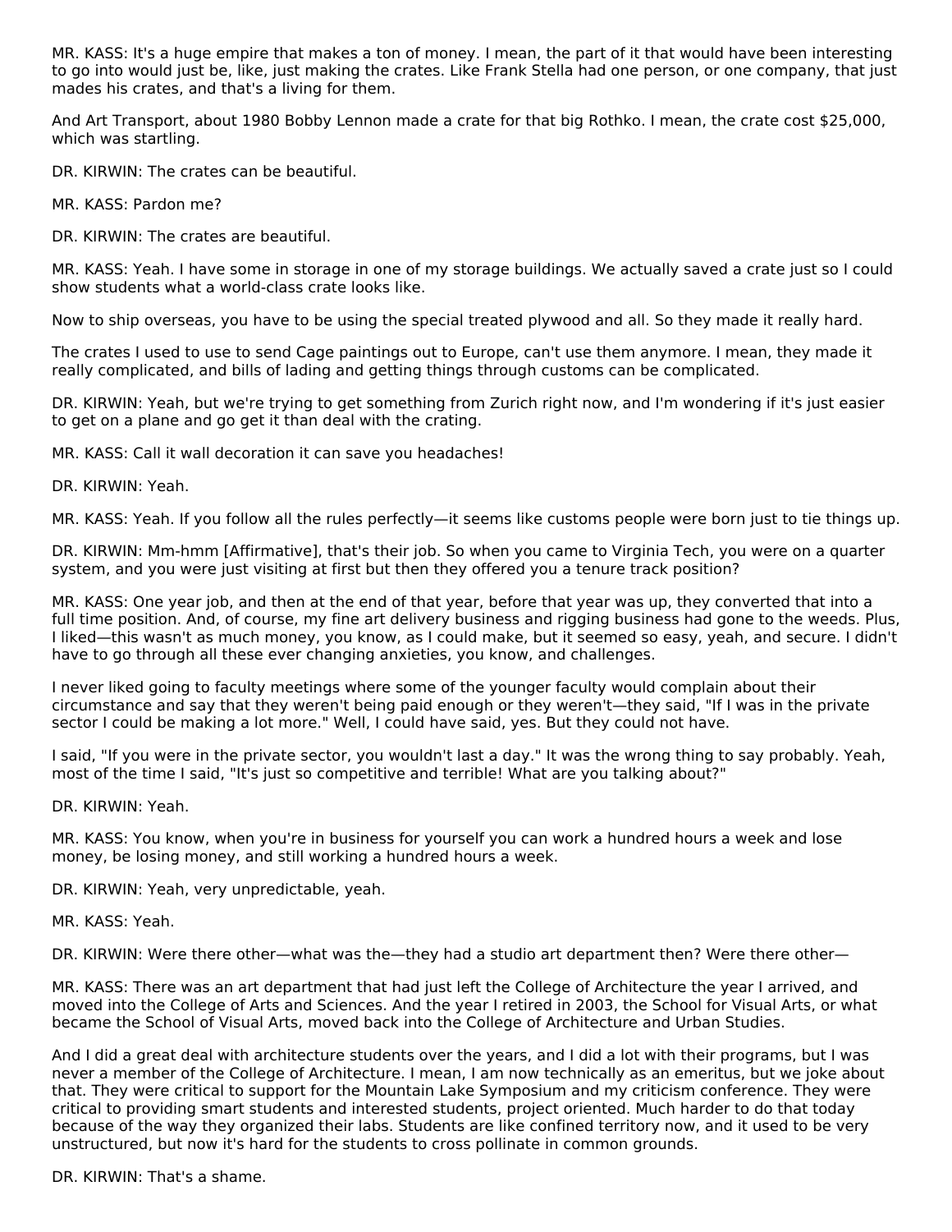MR. KASS: It's a huge empire that makes a ton of money. I mean, the part of it that would have been interesting to go into would just be, like, just making the crates. Like Frank Stella had one person, or one company, that just mades his crates, and that's a living for them.

And Art Transport, about 1980 Bobby Lennon made a crate for that big Rothko. I mean, the crate cost $25,000, which was startling.

DR. KIRWIN: The crates can be beautiful.

MR. KASS: Pardon me?

DR. KIRWIN: The crates are beautiful.

MR. KASS: Yeah. I have some in storage in one of my storage buildings. We actually saved a crate just so I could show students what a world-class crate looks like.

Now to ship overseas, you have to be using the special treated plywood and all. So they made it really hard.

The crates I used to use to send Cage paintings out to Europe, can't use them anymore. I mean, they made it really complicated, and bills of lading and getting things through customs can be complicated.

DR. KIRWIN: Yeah, but we're trying to get something from Zurich right now, and I'm wondering if it's just easier to get on a plane and go get it than deal with the crating.

MR. KASS: Call it wall decoration it can save you headaches!

DR. KIRWIN: Yeah.

MR. KASS: Yeah. If you follow all the rules perfectly—it seems like customs people were born just to tie things up.

DR. KIRWIN: Mm-hmm [Affirmative], that's their job. So when you came to Virginia Tech, you were on a quarter system, and you were just visiting at first but then they offered you a tenure track position?

MR. KASS: One year job, and then at the end of that year, before that year was up, they converted that into a full time position. And, of course, my fine art delivery business and rigging business had gone to the weeds. Plus, I liked—this wasn't as much money, you know, as I could make, but it seemed so easy, yeah, and secure. I didn't have to go through all these ever changing anxieties, you know, and challenges.

I never liked going to faculty meetings where some of the younger faculty would complain about their circumstance and say that they weren't being paid enough or they weren't—they said, "If I was in the private sector I could be making a lot more." Well, I could have said, yes. But they could not have.

I said, "If you were in the private sector, you wouldn't last a day." It was the wrong thing to say probably. Yeah, most of the time I said, "It's just so competitive and terrible! What are you talking about?"

DR. KIRWIN: Yeah.

MR. KASS: You know, when you're in business for yourself you can work a hundred hours a week and lose money, be losing money, and still working a hundred hours a week.

DR. KIRWIN: Yeah, very unpredictable, yeah.

MR. KASS: Yeah.

DR. KIRWIN: Were there other—what was the—they had a studio art department then? Were there other—

MR. KASS: There was an art department that had just left the College of Architecture the year I arrived, and moved into the College of Arts and Sciences. And the year I retired in 2003, the School for Visual Arts, or what became the School of Visual Arts, moved back into the College of Architecture and Urban Studies.

And I did a great deal with architecture students over the years, and I did a lot with their programs, but I was never a member of the College of Architecture. I mean, I am now technically as an emeritus, but we joke about that. They were critical to support for the Mountain Lake Symposium and my criticism conference. They were critical to providing smart students and interested students, project oriented. Much harder to do that today because of the way they organized their labs. Students are like confined territory now, and it used to be very unstructured, but now it's hard for the students to cross pollinate in common grounds.

DR. KIRWIN: That's a shame.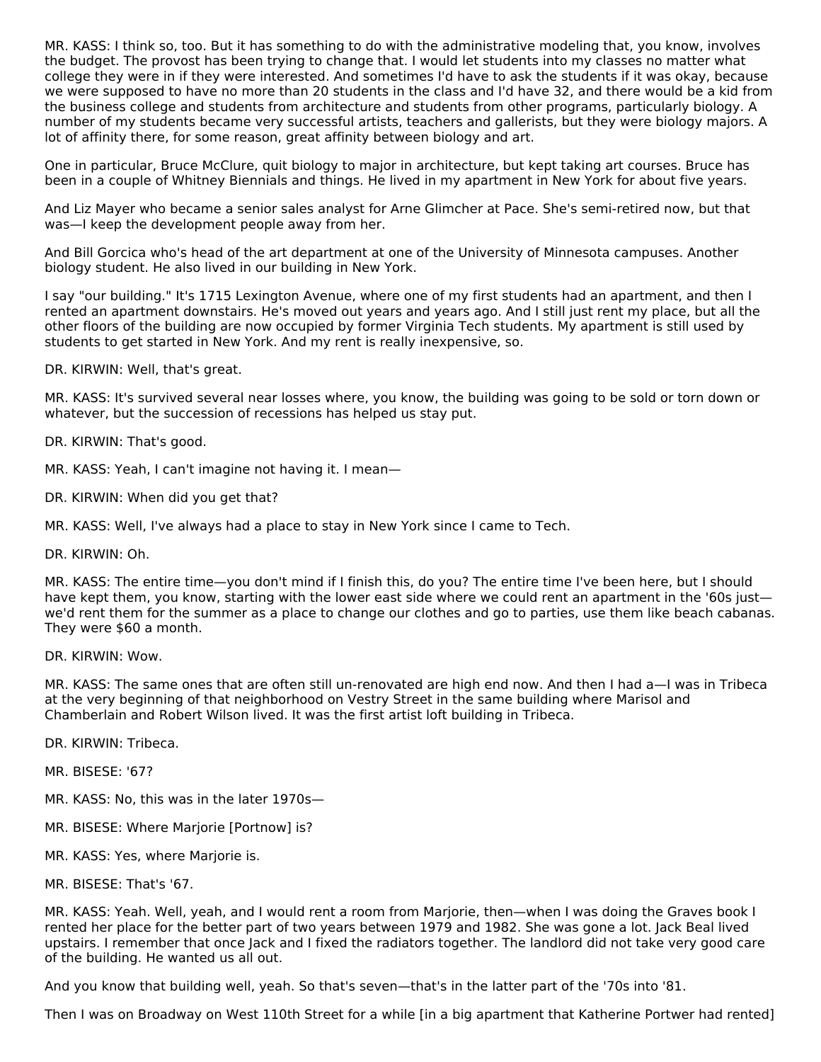MR. KASS: I think so, too. But it has something to do with the administrative modeling that, you know, involves the budget. The provost has been trying to change that. I would let students into my classes no matter what college they were in if they were interested. And sometimes I'd have to ask the students if it was okay, because we were supposed to have no more than 20 students in the class and I'd have 32, and there would be a kid from the business college and students from architecture and students from other programs, particularly biology. A number of my students became very successful artists, teachers and gallerists, but they were biology majors. A lot of affinity there, for some reason, great affinity between biology and art.

One in particular, Bruce McClure, quit biology to major in architecture, but kept taking art courses. Bruce has been in a couple of Whitney Biennials and things. He lived in my apartment in New York for about five years.

And Liz Mayer who became a senior sales analyst for Arne Glimcher at Pace. She's semi-retired now, but that was—I keep the development people away from her.

And Bill Gorcica who's head of the art department at one of the University of Minnesota campuses. Another biology student. He also lived in our building in New York.

I say "our building." It's 1715 Lexington Avenue, where one of my first students had an apartment, and then I rented an apartment downstairs. He's moved out years and years ago. And I still just rent my place, but all the other floors of the building are now occupied by former Virginia Tech students. My apartment is still used by students to get started in New York. And my rent is really inexpensive, so.

DR. KIRWIN: Well, that's great.

MR. KASS: It's survived several near losses where, you know, the building was going to be sold or torn down or whatever, but the succession of recessions has helped us stay put.

DR. KIRWIN: That's good.

MR. KASS: Yeah, I can't imagine not having it. I mean—

DR. KIRWIN: When did you get that?

MR. KASS: Well, I've always had a place to stay in New York since I came to Tech.

DR. KIRWIN: Oh.

MR. KASS: The entire time—you don't mind if I finish this, do you? The entire time I've been here, but I should have kept them, you know, starting with the lower east side where we could rent an apartment in the '60s just—we'd rent them for the summer as a place to change our clothes and go to parties, use them like beach cabanas. They were $60 a month.

DR. KIRWIN: Wow.

MR. KASS: The same ones that are often still un-renovated are high end now. And then I had a—I was in Tribeca at the very beginning of that neighborhood on Vestry Street in the same building where Marisol and Chamberlain and Robert Wilson lived. It was the first artist loft building in Tribeca.

DR. KIRWIN: Tribeca.

MR. BISESE: '67?

MR. KASS: No, this was in the later 1970s—

MR. BISESE: Where Marjorie [Portnow] is?

MR. KASS: Yes, where Marjorie is.

MR. BISESE: That's '67.

MR. KASS: Yeah. Well, yeah, and I would rent a room from Marjorie, then—when I was doing the Graves book I rented her place for the better part of two years between 1979 and 1982. She was gone a lot. Jack Beal lived upstairs. I remember that once Jack and I fixed the radiators together. The landlord did not take very good care of the building. He wanted us all out.

And you know that building well, yeah. So that's seven—that's in the latter part of the '70s into '81.

Then I was on Broadway on West 110th Street for a while [in a big apartment that Katherine Portwer had rented]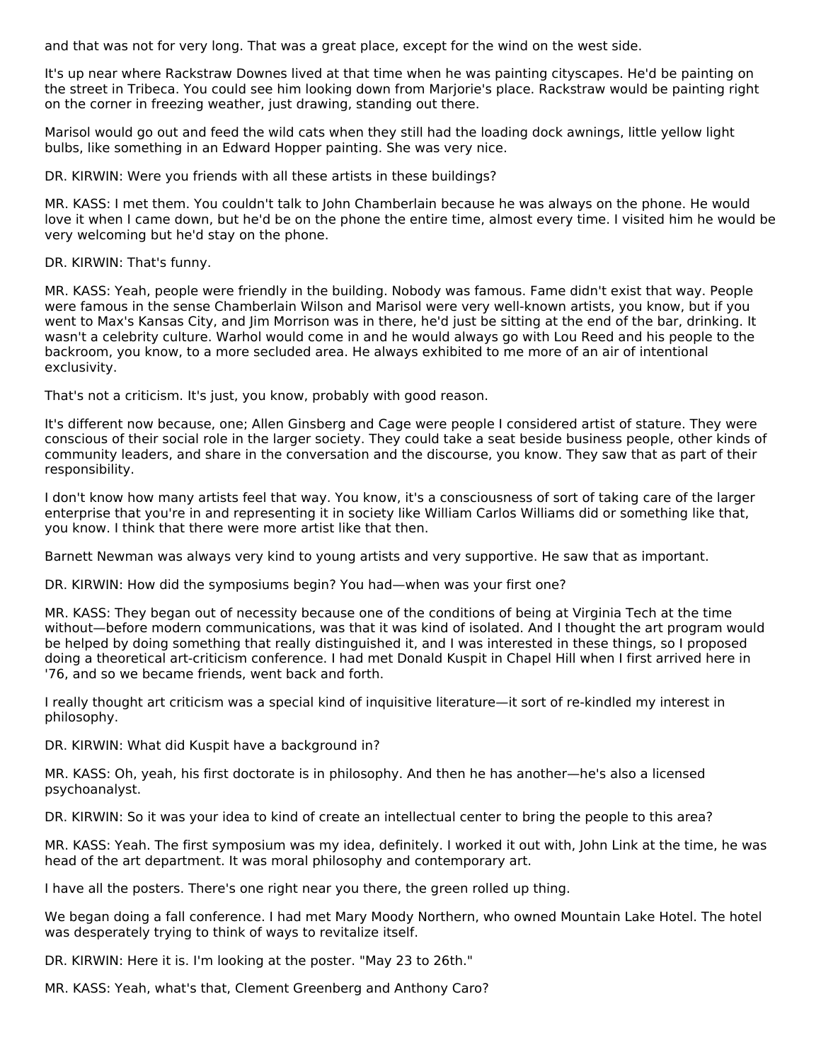and that was not for very long. That was a great place, except for the wind on the west side.

It's up near where Rackstraw Downes lived at that time when he was painting cityscapes. He'd be painting on the street in Tribeca. You could see him looking down from Marjorie's place. Rackstraw would be painting right on the corner in freezing weather, just drawing, standing out there.

Marisol would go out and feed the wild cats when they still had the loading dock awnings, little yellow light bulbs, like something in an Edward Hopper painting. She was very nice.

DR. KIRWIN: Were you friends with all these artists in these buildings?

MR. KASS: I met them. You couldn't talk to John Chamberlain because he was always on the phone. He would love it when I came down, but he'd be on the phone the entire time, almost every time. I visited him he would be very welcoming but he'd stay on the phone.

DR. KIRWIN: That's funny.

MR. KASS: Yeah, people were friendly in the building. Nobody was famous. Fame didn't exist that way. People were famous in the sense Chamberlain Wilson and Marisol were very well-known artists, you know, but if you went to Max's Kansas City, and Jim Morrison was in there, he'd just be sitting at the end of the bar, drinking. It wasn't a celebrity culture. Warhol would come in and he would always go with Lou Reed and his people to the backroom, you know, to a more secluded area. He always exhibited to me more of an air of intentional exclusivity.

That's not a criticism. It's just, you know, probably with good reason.

It's different now because, one; Allen Ginsberg and Cage were people I considered artist of stature. They were conscious of their social role in the larger society. They could take a seat beside business people, other kinds of community leaders, and share in the conversation and the discourse, you know. They saw that as part of their responsibility.

I don't know how many artists feel that way. You know, it's a consciousness of sort of taking care of the larger enterprise that you're in and representing it in society like William Carlos Williams did or something like that, you know. I think that there were more artist like that then.

Barnett Newman was always very kind to young artists and very supportive. He saw that as important.

DR. KIRWIN: How did the symposiums begin? You had—when was your first one?

MR. KASS: They began out of necessity because one of the conditions of being at Virginia Tech at the time without—before modern communications, was that it was kind of isolated. And I thought the art program would be helped by doing something that really distinguished it, and I was interested in these things, so I proposed doing a theoretical art-criticism conference. I had met Donald Kuspit in Chapel Hill when I first arrived here in '76, and so we became friends, went back and forth.

I really thought art criticism was a special kind of inquisitive literature—it sort of re-kindled my interest in philosophy.

DR. KIRWIN: What did Kuspit have a background in?

MR. KASS: Oh, yeah, his first doctorate is in philosophy. And then he has another—he's also a licensed psychoanalyst.

DR. KIRWIN: So it was your idea to kind of create an intellectual center to bring the people to this area?

MR. KASS: Yeah. The first symposium was my idea, definitely. I worked it out with, John Link at the time, he was head of the art department. It was moral philosophy and contemporary art.

I have all the posters. There's one right near you there, the green rolled up thing.

We began doing a fall conference. I had met Mary Moody Northern, who owned Mountain Lake Hotel. The hotel was desperately trying to think of ways to revitalize itself.

DR. KIRWIN: Here it is. I'm looking at the poster. "May 23 to 26th."

MR. KASS: Yeah, what's that, Clement Greenberg and Anthony Caro?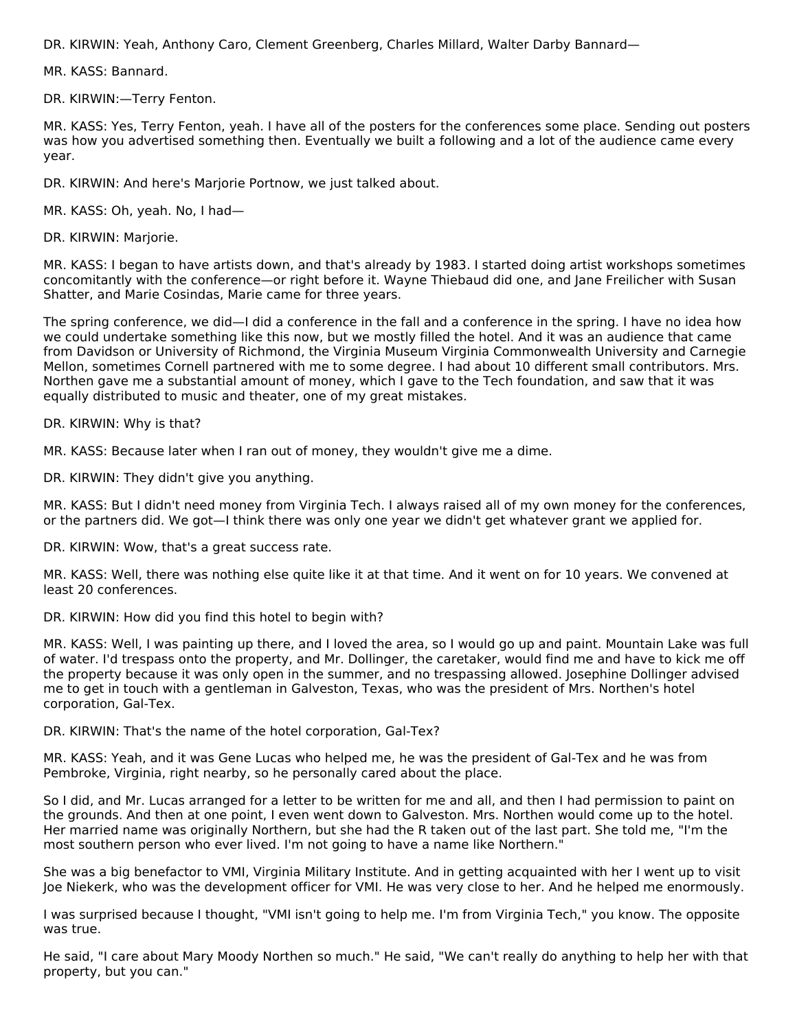DR. KIRWIN: Yeah, Anthony Caro, Clement Greenberg, Charles Millard, Walter Darby Bannard—

MR. KASS: Bannard.

DR. KIRWIN:—Terry Fenton.

MR. KASS: Yes, Terry Fenton, yeah. I have all of the posters for the conferences some place. Sending out posters was how you advertised something then. Eventually we built a following and a lot of the audience came every year.

DR. KIRWIN: And here's Marjorie Portnow, we just talked about.

MR. KASS: Oh, yeah. No, I had—

DR. KIRWIN: Marjorie.

MR. KASS: I began to have artists down, and that's already by 1983. I started doing artist workshops sometimes concomitantly with the conference—or right before it. Wayne Thiebaud did one, and Jane Freilicher with Susan Shatter, and Marie Cosindas, Marie came for three years.

The spring conference, we did—I did a conference in the fall and a conference in the spring. I have no idea how we could undertake something like this now, but we mostly filled the hotel. And it was an audience that came from Davidson or University of Richmond, the Virginia Museum Virginia Commonwealth University and Carnegie Mellon, sometimes Cornell partnered with me to some degree. I had about 10 different small contributors. Mrs. Northen gave me a substantial amount of money, which I gave to the Tech foundation, and saw that it was equally distributed to music and theater, one of my great mistakes.

DR. KIRWIN: Why is that?

MR. KASS: Because later when I ran out of money, they wouldn't give me a dime.

DR. KIRWIN: They didn't give you anything.

MR. KASS: But I didn't need money from Virginia Tech. I always raised all of my own money for the conferences, or the partners did. We got—I think there was only one year we didn't get whatever grant we applied for.

DR. KIRWIN: Wow, that's a great success rate.

MR. KASS: Well, there was nothing else quite like it at that time. And it went on for 10 years. We convened at least 20 conferences.

DR. KIRWIN: How did you find this hotel to begin with?

MR. KASS: Well, I was painting up there, and I loved the area, so I would go up and paint. Mountain Lake was full of water. I'd trespass onto the property, and Mr. Dollinger, the caretaker, would find me and have to kick me off the property because it was only open in the summer, and no trespassing allowed. Josephine Dollinger advised me to get in touch with a gentleman in Galveston, Texas, who was the president of Mrs. Northen's hotel corporation, Gal-Tex.

DR. KIRWIN: That's the name of the hotel corporation, Gal-Tex?

MR. KASS: Yeah, and it was Gene Lucas who helped me, he was the president of Gal-Tex and he was from Pembroke, Virginia, right nearby, so he personally cared about the place.

So I did, and Mr. Lucas arranged for a letter to be written for me and all, and then I had permission to paint on the grounds. And then at one point, I even went down to Galveston. Mrs. Northen would come up to the hotel. Her married name was originally Northern, but she had the R taken out of the last part. She told me, "I'm the most southern person who ever lived. I'm not going to have a name like Northern."

She was a big benefactor to VMI, Virginia Military Institute. And in getting acquainted with her I went up to visit Joe Niekerk, who was the development officer for VMI. He was very close to her. And he helped me enormously.

I was surprised because I thought, "VMI isn't going to help me. I'm from Virginia Tech," you know. The opposite was true.

He said, "I care about Mary Moody Northen so much." He said, "We can't really do anything to help her with that property, but you can."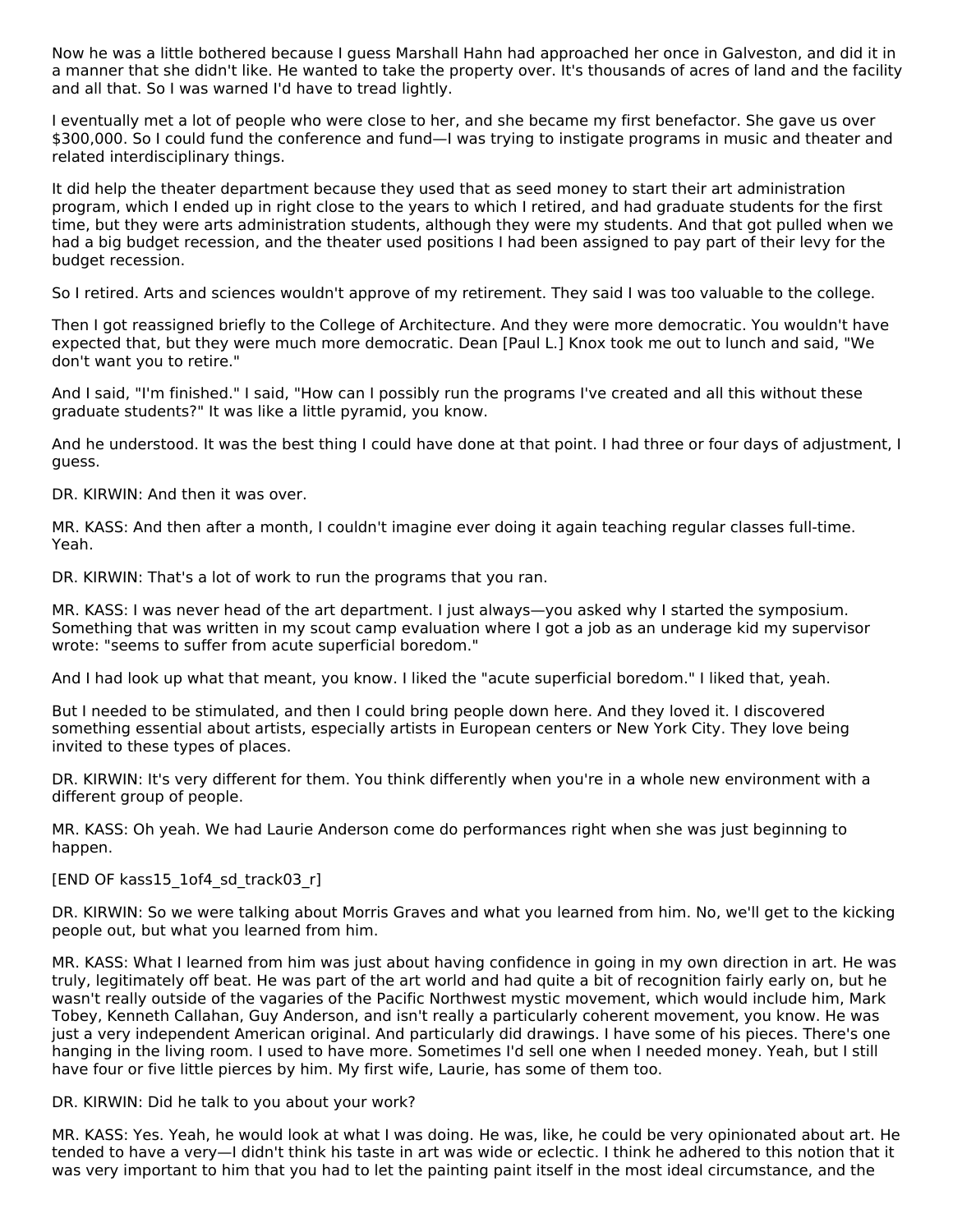Now he was a little bothered because I guess Marshall Hahn had approached her once in Galveston, and did it in a manner that she didn't like. He wanted to take the property over. It's thousands of acres of land and the facility and all that. So I was warned I'd have to tread lightly.

I eventually met a lot of people who were close to her, and she became my first benefactor. She gave us over $300,000. So I could fund the conference and fund—I was trying to instigate programs in music and theater and related interdisciplinary things.

It did help the theater department because they used that as seed money to start their art administration program, which I ended up in right close to the years to which I retired, and had graduate students for the first time, but they were arts administration students, although they were my students. And that got pulled when we had a big budget recession, and the theater used positions I had been assigned to pay part of their levy for the budget recession.

So I retired. Arts and sciences wouldn't approve of my retirement. They said I was too valuable to the college.

Then I got reassigned briefly to the College of Architecture. And they were more democratic. You wouldn't have expected that, but they were much more democratic. Dean [Paul L.] Knox took me out to lunch and said, "We don't want you to retire."

And I said, "I'm finished." I said, "How can I possibly run the programs I've created and all this without these graduate students?" It was like a little pyramid, you know.

And he understood. It was the best thing I could have done at that point. I had three or four days of adjustment, I guess.

DR. KIRWIN: And then it was over.

MR. KASS: And then after a month, I couldn't imagine ever doing it again teaching regular classes full-time. Yeah.

DR. KIRWIN: That's a lot of work to run the programs that you ran.

MR. KASS: I was never head of the art department. I just always—you asked why I started the symposium. Something that was written in my scout camp evaluation where I got a job as an underage kid my supervisor wrote: "seems to suffer from acute superficial boredom."

And I had look up what that meant, you know. I liked the "acute superficial boredom." I liked that, yeah.

But I needed to be stimulated, and then I could bring people down here. And they loved it. I discovered something essential about artists, especially artists in European centers or New York City. They love being invited to these types of places.

DR. KIRWIN: It's very different for them. You think differently when you're in a whole new environment with a different group of people.

MR. KASS: Oh yeah. We had Laurie Anderson come do performances right when she was just beginning to happen.

[END OF kass15_1of4_sd_track03_r]

DR. KIRWIN: So we were talking about Morris Graves and what you learned from him. No, we'll get to the kicking people out, but what you learned from him.

MR. KASS: What I learned from him was just about having confidence in going in my own direction in art. He was truly, legitimately off beat. He was part of the art world and had quite a bit of recognition fairly early on, but he wasn't really outside of the vagaries of the Pacific Northwest mystic movement, which would include him, Mark Tobey, Kenneth Callahan, Guy Anderson, and isn't really a particularly coherent movement, you know. He was just a very independent American original. And particularly did drawings. I have some of his pieces. There's one hanging in the living room. I used to have more. Sometimes I'd sell one when I needed money. Yeah, but I still have four or five little pierces by him. My first wife, Laurie, has some of them too.

DR. KIRWIN: Did he talk to you about your work?

MR. KASS: Yes. Yeah, he would look at what I was doing. He was, like, he could be very opinionated about art. He tended to have a very—I didn't think his taste in art was wide or eclectic. I think he adhered to this notion that it was very important to him that you had to let the painting paint itself in the most ideal circumstance, and the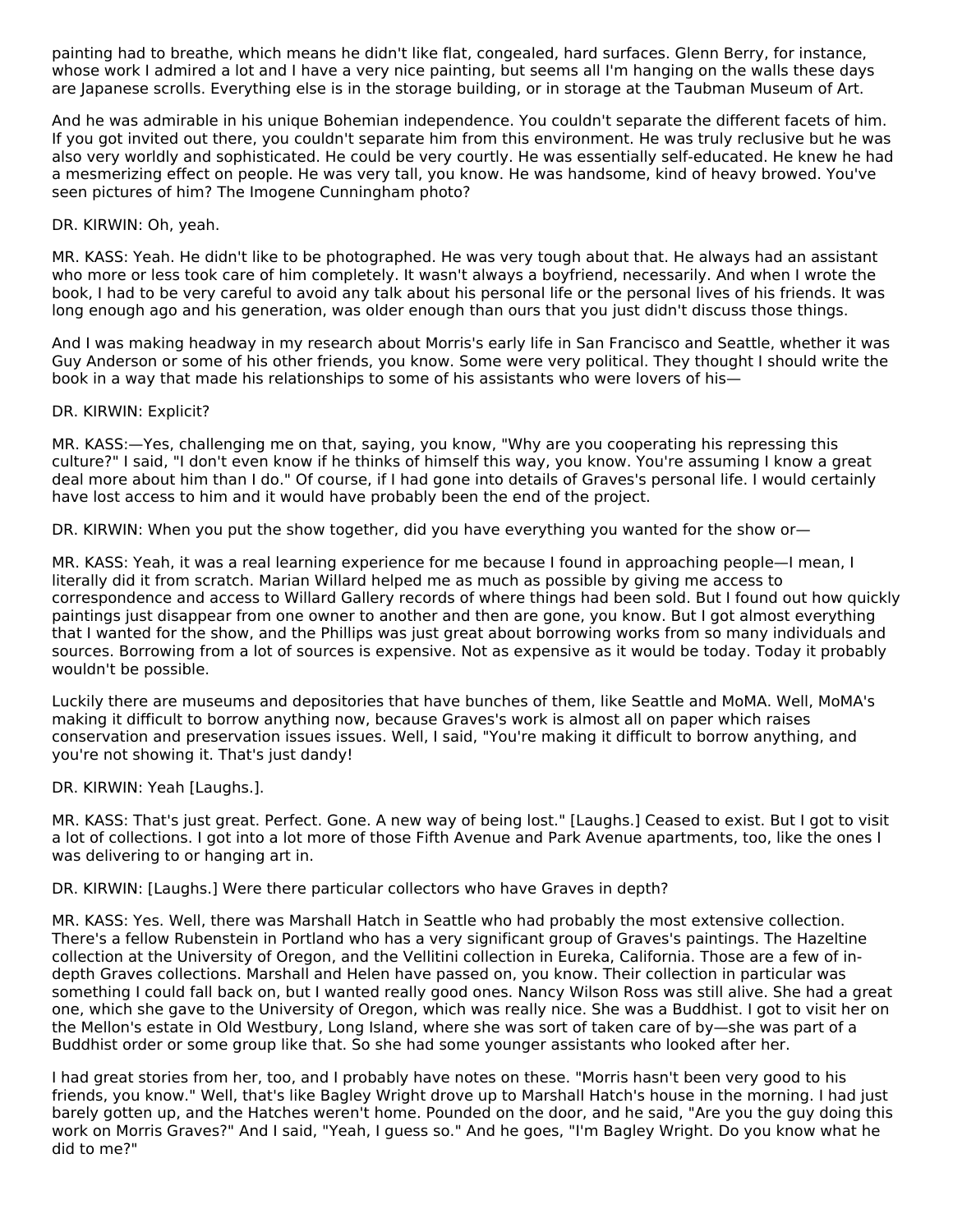painting had to breathe, which means he didn't like flat, congealed, hard surfaces. Glenn Berry, for instance, whose work I admired a lot and I have a very nice painting, but seems all I'm hanging on the walls these days are Japanese scrolls. Everything else is in the storage building, or in storage at the Taubman Museum of Art.

And he was admirable in his unique Bohemian independence. You couldn't separate the different facets of him. If you got invited out there, you couldn't separate him from this environment. He was truly reclusive but he was also very worldly and sophisticated. He could be very courtly. He was essentially self-educated. He knew he had a mesmerizing effect on people. He was very tall, you know. He was handsome, kind of heavy browed. You've seen pictures of him? The Imogene Cunningham photo?

DR. KIRWIN: Oh, yeah.

MR. KASS: Yeah. He didn't like to be photographed. He was very tough about that. He always had an assistant who more or less took care of him completely. It wasn't always a boyfriend, necessarily. And when I wrote the book, I had to be very careful to avoid any talk about his personal life or the personal lives of his friends. It was long enough ago and his generation, was older enough than ours that you just didn't discuss those things.

And I was making headway in my research about Morris's early life in San Francisco and Seattle, whether it was Guy Anderson or some of his other friends, you know. Some were very political. They thought I should write the book in a way that made his relationships to some of his assistants who were lovers of his—

DR. KIRWIN: Explicit?

MR. KASS:—Yes, challenging me on that, saying, you know, "Why are you cooperating his repressing this culture?" I said, "I don't even know if he thinks of himself this way, you know. You're assuming I know a great deal more about him than I do." Of course, if I had gone into details of Graves's personal life. I would certainly have lost access to him and it would have probably been the end of the project.

DR. KIRWIN: When you put the show together, did you have everything you wanted for the show or—

MR. KASS: Yeah, it was a real learning experience for me because I found in approaching people—I mean, I literally did it from scratch. Marian Willard helped me as much as possible by giving me access to correspondence and access to Willard Gallery records of where things had been sold. But I found out how quickly paintings just disappear from one owner to another and then are gone, you know. But I got almost everything that I wanted for the show, and the Phillips was just great about borrowing works from so many individuals and sources. Borrowing from a lot of sources is expensive. Not as expensive as it would be today. Today it probably wouldn't be possible.

Luckily there are museums and depositories that have bunches of them, like Seattle and MoMA. Well, MoMA's making it difficult to borrow anything now, because Graves's work is almost all on paper which raises conservation and preservation issues issues. Well, I said, "You're making it difficult to borrow anything, and you're not showing it. That's just dandy!

DR. KIRWIN: Yeah [Laughs.].

MR. KASS: That's just great. Perfect. Gone. A new way of being lost." [Laughs.] Ceased to exist. But I got to visit a lot of collections. I got into a lot more of those Fifth Avenue and Park Avenue apartments, too, like the ones I was delivering to or hanging art in.

DR. KIRWIN: [Laughs.] Were there particular collectors who have Graves in depth?

MR. KASS: Yes. Well, there was Marshall Hatch in Seattle who had probably the most extensive collection. There's a fellow Rubenstein in Portland who has a very significant group of Graves's paintings. The Hazeltine collection at the University of Oregon, and the Vellitini collection in Eureka, California. Those are a few of in-depth Graves collections. Marshall and Helen have passed on, you know. Their collection in particular was something I could fall back on, but I wanted really good ones. Nancy Wilson Ross was still alive. She had a great one, which she gave to the University of Oregon, which was really nice. She was a Buddhist. I got to visit her on the Mellon's estate in Old Westbury, Long Island, where she was sort of taken care of by—she was part of a Buddhist order or some group like that. So she had some younger assistants who looked after her.

I had great stories from her, too, and I probably have notes on these. "Morris hasn't been very good to his friends, you know." Well, that's like Bagley Wright drove up to Marshall Hatch's house in the morning. I had just barely gotten up, and the Hatches weren't home. Pounded on the door, and he said, "Are you the guy doing this work on Morris Graves?" And I said, "Yeah, I guess so." And he goes, "I'm Bagley Wright. Do you know what he did to me?"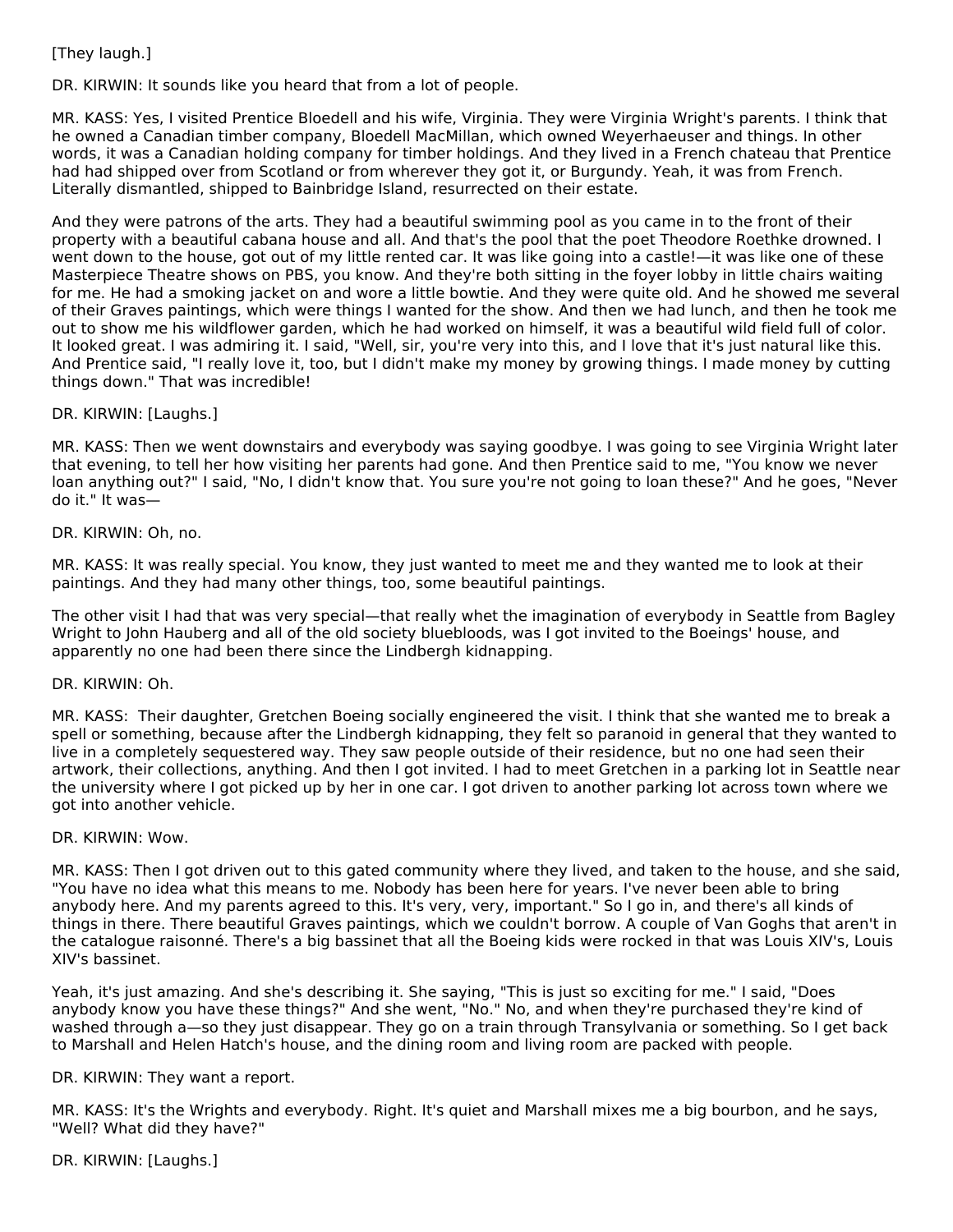[They laugh.]

DR. KIRWIN: It sounds like you heard that from a lot of people.

MR. KASS: Yes, I visited Prentice Bloedell and his wife, Virginia. They were Virginia Wright's parents. I think that he owned a Canadian timber company, Bloedell MacMillan, which owned Weyerhaeuser and things. In other words, it was a Canadian holding company for timber holdings. And they lived in a French chateau that Prentice had had shipped over from Scotland or from wherever they got it, or Burgundy. Yeah, it was from French. Literally dismantled, shipped to Bainbridge Island, resurrected on their estate.

And they were patrons of the arts. They had a beautiful swimming pool as you came in to the front of their property with a beautiful cabana house and all. And that's the pool that the poet Theodore Roethke drowned. I went down to the house, got out of my little rented car. It was like going into a castle!—it was like one of these Masterpiece Theatre shows on PBS, you know. And they're both sitting in the foyer lobby in little chairs waiting for me. He had a smoking jacket on and wore a little bowtie. And they were quite old. And he showed me several of their Graves paintings, which were things I wanted for the show. And then we had lunch, and then he took me out to show me his wildflower garden, which he had worked on himself, it was a beautiful wild field full of color. It looked great. I was admiring it. I said, "Well, sir, you're very into this, and I love that it's just natural like this. And Prentice said, "I really love it, too, but I didn't make my money by growing things. I made money by cutting things down." That was incredible!

DR. KIRWIN: [Laughs.]

MR. KASS: Then we went downstairs and everybody was saying goodbye. I was going to see Virginia Wright later that evening, to tell her how visiting her parents had gone. And then Prentice said to me, "You know we never loan anything out?" I said, "No, I didn't know that. You sure you're not going to loan these?" And he goes, "Never do it." It was—

DR. KIRWIN: Oh, no.

MR. KASS: It was really special. You know, they just wanted to meet me and they wanted me to look at their paintings. And they had many other things, too, some beautiful paintings.

The other visit I had that was very special—that really whet the imagination of everybody in Seattle from Bagley Wright to John Hauberg and all of the old society bluebloods, was I got invited to the Boeings' house, and apparently no one had been there since the Lindbergh kidnapping.

DR. KIRWIN: Oh.

MR. KASS: Their daughter, Gretchen Boeing socially engineered the visit. I think that she wanted me to break a spell or something, because after the Lindbergh kidnapping, they felt so paranoid in general that they wanted to live in a completely sequestered way. They saw people outside of their residence, but no one had seen their artwork, their collections, anything. And then I got invited. I had to meet Gretchen in a parking lot in Seattle near the university where I got picked up by her in one car. I got driven to another parking lot across town where we got into another vehicle.

DR. KIRWIN: Wow.

MR. KASS: Then I got driven out to this gated community where they lived, and taken to the house, and she said, "You have no idea what this means to me. Nobody has been here for years. I've never been able to bring anybody here. And my parents agreed to this. It's very, very, important." So I go in, and there's all kinds of things in there. There beautiful Graves paintings, which we couldn't borrow. A couple of Van Goghs that aren't in the catalogue raisonné. There's a big bassinet that all the Boeing kids were rocked in that was Louis XIV's, Louis XIV's bassinet.

Yeah, it's just amazing. And she's describing it. She saying, "This is just so exciting for me." I said, "Does anybody know you have these things?" And she went, "No." No, and when they're purchased they're kind of washed through a—so they just disappear. They go on a train through Transylvania or something. So I get back to Marshall and Helen Hatch's house, and the dining room and living room are packed with people.

DR. KIRWIN: They want a report.

MR. KASS: It's the Wrights and everybody. Right. It's quiet and Marshall mixes me a big bourbon, and he says, "Well? What did they have?"

DR. KIRWIN: [Laughs.]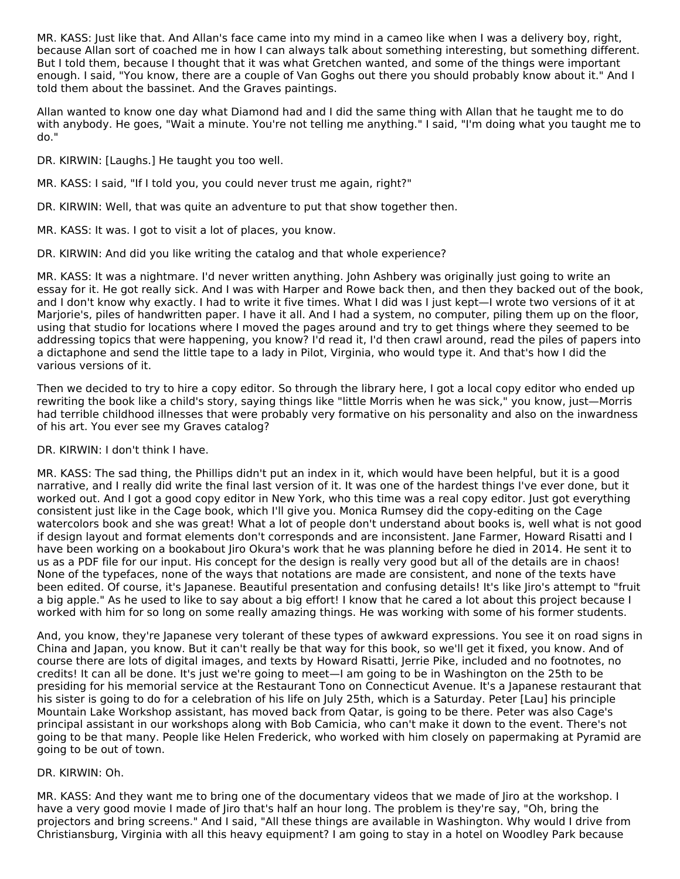MR. KASS: Just like that. And Allan's face came into my mind in a cameo like when I was a delivery boy, right, because Allan sort of coached me in how I can always talk about something interesting, but something different. But I told them, because I thought that it was what Gretchen wanted, and some of the things were important enough. I said, "You know, there are a couple of Van Goghs out there you should probably know about it." And I told them about the bassinet. And the Graves paintings.

Allan wanted to know one day what Diamond had and I did the same thing with Allan that he taught me to do with anybody. He goes, "Wait a minute. You're not telling me anything." I said, "I'm doing what you taught me to do."

DR. KIRWIN: [Laughs.] He taught you too well.

MR. KASS: I said, "If I told you, you could never trust me again, right?"

DR. KIRWIN: Well, that was quite an adventure to put that show together then.

MR. KASS: It was. I got to visit a lot of places, you know.

DR. KIRWIN: And did you like writing the catalog and that whole experience?

MR. KASS: It was a nightmare. I'd never written anything. John Ashbery was originally just going to write an essay for it. He got really sick. And I was with Harper and Rowe back then, and then they backed out of the book, and I don't know why exactly. I had to write it five times. What I did was I just kept—I wrote two versions of it at Marjorie's, piles of handwritten paper. I have it all. And I had a system, no computer, piling them up on the floor, using that studio for locations where I moved the pages around and try to get things where they seemed to be addressing topics that were happening, you know? I'd read it, I'd then crawl around, read the piles of papers into a dictaphone and send the little tape to a lady in Pilot, Virginia, who would type it. And that's how I did the various versions of it.

Then we decided to try to hire a copy editor. So through the library here, I got a local copy editor who ended up rewriting the book like a child's story, saying things like "little Morris when he was sick," you know, just—Morris had terrible childhood illnesses that were probably very formative on his personality and also on the inwardness of his art. You ever see my Graves catalog?

DR. KIRWIN: I don't think I have.

MR. KASS: The sad thing, the Phillips didn't put an index in it, which would have been helpful, but it is a good narrative, and I really did write the final last version of it. It was one of the hardest things I've ever done, but it worked out. And I got a good copy editor in New York, who this time was a real copy editor. Just got everything consistent just like in the Cage book, which I'll give you. Monica Rumsey did the copy-editing on the Cage watercolors book and she was great! What a lot of people don't understand about books is, well what is not good if design layout and format elements don't corresponds and are inconsistent. Jane Farmer, Howard Risatti and I have been working on a bookabout Jiro Okura's work that he was planning before he died in 2014. He sent it to us as a PDF file for our input. His concept for the design is really very good but all of the details are in chaos! None of the typefaces, none of the ways that notations are made are consistent, and none of the texts have been edited. Of course, it's Japanese. Beautiful presentation and confusing details! It's like Jiro's attempt to "fruit a big apple." As he used to like to say about a big effort! I know that he cared a lot about this project because I worked with him for so long on some really amazing things. He was working with some of his former students.

And, you know, they're Japanese very tolerant of these types of awkward expressions. You see it on road signs in China and Japan, you know. But it can't really be that way for this book, so we'll get it fixed, you know. And of course there are lots of digital images, and texts by Howard Risatti, Jerrie Pike, included and no footnotes, no credits! It can all be done. It's just we're going to meet—I am going to be in Washington on the 25th to be presiding for his memorial service at the Restaurant Tono on Connecticut Avenue. It's a Japanese restaurant that his sister is going to do for a celebration of his life on July 25th, which is a Saturday. Peter [Lau] his principle Mountain Lake Workshop assistant, has moved back from Qatar, is going to be there. Peter was also Cage's principal assistant in our workshops along with Bob Camicia, who can't make it down to the event. There's not going to be that many. People like Helen Frederick, who worked with him closely on papermaking at Pyramid are going to be out of town.

DR. KIRWIN: Oh.

MR. KASS: And they want me to bring one of the documentary videos that we made of Jiro at the workshop. I have a very good movie I made of Jiro that's half an hour long. The problem is they're say, "Oh, bring the projectors and bring screens." And I said, "All these things are available in Washington. Why would I drive from Christiansburg, Virginia with all this heavy equipment? I am going to stay in a hotel on Woodley Park because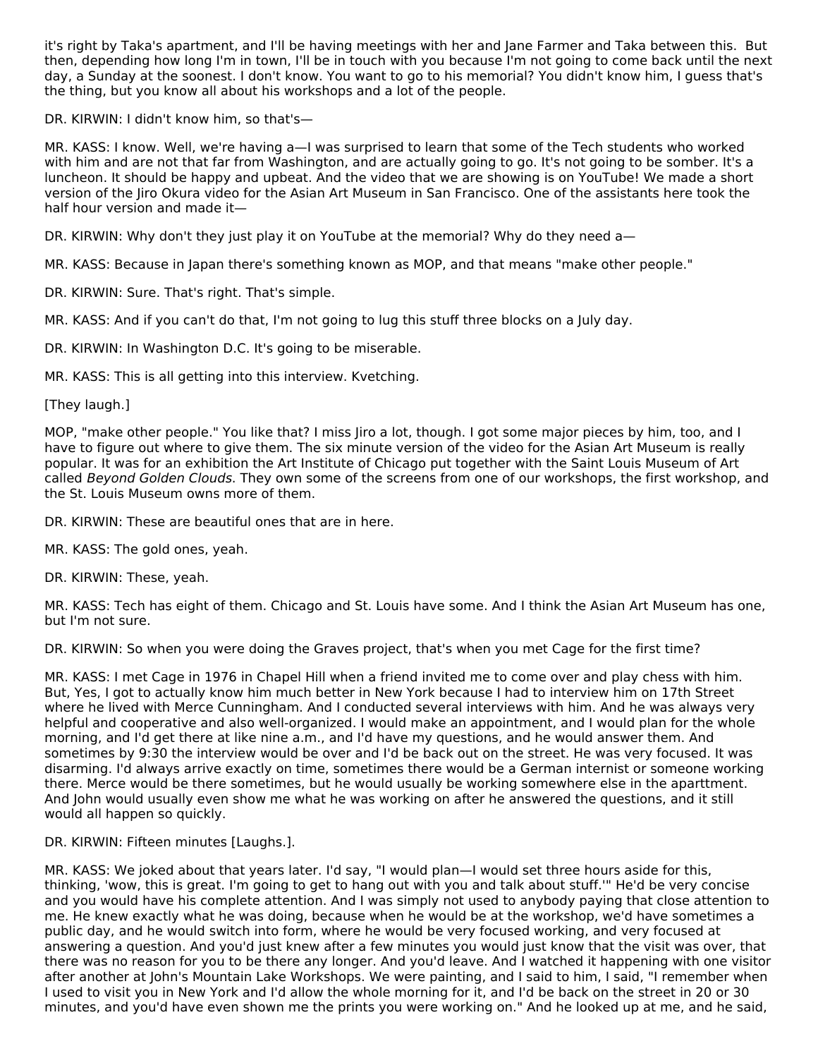it's right by Taka's apartment, and I'll be having meetings with her and Jane Farmer and Taka between this. But then, depending how long I'm in town, I'll be in touch with you because I'm not going to come back until the next day, a Sunday at the soonest. I don't know. You want to go to his memorial? You didn't know him, I guess that's the thing, but you know all about his workshops and a lot of the people.

DR. KIRWIN: I didn't know him, so that's—

MR. KASS: I know. Well, we're having a—I was surprised to learn that some of the Tech students who worked with him and are not that far from Washington, and are actually going to go. It's not going to be somber. It's a luncheon. It should be happy and upbeat. And the video that we are showing is on YouTube! We made a short version of the Jiro Okura video for the Asian Art Museum in San Francisco. One of the assistants here took the half hour version and made it—

DR. KIRWIN: Why don't they just play it on YouTube at the memorial? Why do they need a—

MR. KASS: Because in Japan there's something known as MOP, and that means "make other people."

DR. KIRWIN: Sure. That's right. That's simple.

MR. KASS: And if you can't do that, I'm not going to lug this stuff three blocks on a July day.

DR. KIRWIN: In Washington D.C. It's going to be miserable.

MR. KASS: This is all getting into this interview. Kvetching.

[They laugh.]

MOP, "make other people." You like that? I miss Jiro a lot, though. I got some major pieces by him, too, and I have to figure out where to give them. The six minute version of the video for the Asian Art Museum is really popular. It was for an exhibition the Art Institute of Chicago put together with the Saint Louis Museum of Art called *Beyond Golden Clouds*. They own some of the screens from one of our workshops, the first workshop, and the St. Louis Museum owns more of them.

DR. KIRWIN: These are beautiful ones that are in here.

MR. KASS: The gold ones, yeah.

DR. KIRWIN: These, yeah.

MR. KASS: Tech has eight of them. Chicago and St. Louis have some. And I think the Asian Art Museum has one, but I'm not sure.

DR. KIRWIN: So when you were doing the Graves project, that's when you met Cage for the first time?

MR. KASS: I met Cage in 1976 in Chapel Hill when a friend invited me to come over and play chess with him. But, Yes, I got to actually know him much better in New York because I had to interview him on 17th Street where he lived with Merce Cunningham. And I conducted several interviews with him. And he was always very helpful and cooperative and also well-organized. I would make an appointment, and I would plan for the whole morning, and I'd get there at like nine a.m., and I'd have my questions, and he would answer them. And sometimes by 9:30 the interview would be over and I'd be back out on the street. He was very focused. It was disarming. I'd always arrive exactly on time, sometimes there would be a German internist or someone working there. Merce would be there sometimes, but he would usually be working somewhere else in the aparttment. And John would usually even show me what he was working on after he answered the questions, and it still would all happen so quickly.

DR. KIRWIN: Fifteen minutes [Laughs.].

MR. KASS: We joked about that years later. I'd say, "I would plan—I would set three hours aside for this, thinking, 'wow, this is great. I'm going to get to hang out with you and talk about stuff.'" He'd be very concise and you would have his complete attention. And I was simply not used to anybody paying that close attention to me. He knew exactly what he was doing, because when he would be at the workshop, we'd have sometimes a public day, and he would switch into form, where he would be very focused working, and very focused at answering a question. And you'd just knew after a few minutes you would just know that the visit was over, that there was no reason for you to be there any longer. And you'd leave. And I watched it happening with one visitor after another at John's Mountain Lake Workshops. We were painting, and I said to him, I said, "I remember when I used to visit you in New York and I'd allow the whole morning for it, and I'd be back on the street in 20 or 30 minutes, and you'd have even shown me the prints you were working on." And he looked up at me, and he said,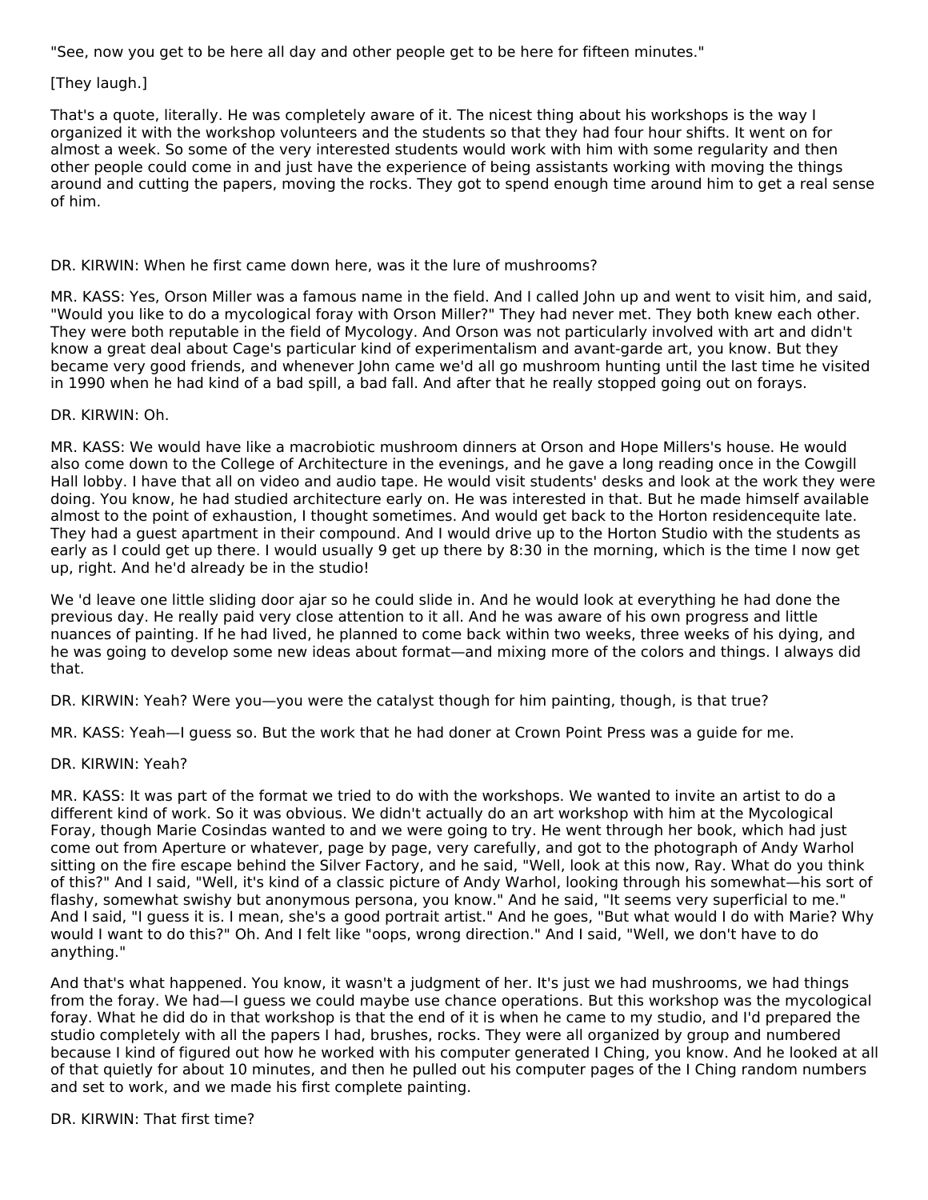"See, now you get to be here all day and other people get to be here for fifteen minutes."

[They laugh.]

That's a quote, literally. He was completely aware of it. The nicest thing about his workshops is the way I organized it with the workshop volunteers and the students so that they had four hour shifts. It went on for almost a week. So some of the very interested students would work with him with some regularity and then other people could come in and just have the experience of being assistants working with moving the things around and cutting the papers, moving the rocks. They got to spend enough time around him to get a real sense of him.

DR. KIRWIN: When he first came down here, was it the lure of mushrooms?

MR. KASS: Yes, Orson Miller was a famous name in the field. And I called John up and went to visit him, and said, "Would you like to do a mycological foray with Orson Miller?" They had never met. They both knew each other. They were both reputable in the field of Mycology. And Orson was not particularly involved with art and didn't know a great deal about Cage's particular kind of experimentalism and avant-garde art, you know. But they became very good friends, and whenever John came we'd all go mushroom hunting until the last time he visited in 1990 when he had kind of a bad spill, a bad fall. And after that he really stopped going out on forays.

DR. KIRWIN: Oh.

MR. KASS: We would have like a macrobiotic mushroom dinners at Orson and Hope Millers's house. He would also come down to the College of Architecture in the evenings, and he gave a long reading once in the Cowgill Hall lobby. I have that all on video and audio tape. He would visit students' desks and look at the work they were doing. You know, he had studied architecture early on. He was interested in that. But he made himself available almost to the point of exhaustion, I thought sometimes. And would get back to the Horton residencequite late. They had a guest apartment in their compound. And I would drive up to the Horton Studio with the students as early as I could get up there. I would usually 9 get up there by 8:30 in the morning, which is the time I now get up, right. And he'd already be in the studio!

We 'd leave one little sliding door ajar so he could slide in. And he would look at everything he had done the previous day. He really paid very close attention to it all. And he was aware of his own progress and little nuances of painting. If he had lived, he planned to come back within two weeks, three weeks of his dying, and he was going to develop some new ideas about format—and mixing more of the colors and things. I always did that.

DR. KIRWIN: Yeah? Were you—you were the catalyst though for him painting, though, is that true?

MR. KASS: Yeah—I guess so. But the work that he had doner at Crown Point Press was a guide for me.

DR. KIRWIN: Yeah?

MR. KASS: It was part of the format we tried to do with the workshops. We wanted to invite an artist to do a different kind of work. So it was obvious. We didn't actually do an art workshop with him at the Mycological Foray, though Marie Cosindas wanted to and we were going to try. He went through her book, which had just come out from Aperture or whatever, page by page, very carefully, and got to the photograph of Andy Warhol sitting on the fire escape behind the Silver Factory, and he said, "Well, look at this now, Ray. What do you think of this?" And I said, "Well, it's kind of a classic picture of Andy Warhol, looking through his somewhat—his sort of flashy, somewhat swishy but anonymous persona, you know." And he said, "It seems very superficial to me." And I said, "I guess it is. I mean, she's a good portrait artist." And he goes, "But what would I do with Marie? Why would I want to do this?" Oh. And I felt like "oops, wrong direction." And I said, "Well, we don't have to do anything."

And that's what happened. You know, it wasn't a judgment of her. It's just we had mushrooms, we had things from the foray. We had—I guess we could maybe use chance operations. But this workshop was the mycological foray. What he did do in that workshop is that the end of it is when he came to my studio, and I'd prepared the studio completely with all the papers I had, brushes, rocks. They were all organized by group and numbered because I kind of figured out how he worked with his computer generated I Ching, you know. And he looked at all of that quietly for about 10 minutes, and then he pulled out his computer pages of the I Ching random numbers and set to work, and we made his first complete painting.

DR. KIRWIN: That first time?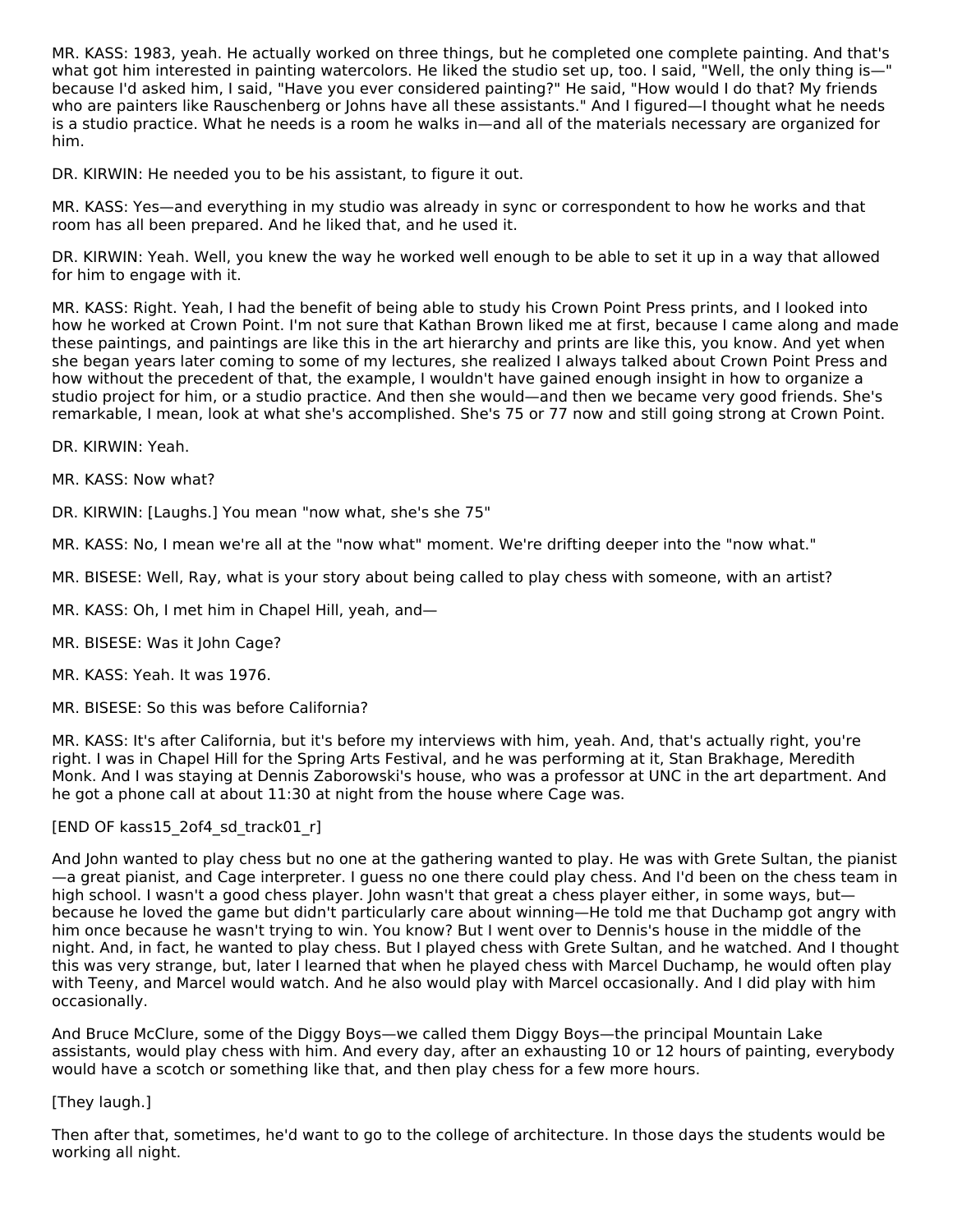MR. KASS: 1983, yeah. He actually worked on three things, but he completed one complete painting. And that's what got him interested in painting watercolors. He liked the studio set up, too. I said, "Well, the only thing is—" because I'd asked him, I said, "Have you ever considered painting?" He said, "How would I do that? My friends who are painters like Rauschenberg or Johns have all these assistants." And I figured—I thought what he needs is a studio practice. What he needs is a room he walks in—and all of the materials necessary are organized for him.

DR. KIRWIN: He needed you to be his assistant, to figure it out.

MR. KASS: Yes—and everything in my studio was already in sync or correspondent to how he works and that room has all been prepared. And he liked that, and he used it.

DR. KIRWIN: Yeah. Well, you knew the way he worked well enough to be able to set it up in a way that allowed for him to engage with it.

MR. KASS: Right. Yeah, I had the benefit of being able to study his Crown Point Press prints, and I looked into how he worked at Crown Point. I'm not sure that Kathan Brown liked me at first, because I came along and made these paintings, and paintings are like this in the art hierarchy and prints are like this, you know. And yet when she began years later coming to some of my lectures, she realized I always talked about Crown Point Press and how without the precedent of that, the example, I wouldn't have gained enough insight in how to organize a studio project for him, or a studio practice. And then she would—and then we became very good friends. She's remarkable, I mean, look at what she's accomplished. She's 75 or 77 now and still going strong at Crown Point.

DR. KIRWIN: Yeah.

MR. KASS: Now what?

DR. KIRWIN: [Laughs.] You mean "now what, she's she 75"

MR. KASS: No, I mean we're all at the "now what" moment. We're drifting deeper into the "now what."

MR. BISESE: Well, Ray, what is your story about being called to play chess with someone, with an artist?

MR. KASS: Oh, I met him in Chapel Hill, yeah, and—

MR. BISESE: Was it John Cage?

MR. KASS: Yeah. It was 1976.

MR. BISESE: So this was before California?

MR. KASS: It's after California, but it's before my interviews with him, yeah. And, that's actually right, you're right. I was in Chapel Hill for the Spring Arts Festival, and he was performing at it, Stan Brakhage, Meredith Monk. And I was staying at Dennis Zaborowski's house, who was a professor at UNC in the art department. And he got a phone call at about 11:30 at night from the house where Cage was.

[END OF kass15_2of4_sd_track01_r]

And John wanted to play chess but no one at the gathering wanted to play. He was with Grete Sultan, the pianist—a great pianist, and Cage interpreter. I guess no one there could play chess. And I'd been on the chess team in high school. I wasn't a good chess player. John wasn't that great a chess player either, in some ways, but—because he loved the game but didn't particularly care about winning—He told me that Duchamp got angry with him once because he wasn't trying to win. You know? But I went over to Dennis's house in the middle of the night. And, in fact, he wanted to play chess. But I played chess with Grete Sultan, and he watched. And I thought this was very strange, but, later I learned that when he played chess with Marcel Duchamp, he would often play with Teeny, and Marcel would watch. And he also would play with Marcel occasionally. And I did play with him occasionally.

And Bruce McClure, some of the Diggy Boys—we called them Diggy Boys—the principal Mountain Lake assistants, would play chess with him. And every day, after an exhausting 10 or 12 hours of painting, everybody would have a scotch or something like that, and then play chess for a few more hours.

[They laugh.]

Then after that, sometimes, he'd want to go to the college of architecture. In those days the students would be working all night.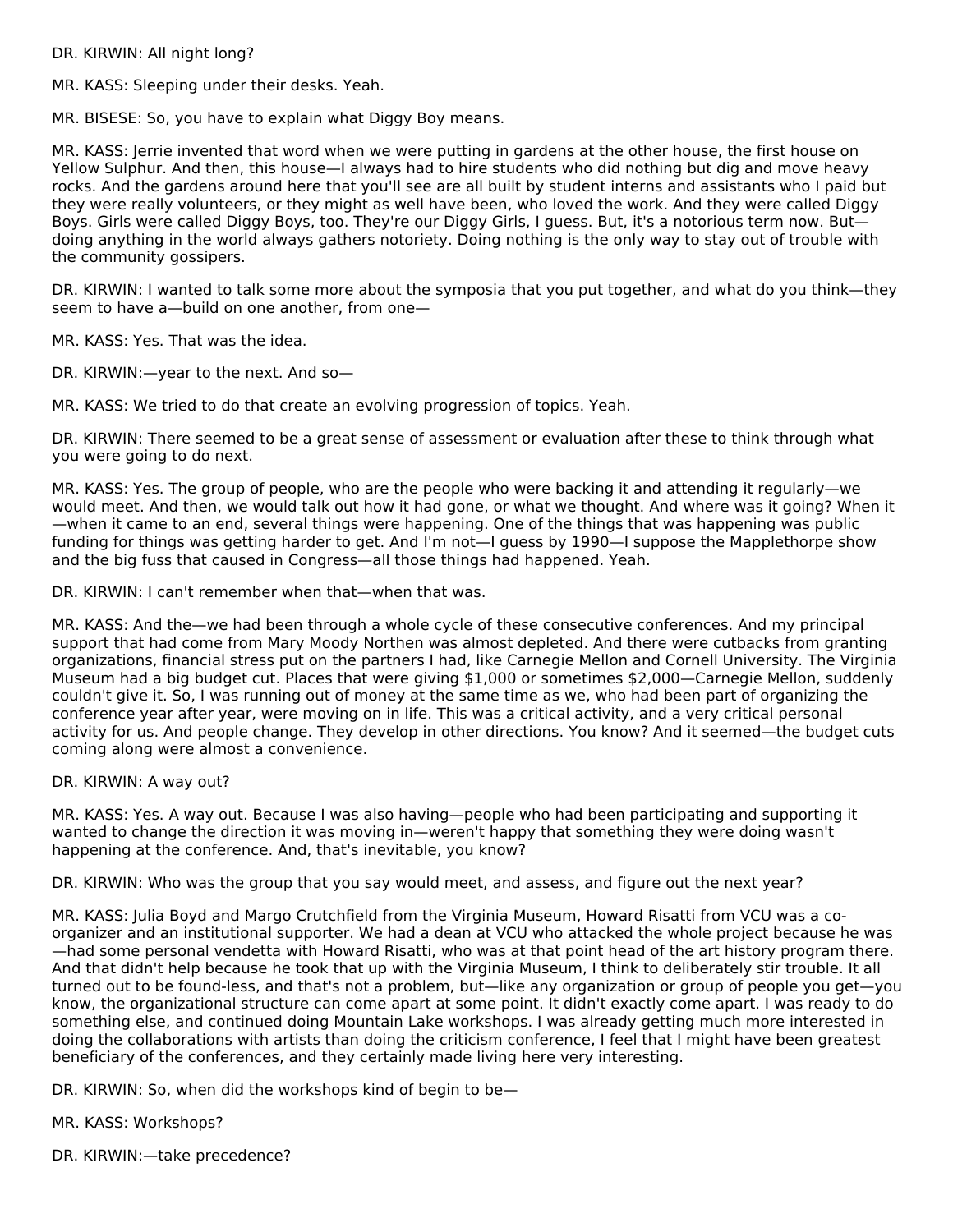DR. KIRWIN: All night long?

MR. KASS: Sleeping under their desks. Yeah.

MR. BISESE: So, you have to explain what Diggy Boy means.

MR. KASS: Jerrie invented that word when we were putting in gardens at the other house, the first house on Yellow Sulphur. And then, this house—I always had to hire students who did nothing but dig and move heavy rocks. And the gardens around here that you'll see are all built by student interns and assistants who I paid but they were really volunteers, or they might as well have been, who loved the work. And they were called Diggy Boys. Girls were called Diggy Boys, too. They're our Diggy Girls, I guess. But, it's a notorious term now. But—doing anything in the world always gathers notoriety. Doing nothing is the only way to stay out of trouble with the community gossipers.

DR. KIRWIN: I wanted to talk some more about the symposia that you put together, and what do you think—they seem to have a—build on one another, from one—

MR. KASS: Yes. That was the idea.

DR. KIRWIN:—year to the next. And so—

MR. KASS: We tried to do that create an evolving progression of topics. Yeah.

DR. KIRWIN: There seemed to be a great sense of assessment or evaluation after these to think through what you were going to do next.

MR. KASS: Yes. The group of people, who are the people who were backing it and attending it regularly—we would meet. And then, we would talk out how it had gone, or what we thought. And where was it going? When it—when it came to an end, several things were happening. One of the things that was happening was public funding for things was getting harder to get. And I'm not—I guess by 1990—I suppose the Mapplethorpe show and the big fuss that caused in Congress—all those things had happened. Yeah.

DR. KIRWIN: I can't remember when that—when that was.

MR. KASS: And the—we had been through a whole cycle of these consecutive conferences. And my principal support that had come from Mary Moody Northen was almost depleted. And there were cutbacks from granting organizations, financial stress put on the partners I had, like Carnegie Mellon and Cornell University. The Virginia Museum had a big budget cut. Places that were giving $1,000 or sometimes $2,000—Carnegie Mellon, suddenly couldn't give it. So, I was running out of money at the same time as we, who had been part of organizing the conference year after year, were moving on in life. This was a critical activity, and a very critical personal activity for us. And people change. They develop in other directions. You know? And it seemed—the budget cuts coming along were almost a convenience.

DR. KIRWIN: A way out?

MR. KASS: Yes. A way out. Because I was also having—people who had been participating and supporting it wanted to change the direction it was moving in—weren't happy that something they were doing wasn't happening at the conference. And, that's inevitable, you know?

DR. KIRWIN: Who was the group that you say would meet, and assess, and figure out the next year?

MR. KASS: Julia Boyd and Margo Crutchfield from the Virginia Museum, Howard Risatti from VCU was a co-organizer and an institutional supporter. We had a dean at VCU who attacked the whole project because he was—had some personal vendetta with Howard Risatti, who was at that point head of the art history program there. And that didn't help because he took that up with the Virginia Museum, I think to deliberately stir trouble. It all turned out to be found-less, and that's not a problem, but—like any organization or group of people you get—you know, the organizational structure can come apart at some point. It didn't exactly come apart. I was ready to do something else, and continued doing Mountain Lake workshops. I was already getting much more interested in doing the collaborations with artists than doing the criticism conference, I feel that I might have been greatest beneficiary of the conferences, and they certainly made living here very interesting.

DR. KIRWIN: So, when did the workshops kind of begin to be—

MR. KASS: Workshops?

DR. KIRWIN:—take precedence?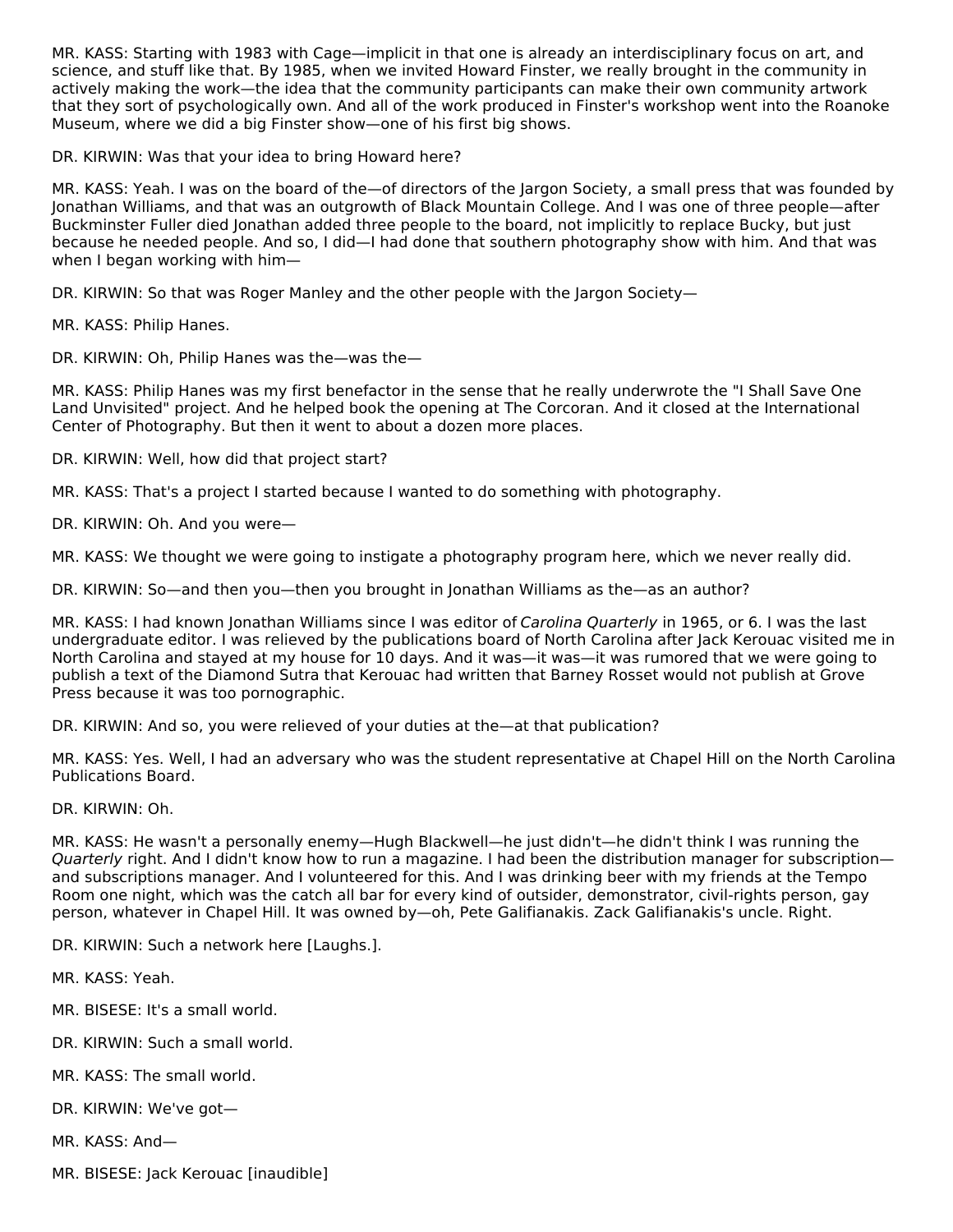MR. KASS: Starting with 1983 with Cage—implicit in that one is already an interdisciplinary focus on art, and science, and stuff like that. By 1985, when we invited Howard Finster, we really brought in the community in actively making the work—the idea that the community participants can make their own community artwork that they sort of psychologically own. And all of the work produced in Finster's workshop went into the Roanoke Museum, where we did a big Finster show—one of his first big shows.

DR. KIRWIN: Was that your idea to bring Howard here?

MR. KASS: Yeah. I was on the board of the—of directors of the Jargon Society, a small press that was founded by Jonathan Williams, and that was an outgrowth of Black Mountain College. And I was one of three people—after Buckminster Fuller died Jonathan added three people to the board, not implicitly to replace Bucky, but just because he needed people. And so, I did—I had done that southern photography show with him. And that was when I began working with him—

DR. KIRWIN: So that was Roger Manley and the other people with the Jargon Society—

MR. KASS: Philip Hanes.

DR. KIRWIN: Oh, Philip Hanes was the—was the—

MR. KASS: Philip Hanes was my first benefactor in the sense that he really underwrote the "I Shall Save One Land Unvisited" project. And he helped book the opening at The Corcoran. And it closed at the International Center of Photography. But then it went to about a dozen more places.

DR. KIRWIN: Well, how did that project start?

MR. KASS: That's a project I started because I wanted to do something with photography.

DR. KIRWIN: Oh. And you were—

MR. KASS: We thought we were going to instigate a photography program here, which we never really did.

DR. KIRWIN: So—and then you—then you brought in Jonathan Williams as the—as an author?

MR. KASS: I had known Jonathan Williams since I was editor of *Carolina Quarterly* in 1965, or 6. I was the last undergraduate editor. I was relieved by the publications board of North Carolina after Jack Kerouac visited me in North Carolina and stayed at my house for 10 days. And it was—it was—it was rumored that we were going to publish a text of the Diamond Sutra that Kerouac had written that Barney Rosset would not publish at Grove Press because it was too pornographic.

DR. KIRWIN: And so, you were relieved of your duties at the—at that publication?

MR. KASS: Yes. Well, I had an adversary who was the student representative at Chapel Hill on the North Carolina Publications Board.

DR. KIRWIN: Oh.

MR. KASS: He wasn't a personally enemy—Hugh Blackwell—he just didn't—he didn't think I was running the *Quarterly* right. And I didn't know how to run a magazine. I had been the distribution manager for subscription—and subscriptions manager. And I volunteered for this. And I was drinking beer with my friends at the Tempo Room one night, which was the catch all bar for every kind of outsider, demonstrator, civil-rights person, gay person, whatever in Chapel Hill. It was owned by—oh, Pete Galifianakis. Zack Galifianakis's uncle. Right.

DR. KIRWIN: Such a network here [Laughs.].

MR. KASS: Yeah.

MR. BISESE: It's a small world.

DR. KIRWIN: Such a small world.

MR. KASS: The small world.

DR. KIRWIN: We've got—

MR. KASS: And—

MR. BISESE: Jack Kerouac [inaudible]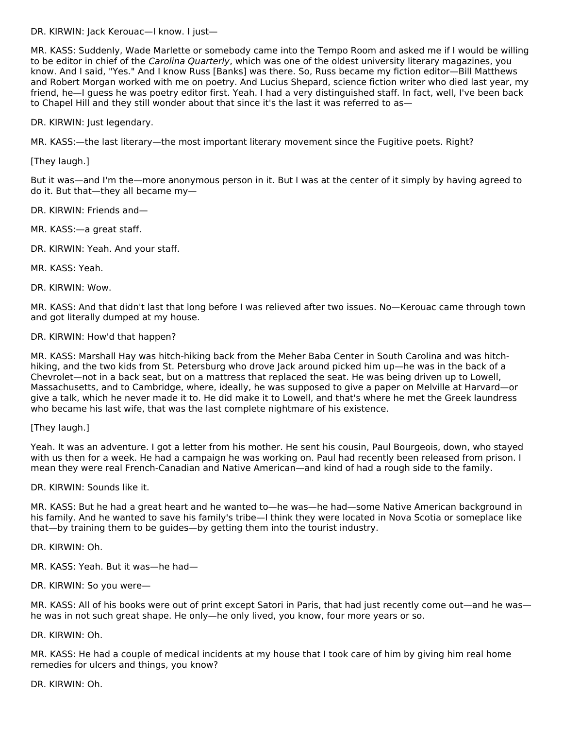DR. KIRWIN: Jack Kerouac—I know. I just—

MR. KASS: Suddenly, Wade Marlette or somebody came into the Tempo Room and asked me if I would be willing to be editor in chief of the *Carolina Quarterly*, which was one of the oldest university literary magazines, you know. And I said, "Yes." And I know Russ [Banks] was there. So, Russ became my fiction editor—Bill Matthews and Robert Morgan worked with me on poetry. And Lucius Shepard, science fiction writer who died last year, my friend, he—I guess he was poetry editor first. Yeah. I had a very distinguished staff. In fact, well, I've been back to Chapel Hill and they still wonder about that since it's the last it was referred to as—

DR. KIRWIN: Just legendary.

MR. KASS:—the last literary—the most important literary movement since the Fugitive poets. Right?

[They laugh.]

But it was—and I'm the—more anonymous person in it. But I was at the center of it simply by having agreed to do it. But that—they all became my—

DR. KIRWIN: Friends and—

MR. KASS:—a great staff.

DR. KIRWIN: Yeah. And your staff.

MR. KASS: Yeah.

DR. KIRWIN: Wow.

MR. KASS: And that didn't last that long before I was relieved after two issues. No—Kerouac came through town and got literally dumped at my house.

DR. KIRWIN: How'd that happen?

MR. KASS: Marshall Hay was hitch-hiking back from the Meher Baba Center in South Carolina and was hitch-hiking, and the two kids from St. Petersburg who drove Jack around picked him up—he was in the back of a Chevrolet—not in a back seat, but on a mattress that replaced the seat. He was being driven up to Lowell, Massachusetts, and to Cambridge, where, ideally, he was supposed to give a paper on Melville at Harvard—or give a talk, which he never made it to. He did make it to Lowell, and that's where he met the Greek laundress who became his last wife, that was the last complete nightmare of his existence.

[They laugh.]

Yeah. It was an adventure. I got a letter from his mother. He sent his cousin, Paul Bourgeois, down, who stayed with us then for a week. He had a campaign he was working on. Paul had recently been released from prison. I mean they were real French-Canadian and Native American—and kind of had a rough side to the family.

DR. KIRWIN: Sounds like it.

MR. KASS: But he had a great heart and he wanted to—he was—he had—some Native American background in his family. And he wanted to save his family's tribe—I think they were located in Nova Scotia or someplace like that—by training them to be guides—by getting them into the tourist industry.

DR. KIRWIN: Oh.

MR. KASS: Yeah. But it was—he had—

DR. KIRWIN: So you were—

MR. KASS: All of his books were out of print except Satori in Paris, that had just recently come out—and he was—he was in not such great shape. He only—he only lived, you know, four more years or so.

DR. KIRWIN: Oh.

MR. KASS: He had a couple of medical incidents at my house that I took care of him by giving him real home remedies for ulcers and things, you know?

DR. KIRWIN: Oh.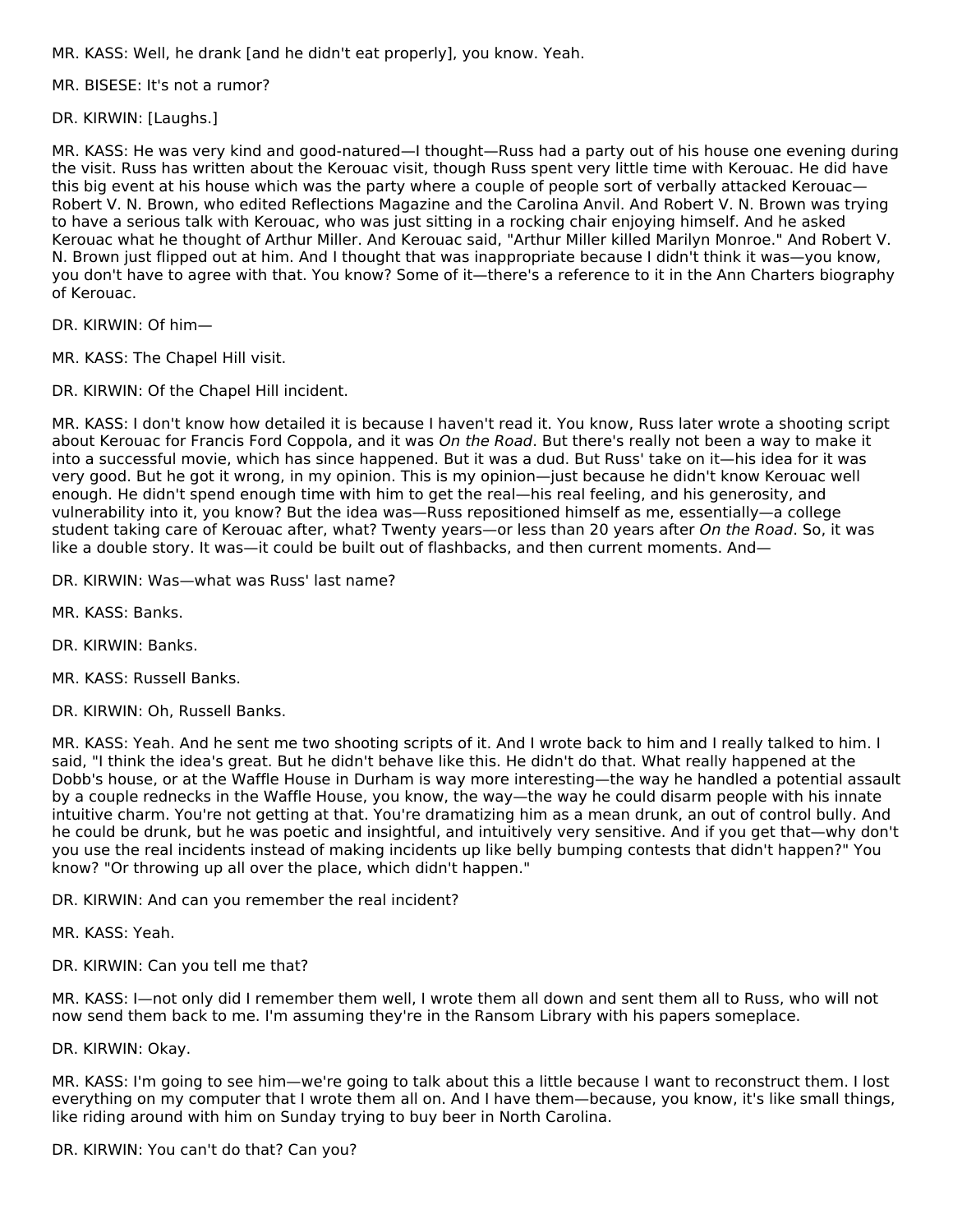MR. KASS: Well, he drank [and he didn't eat properly], you know. Yeah.

MR. BISESE: It's not a rumor?

DR. KIRWIN: [Laughs.]

MR. KASS: He was very kind and good-natured—I thought—Russ had a party out of his house one evening during the visit. Russ has written about the Kerouac visit, though Russ spent very little time with Kerouac. He did have this big event at his house which was the party where a couple of people sort of verbally attacked Kerouac—Robert V. N. Brown, who edited Reflections Magazine and the Carolina Anvil. And Robert V. N. Brown was trying to have a serious talk with Kerouac, who was just sitting in a rocking chair enjoying himself. And he asked Kerouac what he thought of Arthur Miller. And Kerouac said, "Arthur Miller killed Marilyn Monroe." And Robert V. N. Brown just flipped out at him. And I thought that was inappropriate because I didn't think it was—you know, you don't have to agree with that. You know? Some of it—there's a reference to it in the Ann Charters biography of Kerouac.

DR. KIRWIN: Of him—

MR. KASS: The Chapel Hill visit.

DR. KIRWIN: Of the Chapel Hill incident.

MR. KASS: I don't know how detailed it is because I haven't read it. You know, Russ later wrote a shooting script about Kerouac for Francis Ford Coppola, and it was *On the Road*. But there's really not been a way to make it into a successful movie, which has since happened. But it was a dud. But Russ' take on it—his idea for it was very good. But he got it wrong, in my opinion. This is my opinion—just because he didn't know Kerouac well enough. He didn't spend enough time with him to get the real—his real feeling, and his generosity, and vulnerability into it, you know? But the idea was—Russ repositioned himself as me, essentially—a college student taking care of Kerouac after, what? Twenty years—or less than 20 years after *On the Road*. So, it was like a double story. It was—it could be built out of flashbacks, and then current moments. And—

DR. KIRWIN: Was—what was Russ' last name?

MR. KASS: Banks.

DR. KIRWIN: Banks.

MR. KASS: Russell Banks.

DR. KIRWIN: Oh, Russell Banks.

MR. KASS: Yeah. And he sent me two shooting scripts of it. And I wrote back to him and I really talked to him. I said, "I think the idea's great. But he didn't behave like this. He didn't do that. What really happened at the Dobb's house, or at the Waffle House in Durham is way more interesting—the way he handled a potential assault by a couple rednecks in the Waffle House, you know, the way—the way he could disarm people with his innate intuitive charm. You're not getting at that. You're dramatizing him as a mean drunk, an out of control bully. And he could be drunk, but he was poetic and insightful, and intuitively very sensitive. And if you get that—why don't you use the real incidents instead of making incidents up like belly bumping contests that didn't happen?" You know? "Or throwing up all over the place, which didn't happen."

DR. KIRWIN: And can you remember the real incident?

MR. KASS: Yeah.

DR. KIRWIN: Can you tell me that?

MR. KASS: I—not only did I remember them well, I wrote them all down and sent them all to Russ, who will not now send them back to me. I'm assuming they're in the Ransom Library with his papers someplace.

DR. KIRWIN: Okay.

MR. KASS: I'm going to see him—we're going to talk about this a little because I want to reconstruct them. I lost everything on my computer that I wrote them all on. And I have them—because, you know, it's like small things, like riding around with him on Sunday trying to buy beer in North Carolina.

DR. KIRWIN: You can't do that? Can you?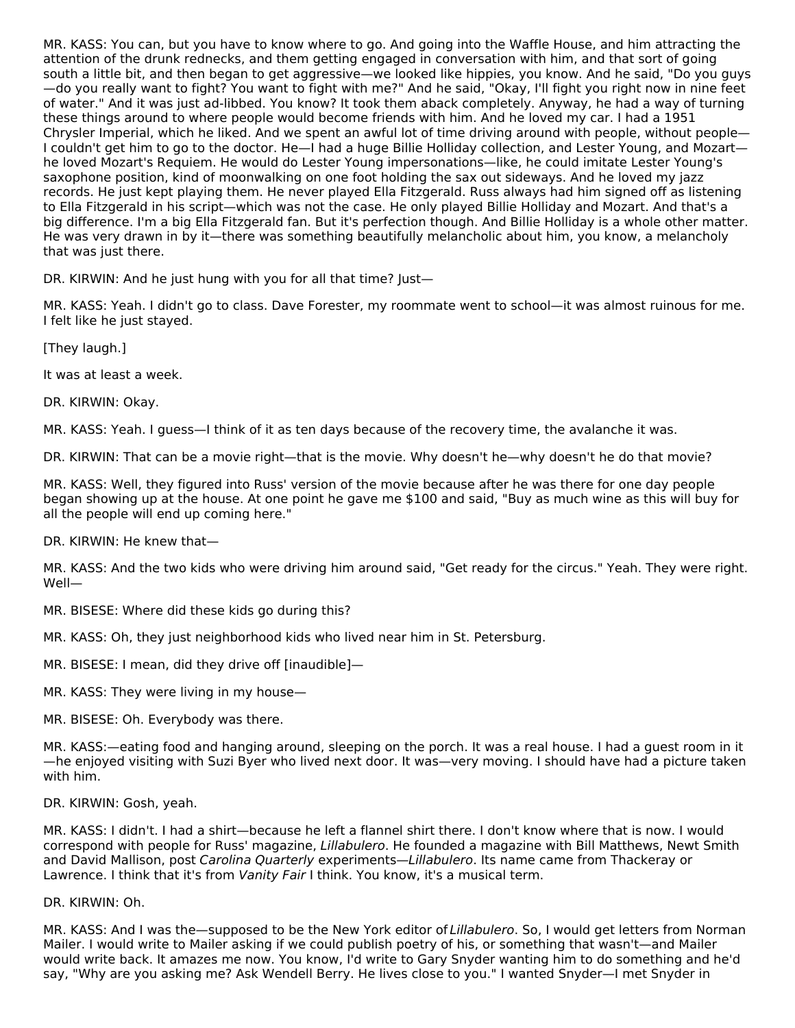MR. KASS: You can, but you have to know where to go. And going into the Waffle House, and him attracting the attention of the drunk rednecks, and them getting engaged in conversation with him, and that sort of going south a little bit, and then began to get aggressive—we looked like hippies, you know. And he said, "Do you guys—do you really want to fight? You want to fight with me?" And he said, "Okay, I'll fight you right now in nine feet of water." And it was just ad-libbed. You know? It took them aback completely. Anyway, he had a way of turning these things around to where people would become friends with him. And he loved my car. I had a 1951 Chrysler Imperial, which he liked. And we spent an awful lot of time driving around with people, without people—I couldn't get him to go to the doctor. He—I had a huge Billie Holliday collection, and Lester Young, and Mozart—he loved Mozart's Requiem. He would do Lester Young impersonations—like, he could imitate Lester Young's saxophone position, kind of moonwalking on one foot holding the sax out sideways. And he loved my jazz records. He just kept playing them. He never played Ella Fitzgerald. Russ always had him signed off as listening to Ella Fitzgerald in his script—which was not the case. He only played Billie Holliday and Mozart. And that's a big difference. I'm a big Ella Fitzgerald fan. But it's perfection though. And Billie Holliday is a whole other matter. He was very drawn in by it—there was something beautifully melancholic about him, you know, a melancholy that was just there.

DR. KIRWIN: And he just hung with you for all that time? Just—

MR. KASS: Yeah. I didn't go to class. Dave Forester, my roommate went to school—it was almost ruinous for me. I felt like he just stayed.

[They laugh.]

It was at least a week.

DR. KIRWIN: Okay.

MR. KASS: Yeah. I guess—I think of it as ten days because of the recovery time, the avalanche it was.

DR. KIRWIN: That can be a movie right—that is the movie. Why doesn't he—why doesn't he do that movie?

MR. KASS: Well, they figured into Russ' version of the movie because after he was there for one day people began showing up at the house. At one point he gave me $100 and said, "Buy as much wine as this will buy for all the people will end up coming here."

DR. KIRWIN: He knew that—

MR. KASS: And the two kids who were driving him around said, "Get ready for the circus." Yeah. They were right. Well—

MR. BISESE: Where did these kids go during this?

MR. KASS: Oh, they just neighborhood kids who lived near him in St. Petersburg.

MR. BISESE: I mean, did they drive off [inaudible]—

MR. KASS: They were living in my house—

MR. BISESE: Oh. Everybody was there.

MR. KASS:—eating food and hanging around, sleeping on the porch. It was a real house. I had a guest room in it—he enjoyed visiting with Suzi Byer who lived next door. It was—very moving. I should have had a picture taken with him.

DR. KIRWIN: Gosh, yeah.

MR. KASS: I didn't. I had a shirt—because he left a flannel shirt there. I don't know where that is now. I would correspond with people for Russ' magazine, *Lillabulero*. He founded a magazine with Bill Matthews, Newt Smith and David Mallison, post *Carolina Quarterly* experiments—*Lillabulero*. Its name came from Thackeray or Lawrence. I think that it's from *Vanity Fair* I think. You know, it's a musical term.

DR. KIRWIN: Oh.

MR. KASS: And I was the—supposed to be the New York editor of *Lillabulero*. So, I would get letters from Norman Mailer. I would write to Mailer asking if we could publish poetry of his, or something that wasn't—and Mailer would write back. It amazes me now. You know, I'd write to Gary Snyder wanting him to do something and he'd say, "Why are you asking me? Ask Wendell Berry. He lives close to you." I wanted Snyder—I met Snyder in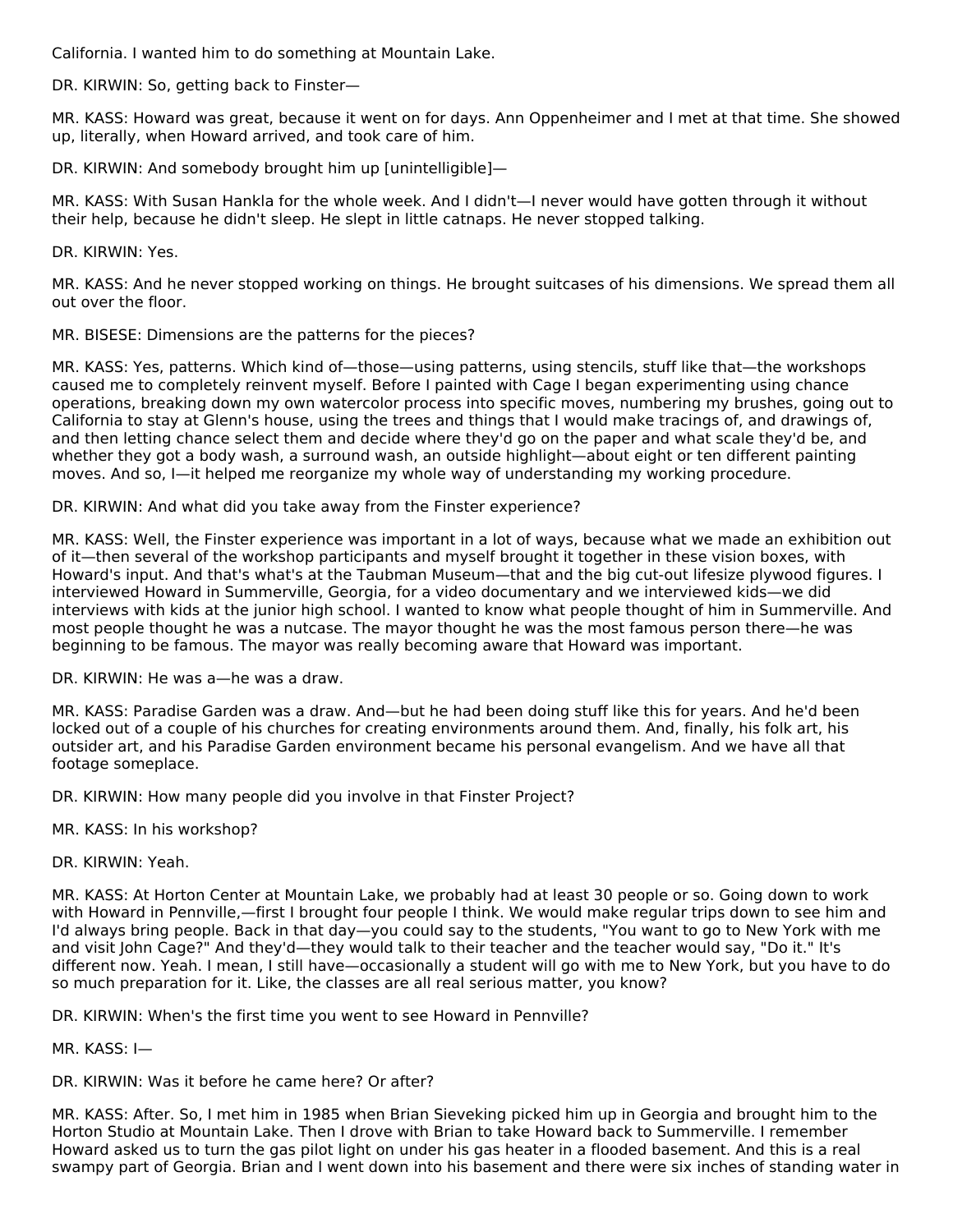California. I wanted him to do something at Mountain Lake.

DR. KIRWIN: So, getting back to Finster—

MR. KASS: Howard was great, because it went on for days. Ann Oppenheimer and I met at that time. She showed up, literally, when Howard arrived, and took care of him.

DR. KIRWIN: And somebody brought him up [unintelligible]—

MR. KASS: With Susan Hankla for the whole week. And I didn't—I never would have gotten through it without their help, because he didn't sleep. He slept in little catnaps. He never stopped talking.

DR. KIRWIN: Yes.

MR. KASS: And he never stopped working on things. He brought suitcases of his dimensions. We spread them all out over the floor.

MR. BISESE: Dimensions are the patterns for the pieces?

MR. KASS: Yes, patterns. Which kind of—those—using patterns, using stencils, stuff like that—the workshops caused me to completely reinvent myself. Before I painted with Cage I began experimenting using chance operations, breaking down my own watercolor process into specific moves, numbering my brushes, going out to California to stay at Glenn's house, using the trees and things that I would make tracings of, and drawings of, and then letting chance select them and decide where they'd go on the paper and what scale they'd be, and whether they got a body wash, a surround wash, an outside highlight—about eight or ten different painting moves. And so, I—it helped me reorganize my whole way of understanding my working procedure.

DR. KIRWIN: And what did you take away from the Finster experience?

MR. KASS: Well, the Finster experience was important in a lot of ways, because what we made an exhibition out of it—then several of the workshop participants and myself brought it together in these vision boxes, with Howard's input. And that's what's at the Taubman Museum—that and the big cut-out lifesize plywood figures. I interviewed Howard in Summerville, Georgia, for a video documentary and we interviewed kids—we did interviews with kids at the junior high school. I wanted to know what people thought of him in Summerville. And most people thought he was a nutcase. The mayor thought he was the most famous person there—he was beginning to be famous. The mayor was really becoming aware that Howard was important.

DR. KIRWIN: He was a—he was a draw.

MR. KASS: Paradise Garden was a draw. And—but he had been doing stuff like this for years. And he'd been locked out of a couple of his churches for creating environments around them. And, finally, his folk art, his outsider art, and his Paradise Garden environment became his personal evangelism. And we have all that footage someplace.

DR. KIRWIN: How many people did you involve in that Finster Project?

MR. KASS: In his workshop?

DR. KIRWIN: Yeah.

MR. KASS: At Horton Center at Mountain Lake, we probably had at least 30 people or so. Going down to work with Howard in Pennville,—first I brought four people I think. We would make regular trips down to see him and I'd always bring people. Back in that day—you could say to the students, "You want to go to New York with me and visit John Cage?" And they'd—they would talk to their teacher and the teacher would say, "Do it." It's different now. Yeah. I mean, I still have—occasionally a student will go with me to New York, but you have to do so much preparation for it. Like, the classes are all real serious matter, you know?

DR. KIRWIN: When's the first time you went to see Howard in Pennville?

MR. KASS: I—

DR. KIRWIN: Was it before he came here? Or after?

MR. KASS: After. So, I met him in 1985 when Brian Sieveking picked him up in Georgia and brought him to the Horton Studio at Mountain Lake. Then I drove with Brian to take Howard back to Summerville. I remember Howard asked us to turn the gas pilot light on under his gas heater in a flooded basement. And this is a real swampy part of Georgia. Brian and I went down into his basement and there were six inches of standing water in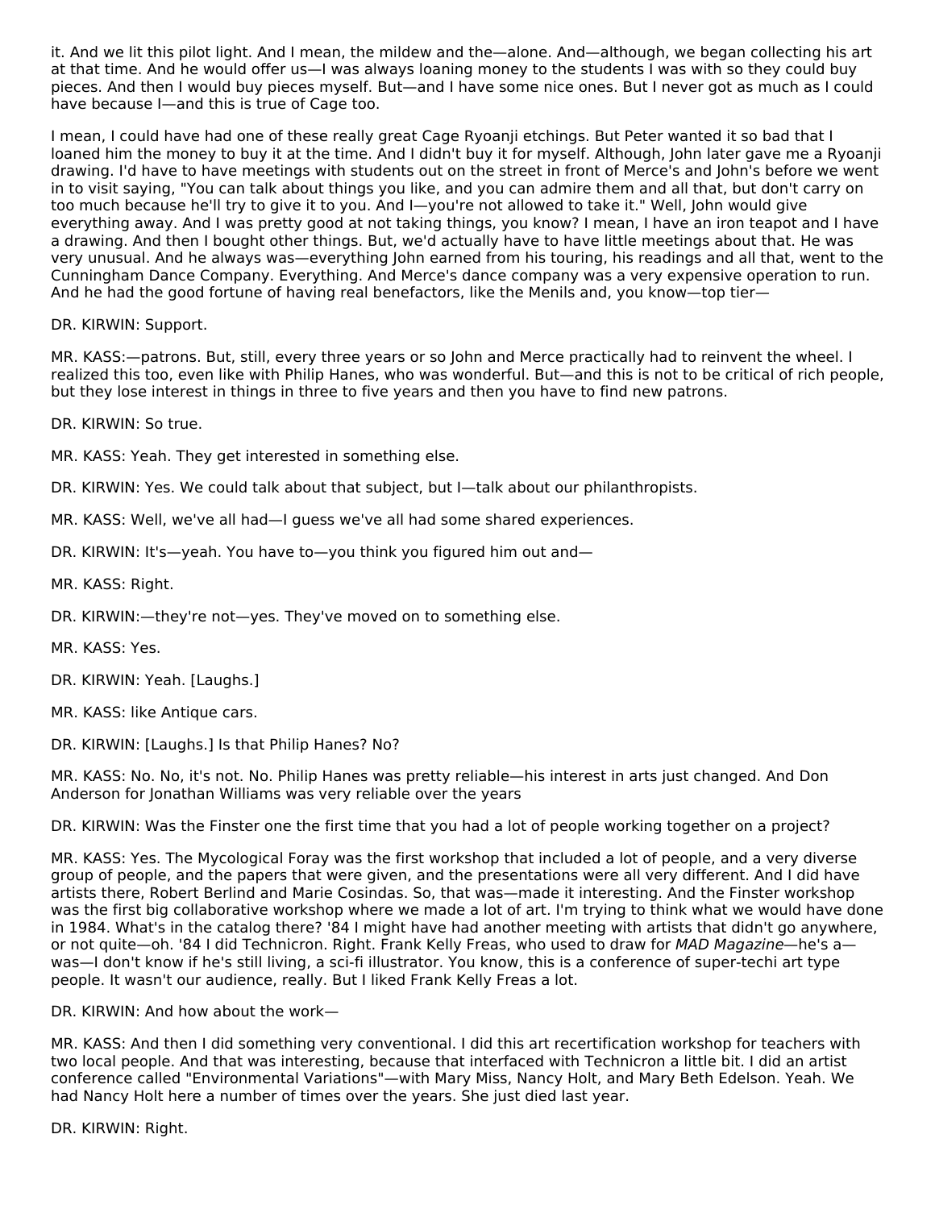it. And we lit this pilot light. And I mean, the mildew and the—alone. And—although, we began collecting his art at that time. And he would offer us—I was always loaning money to the students I was with so they could buy pieces. And then I would buy pieces myself. But—and I have some nice ones. But I never got as much as I could have because I—and this is true of Cage too.

I mean, I could have had one of these really great Cage Ryoanji etchings. But Peter wanted it so bad that I loaned him the money to buy it at the time. And I didn't buy it for myself. Although, John later gave me a Ryoanji drawing. I'd have to have meetings with students out on the street in front of Merce's and John's before we went in to visit saying, "You can talk about things you like, and you can admire them and all that, but don't carry on too much because he'll try to give it to you. And I—you're not allowed to take it." Well, John would give everything away. And I was pretty good at not taking things, you know? I mean, I have an iron teapot and I have a drawing. And then I bought other things. But, we'd actually have to have little meetings about that. He was very unusual. And he always was—everything John earned from his touring, his readings and all that, went to the Cunningham Dance Company. Everything. And Merce's dance company was a very expensive operation to run. And he had the good fortune of having real benefactors, like the Menils and, you know—top tier—

DR. KIRWIN: Support.

MR. KASS:—patrons. But, still, every three years or so John and Merce practically had to reinvent the wheel. I realized this too, even like with Philip Hanes, who was wonderful. But—and this is not to be critical of rich people, but they lose interest in things in three to five years and then you have to find new patrons.

DR. KIRWIN: So true.

MR. KASS: Yeah. They get interested in something else.

DR. KIRWIN: Yes. We could talk about that subject, but I—talk about our philanthropists.

MR. KASS: Well, we've all had—I guess we've all had some shared experiences.

DR. KIRWIN: It's—yeah. You have to—you think you figured him out and—

MR. KASS: Right.

DR. KIRWIN:—they're not—yes. They've moved on to something else.

MR. KASS: Yes.

DR. KIRWIN: Yeah. [Laughs.]

MR. KASS: like Antique cars.

DR. KIRWIN: [Laughs.] Is that Philip Hanes? No?

MR. KASS: No. No, it's not. No. Philip Hanes was pretty reliable—his interest in arts just changed. And Don Anderson for Jonathan Williams was very reliable over the years

DR. KIRWIN: Was the Finster one the first time that you had a lot of people working together on a project?

MR. KASS: Yes. The Mycological Foray was the first workshop that included a lot of people, and a very diverse group of people, and the papers that were given, and the presentations were all very different. And I did have artists there, Robert Berlind and Marie Cosindas. So, that was—made it interesting. And the Finster workshop was the first big collaborative workshop where we made a lot of art. I'm trying to think what we would have done in 1984. What's in the catalog there? '84 I might have had another meeting with artists that didn't go anywhere, or not quite—oh. '84 I did Technicron. Right. Frank Kelly Freas, who used to draw for *MAD Magazine*—he's a—was—I don't know if he's still living, a sci-fi illustrator. You know, this is a conference of super-techi art type people. It wasn't our audience, really. But I liked Frank Kelly Freas a lot.

DR. KIRWIN: And how about the work—

MR. KASS: And then I did something very conventional. I did this art recertification workshop for teachers with two local people. And that was interesting, because that interfaced with Technicron a little bit. I did an artist conference called "Environmental Variations"—with Mary Miss, Nancy Holt, and Mary Beth Edelson. Yeah. We had Nancy Holt here a number of times over the years. She just died last year.

DR. KIRWIN: Right.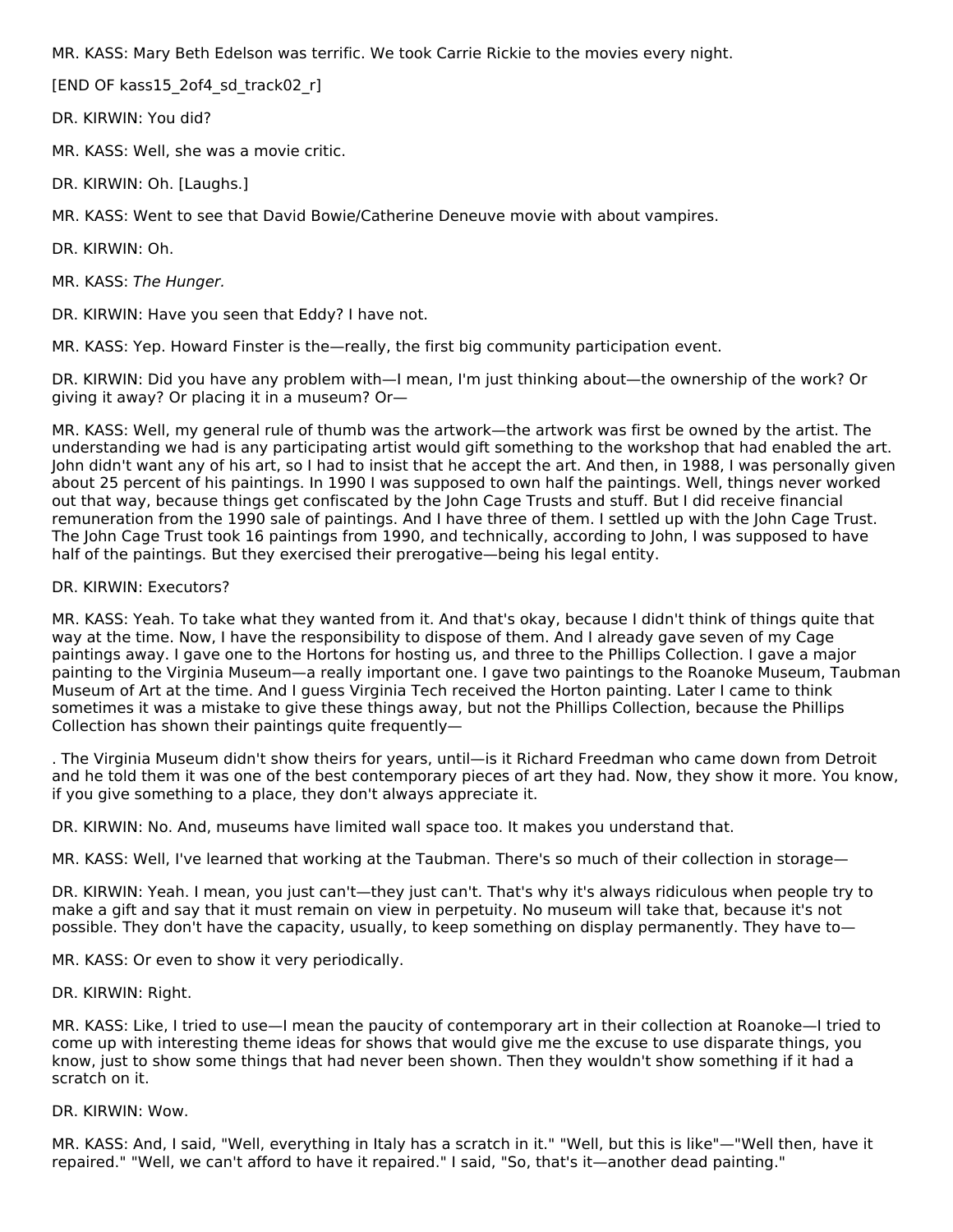MR. KASS: Mary Beth Edelson was terrific. We took Carrie Rickie to the movies every night.

[END OF kass15_2of4_sd_track02_r]

DR. KIRWIN: You did?

MR. KASS: Well, she was a movie critic.

DR. KIRWIN: Oh. [Laughs.]

MR. KASS: Went to see that David Bowie/Catherine Deneuve movie with about vampires.

DR. KIRWIN: Oh.

MR. KASS: *The Hunger.*

DR. KIRWIN: Have you seen that Eddy? I have not.

MR. KASS: Yep. Howard Finster is the—really, the first big community participation event.

DR. KIRWIN: Did you have any problem with—I mean, I'm just thinking about—the ownership of the work? Or giving it away? Or placing it in a museum? Or—

MR. KASS: Well, my general rule of thumb was the artwork—the artwork was first be owned by the artist. The understanding we had is any participating artist would gift something to the workshop that had enabled the art. John didn't want any of his art, so I had to insist that he accept the art. And then, in 1988, I was personally given about 25 percent of his paintings. In 1990 I was supposed to own half the paintings. Well, things never worked out that way, because things get confiscated by the John Cage Trusts and stuff. But I did receive financial remuneration from the 1990 sale of paintings. And I have three of them. I settled up with the John Cage Trust. The John Cage Trust took 16 paintings from 1990, and technically, according to John, I was supposed to have half of the paintings. But they exercised their prerogative—being his legal entity.

DR. KIRWIN: Executors?

MR. KASS: Yeah. To take what they wanted from it. And that's okay, because I didn't think of things quite that way at the time. Now, I have the responsibility to dispose of them. And I already gave seven of my Cage paintings away. I gave one to the Hortons for hosting us, and three to the Phillips Collection. I gave a major painting to the Virginia Museum—a really important one. I gave two paintings to the Roanoke Museum, Taubman Museum of Art at the time. And I guess Virginia Tech received the Horton painting. Later I came to think sometimes it was a mistake to give these things away, but not the Phillips Collection, because the Phillips Collection has shown their paintings quite frequently—

. The Virginia Museum didn't show theirs for years, until—is it Richard Freedman who came down from Detroit and he told them it was one of the best contemporary pieces of art they had. Now, they show it more. You know, if you give something to a place, they don't always appreciate it.

DR. KIRWIN: No. And, museums have limited wall space too. It makes you understand that.

MR. KASS: Well, I've learned that working at the Taubman. There's so much of their collection in storage—

DR. KIRWIN: Yeah. I mean, you just can't—they just can't. That's why it's always ridiculous when people try to make a gift and say that it must remain on view in perpetuity. No museum will take that, because it's not possible. They don't have the capacity, usually, to keep something on display permanently. They have to—

MR. KASS: Or even to show it very periodically.

DR. KIRWIN: Right.

MR. KASS: Like, I tried to use—I mean the paucity of contemporary art in their collection at Roanoke—I tried to come up with interesting theme ideas for shows that would give me the excuse to use disparate things, you know, just to show some things that had never been shown. Then they wouldn't show something if it had a scratch on it.

DR. KIRWIN: Wow.

MR. KASS: And, I said, "Well, everything in Italy has a scratch in it." "Well, but this is like"—"Well then, have it repaired." "Well, we can't afford to have it repaired." I said, "So, that's it—another dead painting."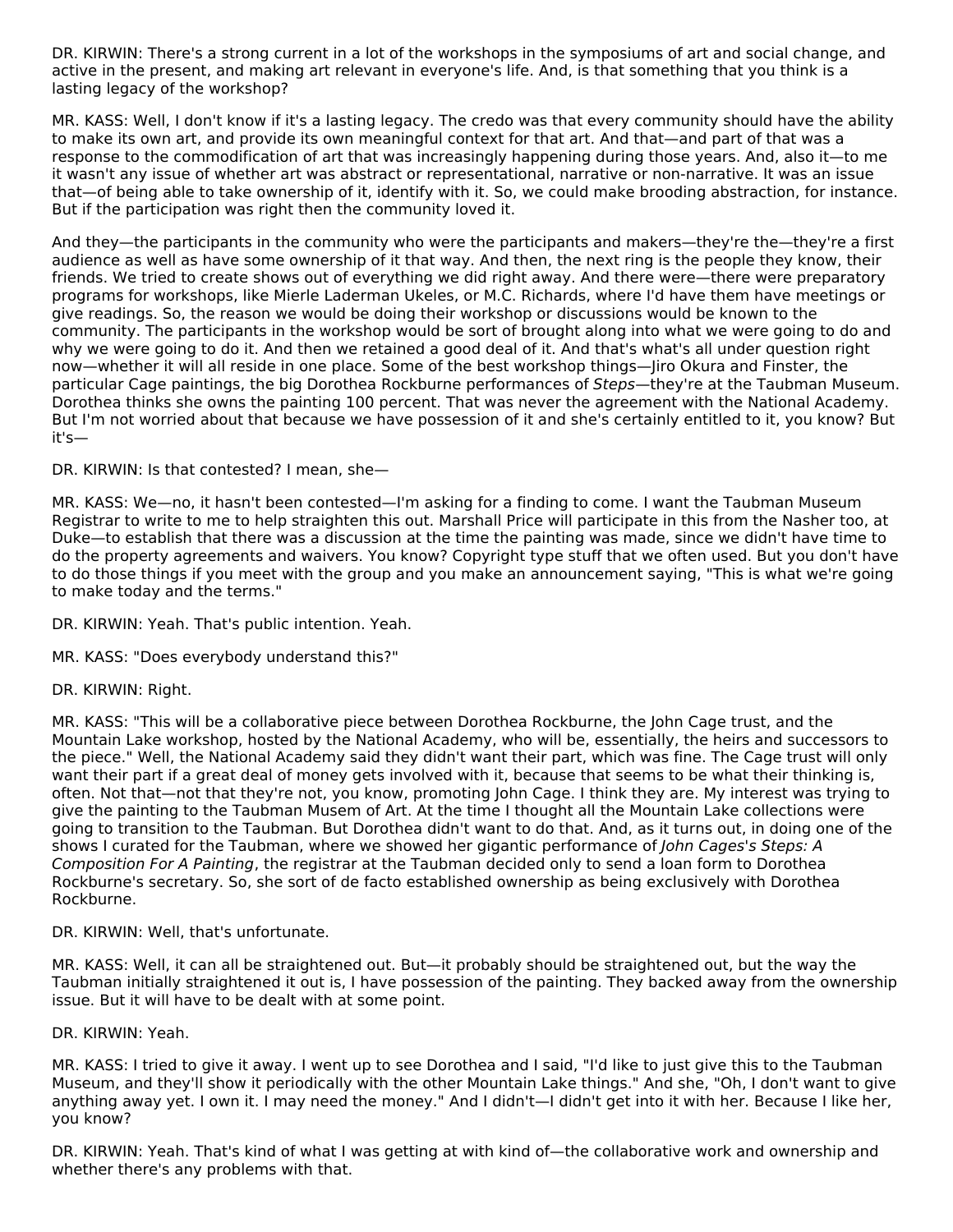DR. KIRWIN: There's a strong current in a lot of the workshops in the symposiums of art and social change, and active in the present, and making art relevant in everyone's life. And, is that something that you think is a lasting legacy of the workshop?

MR. KASS: Well, I don't know if it's a lasting legacy. The credo was that every community should have the ability to make its own art, and provide its own meaningful context for that art. And that—and part of that was a response to the commodification of art that was increasingly happening during those years. And, also it—to me it wasn't any issue of whether art was abstract or representational, narrative or non-narrative. It was an issue that—of being able to take ownership of it, identify with it. So, we could make brooding abstraction, for instance. But if the participation was right then the community loved it.

And they—the participants in the community who were the participants and makers—they're the—they're a first audience as well as have some ownership of it that way. And then, the next ring is the people they know, their friends. We tried to create shows out of everything we did right away. And there were—there were preparatory programs for workshops, like Mierle Laderman Ukeles, or M.C. Richards, where I'd have them have meetings or give readings. So, the reason we would be doing their workshop or discussions would be known to the community. The participants in the workshop would be sort of brought along into what we were going to do and why we were going to do it. And then we retained a good deal of it. And that's what's all under question right now—whether it will all reside in one place. Some of the best workshop things—Jiro Okura and Finster, the particular Cage paintings, the big Dorothea Rockburne performances of *Steps*—they're at the Taubman Museum. Dorothea thinks she owns the painting 100 percent. That was never the agreement with the National Academy. But I'm not worried about that because we have possession of it and she's certainly entitled to it, you know? But it's—

DR. KIRWIN: Is that contested? I mean, she—

MR. KASS: We—no, it hasn't been contested—I'm asking for a finding to come. I want the Taubman Museum Registrar to write to me to help straighten this out. Marshall Price will participate in this from the Nasher too, at Duke—to establish that there was a discussion at the time the painting was made, since we didn't have time to do the property agreements and waivers. You know? Copyright type stuff that we often used. But you don't have to do those things if you meet with the group and you make an announcement saying, "This is what we're going to make today and the terms."

DR. KIRWIN: Yeah. That's public intention. Yeah.

MR. KASS: "Does everybody understand this?"

DR. KIRWIN: Right.

MR. KASS: "This will be a collaborative piece between Dorothea Rockburne, the John Cage trust, and the Mountain Lake workshop, hosted by the National Academy, who will be, essentially, the heirs and successors to the piece." Well, the National Academy said they didn't want their part, which was fine. The Cage trust will only want their part if a great deal of money gets involved with it, because that seems to be what their thinking is, often. Not that—not that they're not, you know, promoting John Cage. I think they are. My interest was trying to give the painting to the Taubman Musem of Art. At the time I thought all the Mountain Lake collections were going to transition to the Taubman. But Dorothea didn't want to do that. And, as it turns out, in doing one of the shows I curated for the Taubman, where we showed her gigantic performance of *John Cages's Steps: A Composition For A Painting*, the registrar at the Taubman decided only to send a loan form to Dorothea Rockburne's secretary. So, she sort of de facto established ownership as being exclusively with Dorothea Rockburne.

DR. KIRWIN: Well, that's unfortunate.

MR. KASS: Well, it can all be straightened out. But—it probably should be straightened out, but the way the Taubman initially straightened it out is, I have possession of the painting. They backed away from the ownership issue. But it will have to be dealt with at some point.

DR. KIRWIN: Yeah.

MR. KASS: I tried to give it away. I went up to see Dorothea and I said, "I'd like to just give this to the Taubman Museum, and they'll show it periodically with the other Mountain Lake things." And she, "Oh, I don't want to give anything away yet. I own it. I may need the money." And I didn't—I didn't get into it with her. Because I like her, you know?

DR. KIRWIN: Yeah. That's kind of what I was getting at with kind of—the collaborative work and ownership and whether there's any problems with that.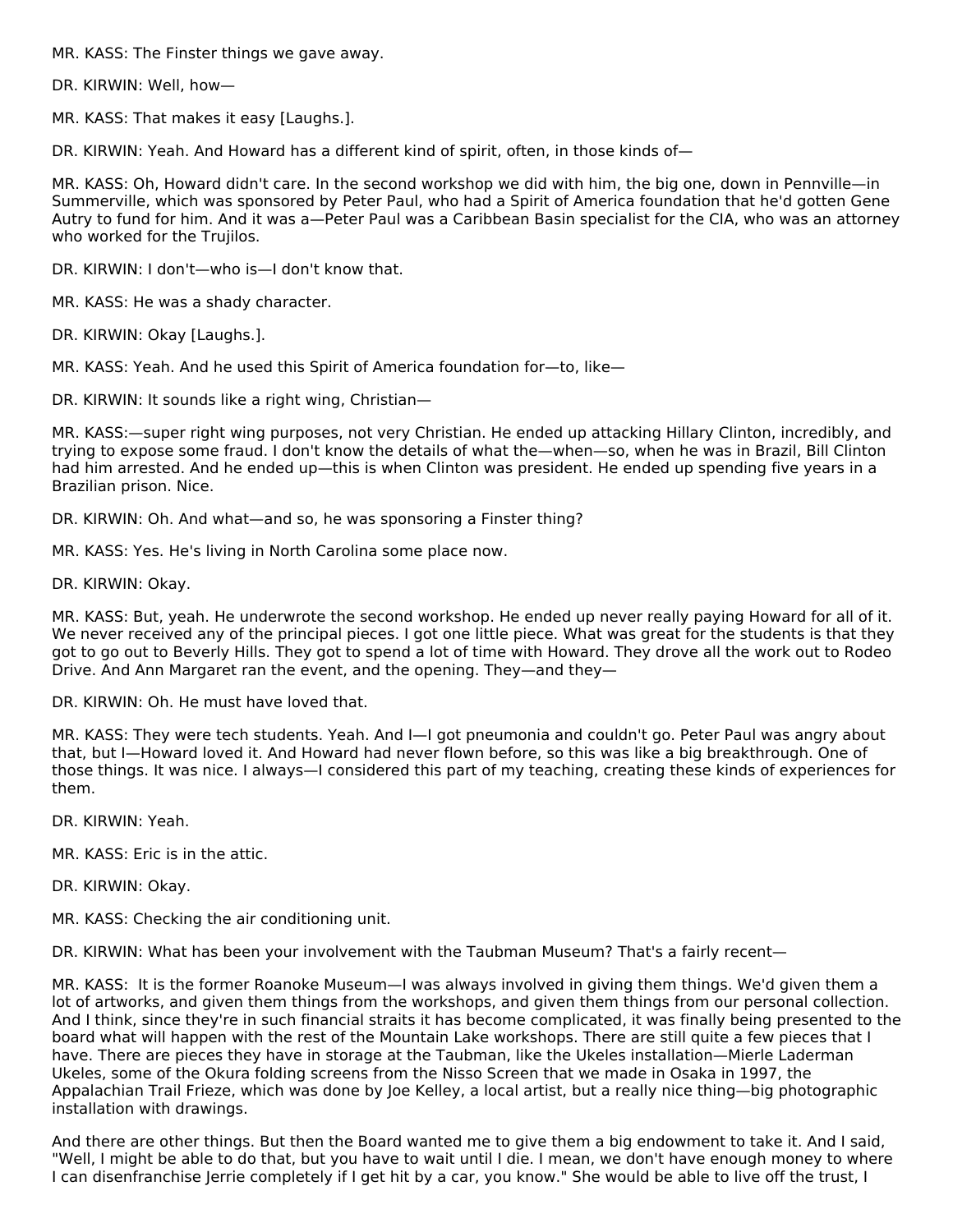MR. KASS: The Finster things we gave away.

DR. KIRWIN: Well, how—

MR. KASS: That makes it easy [Laughs.].

DR. KIRWIN: Yeah. And Howard has a different kind of spirit, often, in those kinds of—

MR. KASS: Oh, Howard didn't care. In the second workshop we did with him, the big one, down in Pennville—in Summerville, which was sponsored by Peter Paul, who had a Spirit of America foundation that he'd gotten Gene Autry to fund for him. And it was a—Peter Paul was a Caribbean Basin specialist for the CIA, who was an attorney who worked for the Trujilos.

DR. KIRWIN: I don't—who is—I don't know that.

MR. KASS: He was a shady character.

DR. KIRWIN: Okay [Laughs.].

MR. KASS: Yeah. And he used this Spirit of America foundation for—to, like—

DR. KIRWIN: It sounds like a right wing, Christian—

MR. KASS:—super right wing purposes, not very Christian. He ended up attacking Hillary Clinton, incredibly, and trying to expose some fraud. I don't know the details of what the—when—so, when he was in Brazil, Bill Clinton had him arrested. And he ended up—this is when Clinton was president. He ended up spending five years in a Brazilian prison. Nice.

DR. KIRWIN: Oh. And what—and so, he was sponsoring a Finster thing?

MR. KASS: Yes. He's living in North Carolina some place now.

DR. KIRWIN: Okay.

MR. KASS: But, yeah. He underwrote the second workshop. He ended up never really paying Howard for all of it. We never received any of the principal pieces. I got one little piece. What was great for the students is that they got to go out to Beverly Hills. They got to spend a lot of time with Howard. They drove all the work out to Rodeo Drive. And Ann Margaret ran the event, and the opening. They—and they—

DR. KIRWIN: Oh. He must have loved that.

MR. KASS: They were tech students. Yeah. And I—I got pneumonia and couldn't go. Peter Paul was angry about that, but I—Howard loved it. And Howard had never flown before, so this was like a big breakthrough. One of those things. It was nice. I always—I considered this part of my teaching, creating these kinds of experiences for them.

DR. KIRWIN: Yeah.

MR. KASS: Eric is in the attic.

DR. KIRWIN: Okay.

MR. KASS: Checking the air conditioning unit.

DR. KIRWIN: What has been your involvement with the Taubman Museum? That's a fairly recent—

MR. KASS: It is the former Roanoke Museum—I was always involved in giving them things. We'd given them a lot of artworks, and given them things from the workshops, and given them things from our personal collection. And I think, since they're in such financial straits it has become complicated, it was finally being presented to the board what will happen with the rest of the Mountain Lake workshops. There are still quite a few pieces that I have. There are pieces they have in storage at the Taubman, like the Ukeles installation—Mierle Laderman Ukeles, some of the Okura folding screens from the Nisso Screen that we made in Osaka in 1997, the Appalachian Trail Frieze, which was done by Joe Kelley, a local artist, but a really nice thing—big photographic installation with drawings.

And there are other things. But then the Board wanted me to give them a big endowment to take it. And I said, "Well, I might be able to do that, but you have to wait until I die. I mean, we don't have enough money to where I can disenfranchise Jerrie completely if I get hit by a car, you know." She would be able to live off the trust, I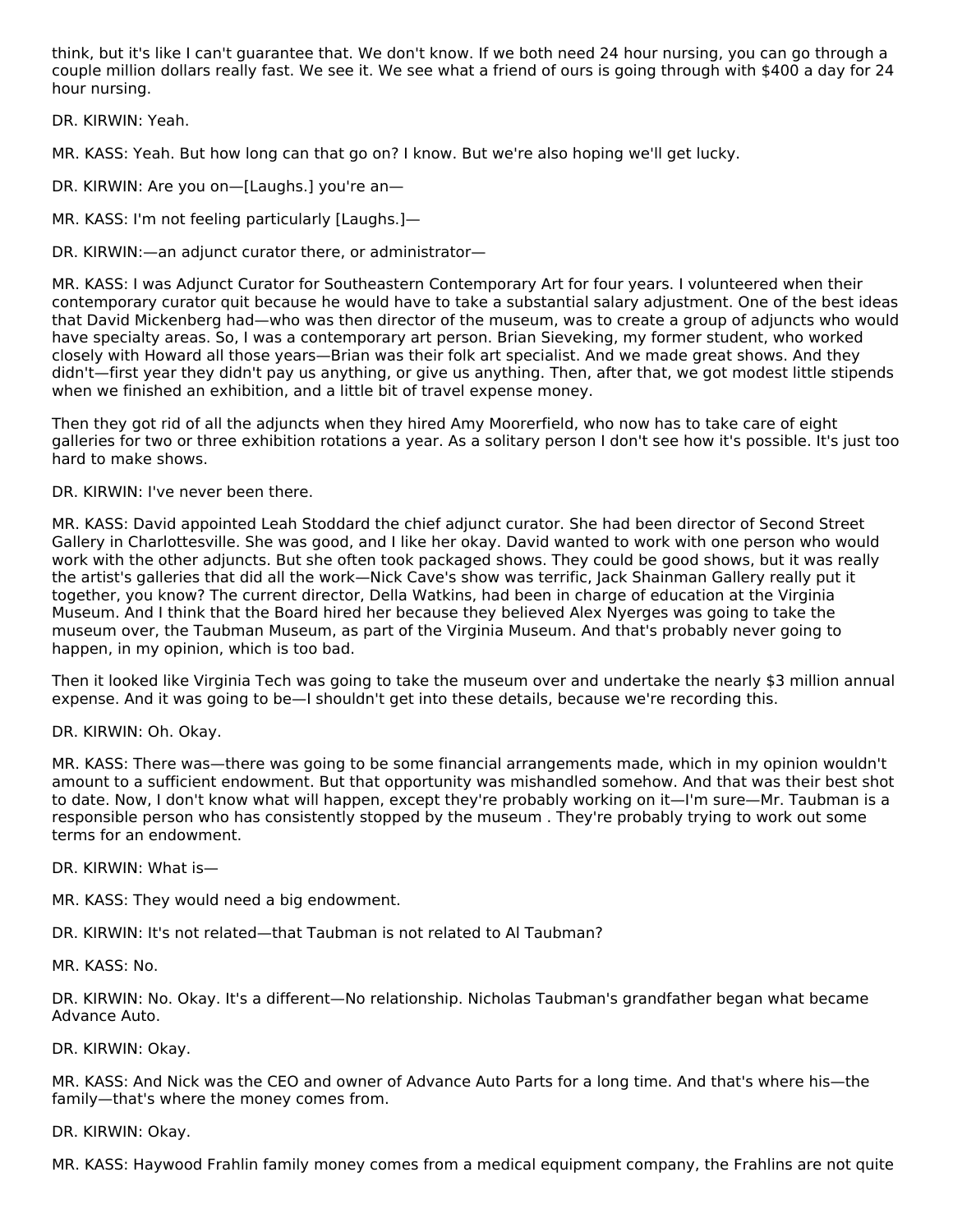think, but it's like I can't guarantee that. We don't know. If we both need 24 hour nursing, you can go through a couple million dollars really fast. We see it. We see what a friend of ours is going through with $400 a day for 24 hour nursing.

DR. KIRWIN: Yeah.

MR. KASS: Yeah. But how long can that go on? I know. But we're also hoping we'll get lucky.

DR. KIRWIN: Are you on—[Laughs.] you're an—

MR. KASS: I'm not feeling particularly [Laughs.]—

DR. KIRWIN:—an adjunct curator there, or administrator—

MR. KASS: I was Adjunct Curator for Southeastern Contemporary Art for four years. I volunteered when their contemporary curator quit because he would have to take a substantial salary adjustment. One of the best ideas that David Mickenberg had—who was then director of the museum, was to create a group of adjuncts who would have specialty areas. So, I was a contemporary art person. Brian Sieveking, my former student, who worked closely with Howard all those years—Brian was their folk art specialist. And we made great shows. And they didn't—first year they didn't pay us anything, or give us anything. Then, after that, we got modest little stipends when we finished an exhibition, and a little bit of travel expense money.

Then they got rid of all the adjuncts when they hired Amy Moorerfield, who now has to take care of eight galleries for two or three exhibition rotations a year. As a solitary person I don't see how it's possible. It's just too hard to make shows.

DR. KIRWIN: I've never been there.

MR. KASS: David appointed Leah Stoddard the chief adjunct curator. She had been director of Second Street Gallery in Charlottesville. She was good, and I like her okay. David wanted to work with one person who would work with the other adjuncts. But she often took packaged shows. They could be good shows, but it was really the artist's galleries that did all the work—Nick Cave's show was terrific, Jack Shainman Gallery really put it together, you know? The current director, Della Watkins, had been in charge of education at the Virginia Museum. And I think that the Board hired her because they believed Alex Nyerges was going to take the museum over, the Taubman Museum, as part of the Virginia Museum. And that's probably never going to happen, in my opinion, which is too bad.

Then it looked like Virginia Tech was going to take the museum over and undertake the nearly $3 million annual expense. And it was going to be—I shouldn't get into these details, because we're recording this.

DR. KIRWIN: Oh. Okay.

MR. KASS: There was—there was going to be some financial arrangements made, which in my opinion wouldn't amount to a sufficient endowment. But that opportunity was mishandled somehow. And that was their best shot to date. Now, I don't know what will happen, except they're probably working on it—I'm sure—Mr. Taubman is a responsible person who has consistently stopped by the museum . They're probably trying to work out some terms for an endowment.

DR. KIRWIN: What is—

MR. KASS: They would need a big endowment.

DR. KIRWIN: It's not related—that Taubman is not related to Al Taubman?

MR. KASS: No.

DR. KIRWIN: No. Okay. It's a different—No relationship. Nicholas Taubman's grandfather began what became Advance Auto.

DR. KIRWIN: Okay.

MR. KASS: And Nick was the CEO and owner of Advance Auto Parts for a long time. And that's where his—the family—that's where the money comes from.

DR. KIRWIN: Okay.

MR. KASS: Haywood Frahlin family money comes from a medical equipment company, the Frahlins are not quite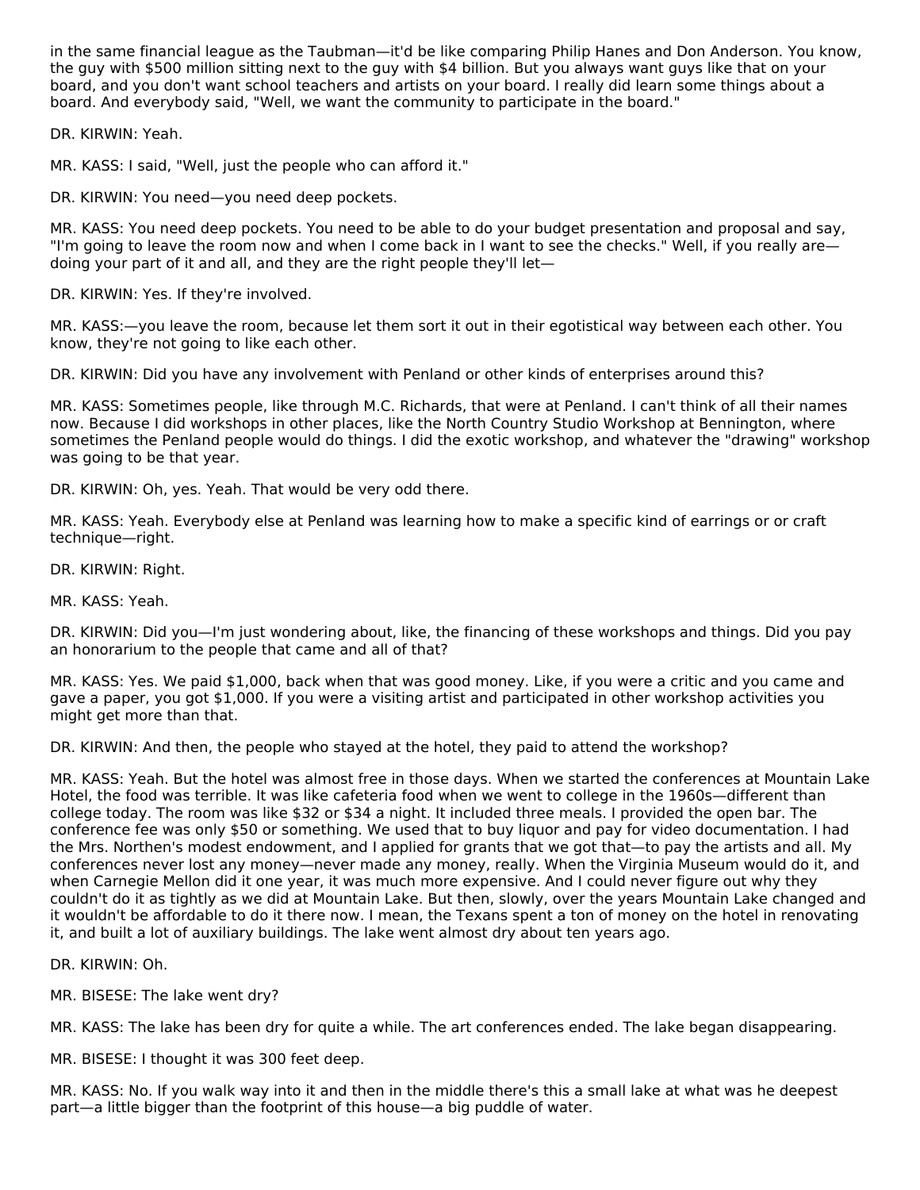in the same financial league as the Taubman—it'd be like comparing Philip Hanes and Don Anderson. You know, the guy with $500 million sitting next to the guy with $4 billion. But you always want guys like that on your board, and you don't want school teachers and artists on your board. I really did learn some things about a board. And everybody said, "Well, we want the community to participate in the board."

DR. KIRWIN: Yeah.

MR. KASS: I said, "Well, just the people who can afford it."

DR. KIRWIN: You need—you need deep pockets.

MR. KASS: You need deep pockets. You need to be able to do your budget presentation and proposal and say, "I'm going to leave the room now and when I come back in I want to see the checks." Well, if you really are—doing your part of it and all, and they are the right people they'll let—

DR. KIRWIN: Yes. If they're involved.

MR. KASS:—you leave the room, because let them sort it out in their egotistical way between each other. You know, they're not going to like each other.

DR. KIRWIN: Did you have any involvement with Penland or other kinds of enterprises around this?

MR. KASS: Sometimes people, like through M.C. Richards, that were at Penland. I can't think of all their names now. Because I did workshops in other places, like the North Country Studio Workshop at Bennington, where sometimes the Penland people would do things. I did the exotic workshop, and whatever the "drawing" workshop was going to be that year.

DR. KIRWIN: Oh, yes. Yeah. That would be very odd there.

MR. KASS: Yeah. Everybody else at Penland was learning how to make a specific kind of earrings or or craft technique—right.

DR. KIRWIN: Right.

MR. KASS: Yeah.

DR. KIRWIN: Did you—I'm just wondering about, like, the financing of these workshops and things. Did you pay an honorarium to the people that came and all of that?

MR. KASS: Yes. We paid $1,000, back when that was good money. Like, if you were a critic and you came and gave a paper, you got $1,000. If you were a visiting artist and participated in other workshop activities you might get more than that.

DR. KIRWIN: And then, the people who stayed at the hotel, they paid to attend the workshop?

MR. KASS: Yeah. But the hotel was almost free in those days. When we started the conferences at Mountain Lake Hotel, the food was terrible. It was like cafeteria food when we went to college in the 1960s—different than college today. The room was like $32 or $34 a night. It included three meals. I provided the open bar. The conference fee was only $50 or something. We used that to buy liquor and pay for video documentation. I had the Mrs. Northen's modest endowment, and I applied for grants that we got that—to pay the artists and all. My conferences never lost any money—never made any money, really. When the Virginia Museum would do it, and when Carnegie Mellon did it one year, it was much more expensive. And I could never figure out why they couldn't do it as tightly as we did at Mountain Lake. But then, slowly, over the years Mountain Lake changed and it wouldn't be affordable to do it there now. I mean, the Texans spent a ton of money on the hotel in renovating it, and built a lot of auxiliary buildings. The lake went almost dry about ten years ago.

DR. KIRWIN: Oh.

MR. BISESE: The lake went dry?

MR. KASS: The lake has been dry for quite a while. The art conferences ended. The lake began disappearing.

MR. BISESE: I thought it was 300 feet deep.

MR. KASS: No. If you walk way into it and then in the middle there's this a small lake at what was he deepest part—a little bigger than the footprint of this house—a big puddle of water.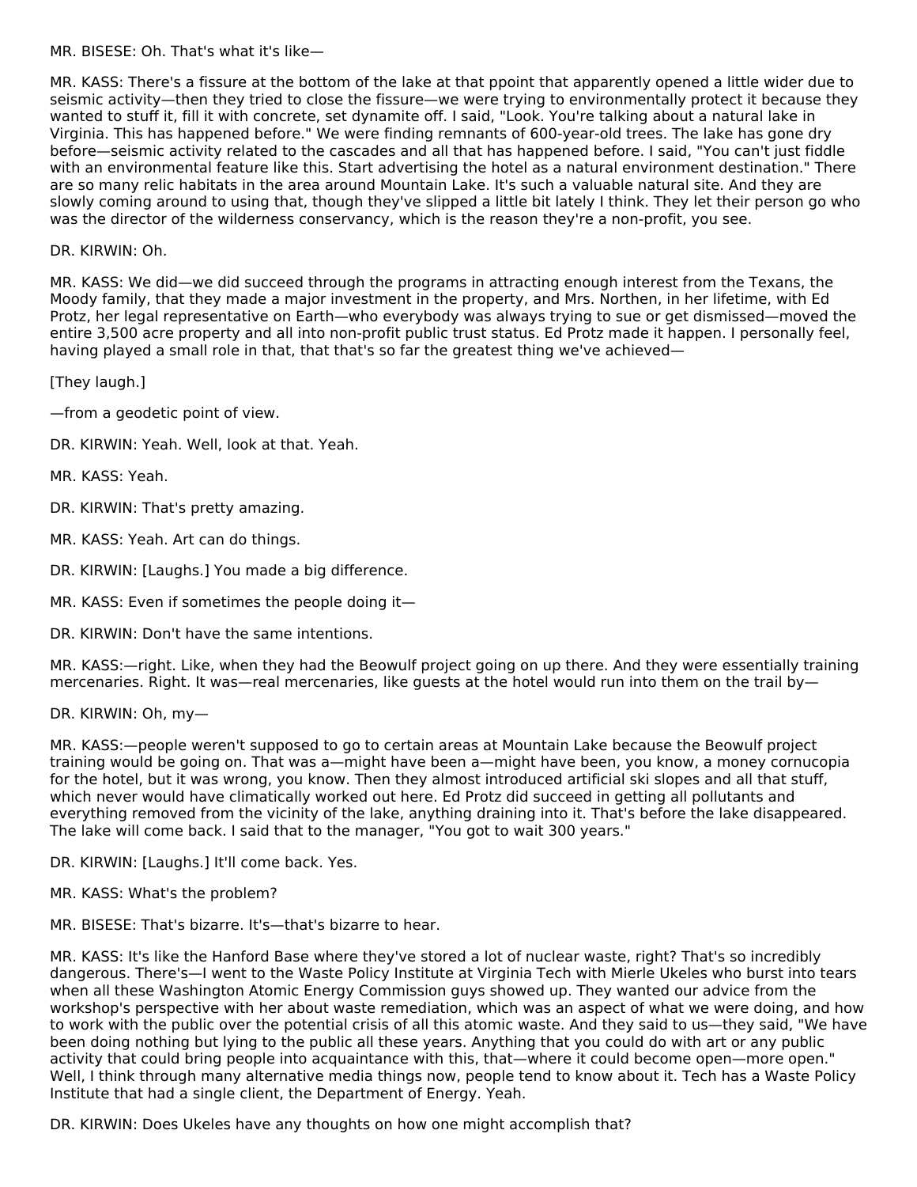MR. BISESE: Oh. That's what it's like—

MR. KASS: There's a fissure at the bottom of the lake at that ppoint that apparently opened a little wider due to seismic activity—then they tried to close the fissure—we were trying to environmentally protect it because they wanted to stuff it, fill it with concrete, set dynamite off. I said, "Look. You're talking about a natural lake in Virginia. This has happened before." We were finding remnants of 600-year-old trees. The lake has gone dry before—seismic activity related to the cascades and all that has happened before. I said, "You can't just fiddle with an environmental feature like this. Start advertising the hotel as a natural environment destination." There are so many relic habitats in the area around Mountain Lake. It's such a valuable natural site. And they are slowly coming around to using that, though they've slipped a little bit lately I think. They let their person go who was the director of the wilderness conservancy, which is the reason they're a non-profit, you see.

DR. KIRWIN: Oh.

MR. KASS: We did—we did succeed through the programs in attracting enough interest from the Texans, the Moody family, that they made a major investment in the property, and Mrs. Northen, in her lifetime, with Ed Protz, her legal representative on Earth—who everybody was always trying to sue or get dismissed—moved the entire 3,500 acre property and all into non-profit public trust status. Ed Protz made it happen. I personally feel, having played a small role in that, that that's so far the greatest thing we've achieved—

[They laugh.]

—from a geodetic point of view.

DR. KIRWIN: Yeah. Well, look at that. Yeah.

MR. KASS: Yeah.

DR. KIRWIN: That's pretty amazing.

MR. KASS: Yeah. Art can do things.

DR. KIRWIN: [Laughs.] You made a big difference.

MR. KASS: Even if sometimes the people doing it—

DR. KIRWIN: Don't have the same intentions.

MR. KASS:—right. Like, when they had the Beowulf project going on up there. And they were essentially training mercenaries. Right. It was—real mercenaries, like guests at the hotel would run into them on the trail by—

DR. KIRWIN: Oh, my—

MR. KASS:—people weren't supposed to go to certain areas at Mountain Lake because the Beowulf project training would be going on. That was a—might have been a—might have been, you know, a money cornucopia for the hotel, but it was wrong, you know. Then they almost introduced artificial ski slopes and all that stuff, which never would have climatically worked out here. Ed Protz did succeed in getting all pollutants and everything removed from the vicinity of the lake, anything draining into it. That's before the lake disappeared. The lake will come back. I said that to the manager, "You got to wait 300 years."

DR. KIRWIN: [Laughs.] It'll come back. Yes.

MR. KASS: What's the problem?

MR. BISESE: That's bizarre. It's—that's bizarre to hear.

MR. KASS: It's like the Hanford Base where they've stored a lot of nuclear waste, right? That's so incredibly dangerous. There's—I went to the Waste Policy Institute at Virginia Tech with Mierle Ukeles who burst into tears when all these Washington Atomic Energy Commission guys showed up. They wanted our advice from the workshop's perspective with her about waste remediation, which was an aspect of what we were doing, and how to work with the public over the potential crisis of all this atomic waste. And they said to us—they said, "We have been doing nothing but lying to the public all these years. Anything that you could do with art or any public activity that could bring people into acquaintance with this, that—where it could become open—more open." Well, I think through many alternative media things now, people tend to know about it. Tech has a Waste Policy Institute that had a single client, the Department of Energy. Yeah.

DR. KIRWIN: Does Ukeles have any thoughts on how one might accomplish that?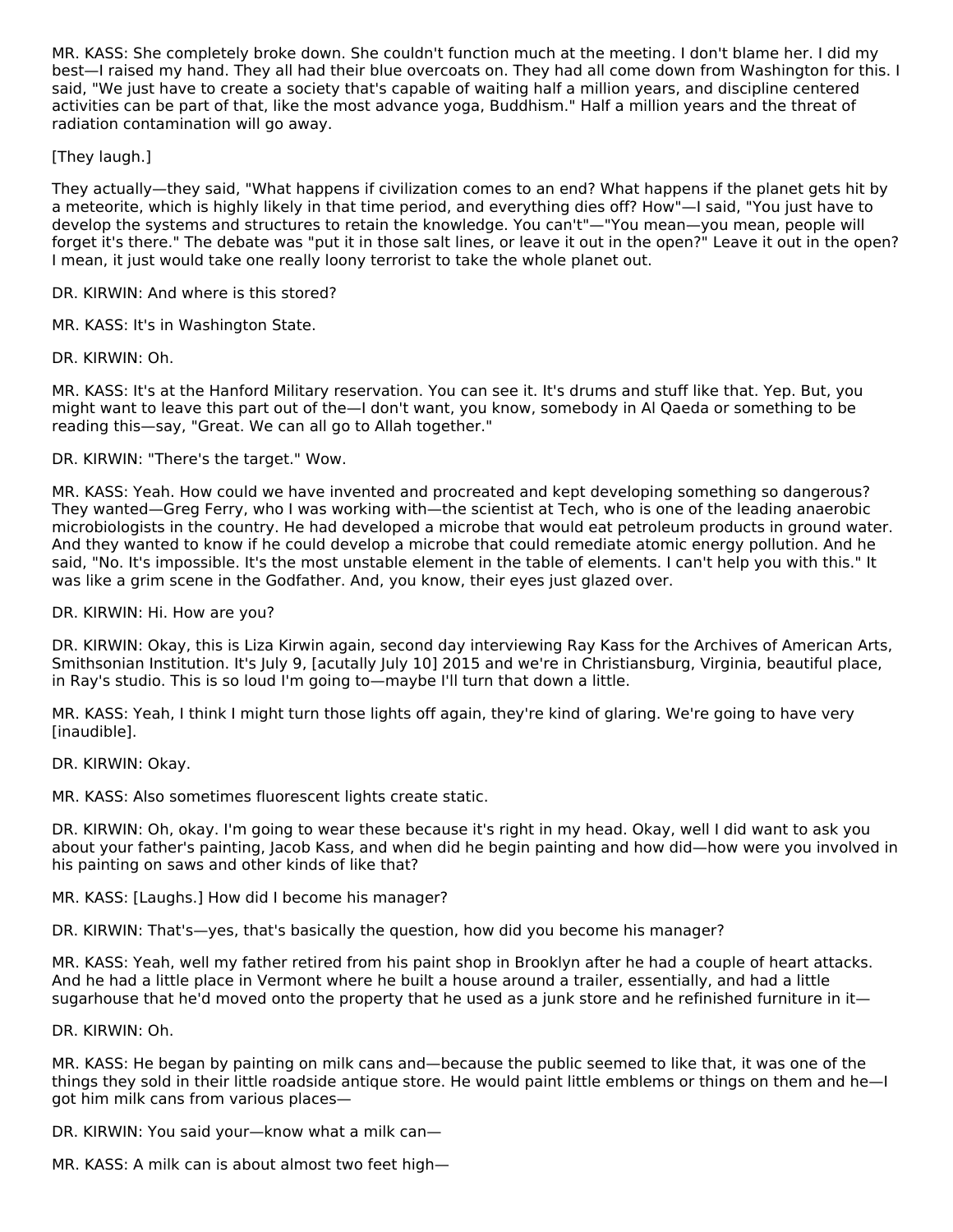MR. KASS: She completely broke down. She couldn't function much at the meeting. I don't blame her. I did my best—I raised my hand. They all had their blue overcoats on. They had all come down from Washington for this. I said, "We just have to create a society that's capable of waiting half a million years, and discipline centered activities can be part of that, like the most advance yoga, Buddhism." Half a million years and the threat of radiation contamination will go away.

[They laugh.]

They actually—they said, "What happens if civilization comes to an end? What happens if the planet gets hit by a meteorite, which is highly likely in that time period, and everything dies off? How"—I said, "You just have to develop the systems and structures to retain the knowledge. You can't"—"You mean—you mean, people will forget it's there." The debate was "put it in those salt lines, or leave it out in the open?" Leave it out in the open? I mean, it just would take one really loony terrorist to take the whole planet out.

DR. KIRWIN: And where is this stored?

MR. KASS: It's in Washington State.

DR. KIRWIN: Oh.

MR. KASS: It's at the Hanford Military reservation. You can see it. It's drums and stuff like that. Yep. But, you might want to leave this part out of the—I don't want, you know, somebody in Al Qaeda or something to be reading this—say, "Great. We can all go to Allah together."

DR. KIRWIN: "There's the target." Wow.

MR. KASS: Yeah. How could we have invented and procreated and kept developing something so dangerous? They wanted—Greg Ferry, who I was working with—the scientist at Tech, who is one of the leading anaerobic microbiologists in the country. He had developed a microbe that would eat petroleum products in ground water. And they wanted to know if he could develop a microbe that could remediate atomic energy pollution. And he said, "No. It's impossible. It's the most unstable element in the table of elements. I can't help you with this." It was like a grim scene in the Godfather. And, you know, their eyes just glazed over.

DR. KIRWIN: Hi. How are you?

DR. KIRWIN: Okay, this is Liza Kirwin again, second day interviewing Ray Kass for the Archives of American Arts, Smithsonian Institution. It's July 9, [acutally July 10] 2015 and we're in Christiansburg, Virginia, beautiful place, in Ray's studio. This is so loud I'm going to—maybe I'll turn that down a little.

MR. KASS: Yeah, I think I might turn those lights off again, they're kind of glaring. We're going to have very [inaudible].

DR. KIRWIN: Okay.

MR. KASS: Also sometimes fluorescent lights create static.

DR. KIRWIN: Oh, okay. I'm going to wear these because it's right in my head. Okay, well I did want to ask you about your father's painting, Jacob Kass, and when did he begin painting and how did—how were you involved in his painting on saws and other kinds of like that?

MR. KASS: [Laughs.] How did I become his manager?

DR. KIRWIN: That's—yes, that's basically the question, how did you become his manager?

MR. KASS: Yeah, well my father retired from his paint shop in Brooklyn after he had a couple of heart attacks. And he had a little place in Vermont where he built a house around a trailer, essentially, and had a little sugarhouse that he'd moved onto the property that he used as a junk store and he refinished furniture in it—

DR. KIRWIN: Oh.

MR. KASS: He began by painting on milk cans and—because the public seemed to like that, it was one of the things they sold in their little roadside antique store. He would paint little emblems or things on them and he—I got him milk cans from various places—

DR. KIRWIN: You said your—know what a milk can—

MR. KASS: A milk can is about almost two feet high—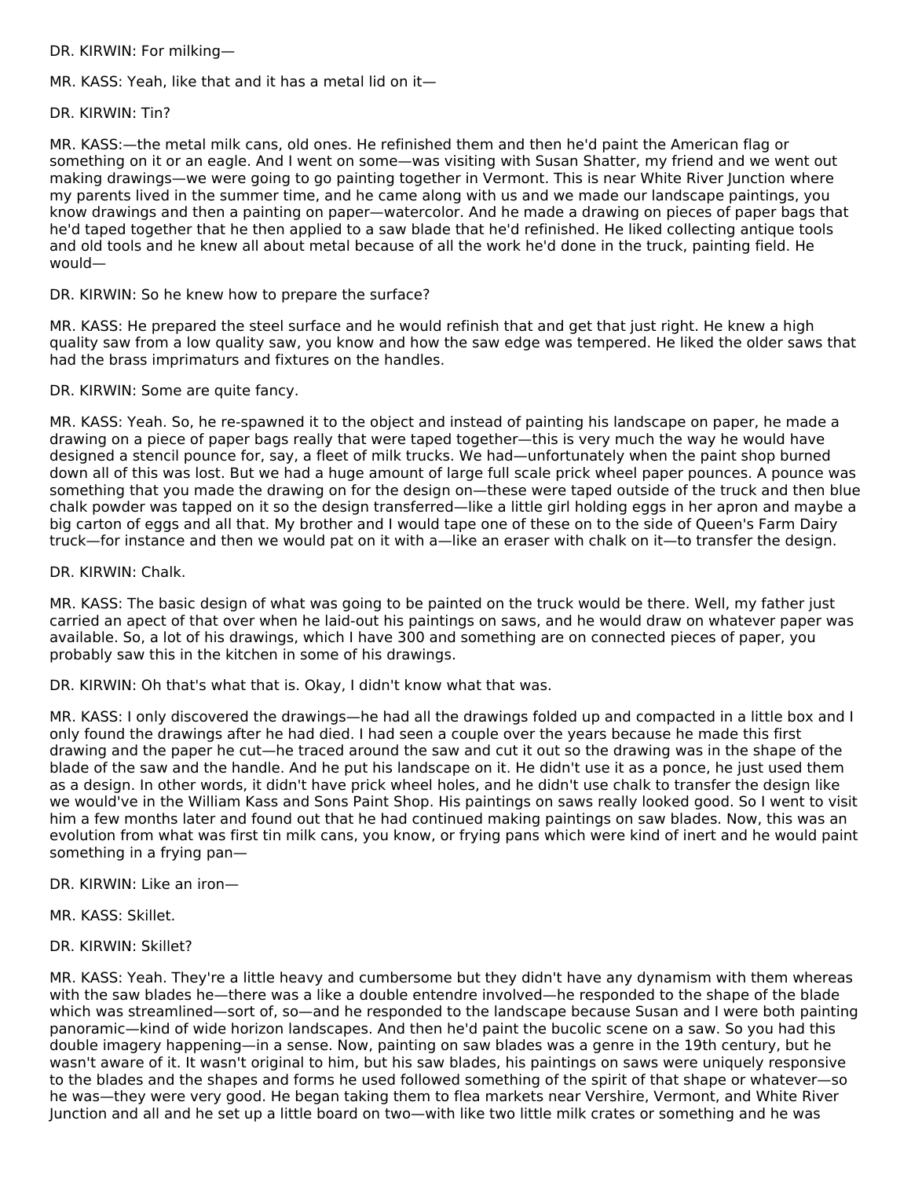DR. KIRWIN: For milking—

MR. KASS: Yeah, like that and it has a metal lid on it—

DR. KIRWIN: Tin?

MR. KASS:—the metal milk cans, old ones. He refinished them and then he'd paint the American flag or something on it or an eagle. And I went on some—was visiting with Susan Shatter, my friend and we went out making drawings—we were going to go painting together in Vermont. This is near White River Junction where my parents lived in the summer time, and he came along with us and we made our landscape paintings, you know drawings and then a painting on paper—watercolor. And he made a drawing on pieces of paper bags that he'd taped together that he then applied to a saw blade that he'd refinished. He liked collecting antique tools and old tools and he knew all about metal because of all the work he'd done in the truck, painting field. He would—

DR. KIRWIN: So he knew how to prepare the surface?

MR. KASS: He prepared the steel surface and he would refinish that and get that just right. He knew a high quality saw from a low quality saw, you know and how the saw edge was tempered. He liked the older saws that had the brass imprimaturs and fixtures on the handles.

DR. KIRWIN: Some are quite fancy.

MR. KASS: Yeah. So, he re-spawned it to the object and instead of painting his landscape on paper, he made a drawing on a piece of paper bags really that were taped together—this is very much the way he would have designed a stencil pounce for, say, a fleet of milk trucks. We had—unfortunately when the paint shop burned down all of this was lost. But we had a huge amount of large full scale prick wheel paper pounces. A pounce was something that you made the drawing on for the design on—these were taped outside of the truck and then blue chalk powder was tapped on it so the design transferred—like a little girl holding eggs in her apron and maybe a big carton of eggs and all that. My brother and I would tape one of these on to the side of Queen's Farm Dairy truck—for instance and then we would pat on it with a—like an eraser with chalk on it—to transfer the design.

DR. KIRWIN: Chalk.

MR. KASS: The basic design of what was going to be painted on the truck would be there. Well, my father just carried an apect of that over when he laid-out his paintings on saws, and he would draw on whatever paper was available. So, a lot of his drawings, which I have 300 and something are on connected pieces of paper, you probably saw this in the kitchen in some of his drawings.

DR. KIRWIN: Oh that's what that is. Okay, I didn't know what that was.

MR. KASS: I only discovered the drawings—he had all the drawings folded up and compacted in a little box and I only found the drawings after he had died. I had seen a couple over the years because he made this first drawing and the paper he cut—he traced around the saw and cut it out so the drawing was in the shape of the blade of the saw and the handle. And he put his landscape on it. He didn't use it as a ponce, he just used them as a design. In other words, it didn't have prick wheel holes, and he didn't use chalk to transfer the design like we would've in the William Kass and Sons Paint Shop. His paintings on saws really looked good. So I went to visit him a few months later and found out that he had continued making paintings on saw blades. Now, this was an evolution from what was first tin milk cans, you know, or frying pans which were kind of inert and he would paint something in a frying pan—

DR. KIRWIN: Like an iron—

MR. KASS: Skillet.

DR. KIRWIN: Skillet?

MR. KASS: Yeah. They're a little heavy and cumbersome but they didn't have any dynamism with them whereas with the saw blades he—there was a like a double entendre involved—he responded to the shape of the blade which was streamlined—sort of, so—and he responded to the landscape because Susan and I were both painting panoramic—kind of wide horizon landscapes. And then he'd paint the bucolic scene on a saw. So you had this double imagery happening—in a sense. Now, painting on saw blades was a genre in the 19th century, but he wasn't aware of it. It wasn't original to him, but his saw blades, his paintings on saws were uniquely responsive to the blades and the shapes and forms he used followed something of the spirit of that shape or whatever—so he was—they were very good. He began taking them to flea markets near Vershire, Vermont, and White River Junction and all and he set up a little board on two—with like two little milk crates or something and he was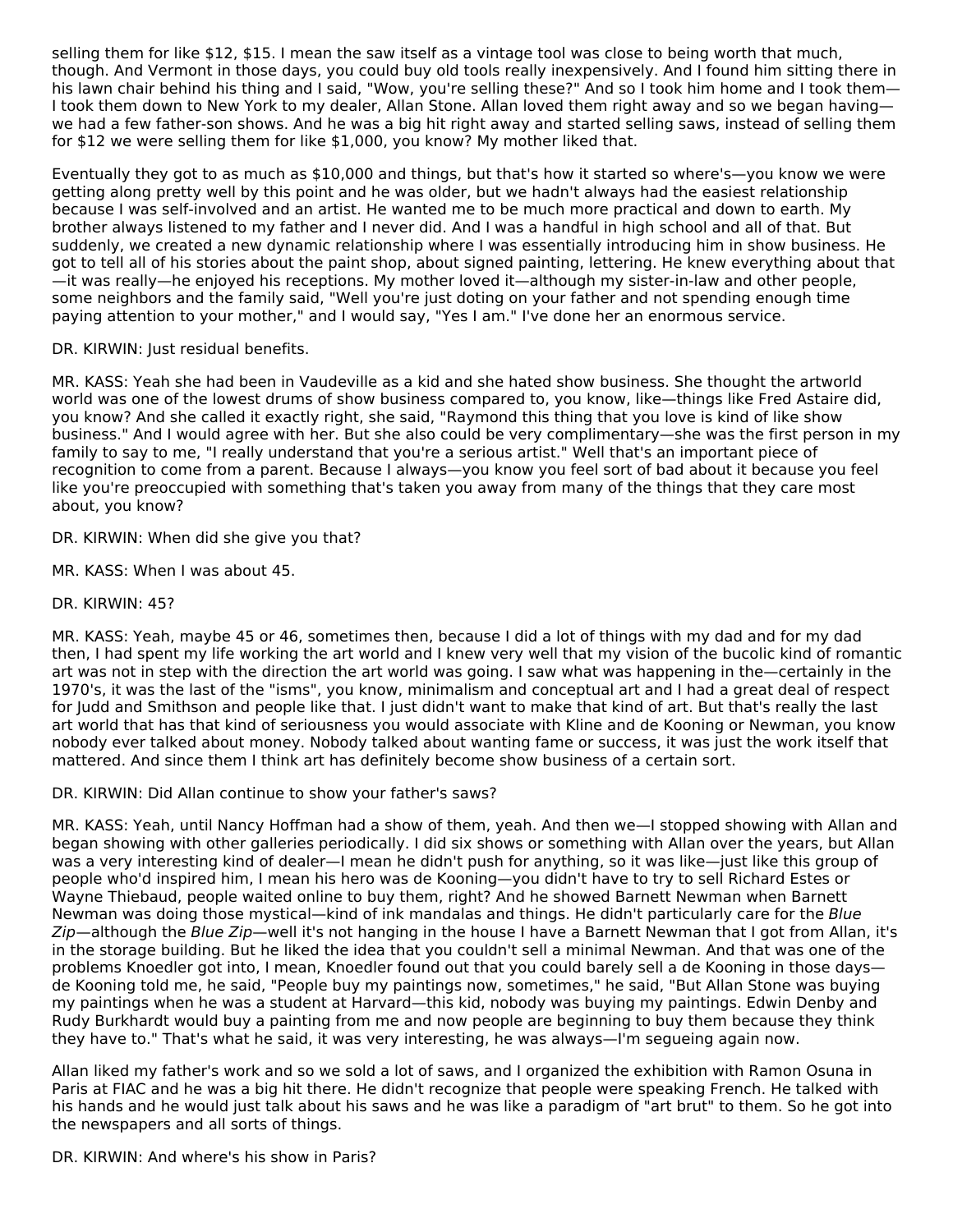selling them for like $12, $15. I mean the saw itself as a vintage tool was close to being worth that much, though. And Vermont in those days, you could buy old tools really inexpensively. And I found him sitting there in his lawn chair behind his thing and I said, "Wow, you're selling these?" And so I took him home and I took them—I took them down to New York to my dealer, Allan Stone. Allan loved them right away and so we began having—we had a few father-son shows. And he was a big hit right away and started selling saws, instead of selling them for $12 we were selling them for like $1,000, you know? My mother liked that.

Eventually they got to as much as $10,000 and things, but that's how it started so where's—you know we were getting along pretty well by this point and he was older, but we hadn't always had the easiest relationship because I was self-involved and an artist. He wanted me to be much more practical and down to earth. My brother always listened to my father and I never did. And I was a handful in high school and all of that. But suddenly, we created a new dynamic relationship where I was essentially introducing him in show business. He got to tell all of his stories about the paint shop, about signed painting, lettering. He knew everything about that—it was really—he enjoyed his receptions. My mother loved it—although my sister-in-law and other people, some neighbors and the family said, "Well you're just doting on your father and not spending enough time paying attention to your mother," and I would say, "Yes I am." I've done her an enormous service.

DR. KIRWIN: Just residual benefits.

MR. KASS: Yeah she had been in Vaudeville as a kid and she hated show business. She thought the artworld world was one of the lowest drums of show business compared to, you know, like—things like Fred Astaire did, you know? And she called it exactly right, she said, "Raymond this thing that you love is kind of like show business." And I would agree with her. But she also could be very complimentary—she was the first person in my family to say to me, "I really understand that you're a serious artist." Well that's an important piece of recognition to come from a parent. Because I always—you know you feel sort of bad about it because you feel like you're preoccupied with something that's taken you away from many of the things that they care most about, you know?

DR. KIRWIN: When did she give you that?

MR. KASS: When I was about 45.

DR. KIRWIN: 45?

MR. KASS: Yeah, maybe 45 or 46, sometimes then, because I did a lot of things with my dad and for my dad then, I had spent my life working the art world and I knew very well that my vision of the bucolic kind of romantic art was not in step with the direction the art world was going. I saw what was happening in the—certainly in the 1970's, it was the last of the "isms", you know, minimalism and conceptual art and I had a great deal of respect for Judd and Smithson and people like that. I just didn't want to make that kind of art. But that's really the last art world that has that kind of seriousness you would associate with Kline and de Kooning or Newman, you know nobody ever talked about money. Nobody talked about wanting fame or success, it was just the work itself that mattered. And since them I think art has definitely become show business of a certain sort.

DR. KIRWIN: Did Allan continue to show your father's saws?

MR. KASS: Yeah, until Nancy Hoffman had a show of them, yeah. And then we—I stopped showing with Allan and began showing with other galleries periodically. I did six shows or something with Allan over the years, but Allan was a very interesting kind of dealer—I mean he didn't push for anything, so it was like—just like this group of people who'd inspired him, I mean his hero was de Kooning—you didn't have to try to sell Richard Estes or Wayne Thiebaud, people waited online to buy them, right? And he showed Barnett Newman when Barnett Newman was doing those mystical—kind of ink mandalas and things. He didn't particularly care for the *Blue Zip*—although the *Blue Zip*—well it's not hanging in the house I have a Barnett Newman that I got from Allan, it's in the storage building. But he liked the idea that you couldn't sell a minimal Newman. And that was one of the problems Knoedler got into, I mean, Knoedler found out that you could barely sell a de Kooning in those days—de Kooning told me, he said, "People buy my paintings now, sometimes," he said, "But Allan Stone was buying my paintings when he was a student at Harvard—this kid, nobody was buying my paintings. Edwin Denby and Rudy Burkhardt would buy a painting from me and now people are beginning to buy them because they think they have to." That's what he said, it was very interesting, he was always—I'm segueing again now.

Allan liked my father's work and so we sold a lot of saws, and I organized the exhibition with Ramon Osuna in Paris at FIAC and he was a big hit there. He didn't recognize that people were speaking French. He talked with his hands and he would just talk about his saws and he was like a paradigm of "art brut" to them. So he got into the newspapers and all sorts of things.

DR. KIRWIN: And where's his show in Paris?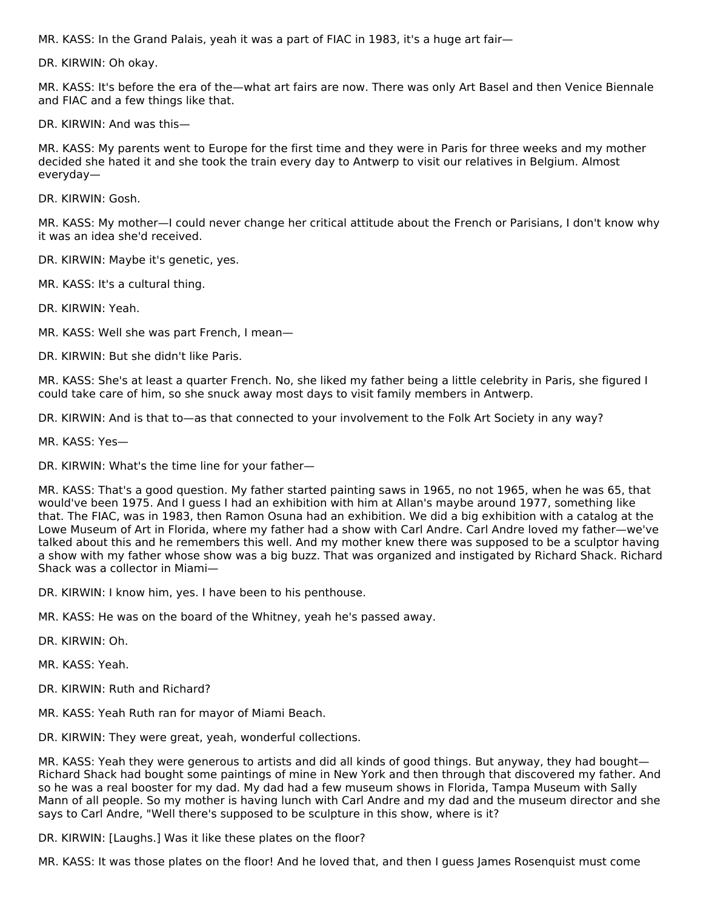MR. KASS: In the Grand Palais, yeah it was a part of FIAC in 1983, it's a huge art fair—

DR. KIRWIN: Oh okay.

MR. KASS: It's before the era of the—what art fairs are now. There was only Art Basel and then Venice Biennale and FIAC and a few things like that.

DR. KIRWIN: And was this—

MR. KASS: My parents went to Europe for the first time and they were in Paris for three weeks and my mother decided she hated it and she took the train every day to Antwerp to visit our relatives in Belgium. Almost everyday—

DR. KIRWIN: Gosh.

MR. KASS: My mother—I could never change her critical attitude about the French or Parisians, I don't know why it was an idea she'd received.

DR. KIRWIN: Maybe it's genetic, yes.

MR. KASS: It's a cultural thing.

DR. KIRWIN: Yeah.

MR. KASS: Well she was part French, I mean—

DR. KIRWIN: But she didn't like Paris.

MR. KASS: She's at least a quarter French. No, she liked my father being a little celebrity in Paris, she figured I could take care of him, so she snuck away most days to visit family members in Antwerp.

DR. KIRWIN: And is that to—as that connected to your involvement to the Folk Art Society in any way?

MR. KASS: Yes—

DR. KIRWIN: What's the time line for your father—

MR. KASS: That's a good question. My father started painting saws in 1965, no not 1965, when he was 65, that would've been 1975. And I guess I had an exhibition with him at Allan's maybe around 1977, something like that. The FIAC, was in 1983, then Ramon Osuna had an exhibition. We did a big exhibition with a catalog at the Lowe Museum of Art in Florida, where my father had a show with Carl Andre. Carl Andre loved my father—we've talked about this and he remembers this well. And my mother knew there was supposed to be a sculptor having a show with my father whose show was a big buzz. That was organized and instigated by Richard Shack. Richard Shack was a collector in Miami—

DR. KIRWIN: I know him, yes. I have been to his penthouse.

MR. KASS: He was on the board of the Whitney, yeah he's passed away.

DR. KIRWIN: Oh.

MR. KASS: Yeah.

DR. KIRWIN: Ruth and Richard?

MR. KASS: Yeah Ruth ran for mayor of Miami Beach.

DR. KIRWIN: They were great, yeah, wonderful collections.

MR. KASS: Yeah they were generous to artists and did all kinds of good things. But anyway, they had bought—Richard Shack had bought some paintings of mine in New York and then through that discovered my father. And so he was a real booster for my dad. My dad had a few museum shows in Florida, Tampa Museum with Sally Mann of all people. So my mother is having lunch with Carl Andre and my dad and the museum director and she says to Carl Andre, "Well there's supposed to be sculpture in this show, where is it?

DR. KIRWIN: [Laughs.] Was it like these plates on the floor?

MR. KASS: It was those plates on the floor! And he loved that, and then I guess James Rosenquist must come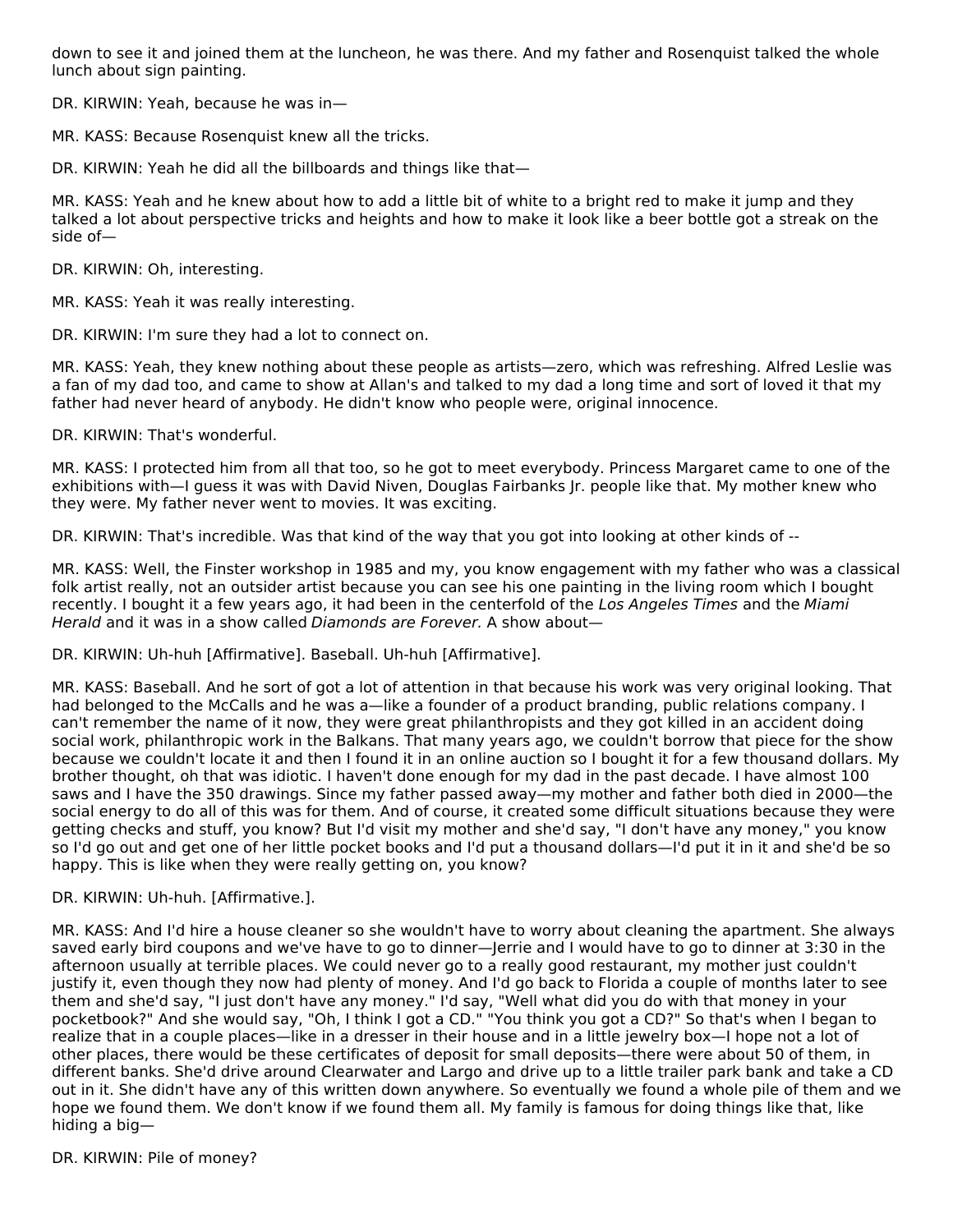down to see it and joined them at the luncheon, he was there. And my father and Rosenquist talked the whole lunch about sign painting.

DR. KIRWIN: Yeah, because he was in—

MR. KASS: Because Rosenquist knew all the tricks.

DR. KIRWIN: Yeah he did all the billboards and things like that—

MR. KASS: Yeah and he knew about how to add a little bit of white to a bright red to make it jump and they talked a lot about perspective tricks and heights and how to make it look like a beer bottle got a streak on the side of—

DR. KIRWIN: Oh, interesting.

MR. KASS: Yeah it was really interesting.

DR. KIRWIN: I'm sure they had a lot to connect on.

MR. KASS: Yeah, they knew nothing about these people as artists—zero, which was refreshing. Alfred Leslie was a fan of my dad too, and came to show at Allan's and talked to my dad a long time and sort of loved it that my father had never heard of anybody. He didn't know who people were, original innocence.

DR. KIRWIN: That's wonderful.

MR. KASS: I protected him from all that too, so he got to meet everybody. Princess Margaret came to one of the exhibitions with—I guess it was with David Niven, Douglas Fairbanks Jr. people like that. My mother knew who they were. My father never went to movies. It was exciting.

DR. KIRWIN: That's incredible. Was that kind of the way that you got into looking at other kinds of --

MR. KASS: Well, the Finster workshop in 1985 and my, you know engagement with my father who was a classical folk artist really, not an outsider artist because you can see his one painting in the living room which I bought recently. I bought it a few years ago, it had been in the centerfold of the *Los Angeles Times* and the *Miami Herald* and it was in a show called *Diamonds are Forever.* A show about—

DR. KIRWIN: Uh-huh [Affirmative]. Baseball. Uh-huh [Affirmative].

MR. KASS: Baseball. And he sort of got a lot of attention in that because his work was very original looking. That had belonged to the McCalls and he was a—like a founder of a product branding, public relations company. I can't remember the name of it now, they were great philanthropists and they got killed in an accident doing social work, philanthropic work in the Balkans. That many years ago, we couldn't borrow that piece for the show because we couldn't locate it and then I found it in an online auction so I bought it for a few thousand dollars. My brother thought, oh that was idiotic. I haven't done enough for my dad in the past decade. I have almost 100 saws and I have the 350 drawings. Since my father passed away—my mother and father both died in 2000—the social energy to do all of this was for them. And of course, it created some difficult situations because they were getting checks and stuff, you know? But I'd visit my mother and she'd say, "I don't have any money," you know so I'd go out and get one of her little pocket books and I'd put a thousand dollars—I'd put it in it and she'd be so happy. This is like when they were really getting on, you know?

DR. KIRWIN: Uh-huh. [Affirmative.].

MR. KASS: And I'd hire a house cleaner so she wouldn't have to worry about cleaning the apartment. She always saved early bird coupons and we've have to go to dinner—Jerrie and I would have to go to dinner at 3:30 in the afternoon usually at terrible places. We could never go to a really good restaurant, my mother just couldn't justify it, even though they now had plenty of money. And I'd go back to Florida a couple of months later to see them and she'd say, "I just don't have any money." I'd say, "Well what did you do with that money in your pocketbook?" And she would say, "Oh, I think I got a CD." "You think you got a CD?" So that's when I began to realize that in a couple places—like in a dresser in their house and in a little jewelry box—I hope not a lot of other places, there would be these certificates of deposit for small deposits—there were about 50 of them, in different banks. She'd drive around Clearwater and Largo and drive up to a little trailer park bank and take a CD out in it. She didn't have any of this written down anywhere. So eventually we found a whole pile of them and we hope we found them. We don't know if we found them all. My family is famous for doing things like that, like hiding a big—

DR. KIRWIN: Pile of money?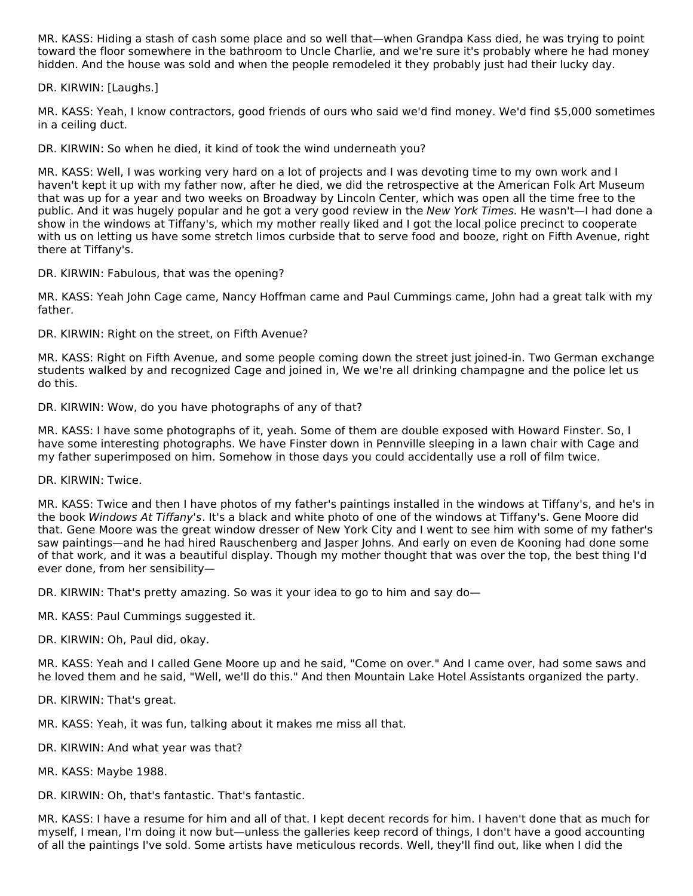MR. KASS: Hiding a stash of cash some place and so well that—when Grandpa Kass died, he was trying to point toward the floor somewhere in the bathroom to Uncle Charlie, and we're sure it's probably where he had money hidden. And the house was sold and when the people remodeled it they probably just had their lucky day.

DR. KIRWIN: [Laughs.]

MR. KASS: Yeah, I know contractors, good friends of ours who said we'd find money. We'd find $5,000 sometimes in a ceiling duct.

DR. KIRWIN: So when he died, it kind of took the wind underneath you?

MR. KASS: Well, I was working very hard on a lot of projects and I was devoting time to my own work and I haven't kept it up with my father now, after he died, we did the retrospective at the American Folk Art Museum that was up for a year and two weeks on Broadway by Lincoln Center, which was open all the time free to the public. And it was hugely popular and he got a very good review in the *New York Times*. He wasn't—I had done a show in the windows at Tiffany's, which my mother really liked and I got the local police precinct to cooperate with us on letting us have some stretch limos curbside that to serve food and booze, right on Fifth Avenue, right there at Tiffany's.

DR. KIRWIN: Fabulous, that was the opening?

MR. KASS: Yeah John Cage came, Nancy Hoffman came and Paul Cummings came, John had a great talk with my father.

DR. KIRWIN: Right on the street, on Fifth Avenue?

MR. KASS: Right on Fifth Avenue, and some people coming down the street just joined-in. Two German exchange students walked by and recognized Cage and joined in, We we're all drinking champagne and the police let us do this.

DR. KIRWIN: Wow, do you have photographs of any of that?

MR. KASS: I have some photographs of it, yeah. Some of them are double exposed with Howard Finster. So, I have some interesting photographs. We have Finster down in Pennville sleeping in a lawn chair with Cage and my father superimposed on him. Somehow in those days you could accidentally use a roll of film twice.

DR. KIRWIN: Twice.

MR. KASS: Twice and then I have photos of my father's paintings installed in the windows at Tiffany's, and he's in the book *Windows At Tiffany's*. It's a black and white photo of one of the windows at Tiffany's. Gene Moore did that. Gene Moore was the great window dresser of New York City and I went to see him with some of my father's saw paintings—and he had hired Rauschenberg and Jasper Johns. And early on even de Kooning had done some of that work, and it was a beautiful display. Though my mother thought that was over the top, the best thing I'd ever done, from her sensibility—

DR. KIRWIN: That's pretty amazing. So was it your idea to go to him and say do—

MR. KASS: Paul Cummings suggested it.

DR. KIRWIN: Oh, Paul did, okay.

MR. KASS: Yeah and I called Gene Moore up and he said, "Come on over." And I came over, had some saws and he loved them and he said, "Well, we'll do this." And then Mountain Lake Hotel Assistants organized the party.

DR. KIRWIN: That's great.

MR. KASS: Yeah, it was fun, talking about it makes me miss all that.

DR. KIRWIN: And what year was that?

MR. KASS: Maybe 1988.

DR. KIRWIN: Oh, that's fantastic. That's fantastic.

MR. KASS: I have a resume for him and all of that. I kept decent records for him. I haven't done that as much for myself, I mean, I'm doing it now but—unless the galleries keep record of things, I don't have a good accounting of all the paintings I've sold. Some artists have meticulous records. Well, they'll find out, like when I did the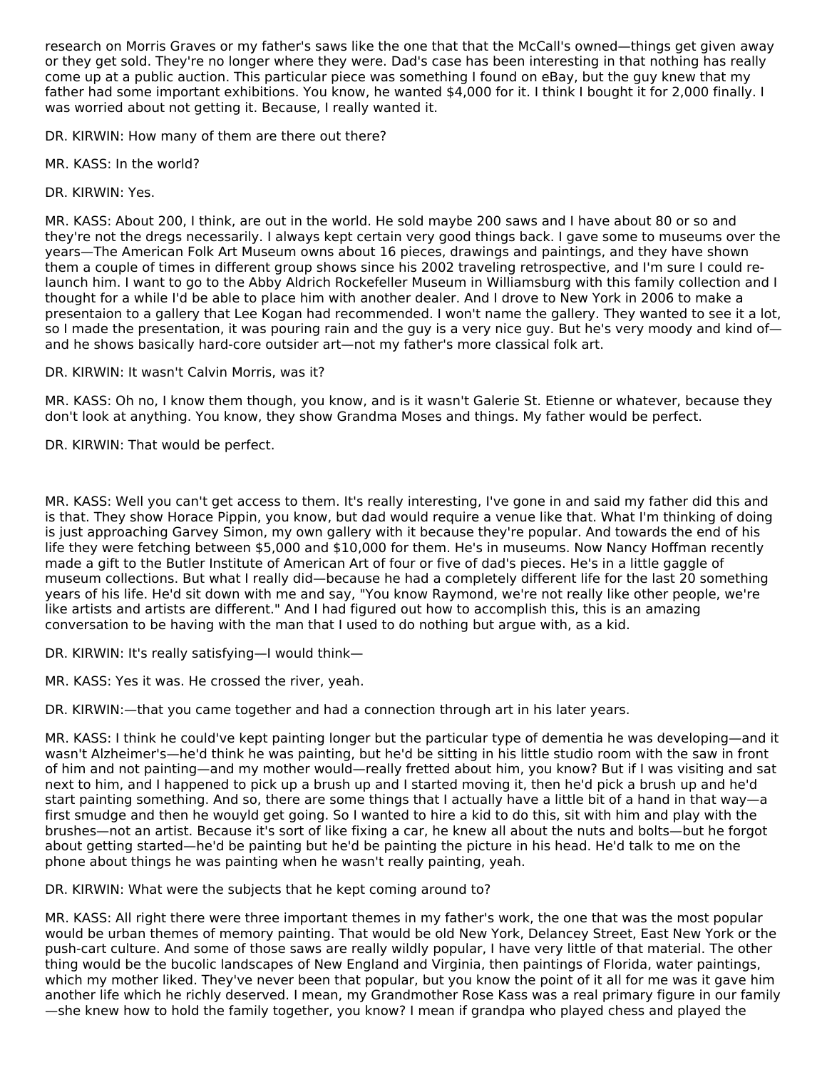research on Morris Graves or my father's saws like the one that that the McCall's owned—things get given away or they get sold. They're no longer where they were. Dad's case has been interesting in that nothing has really come up at a public auction. This particular piece was something I found on eBay, but the guy knew that my father had some important exhibitions. You know, he wanted $4,000 for it. I think I bought it for 2,000 finally. I was worried about not getting it. Because, I really wanted it.

DR. KIRWIN: How many of them are there out there?

MR. KASS: In the world?

DR. KIRWIN: Yes.

MR. KASS: About 200, I think, are out in the world. He sold maybe 200 saws and I have about 80 or so and they're not the dregs necessarily. I always kept certain very good things back. I gave some to museums over the years—The American Folk Art Museum owns about 16 pieces, drawings and paintings, and they have shown them a couple of times in different group shows since his 2002 traveling retrospective, and I'm sure I could re-launch him. I want to go to the Abby Aldrich Rockefeller Museum in Williamsburg with this family collection and I thought for a while I'd be able to place him with another dealer. And I drove to New York in 2006 to make a presentaion to a gallery that Lee Kogan had recommended. I won't name the gallery. They wanted to see it a lot, so I made the presentation, it was pouring rain and the guy is a very nice guy. But he's very moody and kind of—and he shows basically hard-core outsider art—not my father's more classical folk art.

DR. KIRWIN: It wasn't Calvin Morris, was it?

MR. KASS: Oh no, I know them though, you know, and is it wasn't Galerie St. Etienne or whatever, because they don't look at anything. You know, they show Grandma Moses and things. My father would be perfect.

DR. KIRWIN: That would be perfect.

MR. KASS: Well you can't get access to them. It's really interesting, I've gone in and said my father did this and is that. They show Horace Pippin, you know, but dad would require a venue like that. What I'm thinking of doing is just approaching Garvey Simon, my own gallery with it because they're popular. And towards the end of his life they were fetching between $5,000 and $10,000 for them. He's in museums. Now Nancy Hoffman recently made a gift to the Butler Institute of American Art of four or five of dad's pieces. He's in a little gaggle of museum collections. But what I really did—because he had a completely different life for the last 20 something years of his life. He'd sit down with me and say, "You know Raymond, we're not really like other people, we're like artists and artists are different." And I had figured out how to accomplish this, this is an amazing conversation to be having with the man that I used to do nothing but argue with, as a kid.

DR. KIRWIN: It's really satisfying—I would think—

MR. KASS: Yes it was. He crossed the river, yeah.

DR. KIRWIN:—that you came together and had a connection through art in his later years.

MR. KASS: I think he could've kept painting longer but the particular type of dementia he was developing—and it wasn't Alzheimer's—he'd think he was painting, but he'd be sitting in his little studio room with the saw in front of him and not painting—and my mother would—really fretted about him, you know? But if I was visiting and sat next to him, and I happened to pick up a brush up and I started moving it, then he'd pick a brush up and he'd start painting something. And so, there are some things that I actually have a little bit of a hand in that way—a first smudge and then he wouyld get going. So I wanted to hire a kid to do this, sit with him and play with the brushes—not an artist. Because it's sort of like fixing a car, he knew all about the nuts and bolts—but he forgot about getting started—he'd be painting but he'd be painting the picture in his head. He'd talk to me on the phone about things he was painting when he wasn't really painting, yeah.

DR. KIRWIN: What were the subjects that he kept coming around to?

MR. KASS: All right there were three important themes in my father's work, the one that was the most popular would be urban themes of memory painting. That would be old New York, Delancey Street, East New York or the push-cart culture. And some of those saws are really wildly popular, I have very little of that material. The other thing would be the bucolic landscapes of New England and Virginia, then paintings of Florida, water paintings, which my mother liked. They've never been that popular, but you know the point of it all for me was it gave him another life which he richly deserved. I mean, my Grandmother Rose Kass was a real primary figure in our family—she knew how to hold the family together, you know? I mean if grandpa who played chess and played the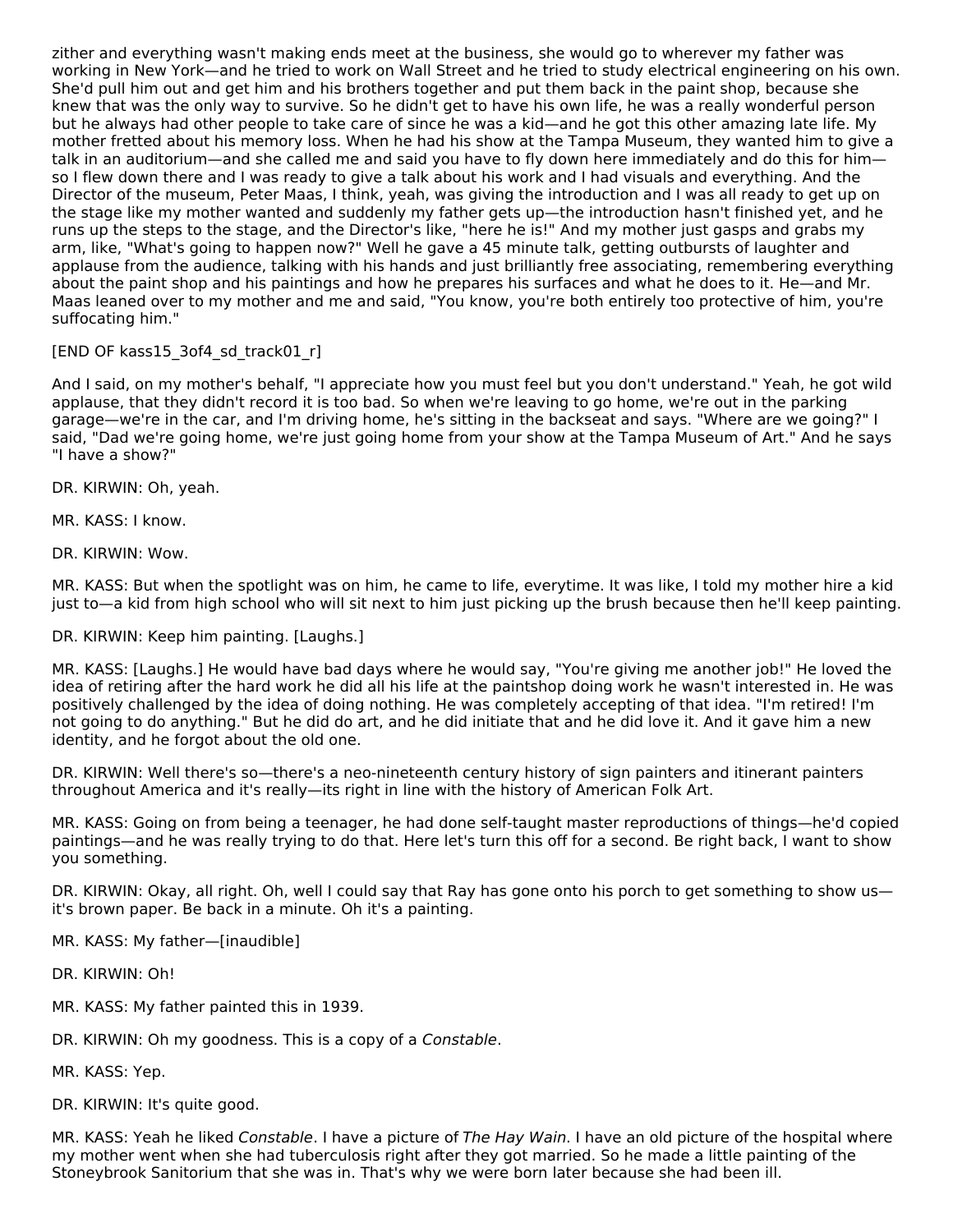zither and everything wasn't making ends meet at the business, she would go to wherever my father was working in New York—and he tried to work on Wall Street and he tried to study electrical engineering on his own. She'd pull him out and get him and his brothers together and put them back in the paint shop, because she knew that was the only way to survive. So he didn't get to have his own life, he was a really wonderful person but he always had other people to take care of since he was a kid—and he got this other amazing late life. My mother fretted about his memory loss. When he had his show at the Tampa Museum, they wanted him to give a talk in an auditorium—and she called me and said you have to fly down here immediately and do this for him—so I flew down there and I was ready to give a talk about his work and I had visuals and everything. And the Director of the museum, Peter Maas, I think, yeah, was giving the introduction and I was all ready to get up on the stage like my mother wanted and suddenly my father gets up—the introduction hasn't finished yet, and he runs up the steps to the stage, and the Director's like, "here he is!" And my mother just gasps and grabs my arm, like, "What's going to happen now?" Well he gave a 45 minute talk, getting outbursts of laughter and applause from the audience, talking with his hands and just brilliantly free associating, remembering everything about the paint shop and his paintings and how he prepares his surfaces and what he does to it. He—and Mr. Maas leaned over to my mother and me and said, "You know, you're both entirely too protective of him, you're suffocating him."

[END OF kass15_3of4_sd_track01_r]

And I said, on my mother's behalf, "I appreciate how you must feel but you don't understand." Yeah, he got wild applause, that they didn't record it is too bad. So when we're leaving to go home, we're out in the parking garage—we're in the car, and I'm driving home, he's sitting in the backseat and says. "Where are we going?" I said, "Dad we're going home, we're just going home from your show at the Tampa Museum of Art." And he says "I have a show?"

DR. KIRWIN: Oh, yeah.

MR. KASS: I know.

DR. KIRWIN: Wow.

MR. KASS: But when the spotlight was on him, he came to life, everytime. It was like, I told my mother hire a kid just to—a kid from high school who will sit next to him just picking up the brush because then he'll keep painting.

DR. KIRWIN: Keep him painting. [Laughs.]

MR. KASS: [Laughs.] He would have bad days where he would say, "You're giving me another job!" He loved the idea of retiring after the hard work he did all his life at the paintshop doing work he wasn't interested in. He was positively challenged by the idea of doing nothing. He was completely accepting of that idea. "I'm retired! I'm not going to do anything." But he did do art, and he did initiate that and he did love it. And it gave him a new identity, and he forgot about the old one.

DR. KIRWIN: Well there's so—there's a neo-nineteenth century history of sign painters and itinerant painters throughout America and it's really—its right in line with the history of American Folk Art.

MR. KASS: Going on from being a teenager, he had done self-taught master reproductions of things—he'd copied paintings—and he was really trying to do that. Here let's turn this off for a second. Be right back, I want to show you something.

DR. KIRWIN: Okay, all right. Oh, well I could say that Ray has gone onto his porch to get something to show us—it's brown paper. Be back in a minute. Oh it's a painting.

MR. KASS: My father—[inaudible]

DR. KIRWIN: Oh!

MR. KASS: My father painted this in 1939.

DR. KIRWIN: Oh my goodness. This is a copy of a *Constable*.

MR. KASS: Yep.

DR. KIRWIN: It's quite good.

MR. KASS: Yeah he liked *Constable*. I have a picture of *The Hay Wain*. I have an old picture of the hospital where my mother went when she had tuberculosis right after they got married. So he made a little painting of the Stoneybrook Sanitorium that she was in. That's why we were born later because she had been ill.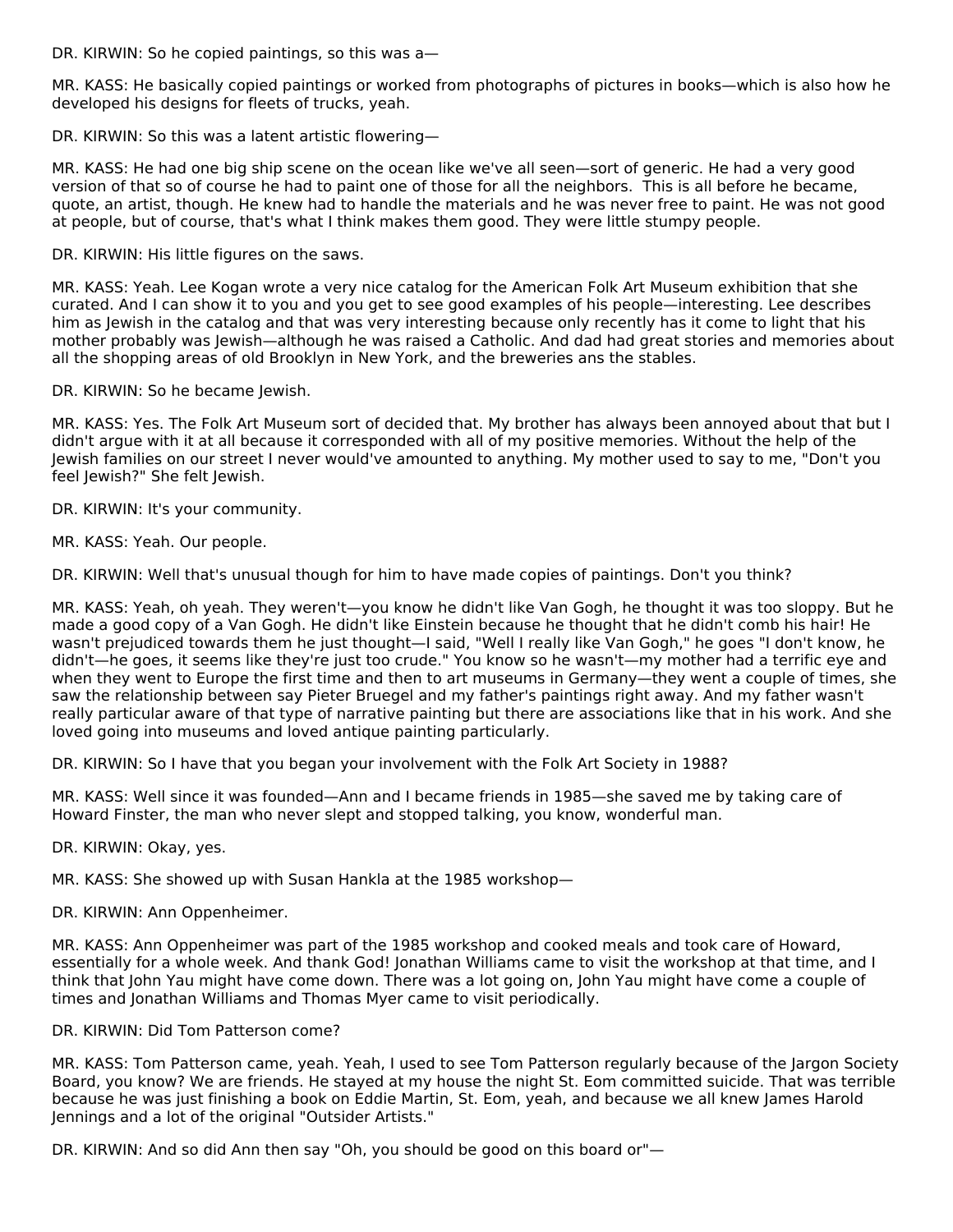DR. KIRWIN: So he copied paintings, so this was a—

MR. KASS: He basically copied paintings or worked from photographs of pictures in books—which is also how he developed his designs for fleets of trucks, yeah.

DR. KIRWIN: So this was a latent artistic flowering—

MR. KASS: He had one big ship scene on the ocean like we've all seen—sort of generic. He had a very good version of that so of course he had to paint one of those for all the neighbors.  This is all before he became, quote, an artist, though. He knew had to handle the materials and he was never free to paint. He was not good at people, but of course, that's what I think makes them good. They were little stumpy people.

DR. KIRWIN: His little figures on the saws.

MR. KASS: Yeah. Lee Kogan wrote a very nice catalog for the American Folk Art Museum exhibition that she curated. And I can show it to you and you get to see good examples of his people—interesting. Lee describes him as Jewish in the catalog and that was very interesting because only recently has it come to light that his mother probably was Jewish—although he was raised a Catholic. And dad had great stories and memories about all the shopping areas of old Brooklyn in New York, and the breweries ans the stables.

DR. KIRWIN: So he became Jewish.

MR. KASS: Yes. The Folk Art Museum sort of decided that. My brother has always been annoyed about that but I didn't argue with it at all because it corresponded with all of my positive memories. Without the help of the Jewish families on our street I never would've amounted to anything. My mother used to say to me, "Don't you feel Jewish?" She felt Jewish.

DR. KIRWIN: It's your community.

MR. KASS: Yeah. Our people.

DR. KIRWIN: Well that's unusual though for him to have made copies of paintings. Don't you think?

MR. KASS: Yeah, oh yeah. They weren't—you know he didn't like Van Gogh, he thought it was too sloppy. But he made a good copy of a Van Gogh. He didn't like Einstein because he thought that he didn't comb his hair! He wasn't prejudiced towards them he just thought—I said, "Well I really like Van Gogh," he goes "I don't know, he didn't—he goes, it seems like they're just too crude." You know so he wasn't—my mother had a terrific eye and when they went to Europe the first time and then to art museums in Germany—they went a couple of times, she saw the relationship between say Pieter Bruegel and my father's paintings right away. And my father wasn't really particular aware of that type of narrative painting but there are associations like that in his work. And she loved going into museums and loved antique painting particularly.

DR. KIRWIN: So I have that you began your involvement with the Folk Art Society in 1988?

MR. KASS: Well since it was founded—Ann and I became friends in 1985—she saved me by taking care of Howard Finster, the man who never slept and stopped talking, you know, wonderful man.

DR. KIRWIN: Okay, yes.

MR. KASS: She showed up with Susan Hankla at the 1985 workshop—

DR. KIRWIN: Ann Oppenheimer.

MR. KASS: Ann Oppenheimer was part of the 1985 workshop and cooked meals and took care of Howard, essentially for a whole week. And thank God! Jonathan Williams came to visit the workshop at that time, and I think that John Yau might have come down. There was a lot going on, John Yau might have come a couple of times and Jonathan Williams and Thomas Myer came to visit periodically.

DR. KIRWIN: Did Tom Patterson come?

MR. KASS: Tom Patterson came, yeah. Yeah, I used to see Tom Patterson regularly because of the Jargon Society Board, you know? We are friends. He stayed at my house the night St. Eom committed suicide. That was terrible because he was just finishing a book on Eddie Martin, St. Eom, yeah, and because we all knew James Harold Jennings and a lot of the original "Outsider Artists."

DR. KIRWIN: And so did Ann then say "Oh, you should be good on this board or"—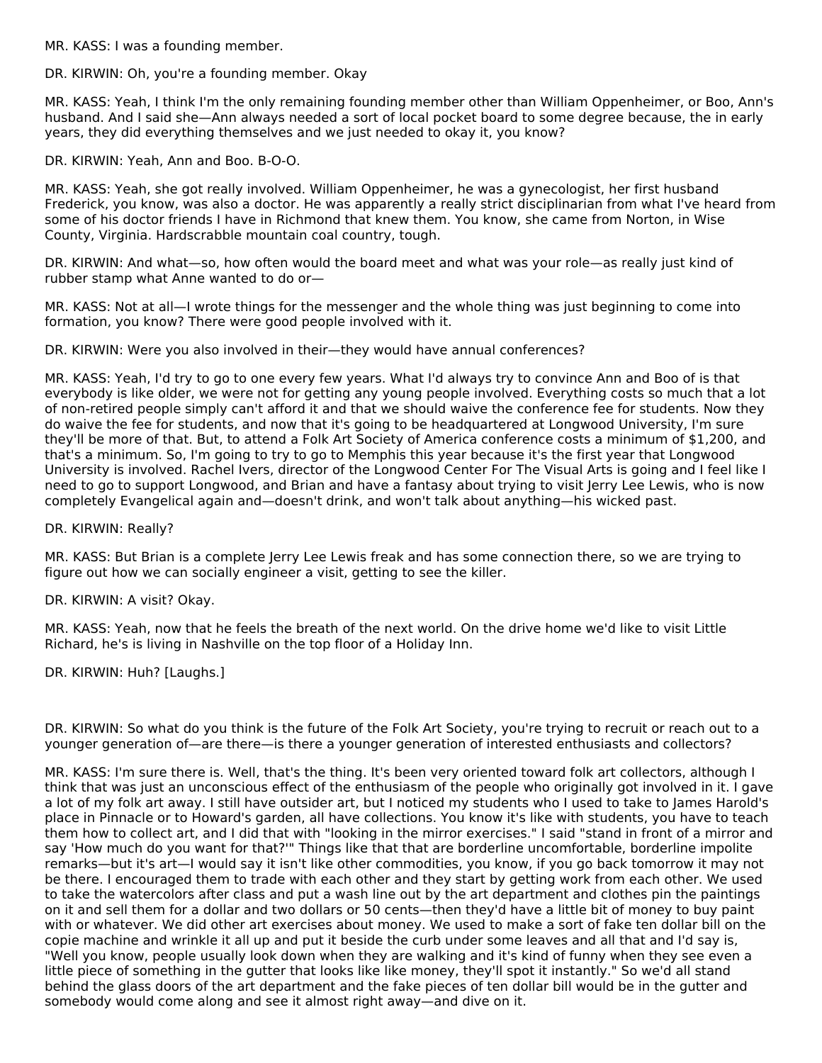MR. KASS: I was a founding member.

DR. KIRWIN: Oh, you're a founding member. Okay

MR. KASS: Yeah, I think I'm the only remaining founding member other than William Oppenheimer, or Boo, Ann's husband. And I said she—Ann always needed a sort of local pocket board to some degree because, the in early years, they did everything themselves and we just needed to okay it, you know?

DR. KIRWIN: Yeah, Ann and Boo. B-O-O.

MR. KASS: Yeah, she got really involved. William Oppenheimer, he was a gynecologist, her first husband Frederick, you know, was also a doctor. He was apparently a really strict disciplinarian from what I've heard from some of his doctor friends I have in Richmond that knew them. You know, she came from Norton, in Wise County, Virginia. Hardscrabble mountain coal country, tough.

DR. KIRWIN: And what—so, how often would the board meet and what was your role—as really just kind of rubber stamp what Anne wanted to do or—

MR. KASS: Not at all—I wrote things for the messenger and the whole thing was just beginning to come into formation, you know? There were good people involved with it.

DR. KIRWIN: Were you also involved in their—they would have annual conferences?

MR. KASS: Yeah, I'd try to go to one every few years. What I'd always try to convince Ann and Boo of is that everybody is like older, we were not for getting any young people involved. Everything costs so much that a lot of non-retired people simply can't afford it and that we should waive the conference fee for students. Now they do waive the fee for students, and now that it's going to be headquartered at Longwood University, I'm sure they'll be more of that. But, to attend a Folk Art Society of America conference costs a minimum of $1,200, and that's a minimum. So, I'm going to try to go to Memphis this year because it's the first year that Longwood University is involved. Rachel Ivers, director of the Longwood Center For The Visual Arts is going and I feel like I need to go to support Longwood, and Brian and have a fantasy about trying to visit Jerry Lee Lewis, who is now completely Evangelical again and—doesn't drink, and won't talk about anything—his wicked past.

DR. KIRWIN: Really?

MR. KASS: But Brian is a complete Jerry Lee Lewis freak and has some connection there, so we are trying to figure out how we can socially engineer a visit, getting to see the killer.

DR. KIRWIN: A visit? Okay.

MR. KASS: Yeah, now that he feels the breath of the next world. On the drive home we'd like to visit Little Richard, he's is living in Nashville on the top floor of a Holiday Inn.

DR. KIRWIN: Huh? [Laughs.]

DR. KIRWIN: So what do you think is the future of the Folk Art Society, you're trying to recruit or reach out to a younger generation of—are there—is there a younger generation of interested enthusiasts and collectors?

MR. KASS: I'm sure there is. Well, that's the thing. It's been very oriented toward folk art collectors, although I think that was just an unconscious effect of the enthusiasm of the people who originally got involved in it. I gave a lot of my folk art away. I still have outsider art, but I noticed my students who I used to take to James Harold's place in Pinnacle or to Howard's garden, all have collections. You know it's like with students, you have to teach them how to collect art, and I did that with "looking in the mirror exercises." I said "stand in front of a mirror and say 'How much do you want for that?'" Things like that that are borderline uncomfortable, borderline impolite remarks—but it's art—I would say it isn't like other commodities, you know, if you go back tomorrow it may not be there. I encouraged them to trade with each other and they start by getting work from each other. We used to take the watercolors after class and put a wash line out by the art department and clothes pin the paintings on it and sell them for a dollar and two dollars or 50 cents—then they'd have a little bit of money to buy paint with or whatever. We did other art exercises about money. We used to make a sort of fake ten dollar bill on the copie machine and wrinkle it all up and put it beside the curb under some leaves and all that and I'd say is, "Well you know, people usually look down when they are walking and it's kind of funny when they see even a little piece of something in the gutter that looks like like money, they'll spot it instantly." So we'd all stand behind the glass doors of the art department and the fake pieces of ten dollar bill would be in the gutter and somebody would come along and see it almost right away—and dive on it.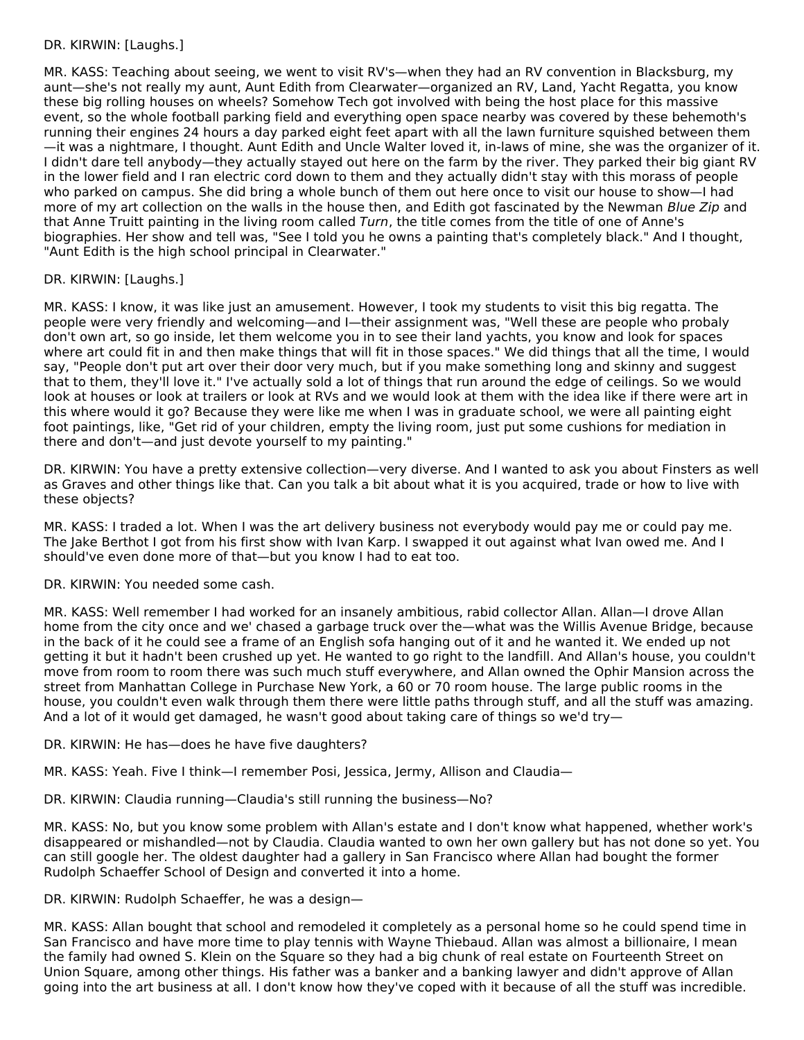DR. KIRWIN: [Laughs.]

MR. KASS: Teaching about seeing, we went to visit RV's—when they had an RV convention in Blacksburg, my aunt—she's not really my aunt, Aunt Edith from Clearwater—organized an RV, Land, Yacht Regatta, you know these big rolling houses on wheels? Somehow Tech got involved with being the host place for this massive event, so the whole football parking field and everything open space nearby was covered by these behemoth's running their engines 24 hours a day parked eight feet apart with all the lawn furniture squished between them—it was a nightmare, I thought. Aunt Edith and Uncle Walter loved it, in-laws of mine, she was the organizer of it. I didn't dare tell anybody—they actually stayed out here on the farm by the river. They parked their big giant RV in the lower field and I ran electric cord down to them and they actually didn't stay with this morass of people who parked on campus. She did bring a whole bunch of them out here once to visit our house to show—I had more of my art collection on the walls in the house then, and Edith got fascinated by the Newman *Blue Zip* and that Anne Truitt painting in the living room called *Turn*, the title comes from the title of one of Anne's biographies. Her show and tell was, "See I told you he owns a painting that's completely black." And I thought, "Aunt Edith is the high school principal in Clearwater."

DR. KIRWIN: [Laughs.]

MR. KASS: I know, it was like just an amusement. However, I took my students to visit this big regatta. The people were very friendly and welcoming—and I—their assignment was, "Well these are people who probaly don't own art, so go inside, let them welcome you in to see their land yachts, you know and look for spaces where art could fit in and then make things that will fit in those spaces." We did things that all the time, I would say, "People don't put art over their door very much, but if you make something long and skinny and suggest that to them, they'll love it." I've actually sold a lot of things that run around the edge of ceilings. So we would look at houses or look at trailers or look at RVs and we would look at them with the idea like if there were art in this where would it go? Because they were like me when I was in graduate school, we were all painting eight foot paintings, like, "Get rid of your children, empty the living room, just put some cushions for mediation in there and don't—and just devote yourself to my painting."

DR. KIRWIN: You have a pretty extensive collection—very diverse. And I wanted to ask you about Finsters as well as Graves and other things like that. Can you talk a bit about what it is you acquired, trade or how to live with these objects?

MR. KASS: I traded a lot. When I was the art delivery business not everybody would pay me or could pay me. The Jake Berthot I got from his first show with Ivan Karp. I swapped it out against what Ivan owed me. And I should've even done more of that—but you know I had to eat too.

DR. KIRWIN: You needed some cash.

MR. KASS: Well remember I had worked for an insanely ambitious, rabid collector Allan. Allan—I drove Allan home from the city once and we' chased a garbage truck over the—what was the Willis Avenue Bridge, because in the back of it he could see a frame of an English sofa hanging out of it and he wanted it. We ended up not getting it but it hadn't been crushed up yet. He wanted to go right to the landfill. And Allan's house, you couldn't move from room to room there was such much stuff everywhere, and Allan owned the Ophir Mansion across the street from Manhattan College in Purchase New York, a 60 or 70 room house. The large public rooms in the house, you couldn't even walk through them there were little paths through stuff, and all the stuff was amazing. And a lot of it would get damaged, he wasn't good about taking care of things so we'd try—

DR. KIRWIN: He has—does he have five daughters?

MR. KASS: Yeah. Five I think—I remember Posi, Jessica, Jermy, Allison and Claudia—

DR. KIRWIN: Claudia running—Claudia's still running the business—No?

MR. KASS: No, but you know some problem with Allan's estate and I don't know what happened, whether work's disappeared or mishandled—not by Claudia. Claudia wanted to own her own gallery but has not done so yet. You can still google her. The oldest daughter had a gallery in San Francisco where Allan had bought the former Rudolph Schaeffer School of Design and converted it into a home.

DR. KIRWIN: Rudolph Schaeffer, he was a design—

MR. KASS: Allan bought that school and remodeled it completely as a personal home so he could spend time in San Francisco and have more time to play tennis with Wayne Thiebaud. Allan was almost a billionaire, I mean the family had owned S. Klein on the Square so they had a big chunk of real estate on Fourteenth Street on Union Square, among other things. His father was a banker and a banking lawyer and didn't approve of Allan going into the art business at all. I don't know how they've coped with it because of all the stuff was incredible.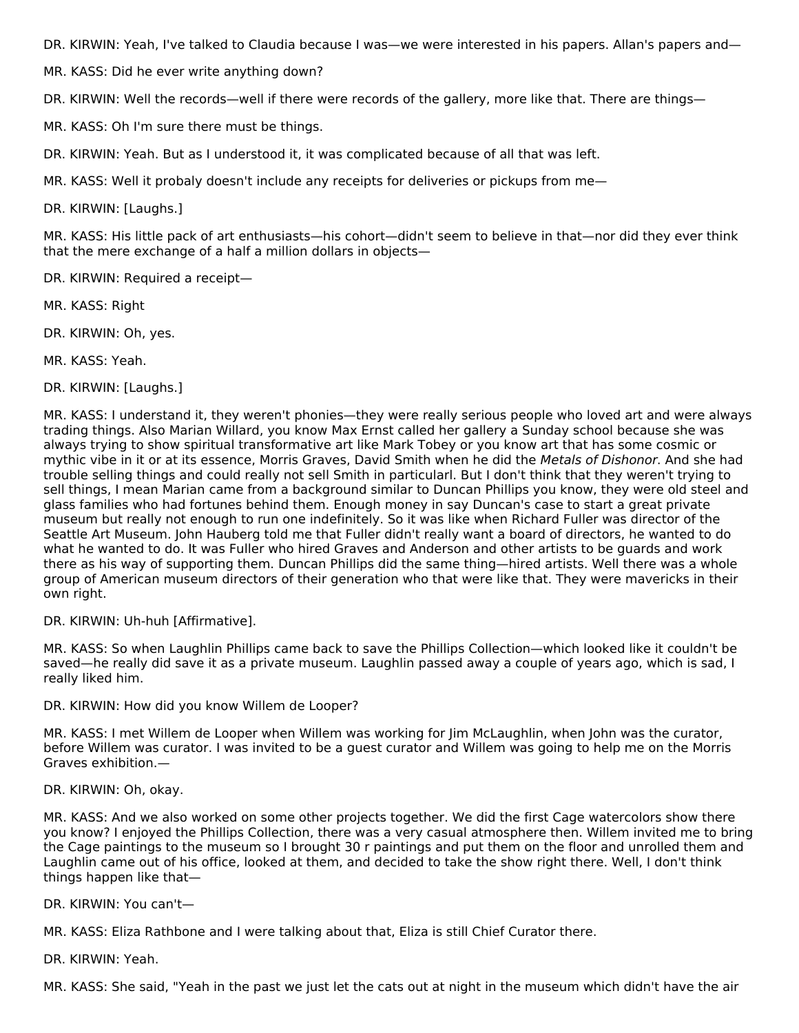DR. KIRWIN: Yeah, I've talked to Claudia because I was—we were interested in his papers. Allan's papers and—

MR. KASS: Did he ever write anything down?

DR. KIRWIN: Well the records—well if there were records of the gallery, more like that. There are things—

MR. KASS: Oh I'm sure there must be things.

DR. KIRWIN: Yeah. But as I understood it, it was complicated because of all that was left.

MR. KASS: Well it probaly doesn't include any receipts for deliveries or pickups from me—

DR. KIRWIN: [Laughs.]

MR. KASS: His little pack of art enthusiasts—his cohort—didn't seem to believe in that—nor did they ever think that the mere exchange of a half a million dollars in objects—

DR. KIRWIN: Required a receipt—

MR. KASS: Right

DR. KIRWIN: Oh, yes.

MR. KASS: Yeah.

DR. KIRWIN: [Laughs.]

MR. KASS: I understand it, they weren't phonies—they were really serious people who loved art and were always trading things. Also Marian Willard, you know Max Ernst called her gallery a Sunday school because she was always trying to show spiritual transformative art like Mark Tobey or you know art that has some cosmic or mythic vibe in it or at its essence, Morris Graves, David Smith when he did the *Metals of Dishonor*. And she had trouble selling things and could really not sell Smith in particularl. But I don't think that they weren't trying to sell things, I mean Marian came from a background similar to Duncan Phillips you know, they were old steel and glass families who had fortunes behind them. Enough money in say Duncan's case to start a great private museum but really not enough to run one indefinitely. So it was like when Richard Fuller was director of the Seattle Art Museum. John Hauberg told me that Fuller didn't really want a board of directors, he wanted to do what he wanted to do. It was Fuller who hired Graves and Anderson and other artists to be guards and work there as his way of supporting them. Duncan Phillips did the same thing—hired artists. Well there was a whole group of American museum directors of their generation who that were like that. They were mavericks in their own right.

DR. KIRWIN: Uh-huh [Affirmative].

MR. KASS: So when Laughlin Phillips came back to save the Phillips Collection—which looked like it couldn't be saved—he really did save it as a private museum. Laughlin passed away a couple of years ago, which is sad, I really liked him.

DR. KIRWIN: How did you know Willem de Looper?

MR. KASS: I met Willem de Looper when Willem was working for Jim McLaughlin, when John was the curator, before Willem was curator. I was invited to be a guest curator and Willem was going to help me on the Morris Graves exhibition.—

DR. KIRWIN: Oh, okay.

MR. KASS: And we also worked on some other projects together. We did the first Cage watercolors show there you know? I enjoyed the Phillips Collection, there was a very casual atmosphere then. Willem invited me to bring the Cage paintings to the museum so I brought 30 r paintings and put them on the floor and unrolled them and Laughlin came out of his office, looked at them, and decided to take the show right there. Well, I don't think things happen like that—

DR. KIRWIN: You can't—

MR. KASS: Eliza Rathbone and I were talking about that, Eliza is still Chief Curator there.

DR. KIRWIN: Yeah.

MR. KASS: She said, "Yeah in the past we just let the cats out at night in the museum which didn't have the air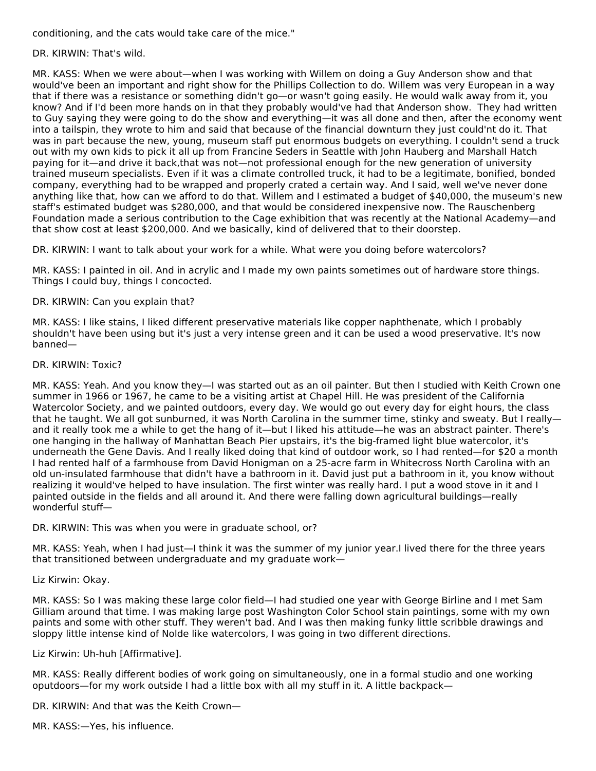conditioning, and the cats would take care of the mice."

DR. KIRWIN: That's wild.

MR. KASS: When we were about—when I was working with Willem on doing a Guy Anderson show and that would've been an important and right show for the Phillips Collection to do. Willem was very European in a way that if there was a resistance or something didn't go—or wasn't going easily. He would walk away from it, you know? And if I'd been more hands on in that they probably would've had that Anderson show. They had written to Guy saying they were going to do the show and everything—it was all done and then, after the economy went into a tailspin, they wrote to him and said that because of the financial downturn they just could'nt do it. That was in part because the new, young, museum staff put enormous budgets on everything. I couldn't send a truck out with my own kids to pick it all up from Francine Seders in Seattle with John Hauberg and Marshall Hatch paying for it—and drive it back,that was not—not professional enough for the new generation of university trained museum specialists. Even if it was a climate controlled truck, it had to be a legitimate, bonified, bonded company, everything had to be wrapped and properly crated a certain way. And I said, well we've never done anything like that, how can we afford to do that. Willem and I estimated a budget of $40,000, the museum's new staff's estimated budget was $280,000, and that would be considered inexpensive now. The Rauschenberg Foundation made a serious contribution to the Cage exhibition that was recently at the National Academy—and that show cost at least $200,000. And we basically, kind of delivered that to their doorstep.

DR. KIRWIN: I want to talk about your work for a while. What were you doing before watercolors?

MR. KASS: I painted in oil. And in acrylic and I made my own paints sometimes out of hardware store things. Things I could buy, things I concocted.

DR. KIRWIN: Can you explain that?

MR. KASS: I like stains, I liked different preservative materials like copper naphthenate, which I probably shouldn't have been using but it's just a very intense green and it can be used a wood preservative. It's now banned—

DR. KIRWIN: Toxic?

MR. KASS: Yeah. And you know they—I was started out as an oil painter. But then I studied with Keith Crown one summer in 1966 or 1967, he came to be a visiting artist at Chapel Hill. He was president of the California Watercolor Society, and we painted outdoors, every day. We would go out every day for eight hours, the class that he taught. We all got sunburned, it was North Carolina in the summer time, stinky and sweaty. But I really—and it really took me a while to get the hang of it—but I liked his attitude—he was an abstract painter. There's one hanging in the hallway of Manhattan Beach Pier upstairs, it's the big-framed light blue watercolor, it's underneath the Gene Davis. And I really liked doing that kind of outdoor work, so I had rented—for $20 a month I had rented half of a farmhouse from David Honigman on a 25-acre farm in Whitecross North Carolina with an old un-insulated farmhouse that didn't have a bathroom in it. David just put a bathroom in it, you know without realizing it would've helped to have insulation. The first winter was really hard. I put a wood stove in it and I painted outside in the fields and all around it. And there were falling down agricultural buildings—really wonderful stuff—

DR. KIRWIN: This was when you were in graduate school, or?

MR. KASS: Yeah, when I had just—I think it was the summer of my junior year.I lived there for the three years that transitioned between undergraduate and my graduate work—

Liz Kirwin: Okay.

MR. KASS: So I was making these large color field—I had studied one year with George Birline and I met Sam Gilliam around that time. I was making large post Washington Color School stain paintings, some with my own paints and some with other stuff. They weren't bad. And I was then making funky little scribble drawings and sloppy little intense kind of Nolde like watercolors, I was going in two different directions.

Liz Kirwin: Uh-huh [Affirmative].

MR. KASS: Really different bodies of work going on simultaneously, one in a formal studio and one working oputdoors—for my work outside I had a little box with all my stuff in it. A little backpack—

DR. KIRWIN: And that was the Keith Crown—

MR. KASS:—Yes, his influence.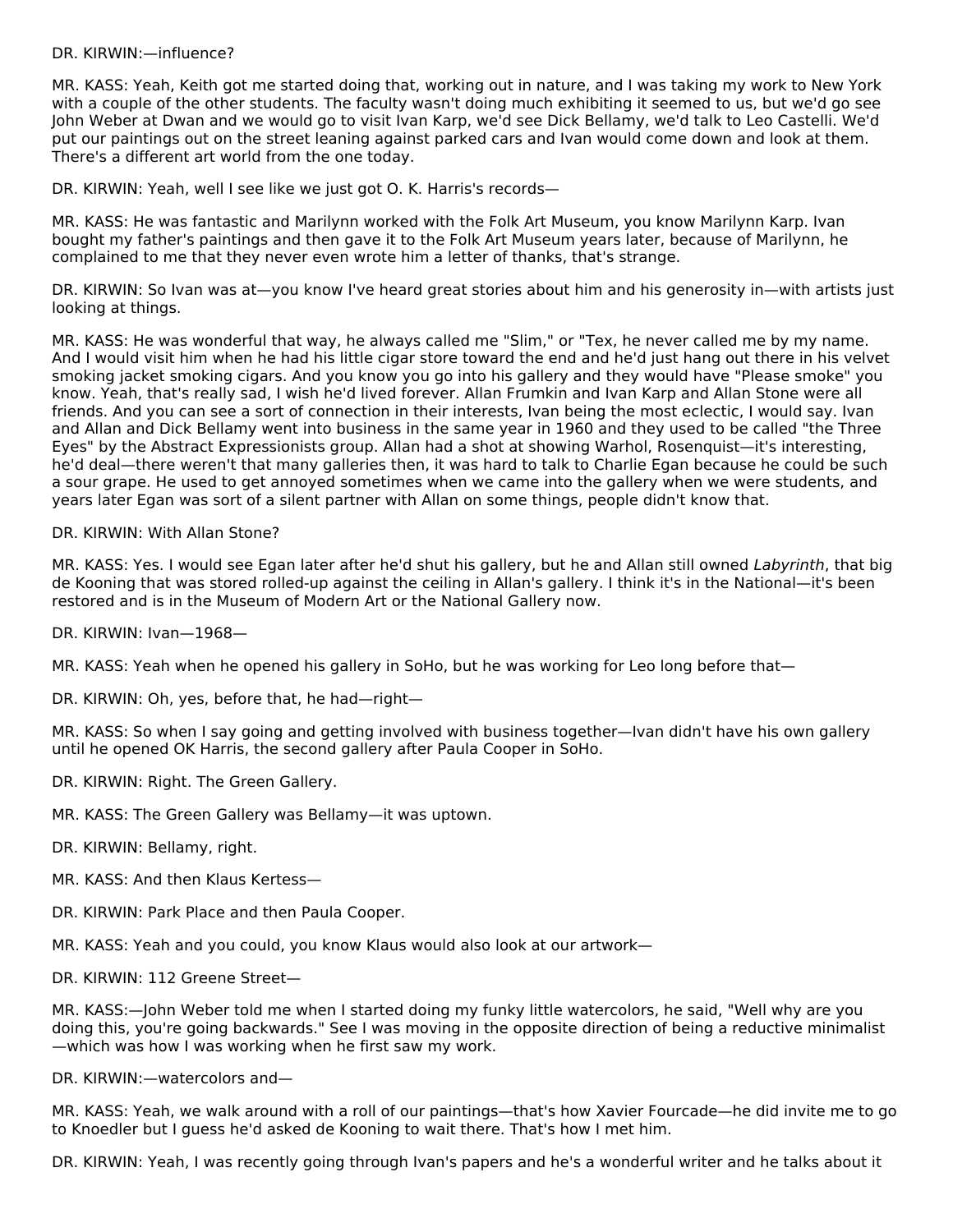DR. KIRWIN:—influence?

MR. KASS: Yeah, Keith got me started doing that, working out in nature, and I was taking my work to New York with a couple of the other students. The faculty wasn't doing much exhibiting it seemed to us, but we'd go see John Weber at Dwan and we would go to visit Ivan Karp, we'd see Dick Bellamy, we'd talk to Leo Castelli. We'd put our paintings out on the street leaning against parked cars and Ivan would come down and look at them. There's a different art world from the one today.

DR. KIRWIN: Yeah, well I see like we just got O. K. Harris's records—

MR. KASS: He was fantastic and Marilynn worked with the Folk Art Museum, you know Marilynn Karp. Ivan bought my father's paintings and then gave it to the Folk Art Museum years later, because of Marilynn, he complained to me that they never even wrote him a letter of thanks, that's strange.

DR. KIRWIN: So Ivan was at—you know I've heard great stories about him and his generosity in—with artists just looking at things.

MR. KASS: He was wonderful that way, he always called me "Slim," or "Tex, he never called me by my name. And I would visit him when he had his little cigar store toward the end and he'd just hang out there in his velvet smoking jacket smoking cigars. And you know you go into his gallery and they would have "Please smoke" you know. Yeah, that's really sad, I wish he'd lived forever. Allan Frumkin and Ivan Karp and Allan Stone were all friends. And you can see a sort of connection in their interests, Ivan being the most eclectic, I would say. Ivan and Allan and Dick Bellamy went into business in the same year in 1960 and they used to be called "the Three Eyes" by the Abstract Expressionists group. Allan had a shot at showing Warhol, Rosenquist—it's interesting, he'd deal—there weren't that many galleries then, it was hard to talk to Charlie Egan because he could be such a sour grape. He used to get annoyed sometimes when we came into the gallery when we were students, and years later Egan was sort of a silent partner with Allan on some things, people didn't know that.

DR. KIRWIN: With Allan Stone?

MR. KASS: Yes. I would see Egan later after he'd shut his gallery, but he and Allan still owned *Labyrinth*, that big de Kooning that was stored rolled-up against the ceiling in Allan's gallery. I think it's in the National—it's been restored and is in the Museum of Modern Art or the National Gallery now.

DR. KIRWIN: Ivan—1968—

MR. KASS: Yeah when he opened his gallery in SoHo, but he was working for Leo long before that—

DR. KIRWIN: Oh, yes, before that, he had—right—

MR. KASS: So when I say going and getting involved with business together—Ivan didn't have his own gallery until he opened OK Harris, the second gallery after Paula Cooper in SoHo.

DR. KIRWIN: Right. The Green Gallery.

MR. KASS: The Green Gallery was Bellamy—it was uptown.

DR. KIRWIN: Bellamy, right.

MR. KASS: And then Klaus Kertess—

DR. KIRWIN: Park Place and then Paula Cooper.

MR. KASS: Yeah and you could, you know Klaus would also look at our artwork—

DR. KIRWIN: 112 Greene Street—

MR. KASS:—John Weber told me when I started doing my funky little watercolors, he said, "Well why are you doing this, you're going backwards." See I was moving in the opposite direction of being a reductive minimalist —which was how I was working when he first saw my work.

DR. KIRWIN:—watercolors and—

MR. KASS: Yeah, we walk around with a roll of our paintings—that's how Xavier Fourcade—he did invite me to go to Knoedler but I guess he'd asked de Kooning to wait there. That's how I met him.

DR. KIRWIN: Yeah, I was recently going through Ivan's papers and he's a wonderful writer and he talks about it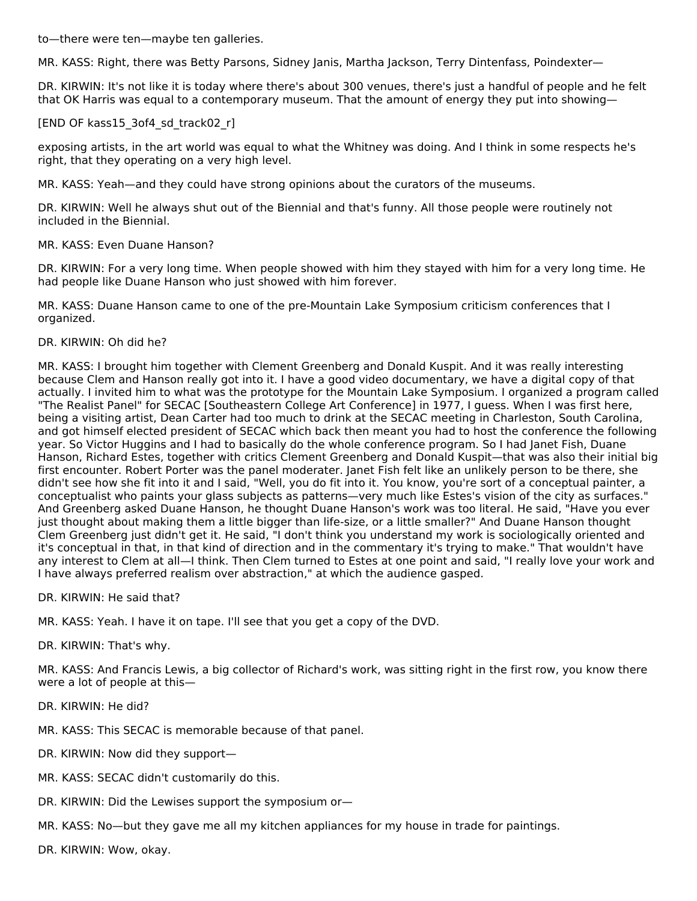to—there were ten—maybe ten galleries.

MR. KASS: Right, there was Betty Parsons, Sidney Janis, Martha Jackson, Terry Dintenfass, Poindexter—

DR. KIRWIN: It's not like it is today where there's about 300 venues, there's just a handful of people and he felt that OK Harris was equal to a contemporary museum. That the amount of energy they put into showing—

[END OF kass15_3of4_sd_track02_r]

exposing artists, in the art world was equal to what the Whitney was doing. And I think in some respects he's right, that they operating on a very high level.

MR. KASS: Yeah—and they could have strong opinions about the curators of the museums.

DR. KIRWIN: Well he always shut out of the Biennial and that's funny. All those people were routinely not included in the Biennial.

MR. KASS: Even Duane Hanson?

DR. KIRWIN: For a very long time. When people showed with him they stayed with him for a very long time. He had people like Duane Hanson who just showed with him forever.

MR. KASS: Duane Hanson came to one of the pre-Mountain Lake Symposium criticism conferences that I organized.

DR. KIRWIN: Oh did he?

MR. KASS: I brought him together with Clement Greenberg and Donald Kuspit. And it was really interesting because Clem and Hanson really got into it. I have a good video documentary, we have a digital copy of that actually. I invited him to what was the prototype for the Mountain Lake Symposium. I organized a program called "The Realist Panel" for SECAC [Southeastern College Art Conference] in 1977, I guess. When I was first here, being a visiting artist, Dean Carter had too much to drink at the SECAC meeting in Charleston, South Carolina, and got himself elected president of SECAC which back then meant you had to host the conference the following year. So Victor Huggins and I had to basically do the whole conference program. So I had Janet Fish, Duane Hanson, Richard Estes, together with critics Clement Greenberg and Donald Kuspit—that was also their initial big first encounter. Robert Porter was the panel moderater. Janet Fish felt like an unlikely person to be there, she didn't see how she fit into it and I said, "Well, you do fit into it. You know, you're sort of a conceptual painter, a conceptualist who paints your glass subjects as patterns—very much like Estes's vision of the city as surfaces." And Greenberg asked Duane Hanson, he thought Duane Hanson's work was too literal. He said, "Have you ever just thought about making them a little bigger than life-size, or a little smaller?" And Duane Hanson thought Clem Greenberg just didn't get it. He said, "I don't think you understand my work is sociologically oriented and it's conceptual in that, in that kind of direction and in the commentary it's trying to make." That wouldn't have any interest to Clem at all—I think. Then Clem turned to Estes at one point and said, "I really love your work and I have always preferred realism over abstraction," at which the audience gasped.

DR. KIRWIN: He said that?

MR. KASS: Yeah. I have it on tape. I'll see that you get a copy of the DVD.

DR. KIRWIN: That's why.

MR. KASS: And Francis Lewis, a big collector of Richard's work, was sitting right in the first row, you know there were a lot of people at this—

DR. KIRWIN: He did?

MR. KASS: This SECAC is memorable because of that panel.

DR. KIRWIN: Now did they support—

MR. KASS: SECAC didn't customarily do this.

DR. KIRWIN: Did the Lewises support the symposium or—

MR. KASS: No—but they gave me all my kitchen appliances for my house in trade for paintings.

DR. KIRWIN: Wow, okay.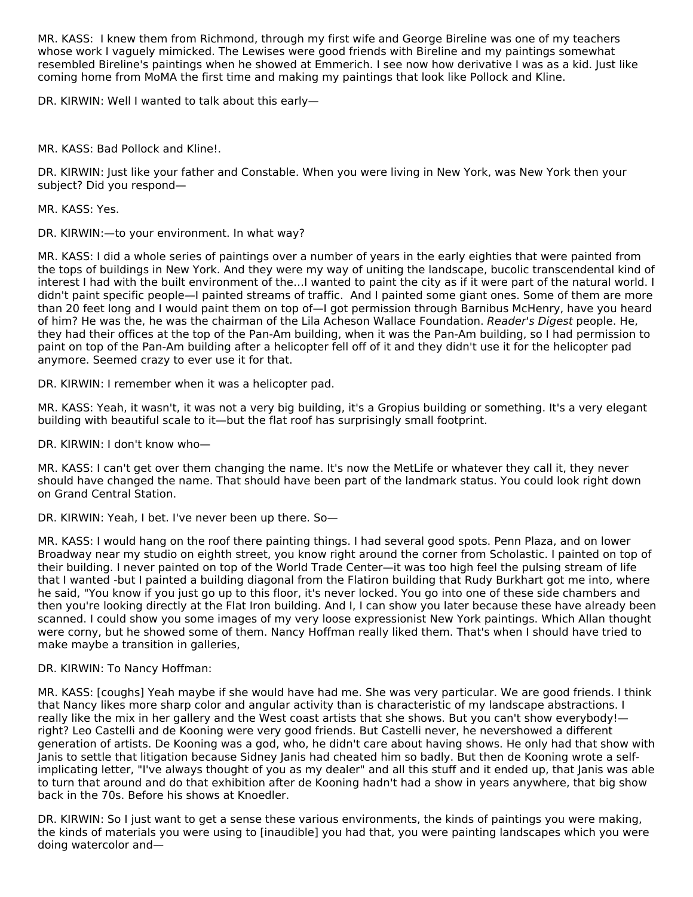MR. KASS: I knew them from Richmond, through my first wife and George Bireline was one of my teachers whose work I vaguely mimicked. The Lewises were good friends with Bireline and my paintings somewhat resembled Bireline's paintings when he showed at Emmerich. I see now how derivative I was as a kid. Just like coming home from MoMA the first time and making my paintings that look like Pollock and Kline.

DR. KIRWIN: Well I wanted to talk about this early—

MR. KASS: Bad Pollock and Kline!.

DR. KIRWIN: Just like your father and Constable. When you were living in New York, was New York then your subject? Did you respond—

MR. KASS: Yes.

DR. KIRWIN:—to your environment. In what way?

MR. KASS: I did a whole series of paintings over a number of years in the early eighties that were painted from the tops of buildings in New York. And they were my way of uniting the landscape, bucolic transcendental kind of interest I had with the built environment of the...I wanted to paint the city as if it were part of the natural world. I didn't paint specific people—I painted streams of traffic. And I painted some giant ones. Some of them are more than 20 feet long and I would paint them on top of—I got permission through Barnibus McHenry, have you heard of him? He was the, he was the chairman of the Lila Acheson Wallace Foundation. *Reader's Digest* people. He, they had their offices at the top of the Pan-Am building, when it was the Pan-Am building, so I had permission to paint on top of the Pan-Am building after a helicopter fell off of it and they didn't use it for the helicopter pad anymore. Seemed crazy to ever use it for that.

DR. KIRWIN: I remember when it was a helicopter pad.

MR. KASS: Yeah, it wasn't, it was not a very big building, it's a Gropius building or something. It's a very elegant building with beautiful scale to it—but the flat roof has surprisingly small footprint.

DR. KIRWIN: I don't know who—

MR. KASS: I can't get over them changing the name. It's now the MetLife or whatever they call it, they never should have changed the name. That should have been part of the landmark status. You could look right down on Grand Central Station.

DR. KIRWIN: Yeah, I bet. I've never been up there. So—

MR. KASS: I would hang on the roof there painting things. I had several good spots. Penn Plaza, and on lower Broadway near my studio on eighth street, you know right around the corner from Scholastic. I painted on top of their building. I never painted on top of the World Trade Center—it was too high feel the pulsing stream of life that I wanted -but I painted a building diagonal from the Flatiron building that Rudy Burkhart got me into, where he said, "You know if you just go up to this floor, it's never locked. You go into one of these side chambers and then you're looking directly at the Flat Iron building. And I, I can show you later because these have already been scanned. I could show you some images of my very loose expressionist New York paintings. Which Allan thought were corny, but he showed some of them. Nancy Hoffman really liked them. That's when I should have tried to make maybe a transition in galleries,

DR. KIRWIN: To Nancy Hoffman:

MR. KASS: [coughs] Yeah maybe if she would have had me. She was very particular. We are good friends. I think that Nancy likes more sharp color and angular activity than is characteristic of my landscape abstractions. I really like the mix in her gallery and the West coast artists that she shows. But you can't show everybody!—right? Leo Castelli and de Kooning were very good friends. But Castelli never, he nevershowed a different generation of artists. De Kooning was a god, who, he didn't care about having shows. He only had that show with Janis to settle that litigation because Sidney Janis had cheated him so badly. But then de Kooning wrote a self-implicating letter, "I've always thought of you as my dealer" and all this stuff and it ended up, that Janis was able to turn that around and do that exhibition after de Kooning hadn't had a show in years anywhere, that big show back in the 70s. Before his shows at Knoedler.

DR. KIRWIN: So I just want to get a sense these various environments, the kinds of paintings you were making, the kinds of materials you were using to [inaudible] you had that, you were painting landscapes which you were doing watercolor and—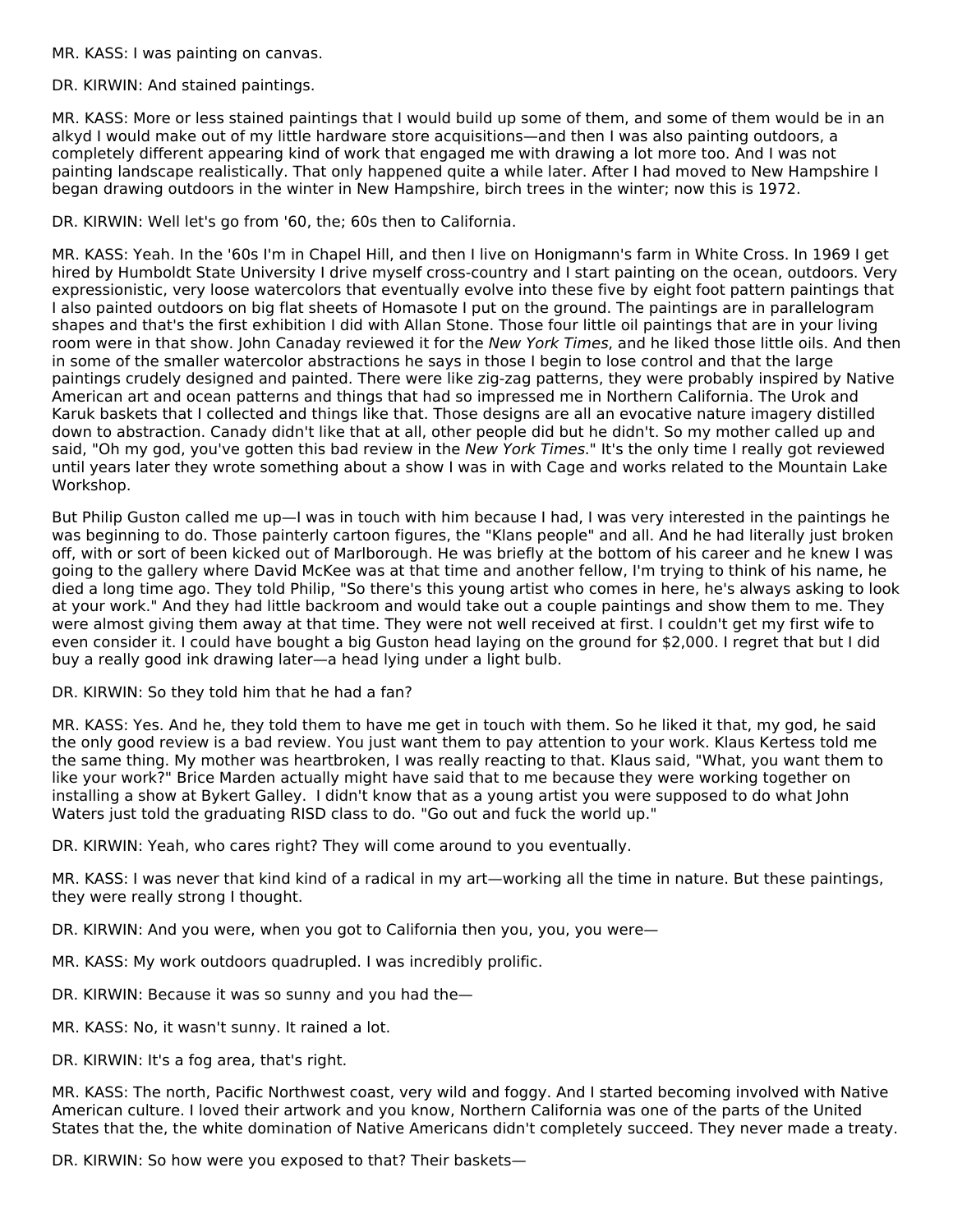MR. KASS: I was painting on canvas.

DR. KIRWIN: And stained paintings.

MR. KASS: More or less stained paintings that I would build up some of them, and some of them would be in an alkyd I would make out of my little hardware store acquisitions—and then I was also painting outdoors, a completely different appearing kind of work that engaged me with drawing a lot more too. And I was not painting landscape realistically. That only happened quite a while later. After I had moved to New Hampshire I began drawing outdoors in the winter in New Hampshire, birch trees in the winter; now this is 1972.

DR. KIRWIN: Well let's go from '60, the; 60s then to California.

MR. KASS: Yeah. In the '60s I'm in Chapel Hill, and then I live on Honigmann's farm in White Cross. In 1969 I get hired by Humboldt State University I drive myself cross-country and I start painting on the ocean, outdoors. Very expressionistic, very loose watercolors that eventually evolve into these five by eight foot pattern paintings that I also painted outdoors on big flat sheets of Homasote I put on the ground. The paintings are in parallelogram shapes and that's the first exhibition I did with Allan Stone. Those four little oil paintings that are in your living room were in that show. John Canaday reviewed it for the *New York Times*, and he liked those little oils. And then in some of the smaller watercolor abstractions he says in those I begin to lose control and that the large paintings crudely designed and painted. There were like zig-zag patterns, they were probably inspired by Native American art and ocean patterns and things that had so impressed me in Northern California. The Urok and Karuk baskets that I collected and things like that. Those designs are all an evocative nature imagery distilled down to abstraction. Canady didn't like that at all, other people did but he didn't. So my mother called up and said, "Oh my god, you've gotten this bad review in the *New York Times*." It's the only time I really got reviewed until years later they wrote something about a show I was in with Cage and works related to the Mountain Lake Workshop.

But Philip Guston called me up—I was in touch with him because I had, I was very interested in the paintings he was beginning to do. Those painterly cartoon figures, the "Klans people" and all. And he had literally just broken off, with or sort of been kicked out of Marlborough. He was briefly at the bottom of his career and he knew I was going to the gallery where David McKee was at that time and another fellow, I'm trying to think of his name, he died a long time ago. They told Philip, "So there's this young artist who comes in here, he's always asking to look at your work." And they had little backroom and would take out a couple paintings and show them to me. They were almost giving them away at that time. They were not well received at first. I couldn't get my first wife to even consider it. I could have bought a big Guston head laying on the ground for $2,000. I regret that but I did buy a really good ink drawing later—a head lying under a light bulb.

DR. KIRWIN: So they told him that he had a fan?

MR. KASS: Yes. And he, they told them to have me get in touch with them. So he liked it that, my god, he said the only good review is a bad review. You just want them to pay attention to your work. Klaus Kertess told me the same thing. My mother was heartbroken, I was really reacting to that. Klaus said, "What, you want them to like your work?" Brice Marden actually might have said that to me because they were working together on installing a show at Bykert Galley. I didn't know that as a young artist you were supposed to do what John Waters just told the graduating RISD class to do. "Go out and fuck the world up."

DR. KIRWIN: Yeah, who cares right? They will come around to you eventually.

MR. KASS: I was never that kind kind of a radical in my art—working all the time in nature. But these paintings, they were really strong I thought.

DR. KIRWIN: And you were, when you got to California then you, you, you were—

MR. KASS: My work outdoors quadrupled. I was incredibly prolific.

DR. KIRWIN: Because it was so sunny and you had the—

MR. KASS: No, it wasn't sunny. It rained a lot.

DR. KIRWIN: It's a fog area, that's right.

MR. KASS: The north, Pacific Northwest coast, very wild and foggy. And I started becoming involved with Native American culture. I loved their artwork and you know, Northern California was one of the parts of the United States that the, the white domination of Native Americans didn't completely succeed. They never made a treaty.

DR. KIRWIN: So how were you exposed to that? Their baskets—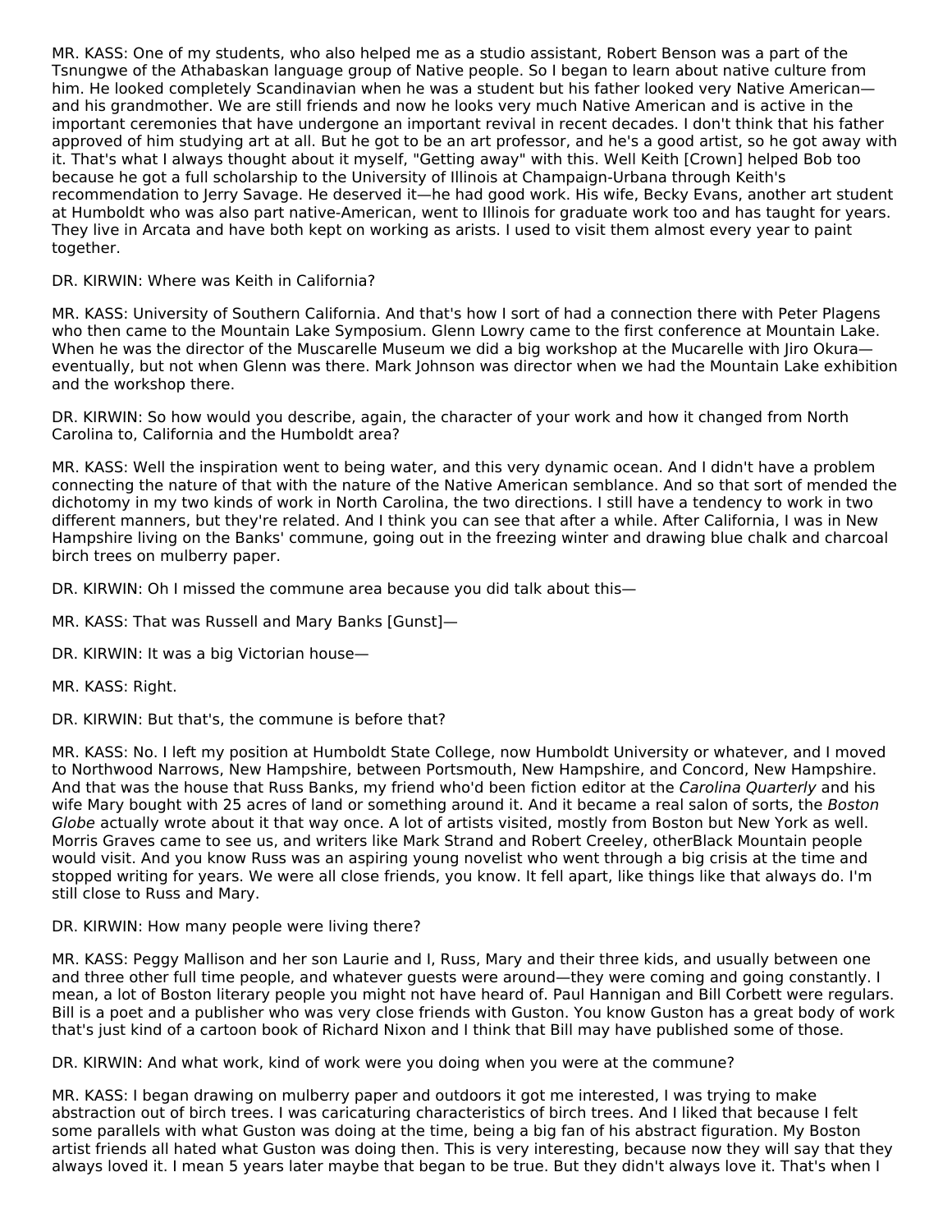MR. KASS: One of my students, who also helped me as a studio assistant, Robert Benson was a part of the Tsnungwe of the Athabaskan language group of Native people. So I began to learn about native culture from him. He looked completely Scandinavian when he was a student but his father looked very Native American—and his grandmother. We are still friends and now he looks very much Native American and is active in the important ceremonies that have undergone an important revival in recent decades. I don't think that his father approved of him studying art at all. But he got to be an art professor, and he's a good artist, so he got away with it. That's what I always thought about it myself, "Getting away" with this. Well Keith [Crown] helped Bob too because he got a full scholarship to the University of Illinois at Champaign-Urbana through Keith's recommendation to Jerry Savage. He deserved it—he had good work. His wife, Becky Evans, another art student at Humboldt who was also part native-American, went to Illinois for graduate work too and has taught for years. They live in Arcata and have both kept on working as arists. I used to visit them almost every year to paint together.

DR. KIRWIN: Where was Keith in California?

MR. KASS: University of Southern California. And that's how I sort of had a connection there with Peter Plagens who then came to the Mountain Lake Symposium. Glenn Lowry came to the first conference at Mountain Lake. When he was the director of the Muscarelle Museum we did a big workshop at the Mucarelle with Jiro Okura—eventually, but not when Glenn was there. Mark Johnson was director when we had the Mountain Lake exhibition and the workshop there.

DR. KIRWIN: So how would you describe, again, the character of your work and how it changed from North Carolina to, California and the Humboldt area?

MR. KASS: Well the inspiration went to being water, and this very dynamic ocean. And I didn't have a problem connecting the nature of that with the nature of the Native American semblance. And so that sort of mended the dichotomy in my two kinds of work in North Carolina, the two directions. I still have a tendency to work in two different manners, but they're related. And I think you can see that after a while. After California, I was in New Hampshire living on the Banks' commune, going out in the freezing winter and drawing blue chalk and charcoal birch trees on mulberry paper.

DR. KIRWIN: Oh I missed the commune area because you did talk about this—

MR. KASS: That was Russell and Mary Banks [Gunst]—

DR. KIRWIN: It was a big Victorian house—

MR. KASS: Right.

DR. KIRWIN: But that's, the commune is before that?

MR. KASS: No. I left my position at Humboldt State College, now Humboldt University or whatever, and I moved to Northwood Narrows, New Hampshire, between Portsmouth, New Hampshire, and Concord, New Hampshire. And that was the house that Russ Banks, my friend who'd been fiction editor at the *Carolina Quarterly* and his wife Mary bought with 25 acres of land or something around it. And it became a real salon of sorts, the *Boston Globe* actually wrote about it that way once. A lot of artists visited, mostly from Boston but New York as well. Morris Graves came to see us, and writers like Mark Strand and Robert Creeley, otherBlack Mountain people would visit. And you know Russ was an aspiring young novelist who went through a big crisis at the time and stopped writing for years. We were all close friends, you know. It fell apart, like things like that always do. I'm still close to Russ and Mary.

DR. KIRWIN: How many people were living there?

MR. KASS: Peggy Mallison and her son Laurie and I, Russ, Mary and their three kids, and usually between one and three other full time people, and whatever guests were around—they were coming and going constantly. I mean, a lot of Boston literary people you might not have heard of. Paul Hannigan and Bill Corbett were regulars. Bill is a poet and a publisher who was very close friends with Guston. You know Guston has a great body of work that's just kind of a cartoon book of Richard Nixon and I think that Bill may have published some of those.

DR. KIRWIN: And what work, kind of work were you doing when you were at the commune?

MR. KASS: I began drawing on mulberry paper and outdoors it got me interested, I was trying to make abstraction out of birch trees. I was caricaturing characteristics of birch trees. And I liked that because I felt some parallels with what Guston was doing at the time, being a big fan of his abstract figuration. My Boston artist friends all hated what Guston was doing then. This is very interesting, because now they will say that they always loved it. I mean 5 years later maybe that began to be true. But they didn't always love it. That's when I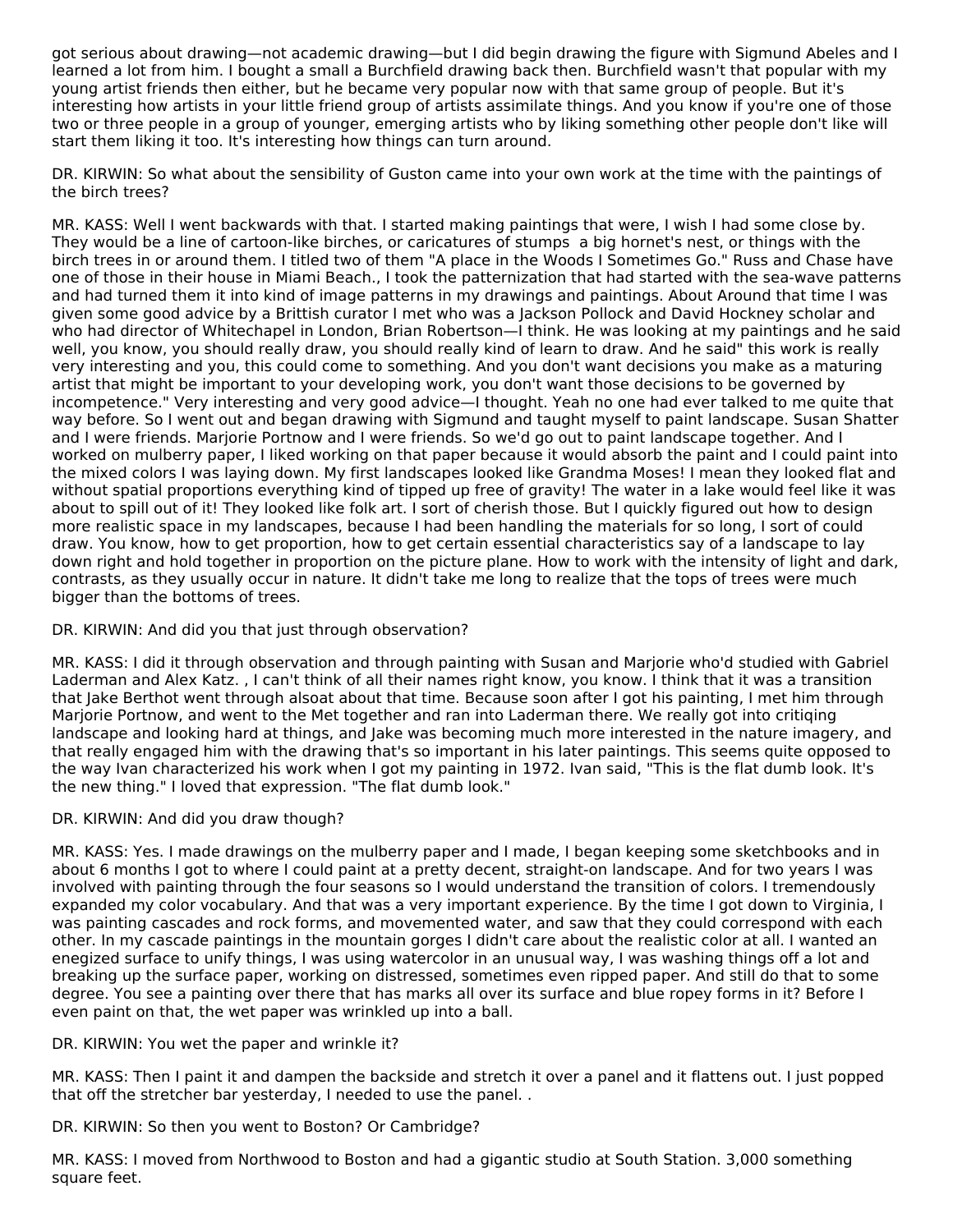got serious about drawing—not academic drawing—but I did begin drawing the figure with Sigmund Abeles and I learned a lot from him. I bought a small a Burchfield drawing back then. Burchfield wasn't that popular with my young artist friends then either, but he became very popular now with that same group of people. But it's interesting how artists in your little friend group of artists assimilate things. And you know if you're one of those two or three people in a group of younger, emerging artists who by liking something other people don't like will start them liking it too. It's interesting how things can turn around.

DR. KIRWIN: So what about the sensibility of Guston came into your own work at the time with the paintings of the birch trees?

MR. KASS: Well I went backwards with that. I started making paintings that were, I wish I had some close by. They would be a line of cartoon-like birches, or caricatures of stumps  a big hornet's nest, or things with the birch trees in or around them. I titled two of them "A place in the Woods I Sometimes Go." Russ and Chase have one of those in their house in Miami Beach., I took the patternization that had started with the sea-wave patterns and had turned them it into kind of image patterns in my drawings and paintings. About Around that time I was given some good advice by a Brittish curator I met who was a Jackson Pollock and David Hockney scholar and who had director of Whitechapel in London, Brian Robertson—I think. He was looking at my paintings and he said well, you know, you should really draw, you should really kind of learn to draw. And he said" this work is really very interesting and you, this could come to something. And you don't want decisions you make as a maturing artist that might be important to your developing work, you don't want those decisions to be governed by incompetence." Very interesting and very good advice—I thought. Yeah no one had ever talked to me quite that way before. So I went out and began drawing with Sigmund and taught myself to paint landscape. Susan Shatter and I were friends. Marjorie Portnow and I were friends. So we'd go out to paint landscape together. And I worked on mulberry paper, I liked working on that paper because it would absorb the paint and I could paint into the mixed colors I was laying down. My first landscapes looked like Grandma Moses! I mean they looked flat and without spatial proportions everything kind of tipped up free of gravity! The water in a lake would feel like it was about to spill out of it! They looked like folk art. I sort of cherish those. But I quickly figured out how to design more realistic space in my landscapes, because I had been handling the materials for so long, I sort of could draw. You know, how to get proportion, how to get certain essential characteristics say of a landscape to lay down right and hold together in proportion on the picture plane. How to work with the intensity of light and dark, contrasts, as they usually occur in nature. It didn't take me long to realize that the tops of trees were much bigger than the bottoms of trees.

DR. KIRWIN: And did you that just through observation?

MR. KASS: I did it through observation and through painting with Susan and Marjorie who'd studied with Gabriel Laderman and Alex Katz. , I can't think of all their names right know, you know. I think that it was a transition that Jake Berthot went through alsoat about that time. Because soon after I got his painting, I met him through Marjorie Portnow, and went to the Met together and ran into Laderman there. We really got into critiqing landscape and looking hard at things, and Jake was becoming much more interested in the nature imagery, and that really engaged him with the drawing that's so important in his later paintings. This seems quite opposed to the way Ivan characterized his work when I got my painting in 1972. Ivan said, "This is the flat dumb look. It's the new thing." I loved that expression. "The flat dumb look."

DR. KIRWIN: And did you draw though?

MR. KASS: Yes. I made drawings on the mulberry paper and I made, I began keeping some sketchbooks and in about 6 months I got to where I could paint at a pretty decent, straight-on landscape. And for two years I was involved with painting through the four seasons so I would understand the transition of colors. I tremendously expanded my color vocabulary. And that was a very important experience. By the time I got down to Virginia, I was painting cascades and rock forms, and movemented water, and saw that they could correspond with each other. In my cascade paintings in the mountain gorges I didn't care about the realistic color at all. I wanted an enegized surface to unify things, I was using watercolor in an unusual way, I was washing things off a lot and breaking up the surface paper, working on distressed, sometimes even ripped paper. And still do that to some degree. You see a painting over there that has marks all over its surface and blue ropey forms in it? Before I even paint on that, the wet paper was wrinkled up into a ball.

DR. KIRWIN: You wet the paper and wrinkle it?

MR. KASS: Then I paint it and dampen the backside and stretch it over a panel and it flattens out. I just popped that off the stretcher bar yesterday, I needed to use the panel. .

DR. KIRWIN: So then you went to Boston? Or Cambridge?

MR. KASS: I moved from Northwood to Boston and had a gigantic studio at South Station. 3,000 something square feet.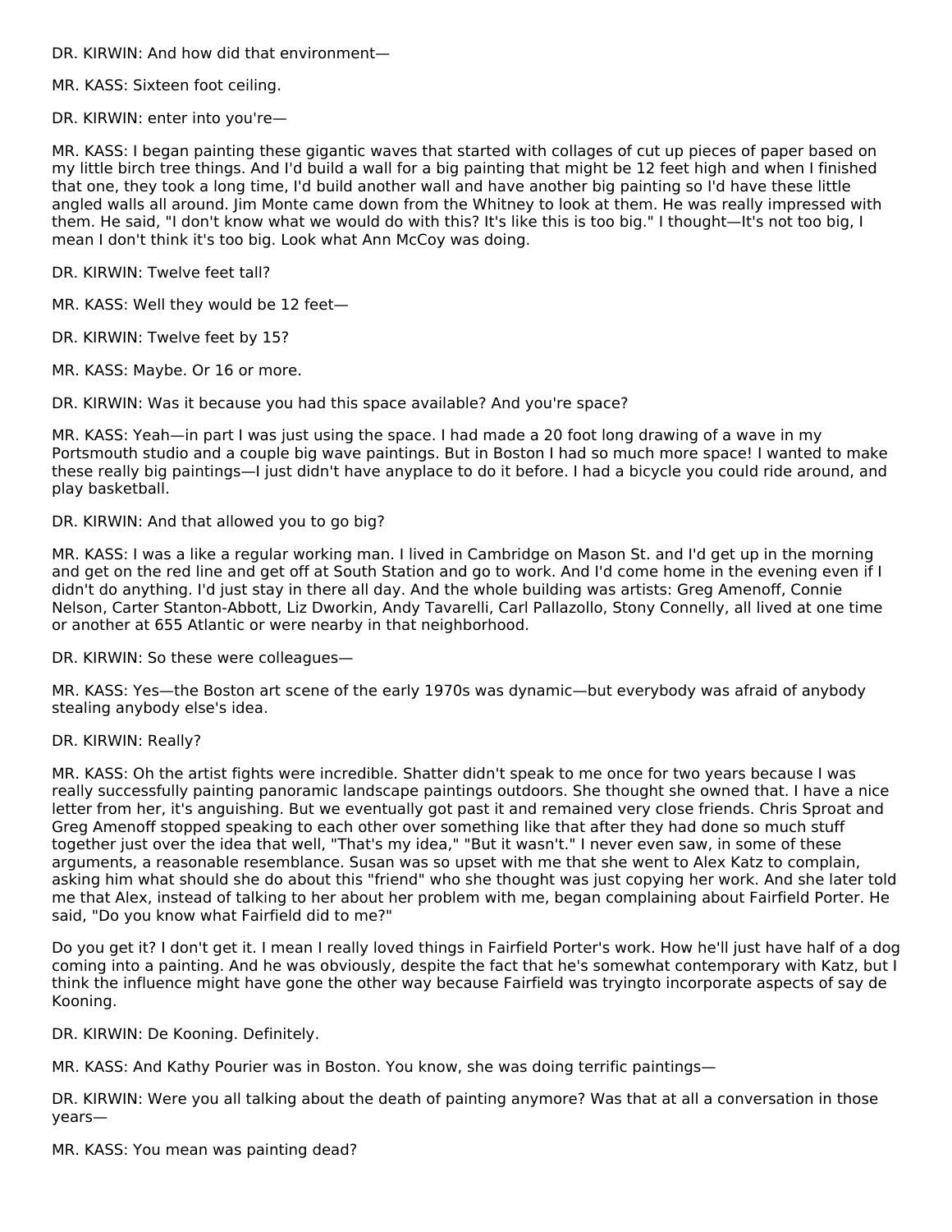DR. KIRWIN: And how did that environment—

MR. KASS: Sixteen foot ceiling.

DR. KIRWIN: enter into you're—

MR. KASS: I began painting these gigantic waves that started with collages of cut up pieces of paper based on my little birch tree things. And I'd build a wall for a big painting that might be 12 feet high and when I finished that one, they took a long time, I'd build another wall and have another big painting so I'd have these little angled walls all around. Jim Monte came down from the Whitney to look at them. He was really impressed with them. He said, "I don't know what we would do with this? It's like this is too big." I thought—It's not too big, I mean I don't think it's too big. Look what Ann McCoy was doing.

DR. KIRWIN: Twelve feet tall?

MR. KASS: Well they would be 12 feet—

DR. KIRWIN: Twelve feet by 15?

MR. KASS: Maybe. Or 16 or more.

DR. KIRWIN: Was it because you had this space available? And you're space?

MR. KASS: Yeah—in part I was just using the space. I had made a 20 foot long drawing of a wave in my Portsmouth studio and a couple big wave paintings. But in Boston I had so much more space! I wanted to make these really big paintings—I just didn't have anyplace to do it before. I had a bicycle you could ride around, and play basketball.

DR. KIRWIN: And that allowed you to go big?

MR. KASS: I was a like a regular working man. I lived in Cambridge on Mason St. and I'd get up in the morning and get on the red line and get off at South Station and go to work. And I'd come home in the evening even if I didn't do anything. I'd just stay in there all day. And the whole building was artists: Greg Amenoff, Connie Nelson, Carter Stanton-Abbott, Liz Dworkin, Andy Tavarelli, Carl Pallazollo, Stony Connelly, all lived at one time or another at 655 Atlantic or were nearby in that neighborhood.

DR. KIRWIN: So these were colleagues—

MR. KASS: Yes—the Boston art scene of the early 1970s was dynamic—but everybody was afraid of anybody stealing anybody else's idea.

DR. KIRWIN: Really?

MR. KASS: Oh the artist fights were incredible. Shatter didn't speak to me once for two years because I was really successfully painting panoramic landscape paintings outdoors. She thought she owned that. I have a nice letter from her, it's anguishing. But we eventually got past it and remained very close friends. Chris Sproat and Greg Amenoff stopped speaking to each other over something like that after they had done so much stuff together just over the idea that well, "That's my idea," "But it wasn't." I never even saw, in some of these arguments, a reasonable resemblance. Susan was so upset with me that she went to Alex Katz to complain, asking him what should she do about this "friend" who she thought was just copying her work. And she later told me that Alex, instead of talking to her about her problem with me, began complaining about Fairfield Porter. He said, "Do you know what Fairfield did to me?"

Do you get it? I don't get it. I mean I really loved things in Fairfield Porter's work. How he'll just have half of a dog coming into a painting. And he was obviously, despite the fact that he's somewhat contemporary with Katz, but I think the influence might have gone the other way because Fairfield was tryingto incorporate aspects of say de Kooning.

DR. KIRWIN: De Kooning. Definitely.

MR. KASS: And Kathy Pourier was in Boston. You know, she was doing terrific paintings—

DR. KIRWIN: Were you all talking about the death of painting anymore? Was that at all a conversation in those years—

MR. KASS: You mean was painting dead?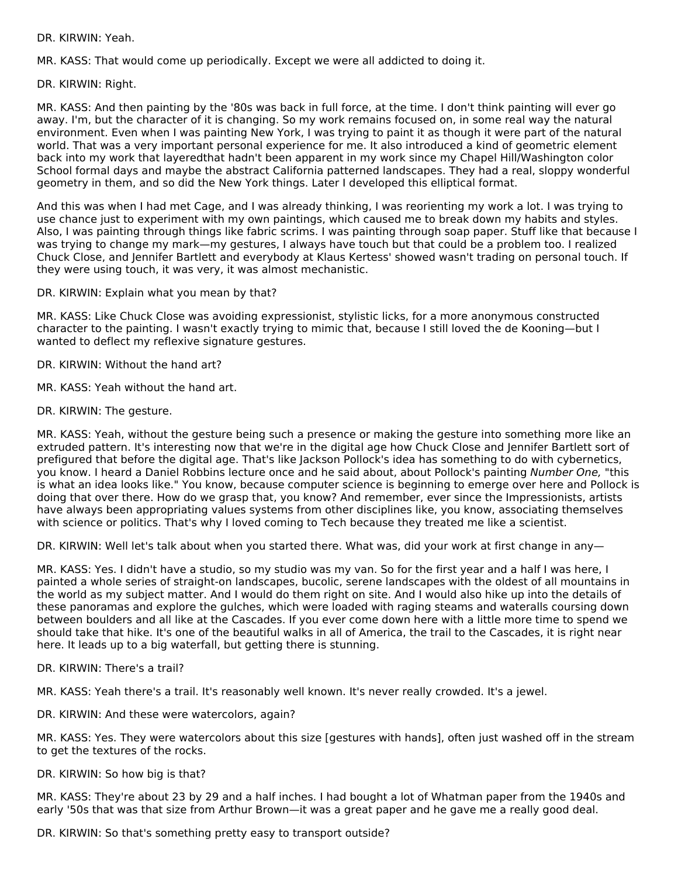DR. KIRWIN: Yeah.

MR. KASS: That would come up periodically. Except we were all addicted to doing it.

DR. KIRWIN: Right.

MR. KASS: And then painting by the '80s was back in full force, at the time. I don't think painting will ever go away. I'm, but the character of it is changing. So my work remains focused on, in some real way the natural environment. Even when I was painting New York, I was trying to paint it as though it were part of the natural world. That was a very important personal experience for me. It also introduced a kind of geometric element back into my work that layeredthat hadn't been apparent in my work since my Chapel Hill/Washington color School formal days and maybe the abstract California patterned landscapes. They had a real, sloppy wonderful geometry in them, and so did the New York things. Later I developed this elliptical format.

And this was when I had met Cage, and I was already thinking, I was reorienting my work a lot. I was trying to use chance just to experiment with my own paintings, which caused me to break down my habits and styles. Also, I was painting through things like fabric scrims. I was painting through soap paper. Stuff like that because I was trying to change my mark—my gestures, I always have touch but that could be a problem too. I realized Chuck Close, and Jennifer Bartlett and everybody at Klaus Kertess' showed wasn't trading on personal touch. If they were using touch, it was very, it was almost mechanistic.

DR. KIRWIN: Explain what you mean by that?

MR. KASS: Like Chuck Close was avoiding expressionist, stylistic licks, for a more anonymous constructed character to the painting. I wasn't exactly trying to mimic that, because I still loved the de Kooning—but I wanted to deflect my reflexive signature gestures.

DR. KIRWIN: Without the hand art?

MR. KASS: Yeah without the hand art.

DR. KIRWIN: The gesture.

MR. KASS: Yeah, without the gesture being such a presence or making the gesture into something more like an extruded pattern. It's interesting now that we're in the digital age how Chuck Close and Jennifer Bartlett sort of prefigured that before the digital age. That's like Jackson Pollock's idea has something to do with cybernetics, you know. I heard a Daniel Robbins lecture once and he said about, about Pollock's painting *Number One,* "this is what an idea looks like." You know, because computer science is beginning to emerge over here and Pollock is doing that over there. How do we grasp that, you know? And remember, ever since the Impressionists, artists have always been appropriating values systems from other disciplines like, you know, associating themselves with science or politics. That's why I loved coming to Tech because they treated me like a scientist.

DR. KIRWIN: Well let's talk about when you started there. What was, did your work at first change in any—

MR. KASS: Yes. I didn't have a studio, so my studio was my van. So for the first year and a half I was here, I painted a whole series of straight-on landscapes, bucolic, serene landscapes with the oldest of all mountains in the world as my subject matter. And I would do them right on site. And I would also hike up into the details of these panoramas and explore the gulches, which were loaded with raging steams and waterfalls coursing down between boulders and all like at the Cascades. If you ever come down here with a little more time to spend we should take that hike. It's one of the beautiful walks in all of America, the trail to the Cascades, it is right near here. It leads up to a big waterfall, but getting there is stunning.

DR. KIRWIN: There's a trail?

MR. KASS: Yeah there's a trail. It's reasonably well known. It's never really crowded. It's a jewel.

DR. KIRWIN: And these were watercolors, again?

MR. KASS: Yes. They were watercolors about this size [gestures with hands], often just washed off in the stream to get the textures of the rocks.

DR. KIRWIN: So how big is that?

MR. KASS: They're about 23 by 29 and a half inches. I had bought a lot of Whatman paper from the 1940s and early '50s that was that size from Arthur Brown—it was a great paper and he gave me a really good deal.

DR. KIRWIN: So that's something pretty easy to transport outside?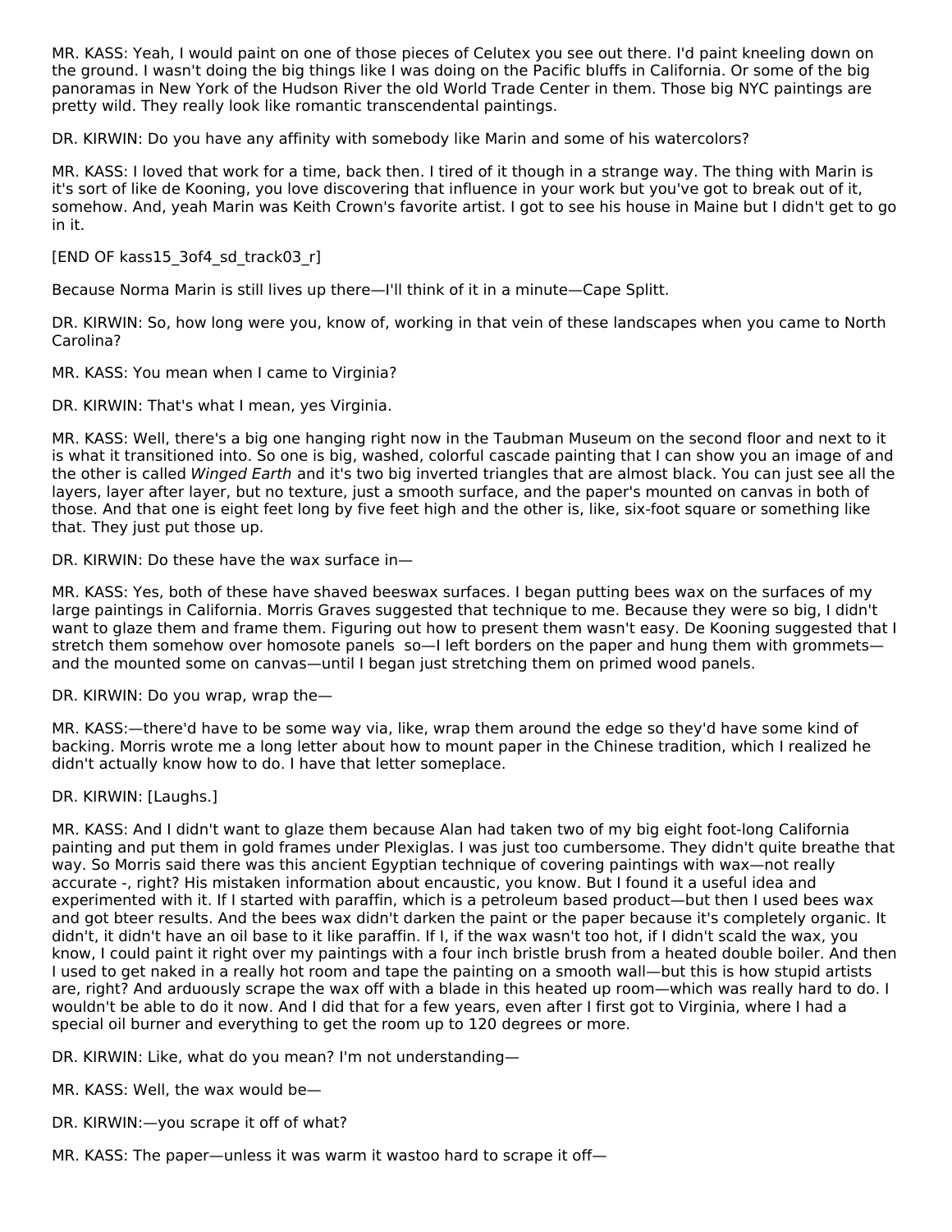MR. KASS: Yeah, I would paint on one of those pieces of Celutex you see out there. I'd paint kneeling down on the ground. I wasn't doing the big things like I was doing on the Pacific bluffs in California. Or some of the big panoramas in New York of the Hudson River the old World Trade Center in them. Those big NYC paintings are pretty wild. They really look like romantic transcendental paintings.

DR. KIRWIN: Do you have any affinity with somebody like Marin and some of his watercolors?

MR. KASS: I loved that work for a time, back then. I tired of it though in a strange way. The thing with Marin is it's sort of like de Kooning, you love discovering that influence in your work but you've got to break out of it, somehow. And, yeah Marin was Keith Crown's favorite artist. I got to see his house in Maine but I didn't get to go in it.

[END OF kass15_3of4_sd_track03_r]

Because Norma Marin is still lives up there—I'll think of it in a minute—Cape Splitt.

DR. KIRWIN: So, how long were you, know of, working in that vein of these landscapes when you came to North Carolina?

MR. KASS: You mean when I came to Virginia?

DR. KIRWIN: That's what I mean, yes Virginia.

MR. KASS: Well, there's a big one hanging right now in the Taubman Museum on the second floor and next to it is what it transitioned into. So one is big, washed, colorful cascade painting that I can show you an image of and the other is called *Winged Earth* and it's two big inverted triangles that are almost black. You can just see all the layers, layer after layer, but no texture, just a smooth surface, and the paper's mounted on canvas in both of those. And that one is eight feet long by five feet high and the other is, like, six-foot square or something like that. They just put those up.

DR. KIRWIN: Do these have the wax surface in—

MR. KASS: Yes, both of these have shaved beeswax surfaces. I began putting bees wax on the surfaces of my large paintings in California. Morris Graves suggested that technique to me. Because they were so big, I didn't want to glaze them and frame them. Figuring out how to present them wasn't easy. De Kooning suggested that I stretch them somehow over homosote panels so—I left borders on the paper and hung them with grommets—and the mounted some on canvas—until I began just stretching them on primed wood panels.

DR. KIRWIN: Do you wrap, wrap the—

MR. KASS:—there'd have to be some way via, like, wrap them around the edge so they'd have some kind of backing. Morris wrote me a long letter about how to mount paper in the Chinese tradition, which I realized he didn't actually know how to do. I have that letter someplace.

DR. KIRWIN: [Laughs.]

MR. KASS: And I didn't want to glaze them because Alan had taken two of my big eight foot-long California painting and put them in gold frames under Plexiglas. I was just too cumbersome. They didn't quite breathe that way. So Morris said there was this ancient Egyptian technique of covering paintings with wax—not really accurate -, right? His mistaken information about encaustic, you know. But I found it a useful idea and experimented with it. If I started with paraffin, which is a petroleum based product—but then I used bees wax and got bteer results. And the bees wax didn't darken the paint or the paper because it's completely organic. It didn't, it didn't have an oil base to it like paraffin. If I, if the wax wasn't too hot, if I didn't scald the wax, you know, I could paint it right over my paintings with a four inch bristle brush from a heated double boiler. And then I used to get naked in a really hot room and tape the painting on a smooth wall—but this is how stupid artists are, right? And arduously scrape the wax off with a blade in this heated up room—which was really hard to do. I wouldn't be able to do it now. And I did that for a few years, even after I first got to Virginia, where I had a special oil burner and everything to get the room up to 120 degrees or more.

DR. KIRWIN: Like, what do you mean? I'm not understanding—

MR. KASS: Well, the wax would be—

DR. KIRWIN:—you scrape it off of what?

MR. KASS: The paper—unless it was warm it wastoo hard to scrape it off—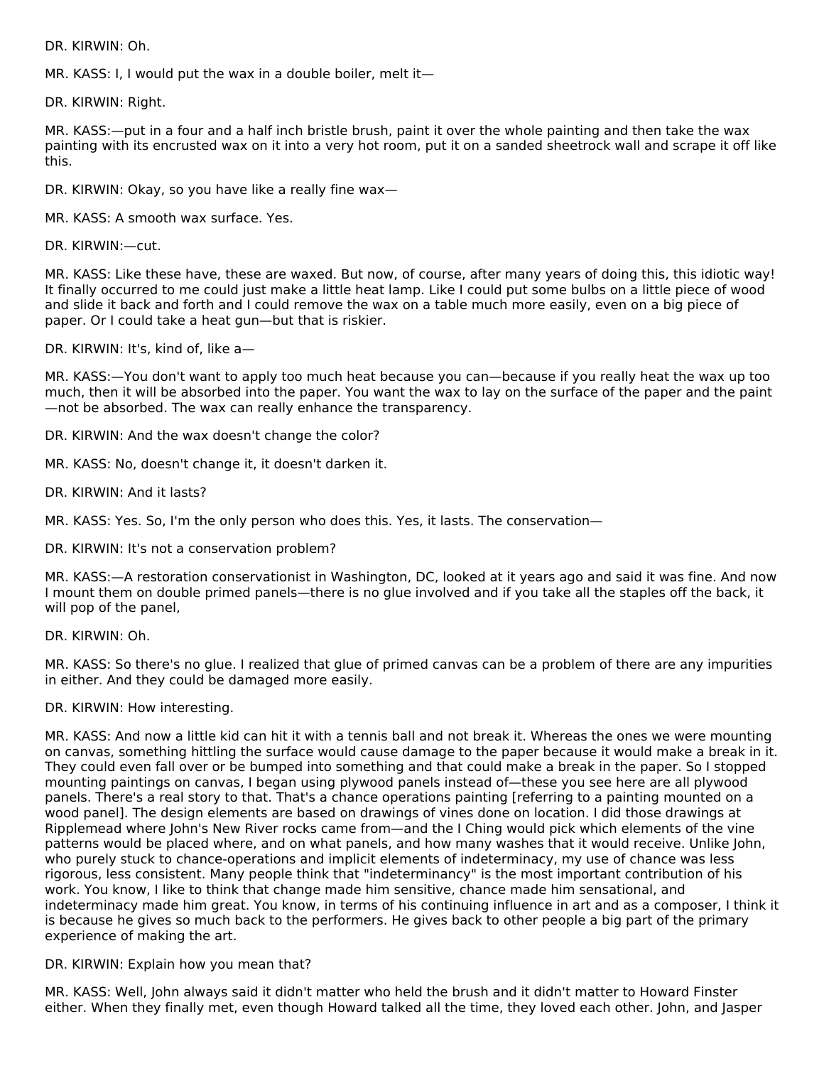DR. KIRWIN: Oh.

MR. KASS: I, I would put the wax in a double boiler, melt it—

DR. KIRWIN: Right.

MR. KASS:—put in a four and a half inch bristle brush, paint it over the whole painting and then take the wax painting with its encrusted wax on it into a very hot room, put it on a sanded sheetrock wall and scrape it off like this.

DR. KIRWIN: Okay, so you have like a really fine wax—

MR. KASS: A smooth wax surface. Yes.

DR. KIRWIN:—cut.

MR. KASS: Like these have, these are waxed. But now, of course, after many years of doing this, this idiotic way! It finally occurred to me could just make a little heat lamp. Like I could put some bulbs on a little piece of wood and slide it back and forth and I could remove the wax on a table much more easily, even on a big piece of paper. Or I could take a heat gun—but that is riskier.

DR. KIRWIN: It's, kind of, like a—

MR. KASS:—You don't want to apply too much heat because you can—because if you really heat the wax up too much, then it will be absorbed into the paper. You want the wax to lay on the surface of the paper and the paint—not be absorbed. The wax can really enhance the transparency.

DR. KIRWIN: And the wax doesn't change the color?

MR. KASS: No, doesn't change it, it doesn't darken it.

DR. KIRWIN: And it lasts?

MR. KASS: Yes. So, I'm the only person who does this. Yes, it lasts. The conservation—

DR. KIRWIN: It's not a conservation problem?

MR. KASS:—A restoration conservationist in Washington, DC, looked at it years ago and said it was fine. And now I mount them on double primed panels—there is no glue involved and if you take all the staples off the back, it will pop of the panel,

DR. KIRWIN: Oh.

MR. KASS: So there's no glue. I realized that glue of primed canvas can be a problem of there are any impurities in either. And they could be damaged more easily.

DR. KIRWIN: How interesting.

MR. KASS: And now a little kid can hit it with a tennis ball and not break it. Whereas the ones we were mounting on canvas, something hittling the surface would cause damage to the paper because it would make a break in it. They could even fall over or be bumped into something and that could make a break in the paper. So I stopped mounting paintings on canvas, I began using plywood panels instead of—these you see here are all plywood panels. There's a real story to that. That's a chance operations painting [referring to a painting mounted on a wood panel]. The design elements are based on drawings of vines done on location. I did those drawings at Ripplemead where John's New River rocks came from—and the I Ching would pick which elements of the vine patterns would be placed where, and on what panels, and how many washes that it would receive. Unlike John, who purely stuck to chance-operations and implicit elements of indeterminacy, my use of chance was less rigorous, less consistent. Many people think that "indeterminancy" is the most important contribution of his work. You know, I like to think that change made him sensitive, chance made him sensational, and indeterminacy made him great. You know, in terms of his continuing influence in art and as a composer, I think it is because he gives so much back to the performers. He gives back to other people a big part of the primary experience of making the art.

DR. KIRWIN: Explain how you mean that?

MR. KASS: Well, John always said it didn't matter who held the brush and it didn't matter to Howard Finster either. When they finally met, even though Howard talked all the time, they loved each other. John, and Jasper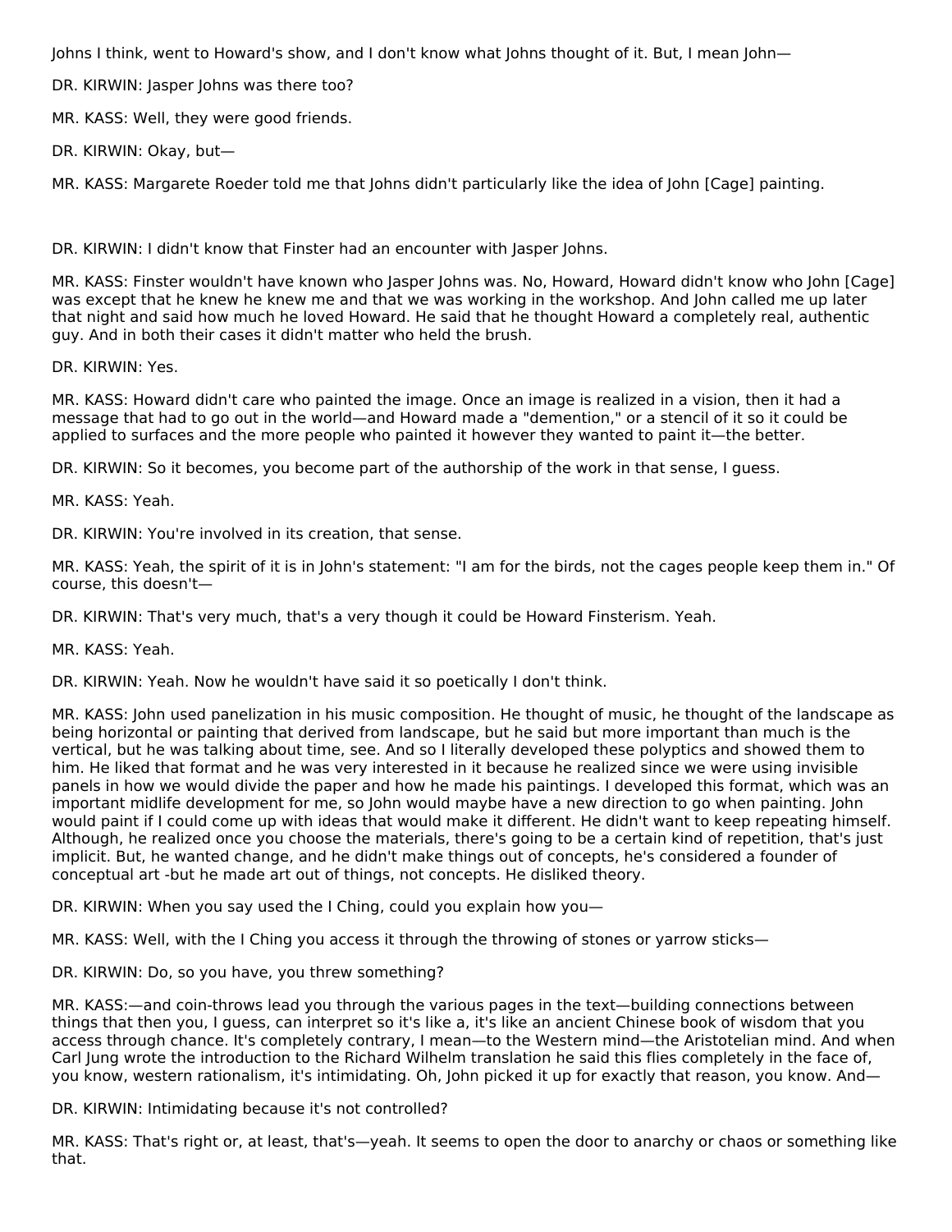Johns I think, went to Howard's show, and I don't know what Johns thought of it. But, I mean John—

DR. KIRWIN: Jasper Johns was there too?

MR. KASS: Well, they were good friends.

DR. KIRWIN: Okay, but—

MR. KASS: Margarete Roeder told me that Johns didn't particularly like the idea of John [Cage] painting.

DR. KIRWIN: I didn't know that Finster had an encounter with Jasper Johns.

MR. KASS: Finster wouldn't have known who Jasper Johns was. No, Howard, Howard didn't know who John [Cage] was except that he knew he knew me and that we was working in the workshop. And John called me up later that night and said how much he loved Howard. He said that he thought Howard a completely real, authentic guy. And in both their cases it didn't matter who held the brush.

DR. KIRWIN: Yes.

MR. KASS: Howard didn't care who painted the image. Once an image is realized in a vision, then it had a message that had to go out in the world—and Howard made a "demention," or a stencil of it so it could be applied to surfaces and the more people who painted it however they wanted to paint it—the better.

DR. KIRWIN: So it becomes, you become part of the authorship of the work in that sense, I guess.

MR. KASS: Yeah.

DR. KIRWIN: You're involved in its creation, that sense.

MR. KASS: Yeah, the spirit of it is in John's statement: "I am for the birds, not the cages people keep them in." Of course, this doesn't—

DR. KIRWIN: That's very much, that's a very though it could be Howard Finsterism. Yeah.

MR. KASS: Yeah.

DR. KIRWIN: Yeah. Now he wouldn't have said it so poetically I don't think.

MR. KASS: John used panelization in his music composition. He thought of music, he thought of the landscape as being horizontal or painting that derived from landscape, but he said but more important than much is the vertical, but he was talking about time, see. And so I literally developed these polyptics and showed them to him. He liked that format and he was very interested in it because he realized since we were using invisible panels in how we would divide the paper and how he made his paintings. I developed this format, which was an important midlife development for me, so John would maybe have a new direction to go when painting. John would paint if I could come up with ideas that would make it different. He didn't want to keep repeating himself. Although, he realized once you choose the materials, there's going to be a certain kind of repetition, that's just implicit. But, he wanted change, and he didn't make things out of concepts, he's considered a founder of conceptual art -but he made art out of things, not concepts. He disliked theory.

DR. KIRWIN: When you say used the I Ching, could you explain how you—

MR. KASS: Well, with the I Ching you access it through the throwing of stones or yarrow sticks—

DR. KIRWIN: Do, so you have, you threw something?

MR. KASS:—and coin-throws lead you through the various pages in the text—building connections between things that then you, I guess, can interpret so it's like a, it's like an ancient Chinese book of wisdom that you access through chance. It's completely contrary, I mean—to the Western mind—the Aristotelian mind. And when Carl Jung wrote the introduction to the Richard Wilhelm translation he said this flies completely in the face of, you know, western rationalism, it's intimidating. Oh, John picked it up for exactly that reason, you know. And—

DR. KIRWIN: Intimidating because it's not controlled?

MR. KASS: That's right or, at least, that's—yeah. It seems to open the door to anarchy or chaos or something like that.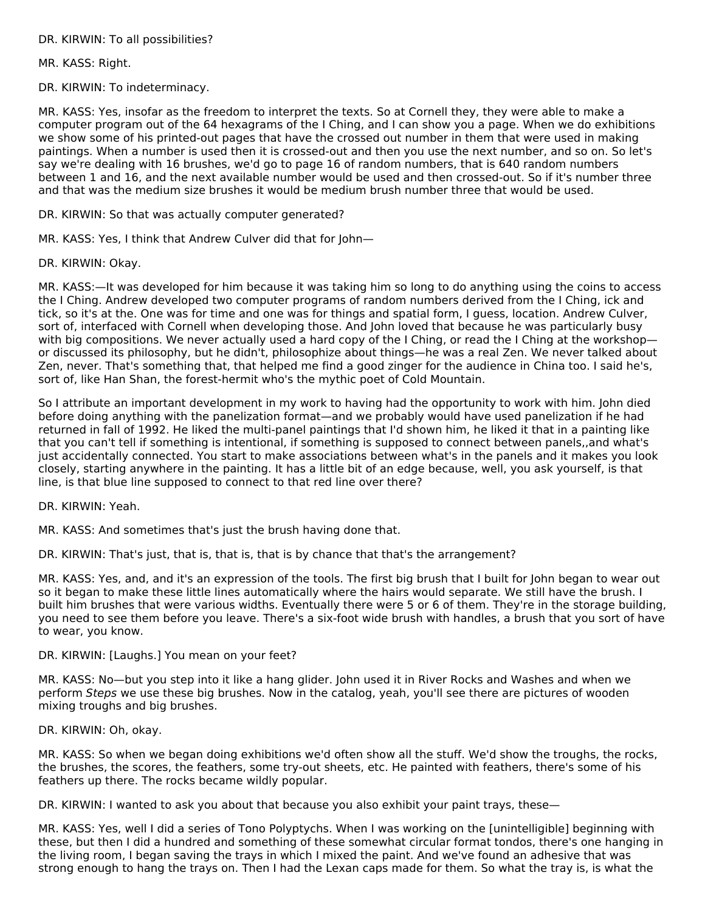DR. KIRWIN: To all possibilities?

MR. KASS: Right.

DR. KIRWIN: To indeterminacy.

MR. KASS: Yes, insofar as the freedom to interpret the texts. So at Cornell they, they were able to make a computer program out of the 64 hexagrams of the I Ching, and I can show you a page. When we do exhibitions we show some of his printed-out pages that have the crossed out number in them that were used in making paintings. When a number is used then it is crossed-out and then you use the next number, and so on. So let's say we're dealing with 16 brushes, we'd go to page 16 of random numbers, that is 640 random numbers between 1 and 16, and the next available number would be used and then crossed-out. So if it's number three and that was the medium size brushes it would be medium brush number three that would be used.

DR. KIRWIN: So that was actually computer generated?

MR. KASS: Yes, I think that Andrew Culver did that for John—

DR. KIRWIN: Okay.

MR. KASS:—It was developed for him because it was taking him so long to do anything using the coins to access the I Ching. Andrew developed two computer programs of random numbers derived from the I Ching, ick and tick, so it's at the. One was for time and one was for things and spatial form, I guess, location. Andrew Culver, sort of, interfaced with Cornell when developing those. And John loved that because he was particularly busy with big compositions. We never actually used a hard copy of the I Ching, or read the I Ching at the workshop—or discussed its philosophy, but he didn't, philosophize about things—he was a real Zen. We never talked about Zen, never. That's something that, that helped me find a good zinger for the audience in China too. I said he's, sort of, like Han Shan, the forest-hermit who's the mythic poet of Cold Mountain.

So I attribute an important development in my work to having had the opportunity to work with him. John died before doing anything with the panelization format—and we probably would have used panelization if he had returned in fall of 1992. He liked the multi-panel paintings that I'd shown him, he liked it that in a painting like that you can't tell if something is intentional, if something is supposed to connect between panels,,and what's just accidentally connected. You start to make associations between what's in the panels and it makes you look closely, starting anywhere in the painting. It has a little bit of an edge because, well, you ask yourself, is that line, is that blue line supposed to connect to that red line over there?

DR. KIRWIN: Yeah.

MR. KASS: And sometimes that's just the brush having done that.

DR. KIRWIN: That's just, that is, that is, that is by chance that that's the arrangement?

MR. KASS: Yes, and, and it's an expression of the tools. The first big brush that I built for John began to wear out so it began to make these little lines automatically where the hairs would separate. We still have the brush. I built him brushes that were various widths. Eventually there were 5 or 6 of them. They're in the storage building, you need to see them before you leave. There's a six-foot wide brush with handles, a brush that you sort of have to wear, you know.

DR. KIRWIN: [Laughs.] You mean on your feet?

MR. KASS: No—but you step into it like a hang glider. John used it in River Rocks and Washes and when we perform *Steps* we use these big brushes. Now in the catalog, yeah, you'll see there are pictures of wooden mixing troughs and big brushes.

DR. KIRWIN: Oh, okay.

MR. KASS: So when we began doing exhibitions we'd often show all the stuff. We'd show the troughs, the rocks, the brushes, the scores, the feathers, some try-out sheets, etc. He painted with feathers, there's some of his feathers up there. The rocks became wildly popular.

DR. KIRWIN: I wanted to ask you about that because you also exhibit your paint trays, these—

MR. KASS: Yes, well I did a series of Tono Polyptychs. When I was working on the [unintelligible] beginning with these, but then I did a hundred and something of these somewhat circular format tondos, there's one hanging in the living room, I began saving the trays in which I mixed the paint. And we've found an adhesive that was strong enough to hang the trays on. Then I had the Lexan caps made for them. So what the tray is, is what the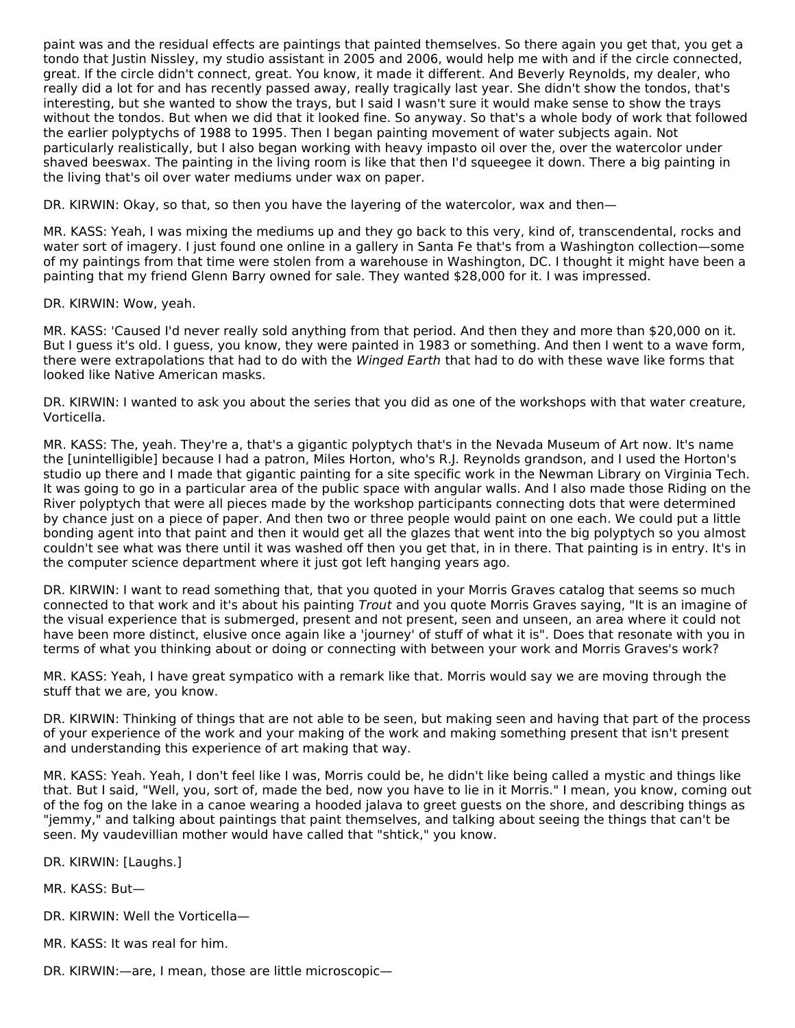paint was and the residual effects are paintings that painted themselves. So there again you get that, you get a tondo that Justin Nissley, my studio assistant in 2005 and 2006, would help me with and if the circle connected, great. If the circle didn't connect, great. You know, it made it different. And Beverly Reynolds, my dealer, who really did a lot for and has recently passed away, really tragically last year. She didn't show the tondos, that's interesting, but she wanted to show the trays, but I said I wasn't sure it would make sense to show the trays without the tondos. But when we did that it looked fine. So anyway. So that's a whole body of work that followed the earlier polyptychs of 1988 to 1995. Then I began painting movement of water subjects again. Not particularly realistically, but I also began working with heavy impasto oil over the, over the watercolor under shaved beeswax. The painting in the living room is like that then I'd squeegee it down. There a big painting in the living that's oil over water mediums under wax on paper.

DR. KIRWIN: Okay, so that, so then you have the layering of the watercolor, wax and then—

MR. KASS: Yeah, I was mixing the mediums up and they go back to this very, kind of, transcendental, rocks and water sort of imagery. I just found one online in a gallery in Santa Fe that's from a Washington collection—some of my paintings from that time were stolen from a warehouse in Washington, DC. I thought it might have been a painting that my friend Glenn Barry owned for sale. They wanted $28,000 for it. I was impressed.

DR. KIRWIN: Wow, yeah.

MR. KASS: 'Caused I'd never really sold anything from that period. And then they and more than $20,000 on it. But I guess it's old. I guess, you know, they were painted in 1983 or something. And then I went to a wave form, there were extrapolations that had to do with the *Winged Earth* that had to do with these wave like forms that looked like Native American masks.

DR. KIRWIN: I wanted to ask you about the series that you did as one of the workshops with that water creature, Vorticella.

MR. KASS: The, yeah. They're a, that's a gigantic polyptych that's in the Nevada Museum of Art now. It's name the [unintelligible] because I had a patron, Miles Horton, who's R.J. Reynolds grandson, and I used the Horton's studio up there and I made that gigantic painting for a site specific work in the Newman Library on Virginia Tech. It was going to go in a particular area of the public space with angular walls. And I also made those Riding on the River polyptych that were all pieces made by the workshop participants connecting dots that were determined by chance just on a piece of paper. And then two or three people would paint on one each. We could put a little bonding agent into that paint and then it would get all the glazes that went into the big polyptych so you almost couldn't see what was there until it was washed off then you get that, in in there. That painting is in entry. It's in the computer science department where it just got left hanging years ago.

DR. KIRWIN: I want to read something that, that you quoted in your Morris Graves catalog that seems so much connected to that work and it's about his painting *Trout* and you quote Morris Graves saying, "It is an imagine of the visual experience that is submerged, present and not present, seen and unseen, an area where it could not have been more distinct, elusive once again like a 'journey' of stuff of what it is". Does that resonate with you in terms of what you thinking about or doing or connecting with between your work and Morris Graves's work?

MR. KASS: Yeah, I have great sympatico with a remark like that. Morris would say we are moving through the stuff that we are, you know.

DR. KIRWIN: Thinking of things that are not able to be seen, but making seen and having that part of the process of your experience of the work and your making of the work and making something present that isn't present and understanding this experience of art making that way.

MR. KASS: Yeah. Yeah, I don't feel like I was, Morris could be, he didn't like being called a mystic and things like that. But I said, "Well, you, sort of, made the bed, now you have to lie in it Morris." I mean, you know, coming out of the fog on the lake in a canoe wearing a hooded jalava to greet guests on the shore, and describing things as "jemmy," and talking about paintings that paint themselves, and talking about seeing the things that can't be seen. My vaudevillian mother would have called that "shtick," you know.

DR. KIRWIN: [Laughs.]

MR. KASS: But—

DR. KIRWIN: Well the Vorticella—

MR. KASS: It was real for him.

DR. KIRWIN:—are, I mean, those are little microscopic—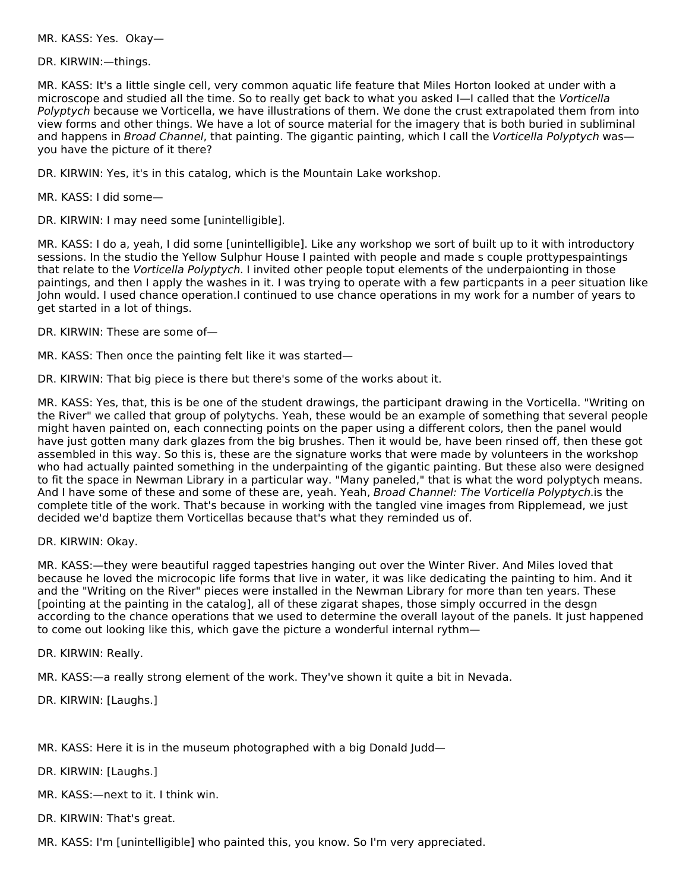MR. KASS: Yes.  Okay—

DR. KIRWIN:—things.

MR. KASS: It's a little single cell, very common aquatic life feature that Miles Horton looked at under with a microscope and studied all the time. So to really get back to what you asked I—I called that the *Vorticella Polyptych* because we Vorticella, we have illustrations of them. We done the crust extrapolated them from into view forms and other things. We have a lot of source material for the imagery that is both buried in subliminal and happens in *Broad Channel*, that painting. The gigantic painting, which I call the *Vorticella Polyptych* was—you have the picture of it there?

DR. KIRWIN: Yes, it's in this catalog, which is the Mountain Lake workshop.

MR. KASS: I did some—

DR. KIRWIN: I may need some [unintelligible].

MR. KASS: I do a, yeah, I did some [unintelligible]. Like any workshop we sort of built up to it with introductory sessions. In the studio the Yellow Sulphur House I painted with people and made s couple prottypespaintings that relate to the *Vorticella Polyptych.* I invited other people toput elements of the underpaionting in those paintings, and then I apply the washes in it. I was trying to operate with a few particpants in a peer situation like John would. I used chance operation.I continued to use chance operations in my work for a number of years to get started in a lot of things.

DR. KIRWIN: These are some of—

MR. KASS: Then once the painting felt like it was started—

DR. KIRWIN: That big piece is there but there's some of the works about it.

MR. KASS: Yes, that, this is be one of the student drawings, the participant drawing in the Vorticella. "Writing on the River" we called that group of polytychs. Yeah, these would be an example of something that several people might haven painted on, each connecting points on the paper using a different colors, then the panel would have just gotten many dark glazes from the big brushes. Then it would be, have been rinsed off, then these got assembled in this way. So this is, these are the signature works that were made by volunteers in the workshop who had actually painted something in the underpainting of the gigantic painting. But these also were designed to fit the space in Newman Library in a particular way. "Many paneled," that is what the word polyptych means. And I have some of these and some of these are, yeah. Yeah, *Broad Channel: The Vorticella Polyptych.*is the complete title of the work. That's because in working with the tangled vine images from Ripplemead, we just decided we'd baptize them Vorticellas because that's what they reminded us of.

DR. KIRWIN: Okay.

MR. KASS:—they were beautiful ragged tapestries hanging out over the Winter River. And Miles loved that because he loved the microcopic life forms that live in water, it was like dedicating the painting to him. And it and the "Writing on the River" pieces were installed in the Newman Library for more than ten years. These [pointing at the painting in the catalog], all of these zigarat shapes, those simply occurred in the desgn according to the chance operations that we used to determine the overall layout of the panels. It just happened to come out looking like this, which gave the picture a wonderful internal rythm—

DR. KIRWIN: Really.

MR. KASS:—a really strong element of the work. They've shown it quite a bit in Nevada.

DR. KIRWIN: [Laughs.]

MR. KASS: Here it is in the museum photographed with a big Donald Judd—

DR. KIRWIN: [Laughs.]

MR. KASS:—next to it. I think win.

DR. KIRWIN: That's great.

MR. KASS: I'm [unintelligible] who painted this, you know. So I'm very appreciated.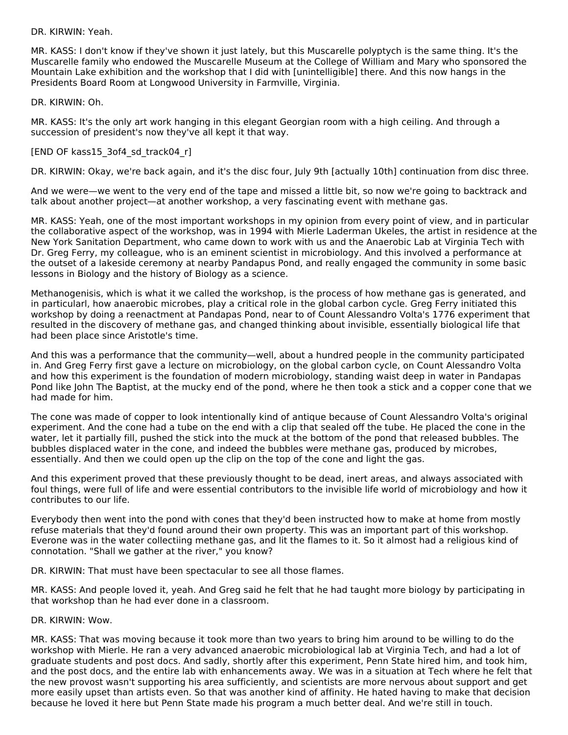DR. KIRWIN: Yeah.

MR. KASS: I don't know if they've shown it just lately, but this Muscarelle polyptych is the same thing. It's the Muscarelle family who endowed the Muscarelle Museum at the College of William and Mary who sponsored the Mountain Lake exhibition and the workshop that I did with [unintelligible] there. And this now hangs in the Presidents Board Room at Longwood University in Farmville, Virginia.

DR. KIRWIN: Oh.

MR. KASS: It's the only art work hanging in this elegant Georgian room with a high ceiling. And through a succession of president's now they've all kept it that way.

[END OF kass15_3of4_sd_track04_r]

DR. KIRWIN: Okay, we're back again, and it's the disc four, July 9th [actually 10th] continuation from disc three.

And we were—we went to the very end of the tape and missed a little bit, so now we're going to backtrack and talk about another project—at another workshop, a very fascinating event with methane gas.

MR. KASS: Yeah, one of the most important workshops in my opinion from every point of view, and in particular the collaborative aspect of the workshop, was in 1994 with Mierle Laderman Ukeles, the artist in residence at the New York Sanitation Department, who came down to work with us and the Anaerobic Lab at Virginia Tech with Dr. Greg Ferry, my colleague, who is an eminent scientist in microbiology. And this involved a performance at the outset of a lakeside ceremony at nearby Pandapus Pond, and really engaged the community in some basic lessons in Biology and the history of Biology as a science.

Methanogenisis, which is what it we called the workshop, is the process of how methane gas is generated, and in particularl, how anaerobic microbes, play a critical role in the global carbon cycle. Greg Ferry initiated this workshop by doing a reenactment at Pandapas Pond, near to of Count Alessandro Volta's 1776 experiment that resulted in the discovery of methane gas, and changed thinking about invisible, essentially biological life that had been place since Aristotle's time.

And this was a performance that the community—well, about a hundred people in the community participated in. And Greg Ferry first gave a lecture on microbiology, on the global carbon cycle, on Count Alessandro Volta and how this experiment is the foundation of modern microbiology, standing waist deep in water in Pandapas Pond like John The Baptist, at the mucky end of the pond, where he then took a stick and a copper cone that we had made for him.

The cone was made of copper to look intentionally kind of antique because of Count Alessandro Volta's original experiment. And the cone had a tube on the end with a clip that sealed off the tube. He placed the cone in the water, let it partially fill, pushed the stick into the muck at the bottom of the pond that released bubbles. The bubbles displaced water in the cone, and indeed the bubbles were methane gas, produced by microbes, essentially. And then we could open up the clip on the top of the cone and light the gas.

And this experiment proved that these previously thought to be dead, inert areas, and always associated with foul things, were full of life and were essential contributors to the invisible life world of microbiology and how it contributes to our life.

Everybody then went into the pond with cones that they'd been instructed how to make at home from mostly refuse materials that they'd found around their own property. This was an important part of this workshop. Everone was in the water collectiing methane gas, and lit the flames to it. So it almost had a religious kind of connotation. "Shall we gather at the river," you know?

DR. KIRWIN: That must have been spectacular to see all those flames.

MR. KASS: And people loved it, yeah. And Greg said he felt that he had taught more biology by participating in that workshop than he had ever done in a classroom.

DR. KIRWIN: Wow.

MR. KASS: That was moving because it took more than two years to bring him around to be willing to do the workshop with Mierle. He ran a very advanced anaerobic microbiological lab at Virginia Tech, and had a lot of graduate students and post docs. And sadly, shortly after this experiment, Penn State hired him, and took him, and the post docs, and the entire lab with enhancements away. We was in a situation at Tech where he felt that the new provost wasn't supporting his area sufficiently, and scientists are more nervous about support and get more easily upset than artists even. So that was another kind of affinity. He hated having to make that decision because he loved it here but Penn State made his program a much better deal. And we're still in touch.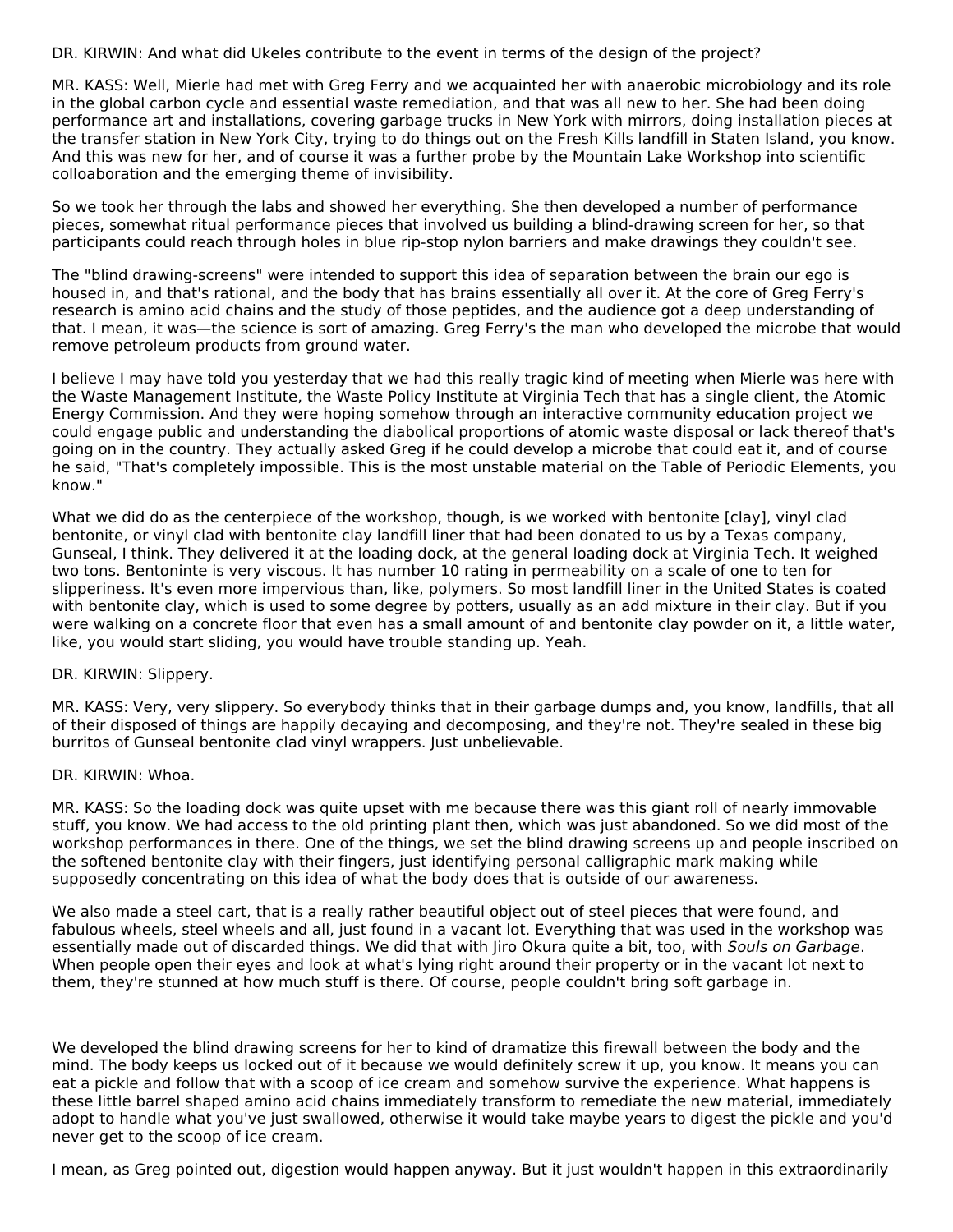DR. KIRWIN: And what did Ukeles contribute to the event in terms of the design of the project?

MR. KASS: Well, Mierle had met with Greg Ferry and we acquainted her with anaerobic microbiology and its role in the global carbon cycle and essential waste remediation, and that was all new to her. She had been doing performance art and installations, covering garbage trucks in New York with mirrors, doing installation pieces at the transfer station in New York City, trying to do things out on the Fresh Kills landfill in Staten Island, you know. And this was new for her, and of course it was a further probe by the Mountain Lake Workshop into scientific colloaboration and the emerging theme of invisibility.

So we took her through the labs and showed her everything. She then developed a number of performance pieces, somewhat ritual performance pieces that involved us building a blind-drawing screen for her, so that participants could reach through holes in blue rip-stop nylon barriers and make drawings they couldn't see.

The "blind drawing-screens" were intended to support this idea of separation between the brain our ego is housed in, and that's rational, and the body that has brains essentially all over it. At the core of Greg Ferry's research is amino acid chains and the study of those peptides, and the audience got a deep understanding of that. I mean, it was—the science is sort of amazing. Greg Ferry's the man who developed the microbe that would remove petroleum products from ground water.

I believe I may have told you yesterday that we had this really tragic kind of meeting when Mierle was here with the Waste Management Institute, the Waste Policy Institute at Virginia Tech that has a single client, the Atomic Energy Commission. And they were hoping somehow through an interactive community education project we could engage public and understanding the diabolical proportions of atomic waste disposal or lack thereof that's going on in the country. They actually asked Greg if he could develop a microbe that could eat it, and of course he said, "That's completely impossible. This is the most unstable material on the Table of Periodic Elements, you know."

What we did do as the centerpiece of the workshop, though, is we worked with bentonite [clay], vinyl clad bentonite, or vinyl clad with bentonite clay landfill liner that had been donated to us by a Texas company, Gunseal, I think. They delivered it at the loading dock, at the general loading dock at Virginia Tech. It weighed two tons. Bentoninte is very viscous. It has number 10 rating in permeability on a scale of one to ten for slipperiness. It's even more impervious than, like, polymers. So most landfill liner in the United States is coated with bentonite clay, which is used to some degree by potters, usually as an add mixture in their clay. But if you were walking on a concrete floor that even has a small amount of and bentonite clay powder on it, a little water, like, you would start sliding, you would have trouble standing up. Yeah.

DR. KIRWIN: Slippery.

MR. KASS: Very, very slippery. So everybody thinks that in their garbage dumps and, you know, landfills, that all of their disposed of things are happily decaying and decomposing, and they're not. They're sealed in these big burritos of Gunseal bentonite clad vinyl wrappers. Just unbelievable.

DR. KIRWIN: Whoa.

MR. KASS: So the loading dock was quite upset with me because there was this giant roll of nearly immovable stuff, you know. We had access to the old printing plant then, which was just abandoned. So we did most of the workshop performances in there. One of the things, we set the blind drawing screens up and people inscribed on the softened bentonite clay with their fingers, just identifying personal calligraphic mark making while supposedly concentrating on this idea of what the body does that is outside of our awareness.

We also made a steel cart, that is a really rather beautiful object out of steel pieces that were found, and fabulous wheels, steel wheels and all, just found in a vacant lot. Everything that was used in the workshop was essentially made out of discarded things. We did that with Jiro Okura quite a bit, too, with *Souls on Garbage*. When people open their eyes and look at what's lying right around their property or in the vacant lot next to them, they're stunned at how much stuff is there. Of course, people couldn't bring soft garbage in.

We developed the blind drawing screens for her to kind of dramatize this firewall between the body and the mind. The body keeps us locked out of it because we would definitely screw it up, you know. It means you can eat a pickle and follow that with a scoop of ice cream and somehow survive the experience. What happens is these little barrel shaped amino acid chains immediately transform to remediate the new material, immediately adopt to handle what you've just swallowed, otherwise it would take maybe years to digest the pickle and you'd never get to the scoop of ice cream.

I mean, as Greg pointed out, digestion would happen anyway. But it just wouldn't happen in this extraordinarily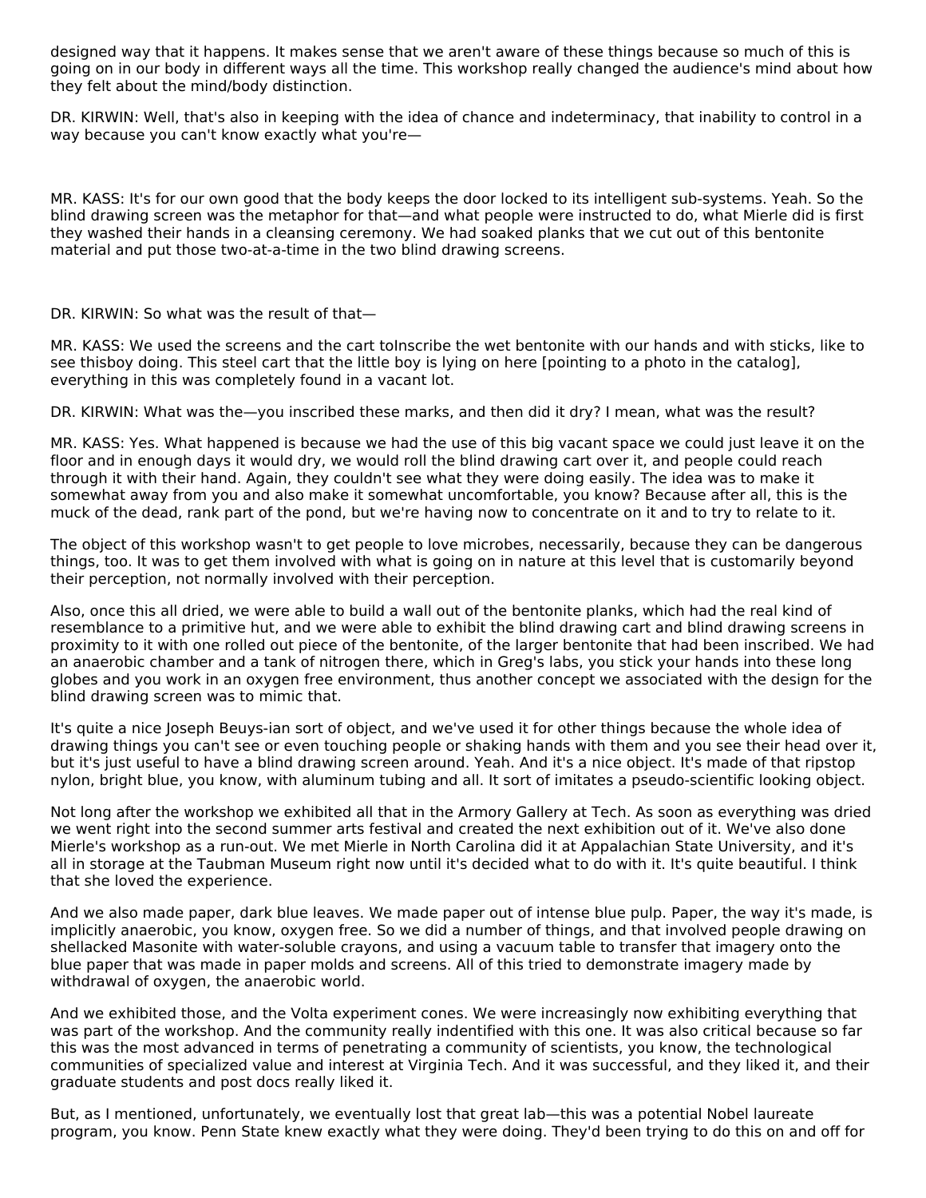designed way that it happens. It makes sense that we aren't aware of these things because so much of this is going on in our body in different ways all the time. This workshop really changed the audience's mind about how they felt about the mind/body distinction.

DR. KIRWIN: Well, that's also in keeping with the idea of chance and indeterminacy, that inability to control in a way because you can't know exactly what you're—

MR. KASS: It's for our own good that the body keeps the door locked to its intelligent sub-systems. Yeah. So the blind drawing screen was the metaphor for that—and what people were instructed to do, what Mierle did is first they washed their hands in a cleansing ceremony. We had soaked planks that we cut out of this bentonite material and put those two-at-a-time in the two blind drawing screens.

DR. KIRWIN: So what was the result of that—

MR. KASS: We used the screens and the cart toInscribe the wet bentonite with our hands and with sticks, like to see thisboy doing. This steel cart that the little boy is lying on here [pointing to a photo in the catalog], everything in this was completely found in a vacant lot.

DR. KIRWIN: What was the—you inscribed these marks, and then did it dry? I mean, what was the result?

MR. KASS: Yes. What happened is because we had the use of this big vacant space we could just leave it on the floor and in enough days it would dry, we would roll the blind drawing cart over it, and people could reach through it with their hand. Again, they couldn't see what they were doing easily. The idea was to make it somewhat away from you and also make it somewhat uncomfortable, you know? Because after all, this is the muck of the dead, rank part of the pond, but we're having now to concentrate on it and to try to relate to it.

The object of this workshop wasn't to get people to love microbes, necessarily, because they can be dangerous things, too. It was to get them involved with what is going on in nature at this level that is customarily beyond their perception, not normally involved with their perception.

Also, once this all dried, we were able to build a wall out of the bentonite planks, which had the real kind of resemblance to a primitive hut, and we were able to exhibit the blind drawing cart and blind drawing screens in proximity to it with one rolled out piece of the bentonite, of the larger bentonite that had been inscribed. We had an anaerobic chamber and a tank of nitrogen there, which in Greg's labs, you stick your hands into these long gloves and you work in an oxygen free environment, thus another concept we associated with the design for the blind drawing screen was to mimic that.

It's quite a nice Joseph Beuys-ian sort of object, and we've used it for other things because the whole idea of drawing things you can't see or even touching people or shaking hands with them and you see their head over it, but it's just useful to have a blind drawing screen around. Yeah. And it's a nice object. It's made of that ripstop nylon, bright blue, you know, with aluminum tubing and all. It sort of imitates a pseudo-scientific looking object.

Not long after the workshop we exhibited all that in the Armory Gallery at Tech. As soon as everything was dried we went right into the second summer arts festival and created the next exhibition out of it. We've also done Mierle's workshop as a run-out. We met Mierle in North Carolina did it at Appalachian State University, and it's all in storage at the Taubman Museum right now until it's decided what to do with it. It's quite beautiful. I think that she loved the experience.

And we also made paper, dark blue leaves. We made paper out of intense blue pulp. Paper, the way it's made, is implicitly anaerobic, you know, oxygen free. So we did a number of things, and that involved people drawing on shellacked Masonite with water-soluble crayons, and using a vacuum table to transfer that imagery onto the blue paper that was made in paper molds and screens. All of this tried to demonstrate imagery made by withdrawal of oxygen, the anaerobic world.

And we exhibited those, and the Volta experiment cones. We were increasingly now exhibiting everything that was part of the workshop. And the community really indentified with this one. It was also critical because so far this was the most advanced in terms of penetrating a community of scientists, you know, the technological communities of specialized value and interest at Virginia Tech. And it was successful, and they liked it, and their graduate students and post docs really liked it.

But, as I mentioned, unfortunately, we eventually lost that great lab—this was a potential Nobel laureate program, you know. Penn State knew exactly what they were doing. They'd been trying to do this on and off for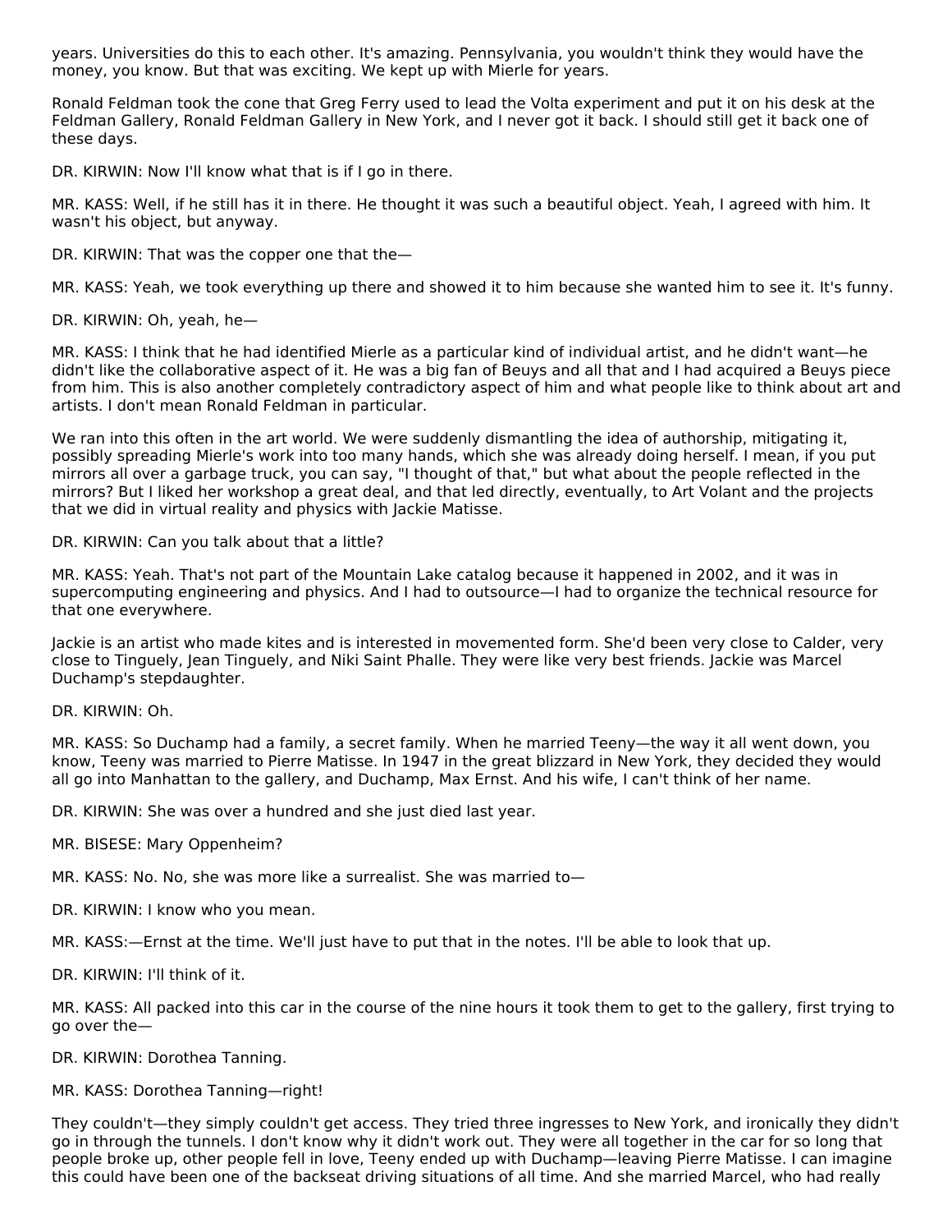years. Universities do this to each other. It's amazing. Pennsylvania, you wouldn't think they would have the money, you know. But that was exciting. We kept up with Mierle for years.

Ronald Feldman took the cone that Greg Ferry used to lead the Volta experiment and put it on his desk at the Feldman Gallery, Ronald Feldman Gallery in New York, and I never got it back. I should still get it back one of these days.

DR. KIRWIN: Now I'll know what that is if I go in there.

MR. KASS: Well, if he still has it in there. He thought it was such a beautiful object. Yeah, I agreed with him. It wasn't his object, but anyway.

DR. KIRWIN: That was the copper one that the—

MR. KASS: Yeah, we took everything up there and showed it to him because she wanted him to see it. It's funny.

DR. KIRWIN: Oh, yeah, he—

MR. KASS: I think that he had identified Mierle as a particular kind of individual artist, and he didn't want—he didn't like the collaborative aspect of it. He was a big fan of Beuys and all that and I had acquired a Beuys piece from him. This is also another completely contradictory aspect of him and what people like to think about art and artists. I don't mean Ronald Feldman in particular.

We ran into this often in the art world. We were suddenly dismantling the idea of authorship, mitigating it, possibly spreading Mierle's work into too many hands, which she was already doing herself. I mean, if you put mirrors all over a garbage truck, you can say, "I thought of that," but what about the people reflected in the mirrors? But I liked her workshop a great deal, and that led directly, eventually, to Art Volant and the projects that we did in virtual reality and physics with Jackie Matisse.

DR. KIRWIN: Can you talk about that a little?

MR. KASS: Yeah. That's not part of the Mountain Lake catalog because it happened in 2002, and it was in supercomputing engineering and physics. And I had to outsource—I had to organize the technical resource for that one everywhere.

Jackie is an artist who made kites and is interested in movemented form. She'd been very close to Calder, very close to Tinguely, Jean Tinguely, and Niki Saint Phalle. They were like very best friends. Jackie was Marcel Duchamp's stepdaughter.

DR. KIRWIN: Oh.

MR. KASS: So Duchamp had a family, a secret family. When he married Teeny—the way it all went down, you know, Teeny was married to Pierre Matisse. In 1947 in the great blizzard in New York, they decided they would all go into Manhattan to the gallery, and Duchamp, Max Ernst. And his wife, I can't think of her name.

DR. KIRWIN: She was over a hundred and she just died last year.

MR. BISESE: Mary Oppenheim?

MR. KASS: No. No, she was more like a surrealist. She was married to—

DR. KIRWIN: I know who you mean.

MR. KASS:—Ernst at the time. We'll just have to put that in the notes. I'll be able to look that up.

DR. KIRWIN: I'll think of it.

MR. KASS: All packed into this car in the course of the nine hours it took them to get to the gallery, first trying to go over the—

DR. KIRWIN: Dorothea Tanning.

MR. KASS: Dorothea Tanning—right!

They couldn't—they simply couldn't get access. They tried three ingresses to New York, and ironically they didn't go in through the tunnels. I don't know why it didn't work out. They were all together in the car for so long that people broke up, other people fell in love, Teeny ended up with Duchamp—leaving Pierre Matisse. I can imagine this could have been one of the backseat driving situations of all time. And she married Marcel, who had really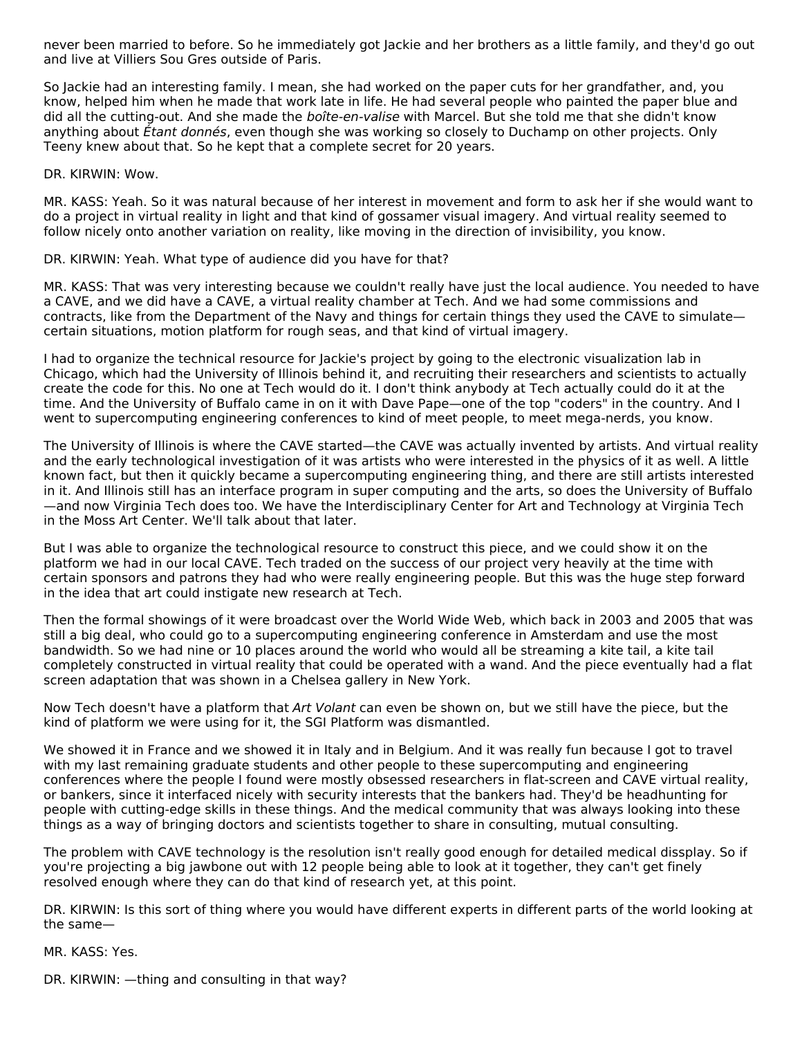never been married to before. So he immediately got Jackie and her brothers as a little family, and they'd go out and live at Villiers Sou Gres outside of Paris.

So Jackie had an interesting family. I mean, she had worked on the paper cuts for her grandfather, and, you know, helped him when he made that work late in life. He had several people who painted the paper blue and did all the cutting-out. And she made the *boîte-en-valise* with Marcel. But she told me that she didn't know anything about *Étant donnés*, even though she was working so closely to Duchamp on other projects. Only Teeny knew about that. So he kept that a complete secret for 20 years.

DR. KIRWIN: Wow.

MR. KASS: Yeah. So it was natural because of her interest in movement and form to ask her if she would want to do a project in virtual reality in light and that kind of gossamer visual imagery. And virtual reality seemed to follow nicely onto another variation on reality, like moving in the direction of invisibility, you know.

DR. KIRWIN: Yeah. What type of audience did you have for that?

MR. KASS: That was very interesting because we couldn't really have just the local audience. You needed to have a CAVE, and we did have a CAVE, a virtual reality chamber at Tech. And we had some commissions and contracts, like from the Department of the Navy and things for certain things they used the CAVE to simulate—certain situations, motion platform for rough seas, and that kind of virtual imagery.

I had to organize the technical resource for Jackie's project by going to the electronic visualization lab in Chicago, which had the University of Illinois behind it, and recruiting their researchers and scientists to actually create the code for this. No one at Tech would do it. I don't think anybody at Tech actually could do it at the time. And the University of Buffalo came in on it with Dave Pape—one of the top "coders" in the country. And I went to supercomputing engineering conferences to kind of meet people, to meet mega-nerds, you know.

The University of Illinois is where the CAVE started—the CAVE was actually invented by artists. And virtual reality and the early technological investigation of it was artists who were interested in the physics of it as well. A little known fact, but then it quickly became a supercomputing engineering thing, and there are still artists interested in it. And Illinois still has an interface program in super computing and the arts, so does the University of Buffalo—and now Virginia Tech does too. We have the Interdisciplinary Center for Art and Technology at Virginia Tech in the Moss Art Center. We'll talk about that later.

But I was able to organize the technological resource to construct this piece, and we could show it on the platform we had in our local CAVE. Tech traded on the success of our project very heavily at the time with certain sponsors and patrons they had who were really engineering people. But this was the huge step forward in the idea that art could instigate new research at Tech.

Then the formal showings of it were broadcast over the World Wide Web, which back in 2003 and 2005 that was still a big deal, who could go to a supercomputing engineering conference in Amsterdam and use the most bandwidth. So we had nine or 10 places around the world who would all be streaming a kite tail, a kite tail completely constructed in virtual reality that could be operated with a wand. And the piece eventually had a flat screen adaptation that was shown in a Chelsea gallery in New York.

Now Tech doesn't have a platform that *Art Volant* can even be shown on, but we still have the piece, but the kind of platform we were using for it, the SGI Platform was dismantled.

We showed it in France and we showed it in Italy and in Belgium. And it was really fun because I got to travel with my last remaining graduate students and other people to these supercomputing and engineering conferences where the people I found were mostly obsessed researchers in flat-screen and CAVE virtual reality, or bankers, since it interfaced nicely with security interests that the bankers had. They'd be headhunting for people with cutting-edge skills in these things. And the medical community that was always looking into these things as a way of bringing doctors and scientists together to share in consulting, mutual consulting.

The problem with CAVE technology is the resolution isn't really good enough for detailed medical dissplay. So if you're projecting a big jawbone out with 12 people being able to look at it together, they can't get finely resolved enough where they can do that kind of research yet, at this point.

DR. KIRWIN: Is this sort of thing where you would have different experts in different parts of the world looking at the same—

MR. KASS: Yes.

DR. KIRWIN: —thing and consulting in that way?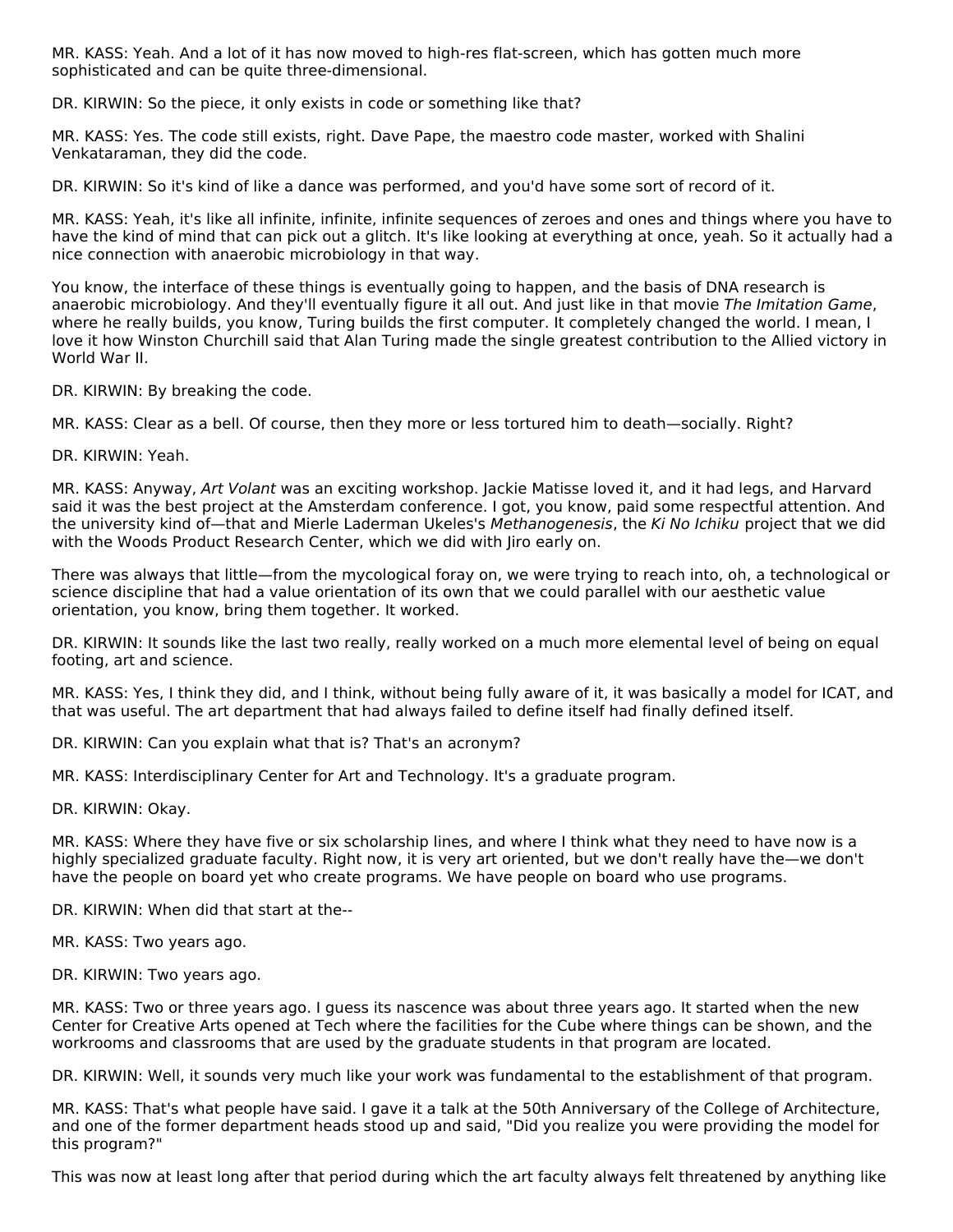MR. KASS: Yeah. And a lot of it has now moved to high-res flat-screen, which has gotten much more sophisticated and can be quite three-dimensional.

DR. KIRWIN: So the piece, it only exists in code or something like that?

MR. KASS: Yes. The code still exists, right. Dave Pape, the maestro code master, worked with Shalini Venkataraman, they did the code.

DR. KIRWIN: So it's kind of like a dance was performed, and you'd have some sort of record of it.

MR. KASS: Yeah, it's like all infinite, infinite, infinite sequences of zeroes and ones and things where you have to have the kind of mind that can pick out a glitch. It's like looking at everything at once, yeah. So it actually had a nice connection with anaerobic microbiology in that way.

You know, the interface of these things is eventually going to happen, and the basis of DNA research is anaerobic microbiology. And they'll eventually figure it all out. And just like in that movie *The Imitation Game*, where he really builds, you know, Turing builds the first computer. It completely changed the world. I mean, I love it how Winston Churchill said that Alan Turing made the single greatest contribution to the Allied victory in World War II.

DR. KIRWIN: By breaking the code.

MR. KASS: Clear as a bell. Of course, then they more or less tortured him to death—socially. Right?

DR. KIRWIN: Yeah.

MR. KASS: Anyway, *Art Volant* was an exciting workshop. Jackie Matisse loved it, and it had legs, and Harvard said it was the best project at the Amsterdam conference. I got, you know, paid some respectful attention. And the university kind of—that and Mierle Laderman Ukeles's *Methanogenesis*, the *Ki No Ichiku* project that we did with the Woods Product Research Center, which we did with Jiro early on.

There was always that little—from the mycological foray on, we were trying to reach into, oh, a technological or science discipline that had a value orientation of its own that we could parallel with our aesthetic value orientation, you know, bring them together. It worked.

DR. KIRWIN: It sounds like the last two really, really worked on a much more elemental level of being on equal footing, art and science.

MR. KASS: Yes, I think they did, and I think, without being fully aware of it, it was basically a model for ICAT, and that was useful. The art department that had always failed to define itself had finally defined itself.

DR. KIRWIN: Can you explain what that is? That's an acronym?

MR. KASS: Interdisciplinary Center for Art and Technology. It's a graduate program.

DR. KIRWIN: Okay.

MR. KASS: Where they have five or six scholarship lines, and where I think what they need to have now is a highly specialized graduate faculty. Right now, it is very art oriented, but we don't really have the—we don't have the people on board yet who create programs. We have people on board who use programs.

DR. KIRWIN: When did that start at the--

MR. KASS: Two years ago.

DR. KIRWIN: Two years ago.

MR. KASS: Two or three years ago. I guess its nascence was about three years ago. It started when the new Center for Creative Arts opened at Tech where the facilities for the Cube where things can be shown, and the workrooms and classrooms that are used by the graduate students in that program are located.

DR. KIRWIN: Well, it sounds very much like your work was fundamental to the establishment of that program.

MR. KASS: That's what people have said. I gave it a talk at the 50th Anniversary of the College of Architecture, and one of the former department heads stood up and said, "Did you realize you were providing the model for this program?"

This was now at least long after that period during which the art faculty always felt threatened by anything like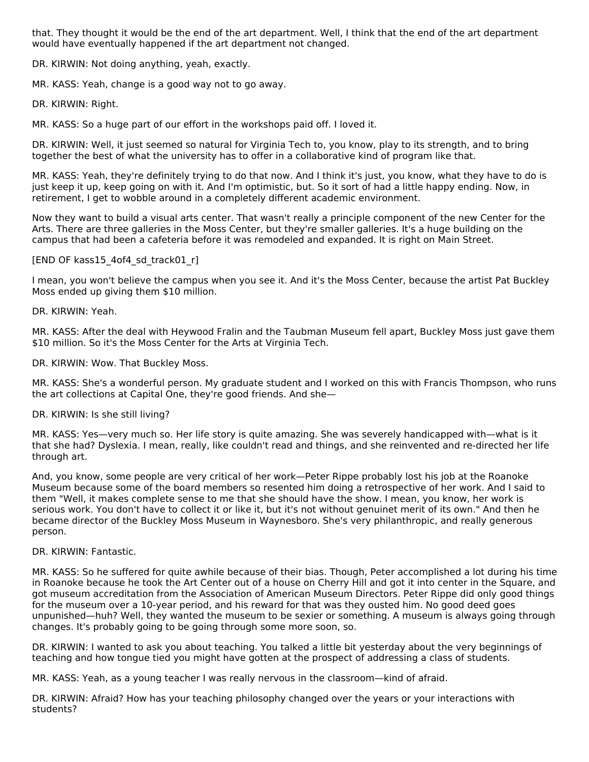that. They thought it would be the end of the art department. Well, I think that the end of the art department would have eventually happened if the art department not changed.

DR. KIRWIN: Not doing anything, yeah, exactly.

MR. KASS: Yeah, change is a good way not to go away.

DR. KIRWIN: Right.

MR. KASS: So a huge part of our effort in the workshops paid off. I loved it.

DR. KIRWIN: Well, it just seemed so natural for Virginia Tech to, you know, play to its strength, and to bring together the best of what the university has to offer in a collaborative kind of program like that.

MR. KASS: Yeah, they're definitely trying to do that now. And I think it's just, you know, what they have to do is just keep it up, keep going on with it. And I'm optimistic, but. So it sort of had a little happy ending. Now, in retirement, I get to wobble around in a completely different academic environment.

Now they want to build a visual arts center. That wasn't really a principle component of the new Center for the Arts. There are three galleries in the Moss Center, but they're smaller galleries. It's a huge building on the campus that had been a cafeteria before it was remodeled and expanded. It is right on Main Street.

[END OF kass15_4of4_sd_track01_r]

I mean, you won't believe the campus when you see it. And it's the Moss Center, because the artist Pat Buckley Moss ended up giving them $10 million.

DR. KIRWIN: Yeah.

MR. KASS: After the deal with Heywood Fralin and the Taubman Museum fell apart, Buckley Moss just gave them $10 million. So it's the Moss Center for the Arts at Virginia Tech.

DR. KIRWIN: Wow. That Buckley Moss.

MR. KASS: She's a wonderful person. My graduate student and I worked on this with Francis Thompson, who runs the art collections at Capital One, they're good friends. And she—

DR. KIRWIN: Is she still living?

MR. KASS: Yes—very much so. Her life story is quite amazing. She was severely handicapped with—what is it that she had? Dyslexia. I mean, really, like couldn't read and things, and she reinvented and re-directed her life through art.

And, you know, some people are very critical of her work—Peter Rippe probably lost his job at the Roanoke Museum because some of the board members so resented him doing a retrospective of her work. And I said to them "Well, it makes complete sense to me that she should have the show. I mean, you know, her work is serious work. You don't have to collect it or like it, but it's not without genuinet merit of its own." And then he became director of the Buckley Moss Museum in Waynesboro. She's very philanthropic, and really generous person.

DR. KIRWIN: Fantastic.

MR. KASS: So he suffered for quite awhile because of their bias. Though, Peter accomplished a lot during his time in Roanoke because he took the Art Center out of a house on Cherry Hill and got it into center in the Square, and got museum accreditation from the Association of American Museum Directors. Peter Rippe did only good things for the museum over a 10-year period, and his reward for that was they ousted him. No good deed goes unpunished—huh? Well, they wanted the museum to be sexier or something. A museum is always going through changes. It's probably going to be going through some more soon, so.

DR. KIRWIN: I wanted to ask you about teaching. You talked a little bit yesterday about the very beginnings of teaching and how tongue tied you might have gotten at the prospect of addressing a class of students.

MR. KASS: Yeah, as a young teacher I was really nervous in the classroom—kind of afraid.

DR. KIRWIN: Afraid? How has your teaching philosophy changed over the years or your interactions with students?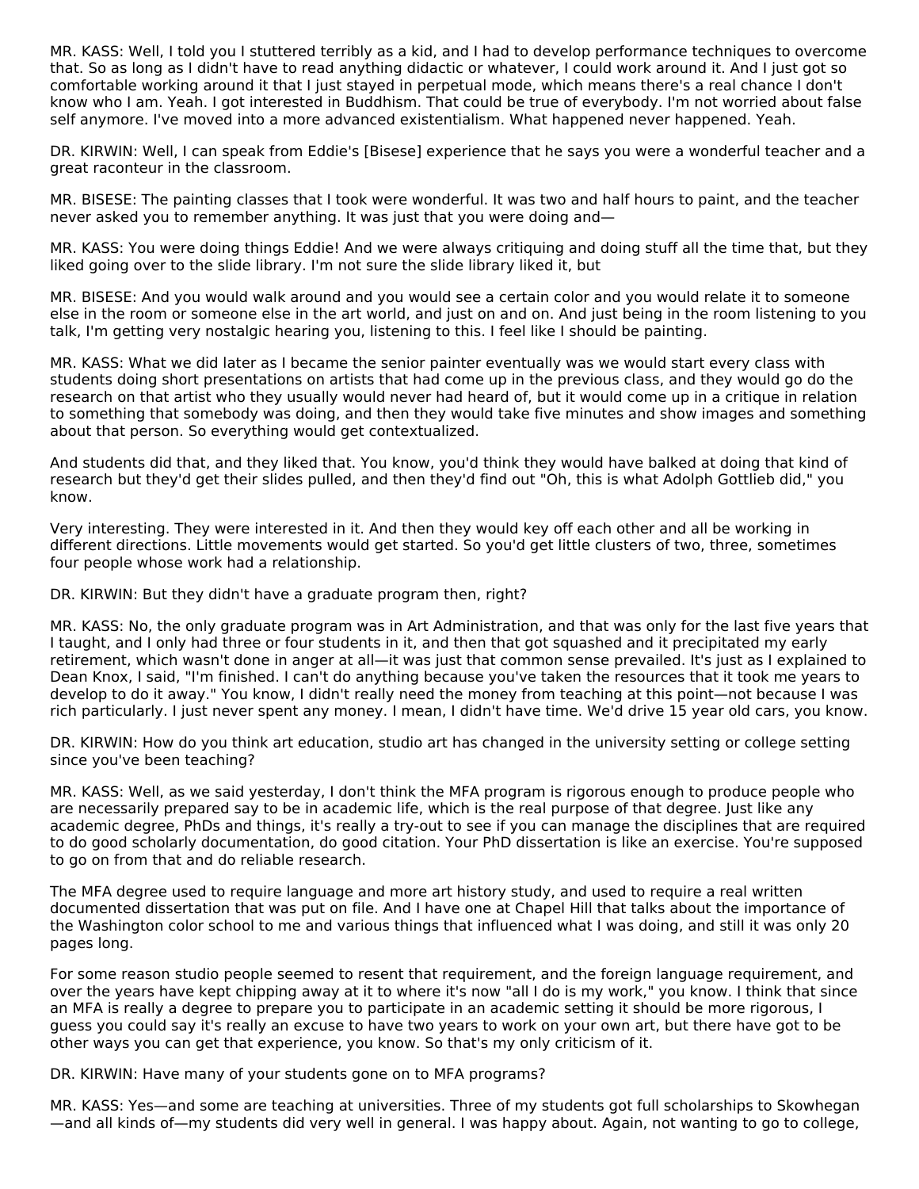MR. KASS: Well, I told you I stuttered terribly as a kid, and I had to develop performance techniques to overcome that. So as long as I didn't have to read anything didactic or whatever, I could work around it. And I just got so comfortable working around it that I just stayed in perpetual mode, which means there's a real chance I don't know who I am. Yeah. I got interested in Buddhism. That could be true of everybody. I'm not worried about false self anymore. I've moved into a more advanced existentialism. What happened never happened. Yeah.

DR. KIRWIN: Well, I can speak from Eddie's [Bisese] experience that he says you were a wonderful teacher and a great raconteur in the classroom.

MR. BISESE: The painting classes that I took were wonderful. It was two and half hours to paint, and the teacher never asked you to remember anything. It was just that you were doing and—

MR. KASS: You were doing things Eddie! And we were always critiquing and doing stuff all the time that, but they liked going over to the slide library. I'm not sure the slide library liked it, but

MR. BISESE: And you would walk around and you would see a certain color and you would relate it to someone else in the room or someone else in the art world, and just on and on. And just being in the room listening to you talk, I'm getting very nostalgic hearing you, listening to this. I feel like I should be painting.

MR. KASS: What we did later as I became the senior painter eventually was we would start every class with students doing short presentations on artists that had come up in the previous class, and they would go do the research on that artist who they usually would never had heard of, but it would come up in a critique in relation to something that somebody was doing, and then they would take five minutes and show images and something about that person. So everything would get contextualized.

And students did that, and they liked that. You know, you'd think they would have balked at doing that kind of research but they'd get their slides pulled, and then they'd find out "Oh, this is what Adolph Gottlieb did," you know.

Very interesting. They were interested in it. And then they would key off each other and all be working in different directions. Little movements would get started. So you'd get little clusters of two, three, sometimes four people whose work had a relationship.

DR. KIRWIN: But they didn't have a graduate program then, right?

MR. KASS: No, the only graduate program was in Art Administration, and that was only for the last five years that I taught, and I only had three or four students in it, and then that got squashed and it precipitated my early retirement, which wasn't done in anger at all—it was just that common sense prevailed. It's just as I explained to Dean Knox, I said, "I'm finished. I can't do anything because you've taken the resources that it took me years to develop to do it away." You know, I didn't really need the money from teaching at this point—not because I was rich particularly. I just never spent any money. I mean, I didn't have time. We'd drive 15 year old cars, you know.

DR. KIRWIN: How do you think art education, studio art has changed in the university setting or college setting since you've been teaching?

MR. KASS: Well, as we said yesterday, I don't think the MFA program is rigorous enough to produce people who are necessarily prepared say to be in academic life, which is the real purpose of that degree. Just like any academic degree, PhDs and things, it's really a try-out to see if you can manage the disciplines that are required to do good scholarly documentation, do good citation. Your PhD dissertation is like an exercise. You're supposed to go on from that and do reliable research.

The MFA degree used to require language and more art history study, and used to require a real written documented dissertation that was put on file. And I have one at Chapel Hill that talks about the importance of the Washington color school to me and various things that influenced what I was doing, and still it was only 20 pages long.

For some reason studio people seemed to resent that requirement, and the foreign language requirement, and over the years have kept chipping away at it to where it's now "all I do is my work," you know. I think that since an MFA is really a degree to prepare you to participate in an academic setting it should be more rigorous, I guess you could say it's really an excuse to have two years to work on your own art, but there have got to be other ways you can get that experience, you know. So that's my only criticism of it.

DR. KIRWIN: Have many of your students gone on to MFA programs?

MR. KASS: Yes—and some are teaching at universities. Three of my students got full scholarships to Skowhegan—and all kinds of—my students did very well in general. I was happy about. Again, not wanting to go to college,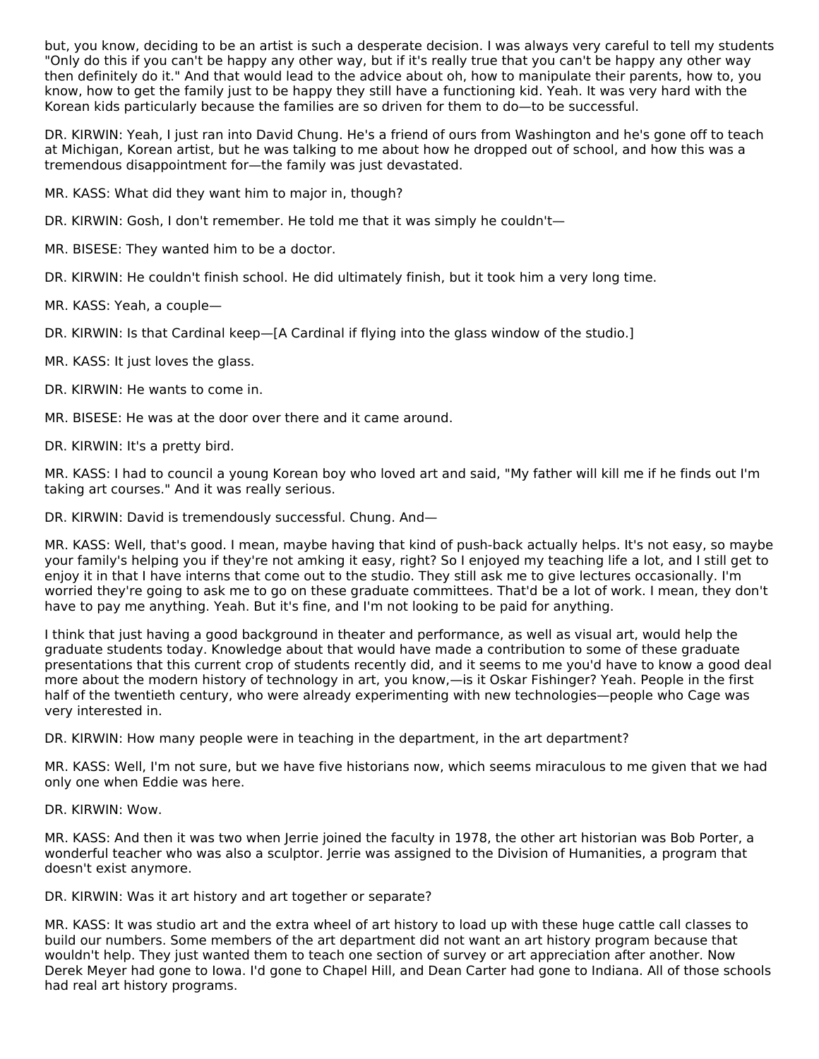but, you know, deciding to be an artist is such a desperate decision. I was always very careful to tell my students "Only do this if you can't be happy any other way, but if it's really true that you can't be happy any other way then definitely do it." And that would lead to the advice about oh, how to manipulate their parents, how to, you know, how to get the family just to be happy they still have a functioning kid. Yeah. It was very hard with the Korean kids particularly because the families are so driven for them to do—to be successful.

DR. KIRWIN: Yeah, I just ran into David Chung. He's a friend of ours from Washington and he's gone off to teach at Michigan, Korean artist, but he was talking to me about how he dropped out of school, and how this was a tremendous disappointment for—the family was just devastated.

MR. KASS: What did they want him to major in, though?

DR. KIRWIN: Gosh, I don't remember. He told me that it was simply he couldn't—

MR. BISESE: They wanted him to be a doctor.

DR. KIRWIN: He couldn't finish school. He did ultimately finish, but it took him a very long time.

MR. KASS: Yeah, a couple—

DR. KIRWIN: Is that Cardinal keep—[A Cardinal if flying into the glass window of the studio.]

MR. KASS: It just loves the glass.

DR. KIRWIN: He wants to come in.

MR. BISESE: He was at the door over there and it came around.

DR. KIRWIN: It's a pretty bird.

MR. KASS: I had to council a young Korean boy who loved art and said, "My father will kill me if he finds out I'm taking art courses." And it was really serious.

DR. KIRWIN: David is tremendously successful. Chung. And—

MR. KASS: Well, that's good. I mean, maybe having that kind of push-back actually helps. It's not easy, so maybe your family's helping you if they're not amking it easy, right? So I enjoyed my teaching life a lot, and I still get to enjoy it in that I have interns that come out to the studio. They still ask me to give lectures occasionally. I'm worried they're going to ask me to go on these graduate committees. That'd be a lot of work. I mean, they don't have to pay me anything. Yeah. But it's fine, and I'm not looking to be paid for anything.

I think that just having a good background in theater and performance, as well as visual art, would help the graduate students today. Knowledge about that would have made a contribution to some of these graduate presentations that this current crop of students recently did, and it seems to me you'd have to know a good deal more about the modern history of technology in art, you know,—is it Oskar Fishinger? Yeah. People in the first half of the twentieth century, who were already experimenting with new technologies—people who Cage was very interested in.

DR. KIRWIN: How many people were in teaching in the department, in the art department?

MR. KASS: Well, I'm not sure, but we have five historians now, which seems miraculous to me given that we had only one when Eddie was here.

DR. KIRWIN: Wow.

MR. KASS: And then it was two when Jerrie joined the faculty in 1978, the other art historian was Bob Porter, a wonderful teacher who was also a sculptor. Jerrie was assigned to the Division of Humanities, a program that doesn't exist anymore.

DR. KIRWIN: Was it art history and art together or separate?

MR. KASS: It was studio art and the extra wheel of art history to load up with these huge cattle call classes to build our numbers. Some members of the art department did not want an art history program because that wouldn't help. They just wanted them to teach one section of survey or art appreciation after another. Now Derek Meyer had gone to Iowa. I'd gone to Chapel Hill, and Dean Carter had gone to Indiana. All of those schools had real art history programs.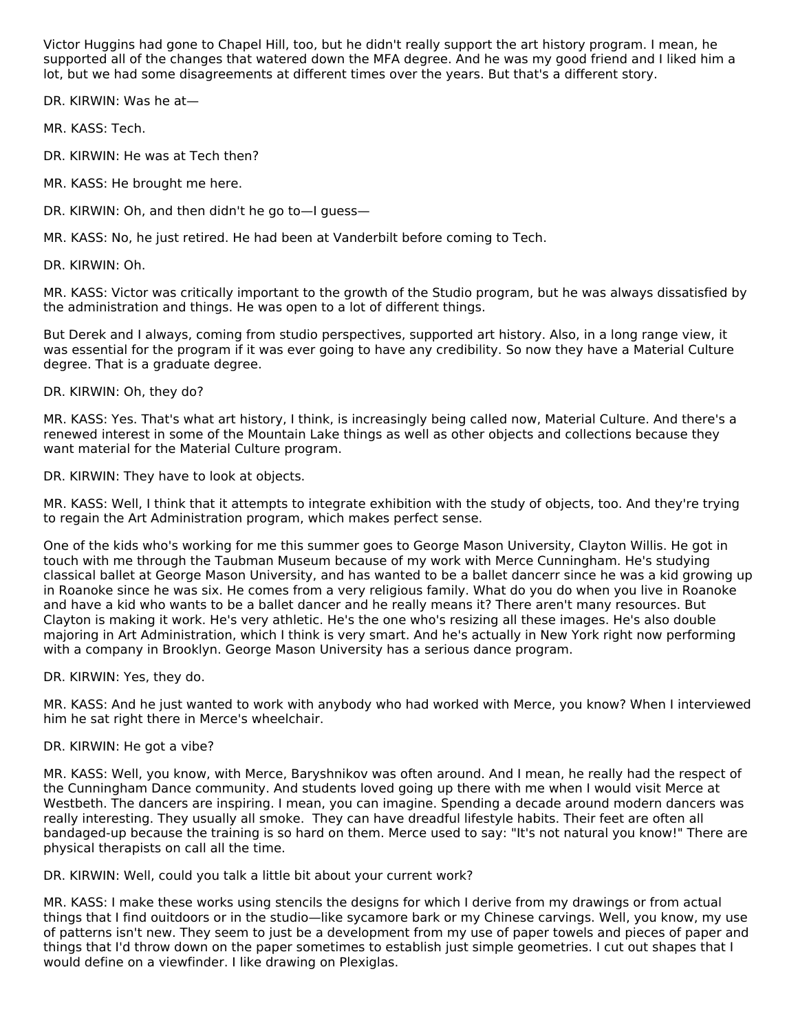Victor Huggins had gone to Chapel Hill, too, but he didn't really support the art history program. I mean, he supported all of the changes that watered down the MFA degree. And he was my good friend and I liked him a lot, but we had some disagreements at different times over the years. But that's a different story.

DR. KIRWIN: Was he at—

MR. KASS: Tech.

DR. KIRWIN: He was at Tech then?

MR. KASS: He brought me here.

DR. KIRWIN: Oh, and then didn't he go to—I guess—

MR. KASS: No, he just retired. He had been at Vanderbilt before coming to Tech.

DR. KIRWIN: Oh.

MR. KASS: Victor was critically important to the growth of the Studio program, but he was always dissatisfied by the administration and things. He was open to a lot of different things.

But Derek and I always, coming from studio perspectives, supported art history. Also, in a long range view, it was essential for the program if it was ever going to have any credibility. So now they have a Material Culture degree. That is a graduate degree.

DR. KIRWIN: Oh, they do?

MR. KASS: Yes. That's what art history, I think, is increasingly being called now, Material Culture. And there's a renewed interest in some of the Mountain Lake things as well as other objects and collections because they want material for the Material Culture program.

DR. KIRWIN: They have to look at objects.

MR. KASS: Well, I think that it attempts to integrate exhibition with the study of objects, too. And they're trying to regain the Art Administration program, which makes perfect sense.

One of the kids who's working for me this summer goes to George Mason University, Clayton Willis. He got in touch with me through the Taubman Museum because of my work with Merce Cunningham. He's studying classical ballet at George Mason University, and has wanted to be a ballet dancerr since he was a kid growing up in Roanoke since he was six. He comes from a very religious family. What do you do when you live in Roanoke and have a kid who wants to be a ballet dancer and he really means it? There aren't many resources. But Clayton is making it work. He's very athletic. He's the one who's resizing all these images. He's also double majoring in Art Administration, which I think is very smart. And he's actually in New York right now performing with a company in Brooklyn. George Mason University has a serious dance program.

DR. KIRWIN: Yes, they do.

MR. KASS: And he just wanted to work with anybody who had worked with Merce, you know? When I interviewed him he sat right there in Merce's wheelchair.

DR. KIRWIN: He got a vibe?

MR. KASS: Well, you know, with Merce, Baryshnikov was often around. And I mean, he really had the respect of the Cunningham Dance community. And students loved going up there with me when I would visit Merce at Westbeth. The dancers are inspiring. I mean, you can imagine. Spending a decade around modern dancers was really interesting. They usually all smoke. They can have dreadful lifestyle habits. Their feet are often all bandaged-up because the training is so hard on them. Merce used to say: "It's not natural you know!" There are physical therapists on call all the time.

DR. KIRWIN: Well, could you talk a little bit about your current work?

MR. KASS: I make these works using stencils the designs for which I derive from my drawings or from actual things that I find ouitdoors or in the studio—like sycamore bark or my Chinese carvings. Well, you know, my use of patterns isn't new. They seem to just be a development from my use of paper towels and pieces of paper and things that I'd throw down on the paper sometimes to establish just simple geometries. I cut out shapes that I would define on a viewfinder. I like drawing on Plexiglas.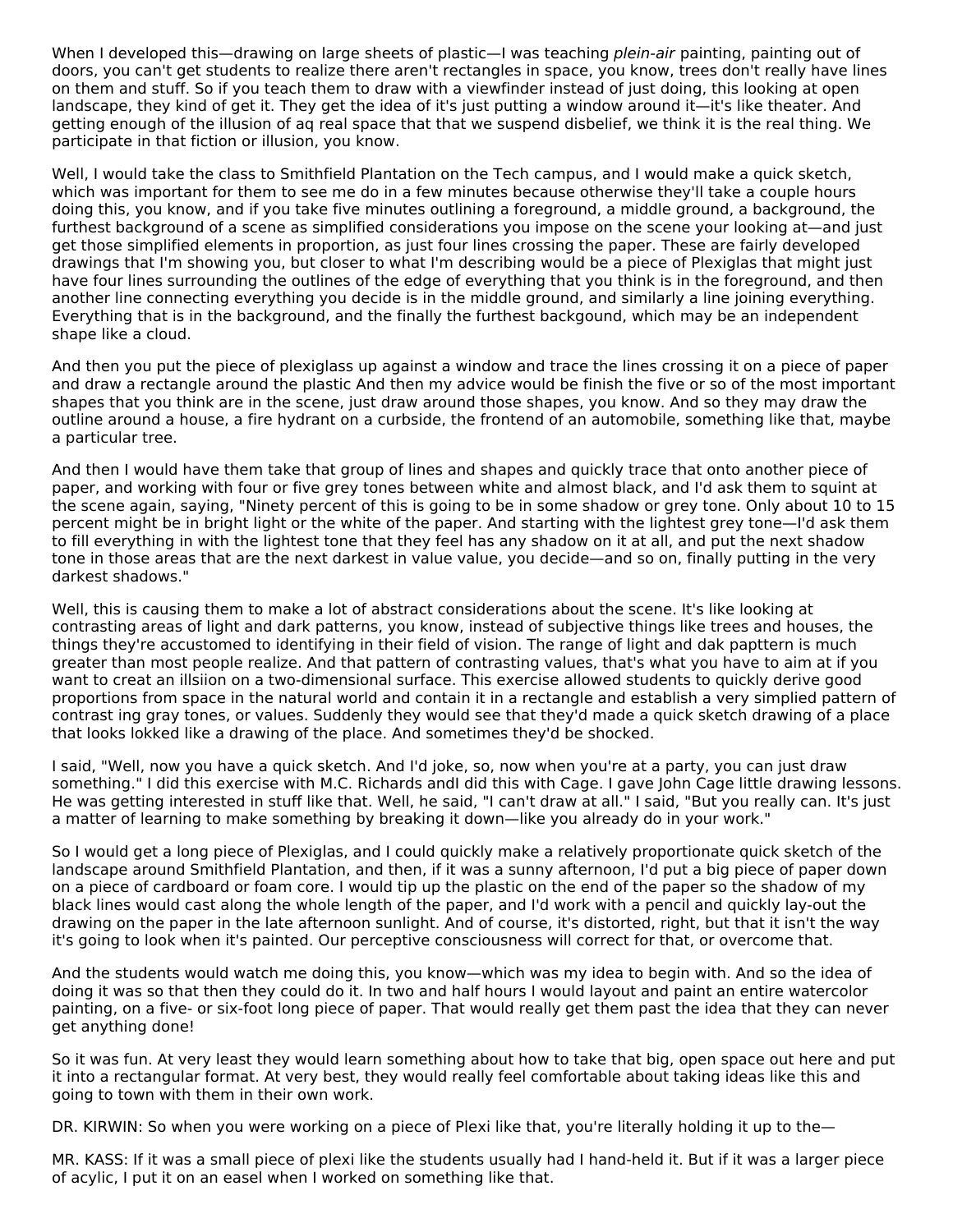When I developed this—drawing on large sheets of plastic—I was teaching *plein-air* painting, painting out of doors, you can't get students to realize there aren't rectangles in space, you know, trees don't really have lines on them and stuff. So if you teach them to draw with a viewfinder instead of just doing, this looking at open landscape, they kind of get it. They get the idea of it's just putting a window around it—it's like theater. And getting enough of the illusion of aq real space that that we suspend disbelief, we think it is the real thing. We participate in that fiction or illusion, you know.

Well, I would take the class to Smithfield Plantation on the Tech campus, and I would make a quick sketch, which was important for them to see me do in a few minutes because otherwise they'll take a couple hours doing this, you know, and if you take five minutes outlining a foreground, a middle ground, a background, the furthest background of a scene as simplified considerations you impose on the scene your looking at—and just get those simplified elements in proportion, as just four lines crossing the paper. These are fairly developed drawings that I'm showing you, but closer to what I'm describing would be a piece of Plexiglas that might just have four lines surrounding the outlines of the edge of everything that you think is in the foreground, and then another line connecting everything you decide is in the middle ground, and similarly a line joining everything. Everything that is in the background, and the finally the furthest backgound, which may be an independent shape like a cloud.

And then you put the piece of plexiglass up against a window and trace the lines crossing it on a piece of paper and draw a rectangle around the plastic And then my advice would be finish the five or so of the most important shapes that you think are in the scene, just draw around those shapes, you know. And so they may draw the outline around a house, a fire hydrant on a curbside, the frontend of an automobile, something like that, maybe a particular tree.

And then I would have them take that group of lines and shapes and quickly trace that onto another piece of paper, and working with four or five grey tones between white and almost black, and I'd ask them to squint at the scene again, saying, "Ninety percent of this is going to be in some shadow or grey tone. Only about 10 to 15 percent might be in bright light or the white of the paper. And starting with the lightest grey tone—I'd ask them to fill everything in with the lightest tone that they feel has any shadow on it at all, and put the next shadow tone in those areas that are the next darkest in value value, you decide—and so on, finally putting in the very darkest shadows."

Well, this is causing them to make a lot of abstract considerations about the scene. It's like looking at contrasting areas of light and dark patterns, you know, instead of subjective things like trees and houses, the things they're accustomed to identifying in their field of vision. The range of light and dak papttern is much greater than most people realize. And that pattern of contrasting values, that's what you have to aim at if you want to creat an illsiion on a two-dimensional surface. This exercise allowed students to quickly derive good proportions from space in the natural world and contain it in a rectangle and establish a very simplied pattern of contrast ing gray tones, or values. Suddenly they would see that they'd made a quick sketch drawing of a place that looks lokked like a drawing of the place. And sometimes they'd be shocked.

I said, "Well, now you have a quick sketch. And I'd joke, so, now when you're at a party, you can just draw something." I did this exercise with M.C. Richards andI did this with Cage. I gave John Cage little drawing lessons. He was getting interested in stuff like that. Well, he said, "I can't draw at all." I said, "But you really can. It's just a matter of learning to make something by breaking it down—like you already do in your work."

So I would get a long piece of Plexiglas, and I could quickly make a relatively proportionate quick sketch of the landscape around Smithfield Plantation, and then, if it was a sunny afternoon, I'd put a big piece of paper down on a piece of cardboard or foam core. I would tip up the plastic on the end of the paper so the shadow of my black lines would cast along the whole length of the paper, and I'd work with a pencil and quickly lay-out the drawing on the paper in the late afternoon sunlight. And of course, it's distorted, right, but that it isn't the way it's going to look when it's painted. Our perceptive consciousness will correct for that, or overcome that.

And the students would watch me doing this, you know—which was my idea to begin with. And so the idea of doing it was so that then they could do it. In two and half hours I would layout and paint an entire watercolor painting, on a five- or six-foot long piece of paper. That would really get them past the idea that they can never get anything done!

So it was fun. At very least they would learn something about how to take that big, open space out here and put it into a rectangular format. At very best, they would really feel comfortable about taking ideas like this and going to town with them in their own work.

DR. KIRWIN: So when you were working on a piece of Plexi like that, you're literally holding it up to the—

MR. KASS: If it was a small piece of plexi like the students usually had I hand-held it. But if it was a larger piece of acylic, I put it on an easel when I worked on something like that.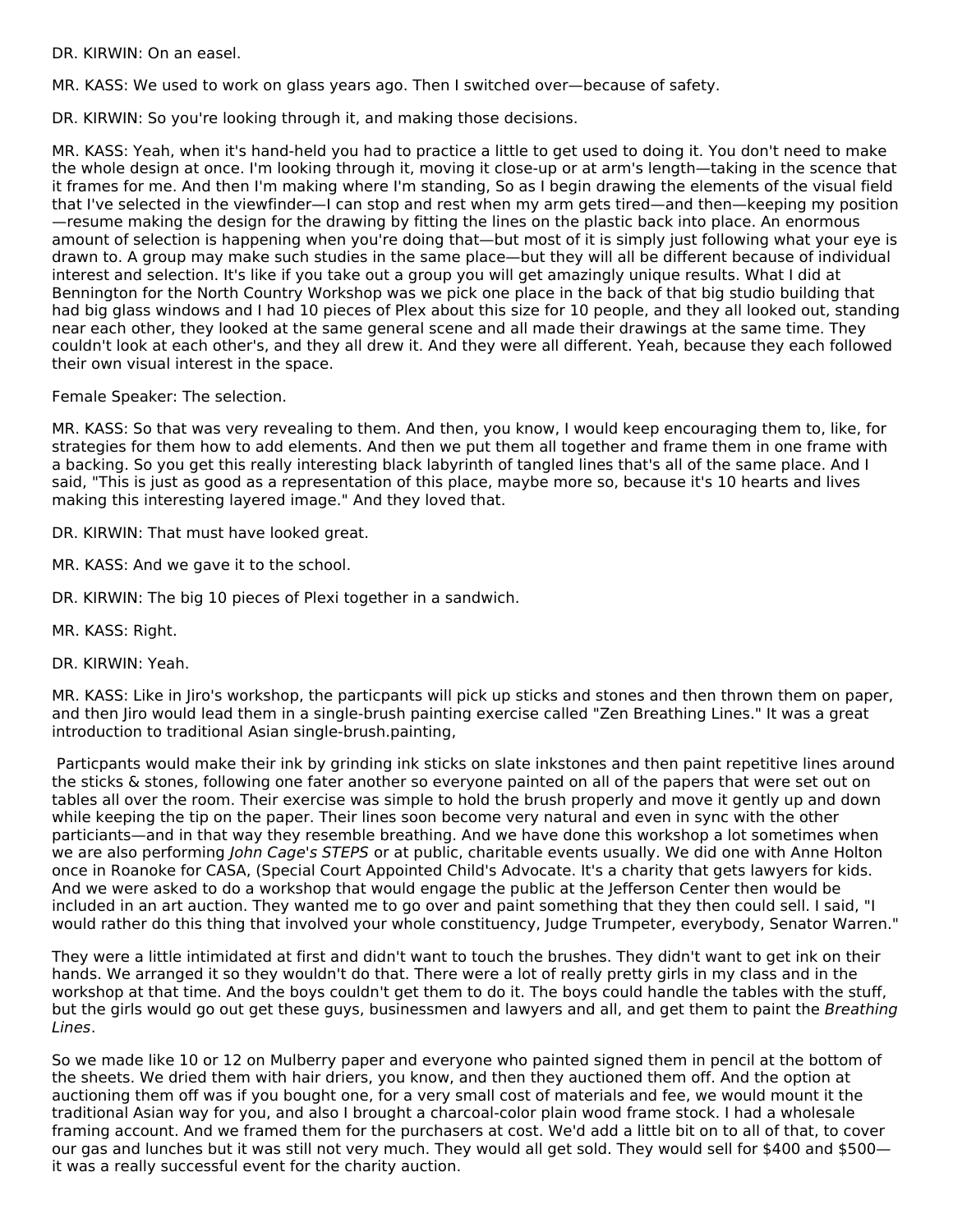DR. KIRWIN: On an easel.

MR. KASS: We used to work on glass years ago. Then I switched over—because of safety.

DR. KIRWIN: So you're looking through it, and making those decisions.

MR. KASS: Yeah, when it's hand-held you had to practice a little to get used to doing it. You don't need to make the whole design at once. I'm looking through it, moving it close-up or at arm's length—taking in the scence that it frames for me. And then I'm making where I'm standing, So as I begin drawing the elements of the visual field that I've selected in the viewfinder—I can stop and rest when my arm gets tired—and then—keeping my position—resume making the design for the drawing by fitting the lines on the plastic back into place. An enormous amount of selection is happening when you're doing that—but most of it is simply just following what your eye is drawn to. A group may make such studies in the same place—but they will all be different because of individual interest and selection. It's like if you take out a group you will get amazingly unique results. What I did at Bennington for the North Country Workshop was we pick one place in the back of that big studio building that had big glass windows and I had 10 pieces of Plex about this size for 10 people, and they all looked out, standing near each other, they looked at the same general scene and all made their drawings at the same time. They couldn't look at each other's, and they all drew it. And they were all different. Yeah, because they each followed their own visual interest in the space.

Female Speaker: The selection.

MR. KASS: So that was very revealing to them. And then, you know, I would keep encouraging them to, like, for strategies for them how to add elements. And then we put them all together and frame them in one frame with a backing. So you get this really interesting black labyrinth of tangled lines that's all of the same place. And I said, "This is just as good as a representation of this place, maybe more so, because it's 10 hearts and lives making this interesting layered image." And they loved that.

DR. KIRWIN: That must have looked great.

MR. KASS: And we gave it to the school.

DR. KIRWIN: The big 10 pieces of Plexi together in a sandwich.

MR. KASS: Right.

DR. KIRWIN: Yeah.

MR. KASS: Like in Jiro's workshop, the particpants will pick up sticks and stones and then thrown them on paper, and then Jiro would lead them in a single-brush painting exercise called "Zen Breathing Lines." It was a great introduction to traditional Asian single-brush.painting,

Particpants would make their ink by grinding ink sticks on slate inkstones and then paint repetitive lines around the sticks & stones, following one fater another so everyone painted on all of the papers that were set out on tables all over the room. Their exercise was simple to hold the brush properly and move it gently up and down while keeping the tip on the paper. Their lines soon become very natural and even in sync with the other particiants—and in that way they resemble breathing. And we have done this workshop a lot sometimes when we are also performing *John Cage's STEPS* or at public, charitable events usually. We did one with Anne Holton once in Roanoke for CASA, (Special Court Appointed Child's Advocate. It's a charity that gets lawyers for kids. And we were asked to do a workshop that would engage the public at the Jefferson Center then would be included in an art auction. They wanted me to go over and paint something that they then could sell. I said, "I would rather do this thing that involved your whole constituency, Judge Trumpeter, everybody, Senator Warren."

They were a little intimidated at first and didn't want to touch the brushes. They didn't want to get ink on their hands. We arranged it so they wouldn't do that. There were a lot of really pretty girls in my class and in the workshop at that time. And the boys couldn't get them to do it. The boys could handle the tables with the stuff, but the girls would go out get these guys, businessmen and lawyers and all, and get them to paint the *Breathing Lines*.

So we made like 10 or 12 on Mulberry paper and everyone who painted signed them in pencil at the bottom of the sheets. We dried them with hair driers, you know, and then they auctioned them off. And the option at auctioning them off was if you bought one, for a very small cost of materials and fee, we would mount it the traditional Asian way for you, and also I brought a charcoal-color plain wood frame stock. I had a wholesale framing account. And we framed them for the purchasers at cost. We'd add a little bit on to all of that, to cover our gas and lunches but it was still not very much. They would all get sold. They would sell for $400 and $500—it was a really successful event for the charity auction.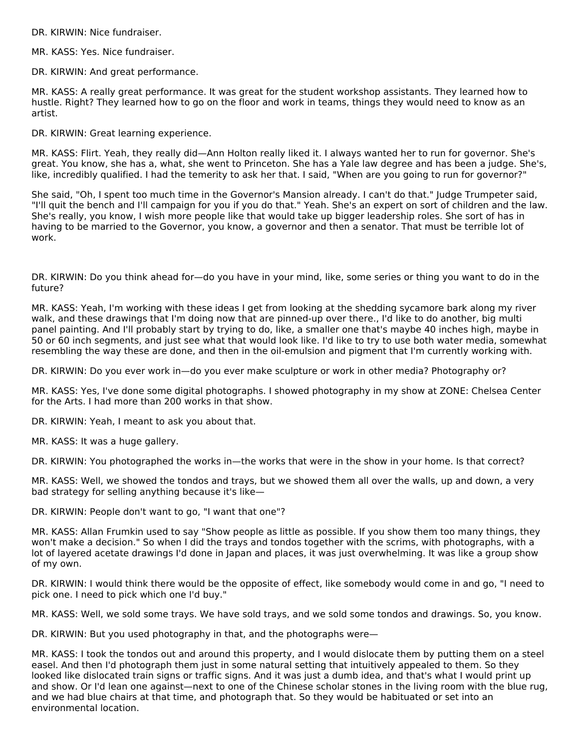DR. KIRWIN: Nice fundraiser.

MR. KASS: Yes. Nice fundraiser.

DR. KIRWIN: And great performance.

MR. KASS: A really great performance. It was great for the student workshop assistants. They learned how to hustle. Right? They learned how to go on the floor and work in teams, things they would need to know as an artist.

DR. KIRWIN: Great learning experience.

MR. KASS: Flirt. Yeah, they really did—Ann Holton really liked it. I always wanted her to run for governor. She's great. You know, she has a, what, she went to Princeton. She has a Yale law degree and has been a judge. She's, like, incredibly qualified. I had the temerity to ask her that. I said, "When are you going to run for governor?"

She said, "Oh, I spent too much time in the Governor's Mansion already. I can't do that." Judge Trumpeter said, "I'll quit the bench and I'll campaign for you if you do that." Yeah. She's an expert on sort of children and the law. She's really, you know, I wish more people like that would take up bigger leadership roles. She sort of has in having to be married to the Governor, you know, a governor and then a senator. That must be terrible lot of work.

DR. KIRWIN: Do you think ahead for—do you have in your mind, like, some series or thing you want to do in the future?

MR. KASS: Yeah, I'm working with these ideas I get from looking at the shedding sycamore bark along my river walk, and these drawings that I'm doing now that are pinned-up over there., I'd like to do another, big multi panel painting. And I'll probably start by trying to do, like, a smaller one that's maybe 40 inches high, maybe in 50 or 60 inch segments, and just see what that would look like. I'd like to try to use both water media, somewhat resembling the way these are done, and then in the oil-emulsion and pigment that I'm currently working with.

DR. KIRWIN: Do you ever work in—do you ever make sculpture or work in other media? Photography or?

MR. KASS: Yes, I've done some digital photographs. I showed photography in my show at ZONE: Chelsea Center for the Arts. I had more than 200 works in that show.

DR. KIRWIN: Yeah, I meant to ask you about that.

MR. KASS: It was a huge gallery.

DR. KIRWIN: You photographed the works in—the works that were in the show in your home. Is that correct?

MR. KASS: Well, we showed the tondos and trays, but we showed them all over the walls, up and down, a very bad strategy for selling anything because it's like—

DR. KIRWIN: People don't want to go, "I want that one"?

MR. KASS: Allan Frumkin used to say "Show people as little as possible. If you show them too many things, they won't make a decision." So when I did the trays and tondos together with the scrims, with photographs, with a lot of layered acetate drawings I'd done in Japan and places, it was just overwhelming. It was like a group show of my own.

DR. KIRWIN: I would think there would be the opposite of effect, like somebody would come in and go, "I need to pick one. I need to pick which one I'd buy."

MR. KASS: Well, we sold some trays. We have sold trays, and we sold some tondos and drawings. So, you know.

DR. KIRWIN: But you used photography in that, and the photographs were—

MR. KASS: I took the tondos out and around this property, and I would dislocate them by putting them on a steel easel. And then I'd photograph them just in some natural setting that intuitively appealed to them. So they looked like dislocated train signs or traffic signs. And it was just a dumb idea, and that's what I would print up and show. Or I'd lean one against—next to one of the Chinese scholar stones in the living room with the blue rug, and we had blue chairs at that time, and photograph that. So they would be habituated or set into an environmental location.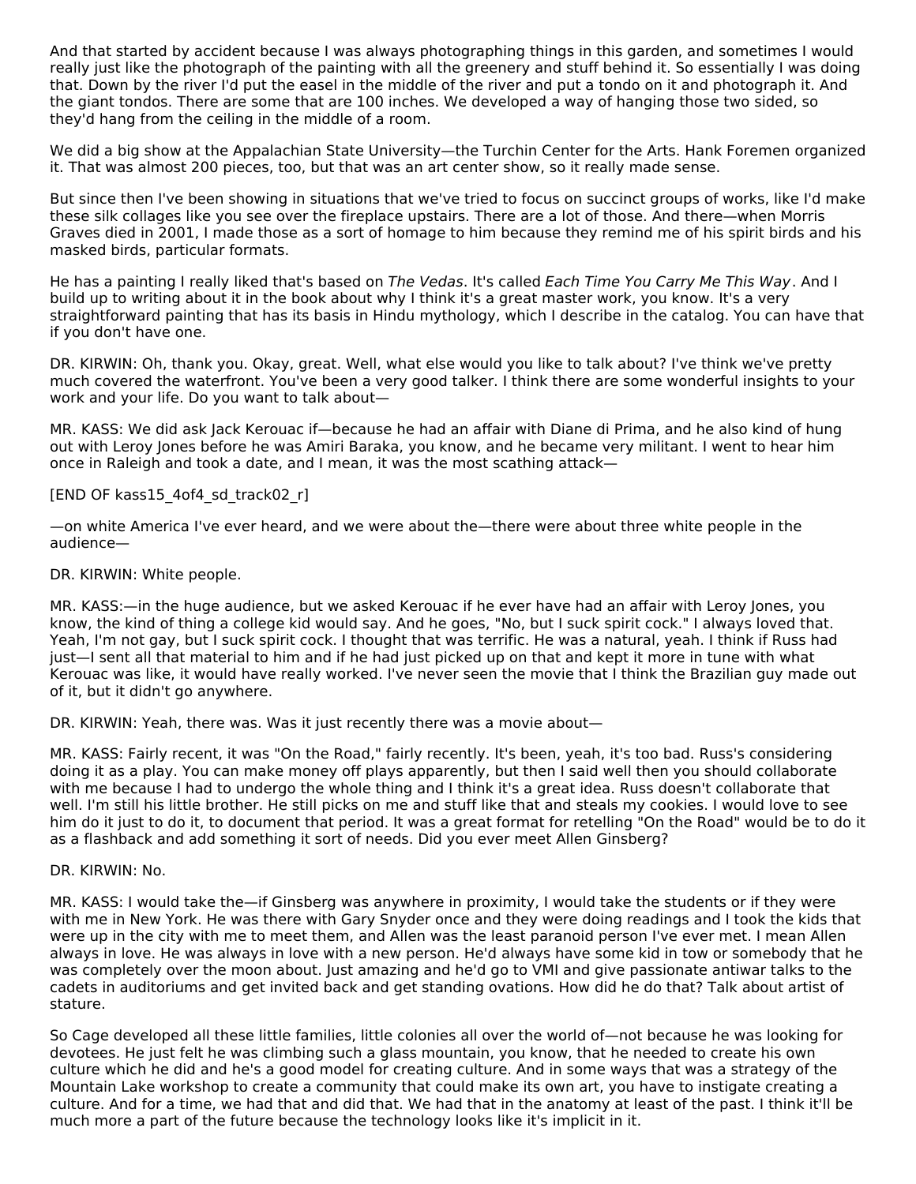And that started by accident because I was always photographing things in this garden, and sometimes I would really just like the photograph of the painting with all the greenery and stuff behind it. So essentially I was doing that. Down by the river I'd put the easel in the middle of the river and put a tondo on it and photograph it. And the giant tondos. There are some that are 100 inches. We developed a way of hanging those two sided, so they'd hang from the ceiling in the middle of a room.

We did a big show at the Appalachian State University—the Turchin Center for the Arts. Hank Foremen organized it. That was almost 200 pieces, too, but that was an art center show, so it really made sense.

But since then I've been showing in situations that we've tried to focus on succinct groups of works, like I'd make these silk collages like you see over the fireplace upstairs. There are a lot of those. And there—when Morris Graves died in 2001, I made those as a sort of homage to him because they remind me of his spirit birds and his masked birds, particular formats.

He has a painting I really liked that's based on *The Vedas*. It's called *Each Time You Carry Me This Way*. And I build up to writing about it in the book about why I think it's a great master work, you know. It's a very straightforward painting that has its basis in Hindu mythology, which I describe in the catalog. You can have that if you don't have one.

DR. KIRWIN: Oh, thank you. Okay, great. Well, what else would you like to talk about? I've think we've pretty much covered the waterfront. You've been a very good talker. I think there are some wonderful insights to your work and your life. Do you want to talk about—

MR. KASS: We did ask Jack Kerouac if—because he had an affair with Diane di Prima, and he also kind of hung out with Leroy Jones before he was Amiri Baraka, you know, and he became very militant. I went to hear him once in Raleigh and took a date, and I mean, it was the most scathing attack—

[END OF kass15_4of4_sd_track02_r]

—on white America I've ever heard, and we were about the—there were about three white people in the audience—

DR. KIRWIN: White people.

MR. KASS:—in the huge audience, but we asked Kerouac if he ever have had an affair with Leroy Jones, you know, the kind of thing a college kid would say. And he goes, "No, but I suck spirit cock." I always loved that. Yeah, I'm not gay, but I suck spirit cock. I thought that was terrific. He was a natural, yeah. I think if Russ had just—I sent all that material to him and if he had just picked up on that and kept it more in tune with what Kerouac was like, it would have really worked. I've never seen the movie that I think the Brazilian guy made out of it, but it didn't go anywhere.

DR. KIRWIN: Yeah, there was. Was it just recently there was a movie about—

MR. KASS: Fairly recent, it was "On the Road," fairly recently. It's been, yeah, it's too bad. Russ's considering doing it as a play. You can make money off plays apparently, but then I said well then you should collaborate with me because I had to undergo the whole thing and I think it's a great idea. Russ doesn't collaborate that well. I'm still his little brother. He still picks on me and stuff like that and steals my cookies. I would love to see him do it just to do it, to document that period. It was a great format for retelling "On the Road" would be to do it as a flashback and add something it sort of needs. Did you ever meet Allen Ginsberg?

DR. KIRWIN: No.

MR. KASS: I would take the—if Ginsberg was anywhere in proximity, I would take the students or if they were with me in New York. He was there with Gary Snyder once and they were doing readings and I took the kids that were up in the city with me to meet them, and Allen was the least paranoid person I've ever met. I mean Allen always in love. He was always in love with a new person. He'd always have some kid in tow or somebody that he was completely over the moon about. Just amazing and he'd go to VMI and give passionate antiwar talks to the cadets in auditoriums and get invited back and get standing ovations. How did he do that? Talk about artist of stature.

So Cage developed all these little families, little colonies all over the world of—not because he was looking for devotees. He just felt he was climbing such a glass mountain, you know, that he needed to create his own culture which he did and he's a good model for creating culture. And in some ways that was a strategy of the Mountain Lake workshop to create a community that could make its own art, you have to instigate creating a culture. And for a time, we had that and did that. We had that in the anatomy at least of the past. I think it'll be much more a part of the future because the technology looks like it's implicit in it.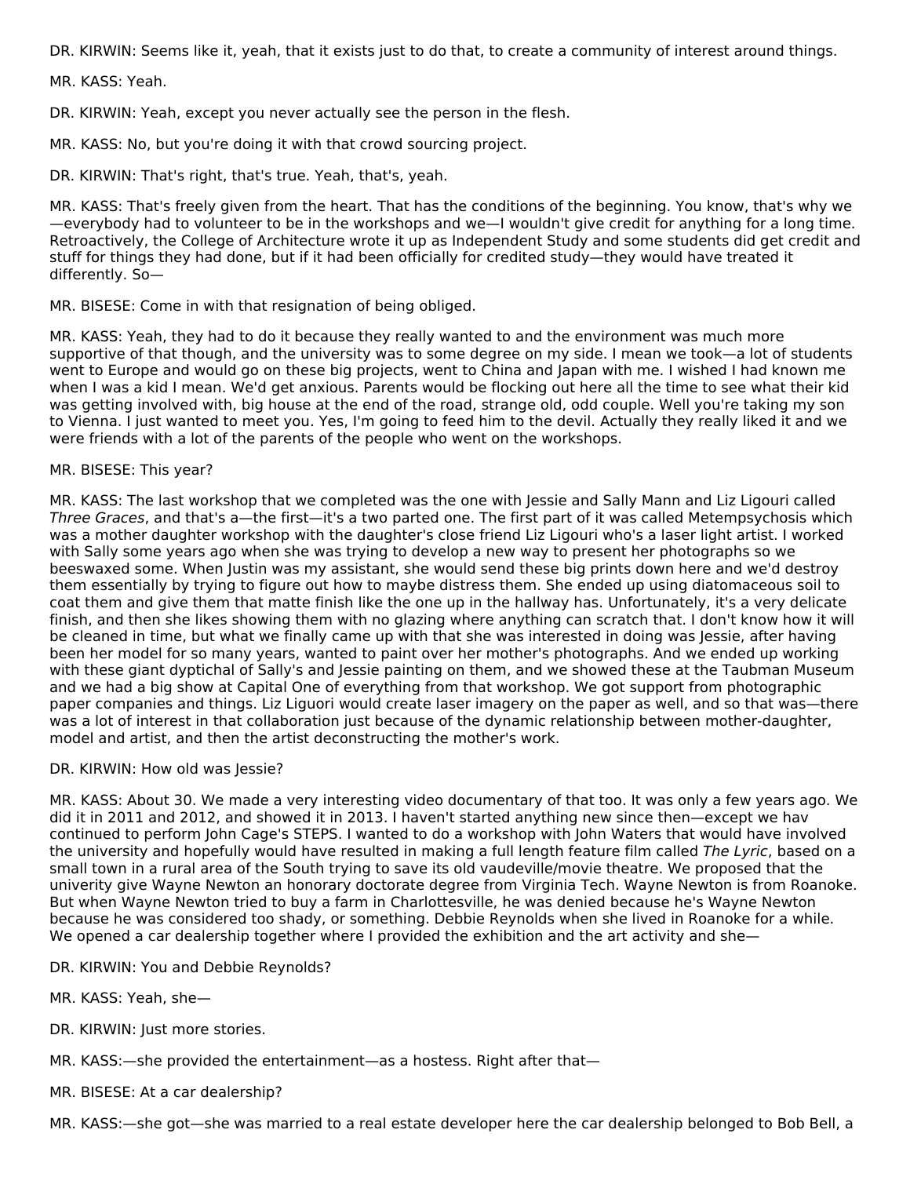DR. KIRWIN: Seems like it, yeah, that it exists just to do that, to create a community of interest around things.

MR. KASS: Yeah.

DR. KIRWIN: Yeah, except you never actually see the person in the flesh.

MR. KASS: No, but you're doing it with that crowd sourcing project.

DR. KIRWIN: That's right, that's true. Yeah, that's, yeah.

MR. KASS: That's freely given from the heart. That has the conditions of the beginning. You know, that's why we—everybody had to volunteer to be in the workshops and we—I wouldn't give credit for anything for a long time. Retroactively, the College of Architecture wrote it up as Independent Study and some students did get credit and stuff for things they had done, but if it had been officially for credited study—they would have treated it differently. So—

MR. BISESE: Come in with that resignation of being obliged.

MR. KASS: Yeah, they had to do it because they really wanted to and the environment was much more supportive of that though, and the university was to some degree on my side. I mean we took—a lot of students went to Europe and would go on these big projects, went to China and Japan with me. I wished I had known me when I was a kid I mean. We'd get anxious. Parents would be flocking out here all the time to see what their kid was getting involved with, big house at the end of the road, strange old, odd couple. Well you're taking my son to Vienna. I just wanted to meet you. Yes, I'm going to feed him to the devil. Actually they really liked it and we were friends with a lot of the parents of the people who went on the workshops.

MR. BISESE: This year?

MR. KASS: The last workshop that we completed was the one with Jessie and Sally Mann and Liz Ligouri called *Three Graces*, and that's a—the first—it's a two parted one. The first part of it was called Metempsychosis which was a mother daughter workshop with the daughter's close friend Liz Ligouri who's a laser light artist. I worked with Sally some years ago when she was trying to develop a new way to present her photographs so we beeswaxed some. When Justin was my assistant, she would send these big prints down here and we'd destroy them essentially by trying to figure out how to maybe distress them. She ended up using diatomaceous soil to coat them and give them that matte finish like the one up in the hallway has. Unfortunately, it's a very delicate finish, and then she likes showing them with no glazing where anything can scratch that. I don't know how it will be cleaned in time, but what we finally came up with that she was interested in doing was Jessie, after having been her model for so many years, wanted to paint over her mother's photographs. And we ended up working with these giant dyptichal of Sally's and Jessie painting on them, and we showed these at the Taubman Museum and we had a big show at Capital One of everything from that workshop. We got support from photographic paper companies and things. Liz Liguori would create laser imagery on the paper as well, and so that was—there was a lot of interest in that collaboration just because of the dynamic relationship between mother-daughter, model and artist, and then the artist deconstructing the mother's work.

DR. KIRWIN: How old was Jessie?

MR. KASS: About 30. We made a very interesting video documentary of that too. It was only a few years ago. We did it in 2011 and 2012, and showed it in 2013. I haven't started anything new since then—except we hav continued to perform John Cage's STEPS. I wanted to do a workshop with John Waters that would have involved the university and hopefully would have resulted in making a full length feature film called *The Lyric*, based on a small town in a rural area of the South trying to save its old vaudeville/movie theatre. We proposed that the univerity give Wayne Newton an honorary doctorate degree from Virginia Tech. Wayne Newton is from Roanoke. But when Wayne Newton tried to buy a farm in Charlottesville, he was denied because he's Wayne Newton because he was considered too shady, or something. Debbie Reynolds when she lived in Roanoke for a while. We opened a car dealership together where I provided the exhibition and the art activity and she—

DR. KIRWIN: You and Debbie Reynolds?

MR. KASS: Yeah, she—

DR. KIRWIN: Just more stories.

MR. KASS:—she provided the entertainment—as a hostess. Right after that—

MR. BISESE: At a car dealership?

MR. KASS:—she got—she was married to a real estate developer here the car dealership belonged to Bob Bell, a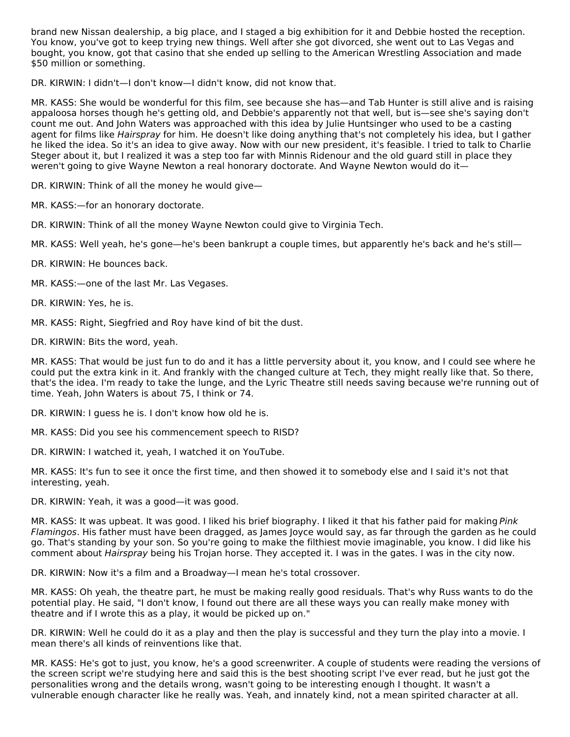brand new Nissan dealership, a big place, and I staged a big exhibition for it and Debbie hosted the reception. You know, you've got to keep trying new things. Well after she got divorced, she went out to Las Vegas and bought, you know, got that casino that she ended up selling to the American Wrestling Association and made $50 million or something.

DR. KIRWIN: I didn't—I don't know—I didn't know, did not know that.

MR. KASS: She would be wonderful for this film, see because she has—and Tab Hunter is still alive and is raising appaloosa horses though he's getting old, and Debbie's apparently not that well, but is—see she's saying don't count me out. And John Waters was approached with this idea by Julie Huntsinger who used to be a casting agent for films like *Hairspray* for him. He doesn't like doing anything that's not completely his idea, but I gather he liked the idea. So it's an idea to give away. Now with our new president, it's feasible. I tried to talk to Charlie Steger about it, but I realized it was a step too far with Minnis Ridenour and the old guard still in place they weren't going to give Wayne Newton a real honorary doctorate. And Wayne Newton would do it—

DR. KIRWIN: Think of all the money he would give—

MR. KASS:—for an honorary doctorate.

DR. KIRWIN: Think of all the money Wayne Newton could give to Virginia Tech.

MR. KASS: Well yeah, he's gone—he's been bankrupt a couple times, but apparently he's back and he's still—

DR. KIRWIN: He bounces back.

MR. KASS:—one of the last Mr. Las Vegases.

DR. KIRWIN: Yes, he is.

MR. KASS: Right, Siegfried and Roy have kind of bit the dust.

DR. KIRWIN: Bits the word, yeah.

MR. KASS: That would be just fun to do and it has a little perversity about it, you know, and I could see where he could put the extra kink in it. And frankly with the changed culture at Tech, they might really like that. So there, that's the idea. I'm ready to take the lunge, and the Lyric Theatre still needs saving because we're running out of time. Yeah, John Waters is about 75, I think or 74.

DR. KIRWIN: I guess he is. I don't know how old he is.

MR. KASS: Did you see his commencement speech to RISD?

DR. KIRWIN: I watched it, yeah, I watched it on YouTube.

MR. KASS: It's fun to see it once the first time, and then showed it to somebody else and I said it's not that interesting, yeah.

DR. KIRWIN: Yeah, it was a good—it was good.

MR. KASS: It was upbeat. It was good. I liked his brief biography. I liked it that his father paid for making *Pink Flamingos*. His father must have been dragged, as James Joyce would say, as far through the garden as he could go. That's standing by your son. So you're going to make the filthiest movie imaginable, you know. I did like his comment about *Hairspray* being his Trojan horse. They accepted it. I was in the gates. I was in the city now.

DR. KIRWIN: Now it's a film and a Broadway—I mean he's total crossover.

MR. KASS: Oh yeah, the theatre part, he must be making really good residuals. That's why Russ wants to do the potential play. He said, "I don't know, I found out there are all these ways you can really make money with theatre and if I wrote this as a play, it would be picked up on."

DR. KIRWIN: Well he could do it as a play and then the play is successful and they turn the play into a movie. I mean there's all kinds of reinventions like that.

MR. KASS: He's got to just, you know, he's a good screenwriter. A couple of students were reading the versions of the screen script we're studying here and said this is the best shooting script I've ever read, but he just got the personalities wrong and the details wrong, wasn't going to be interesting enough I thought. It wasn't a vulnerable enough character like he really was. Yeah, and innately kind, not a mean spirited character at all.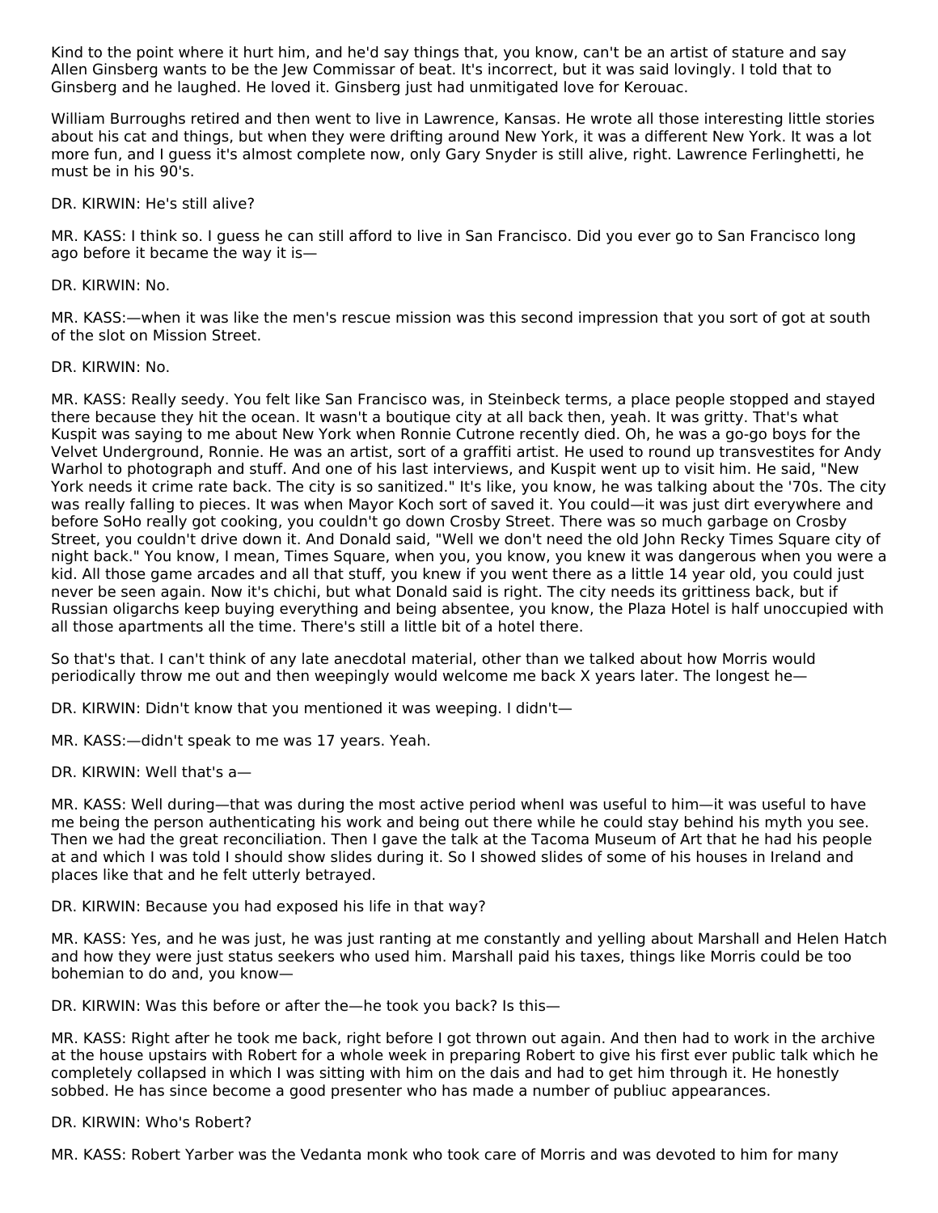Kind to the point where it hurt him, and he'd say things that, you know, can't be an artist of stature and say Allen Ginsberg wants to be the Jew Commissar of beat. It's incorrect, but it was said lovingly. I told that to Ginsberg and he laughed. He loved it. Ginsberg just had unmitigated love for Kerouac.

William Burroughs retired and then went to live in Lawrence, Kansas. He wrote all those interesting little stories about his cat and things, but when they were drifting around New York, it was a different New York. It was a lot more fun, and I guess it's almost complete now, only Gary Snyder is still alive, right. Lawrence Ferlinghetti, he must be in his 90's.

DR. KIRWIN: He's still alive?

MR. KASS: I think so. I guess he can still afford to live in San Francisco. Did you ever go to San Francisco long ago before it became the way it is—

DR. KIRWIN: No.

MR. KASS:—when it was like the men's rescue mission was this second impression that you sort of got at south of the slot on Mission Street.

DR. KIRWIN: No.

MR. KASS: Really seedy. You felt like San Francisco was, in Steinbeck terms, a place people stopped and stayed there because they hit the ocean. It wasn't a boutique city at all back then, yeah. It was gritty. That's what Kuspit was saying to me about New York when Ronnie Cutrone recently died. Oh, he was a go-go boys for the Velvet Underground, Ronnie. He was an artist, sort of a graffiti artist. He used to round up transvestites for Andy Warhol to photograph and stuff. And one of his last interviews, and Kuspit went up to visit him. He said, "New York needs it crime rate back. The city is so sanitized." It's like, you know, he was talking about the '70s. The city was really falling to pieces. It was when Mayor Koch sort of saved it. You could—it was just dirt everywhere and before SoHo really got cooking, you couldn't go down Crosby Street. There was so much garbage on Crosby Street, you couldn't drive down it. And Donald said, "Well we don't need the old John Recky Times Square city of night back." You know, I mean, Times Square, when you, you know, you knew it was dangerous when you were a kid. All those game arcades and all that stuff, you knew if you went there as a little 14 year old, you could just never be seen again. Now it's chichi, but what Donald said is right. The city needs its grittiness back, but if Russian oligarchs keep buying everything and being absentee, you know, the Plaza Hotel is half unoccupied with all those apartments all the time. There's still a little bit of a hotel there.

So that's that. I can't think of any late anecdotal material, other than we talked about how Morris would periodically throw me out and then weepingly would welcome me back X years later. The longest he—

DR. KIRWIN: Didn't know that you mentioned it was weeping. I didn't—

MR. KASS:—didn't speak to me was 17 years. Yeah.

DR. KIRWIN: Well that's a—

MR. KASS: Well during—that was during the most active period whenI was useful to him—it was useful to have me being the person authenticating his work and being out there while he could stay behind his myth you see. Then we had the great reconciliation. Then I gave the talk at the Tacoma Museum of Art that he had his people at and which I was told I should show slides during it. So I showed slides of some of his houses in Ireland and places like that and he felt utterly betrayed.

DR. KIRWIN: Because you had exposed his life in that way?

MR. KASS: Yes, and he was just, he was just ranting at me constantly and yelling about Marshall and Helen Hatch and how they were just status seekers who used him. Marshall paid his taxes, things like Morris could be too bohemian to do and, you know—

DR. KIRWIN: Was this before or after the—he took you back? Is this—

MR. KASS: Right after he took me back, right before I got thrown out again. And then had to work in the archive at the house upstairs with Robert for a whole week in preparing Robert to give his first ever public talk which he completely collapsed in which I was sitting with him on the dais and had to get him through it. He honestly sobbed. He has since become a good presenter who has made a number of publiuc appearances.

DR. KIRWIN: Who's Robert?

MR. KASS: Robert Yarber was the Vedanta monk who took care of Morris and was devoted to him for many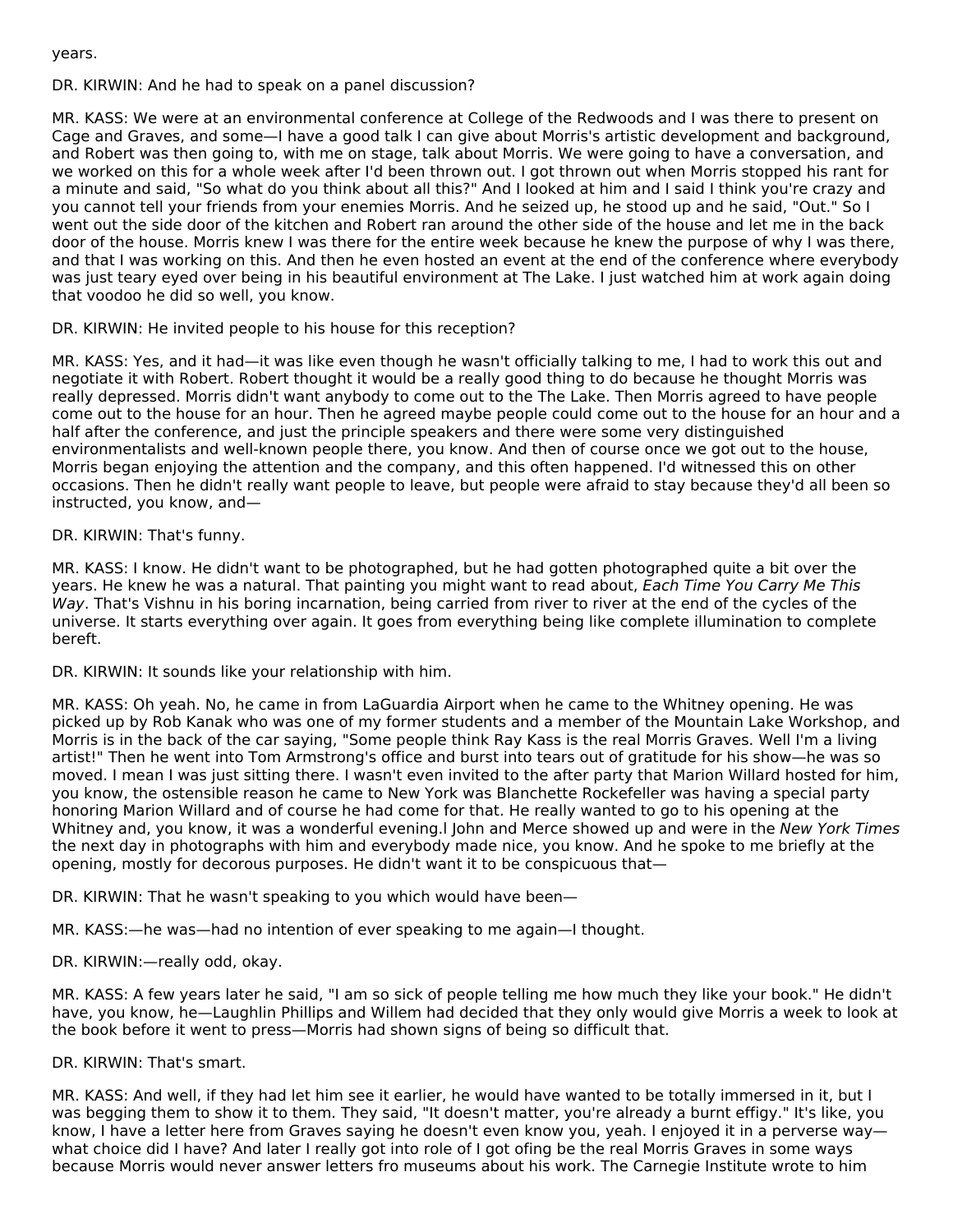years.

DR. KIRWIN: And he had to speak on a panel discussion?

MR. KASS: We were at an environmental conference at College of the Redwoods and I was there to present on Cage and Graves, and some—I have a good talk I can give about Morris's artistic development and background, and Robert was then going to, with me on stage, talk about Morris. We were going to have a conversation, and we worked on this for a whole week after I'd been thrown out. I got thrown out when Morris stopped his rant for a minute and said, "So what do you think about all this?" And I looked at him and I said I think you're crazy and you cannot tell your friends from your enemies Morris. And he seized up, he stood up and he said, "Out." So I went out the side door of the kitchen and Robert ran around the other side of the house and let me in the back door of the house. Morris knew I was there for the entire week because he knew the purpose of why I was there, and that I was working on this. And then he even hosted an event at the end of the conference where everybody was just teary eyed over being in his beautiful environment at The Lake. I just watched him at work again doing that voodoo he did so well, you know.

DR. KIRWIN: He invited people to his house for this reception?

MR. KASS: Yes, and it had—it was like even though he wasn't officially talking to me, I had to work this out and negotiate it with Robert. Robert thought it would be a really good thing to do because he thought Morris was really depressed. Morris didn't want anybody to come out to the The Lake. Then Morris agreed to have people come out to the house for an hour. Then he agreed maybe people could come out to the house for an hour and a half after the conference, and just the principle speakers and there were some very distinguished environmentalists and well-known people there, you know. And then of course once we got out to the house, Morris began enjoying the attention and the company, and this often happened. I'd witnessed this on other occasions. Then he didn't really want people to leave, but people were afraid to stay because they'd all been so instructed, you know, and—

DR. KIRWIN: That's funny.

MR. KASS: I know. He didn't want to be photographed, but he had gotten photographed quite a bit over the years. He knew he was a natural. That painting you might want to read about, *Each Time You Carry Me This Way*. That's Vishnu in his boring incarnation, being carried from river to river at the end of the cycles of the universe. It starts everything over again. It goes from everything being like complete illumination to complete bereft.

DR. KIRWIN: It sounds like your relationship with him.

MR. KASS: Oh yeah. No, he came in from LaGuardia Airport when he came to the Whitney opening. He was picked up by Rob Kanak who was one of my former students and a member of the Mountain Lake Workshop, and Morris is in the back of the car saying, "Some people think Ray Kass is the real Morris Graves. Well I'm a living artist!" Then he went into Tom Armstrong's office and burst into tears out of gratitude for his show—he was so moved. I mean I was just sitting there. I wasn't even invited to the after party that Marion Willard hosted for him, you know, the ostensible reason he came to New York was Blanchette Rockefeller was having a special party honoring Marion Willard and of course he had come for that. He really wanted to go to his opening at the Whitney and, you know, it was a wonderful evening.l John and Merce showed up and were in the *New York Times* the next day in photographs with him and everybody made nice, you know. And he spoke to me briefly at the opening, mostly for decorous purposes. He didn't want it to be conspicuous that—

DR. KIRWIN: That he wasn't speaking to you which would have been—

MR. KASS:—he was—had no intention of ever speaking to me again—I thought.

DR. KIRWIN:—really odd, okay.

MR. KASS: A few years later he said, "I am so sick of people telling me how much they like your book." He didn't have, you know, he—Laughlin Phillips and Willem had decided that they only would give Morris a week to look at the book before it went to press—Morris had shown signs of being so difficult that.

DR. KIRWIN: That's smart.

MR. KASS: And well, if they had let him see it earlier, he would have wanted to be totally immersed in it, but I was begging them to show it to them. They said, "It doesn't matter, you're already a burnt effigy." It's like, you know, I have a letter here from Graves saying he doesn't even know you, yeah. I enjoyed it in a perverse way—what choice did I have? And later I really got into role of I got ofing be the real Morris Graves in some ways because Morris would never answer letters fro museums about his work. The Carnegie Institute wrote to him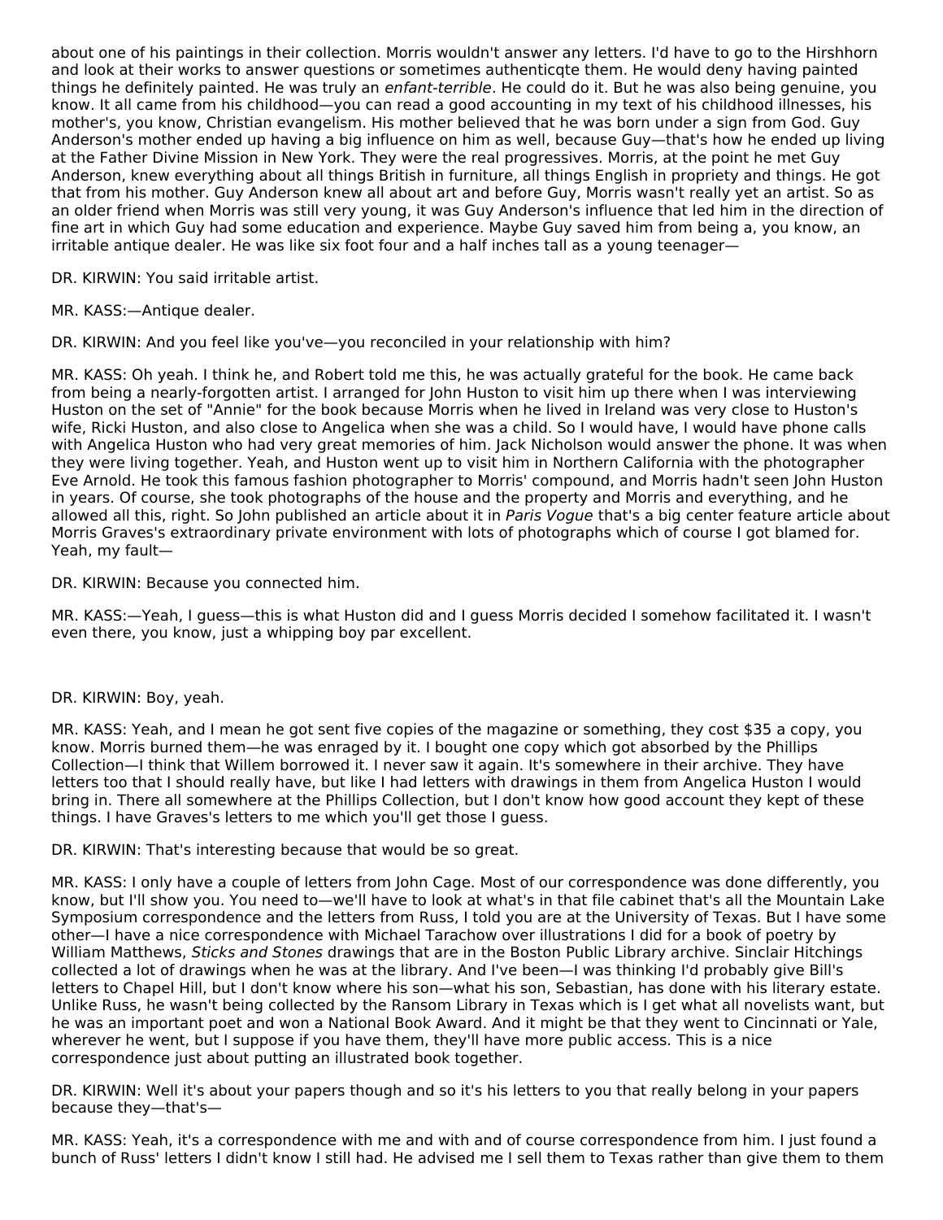about one of his paintings in their collection. Morris wouldn't answer any letters. I'd have to go to the Hirshhorn and look at their works to answer questions or sometimes authenticqte them. He would deny having painted things he definitely painted. He was truly an *enfant-terrible*. He could do it. But he was also being genuine, you know. It all came from his childhood—you can read a good accounting in my text of his childhood illnesses, his mother's, you know, Christian evangelism. His mother believed that he was born under a sign from God. Guy Anderson's mother ended up having a big influence on him as well, because Guy—that's how he ended up living at the Father Divine Mission in New York. They were the real progressives. Morris, at the point he met Guy Anderson, knew everything about all things British in furniture, all things English in propriety and things. He got that from his mother. Guy Anderson knew all about art and before Guy, Morris wasn't really yet an artist. So as an older friend when Morris was still very young, it was Guy Anderson's influence that led him in the direction of fine art in which Guy had some education and experience. Maybe Guy saved him from being a, you know, an irritable antique dealer. He was like six foot four and a half inches tall as a young teenager—

DR. KIRWIN: You said irritable artist.

MR. KASS:—Antique dealer.

DR. KIRWIN: And you feel like you've—you reconciled in your relationship with him?

MR. KASS: Oh yeah. I think he, and Robert told me this, he was actually grateful for the book. He came back from being a nearly-forgotten artist. I arranged for John Huston to visit him up there when I was interviewing Huston on the set of "Annie" for the book because Morris when he lived in Ireland was very close to Huston's wife, Ricki Huston, and also close to Angelica when she was a child. So I would have, I would have phone calls with Angelica Huston who had very great memories of him. Jack Nicholson would answer the phone. It was when they were living together. Yeah, and Huston went up to visit him in Northern California with the photographer Eve Arnold. He took this famous fashion photographer to Morris' compound, and Morris hadn't seen John Huston in years. Of course, she took photographs of the house and the property and Morris and everything, and he allowed all this, right. So John published an article about it in *Paris Vogue* that's a big center feature article about Morris Graves's extraordinary private environment with lots of photographs which of course I got blamed for. Yeah, my fault—

DR. KIRWIN: Because you connected him.

MR. KASS:—Yeah, I guess—this is what Huston did and I guess Morris decided I somehow facilitated it. I wasn't even there, you know, just a whipping boy par excellent.

DR. KIRWIN: Boy, yeah.

MR. KASS: Yeah, and I mean he got sent five copies of the magazine or something, they cost $35 a copy, you know. Morris burned them—he was enraged by it. I bought one copy which got absorbed by the Phillips Collection—I think that Willem borrowed it. I never saw it again. It's somewhere in their archive. They have letters too that I should really have, but like I had letters with drawings in them from Angelica Huston I would bring in. There all somewhere at the Phillips Collection, but I don't know how good account they kept of these things. I have Graves's letters to me which you'll get those I guess.

DR. KIRWIN: That's interesting because that would be so great.

MR. KASS: I only have a couple of letters from John Cage. Most of our correspondence was done differently, you know, but I'll show you. You need to—we'll have to look at what's in that file cabinet that's all the Mountain Lake Symposium correspondence and the letters from Russ, I told you are at the University of Texas. But I have some other—I have a nice correspondence with Michael Tarachow over illustrations I did for a book of poetry by William Matthews, *Sticks and Stones* drawings that are in the Boston Public Library archive. Sinclair Hitchings collected a lot of drawings when he was at the library. And I've been—I was thinking I'd probably give Bill's letters to Chapel Hill, but I don't know where his son—what his son, Sebastian, has done with his literary estate. Unlike Russ, he wasn't being collected by the Ransom Library in Texas which is I get what all novelists want, but he was an important poet and won a National Book Award. And it might be that they went to Cincinnati or Yale, wherever he went, but I suppose if you have them, they'll have more public access. This is a nice correspondence just about putting an illustrated book together.

DR. KIRWIN: Well it's about your papers though and so it's his letters to you that really belong in your papers because they—that's—

MR. KASS: Yeah, it's a correspondence with me and with and of course correspondence from him. I just found a bunch of Russ' letters I didn't know I still had. He advised me I sell them to Texas rather than give them to them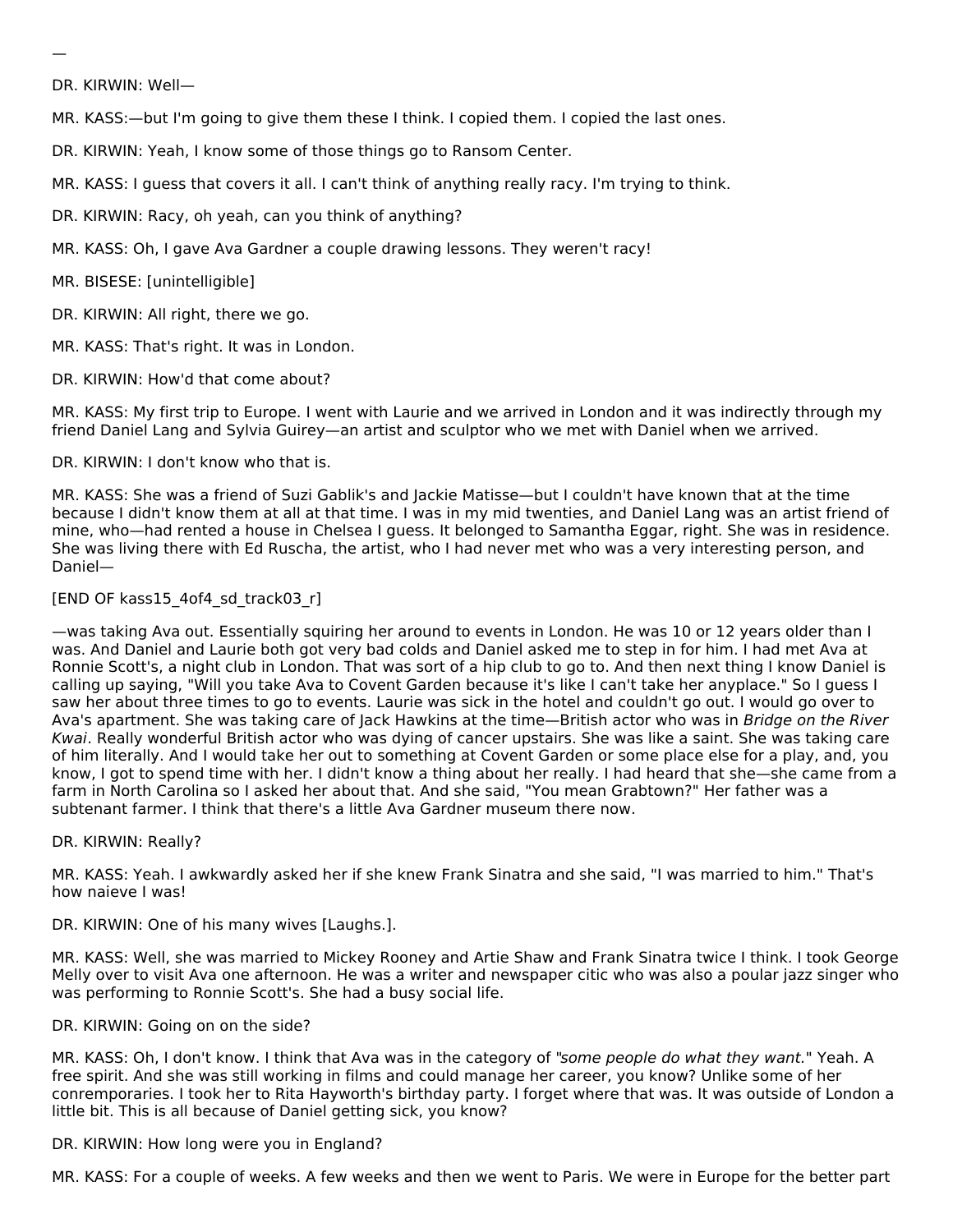—

DR. KIRWIN: Well—

MR. KASS:—but I'm going to give them these I think. I copied them. I copied the last ones.

DR. KIRWIN: Yeah, I know some of those things go to Ransom Center.

MR. KASS: I guess that covers it all. I can't think of anything really racy. I'm trying to think.

DR. KIRWIN: Racy, oh yeah, can you think of anything?

MR. KASS: Oh, I gave Ava Gardner a couple drawing lessons. They weren't racy!

MR. BISESE: [unintelligible]

DR. KIRWIN: All right, there we go.

MR. KASS: That's right. It was in London.

DR. KIRWIN: How'd that come about?

MR. KASS: My first trip to Europe. I went with Laurie and we arrived in London and it was indirectly through my friend Daniel Lang and Sylvia Guirey—an artist and sculptor who we met with Daniel when we arrived.

DR. KIRWIN: I don't know who that is.

MR. KASS: She was a friend of Suzi Gablik's and Jackie Matisse—but I couldn't have known that at the time because I didn't know them at all at that time. I was in my mid twenties, and Daniel Lang was an artist friend of mine, who—had rented a house in Chelsea I guess. It belonged to Samantha Eggar, right. She was in residence. She was living there with Ed Ruscha, the artist, who I had never met who was a very interesting person, and Daniel—

[END OF kass15_4of4_sd_track03_r]

—was taking Ava out. Essentially squiring her around to events in London. He was 10 or 12 years older than I was. And Daniel and Laurie both got very bad colds and Daniel asked me to step in for him. I had met Ava at Ronnie Scott's, a night club in London. That was sort of a hip club to go to. And then next thing I know Daniel is calling up saying, "Will you take Ava to Covent Garden because it's like I can't take her anyplace." So I guess I saw her about three times to go to events. Laurie was sick in the hotel and couldn't go out. I would go over to Ava's apartment. She was taking care of Jack Hawkins at the time—British actor who was in *Bridge on the River Kwai*. Really wonderful British actor who was dying of cancer upstairs. She was like a saint. She was taking care of him literally. And I would take her out to something at Covent Garden or some place else for a play, and, you know, I got to spend time with her. I didn't know a thing about her really. I had heard that she—she came from a farm in North Carolina so I asked her about that. And she said, "You mean Grabtown?" Her father was a subtenant farmer. I think that there's a little Ava Gardner museum there now.

DR. KIRWIN: Really?

MR. KASS: Yeah. I awkwardly asked her if she knew Frank Sinatra and she said, "I was married to him." That's how naieve I was!

DR. KIRWIN: One of his many wives [Laughs.].

MR. KASS: Well, she was married to Mickey Rooney and Artie Shaw and Frank Sinatra twice I think. I took George Melly over to visit Ava one afternoon. He was a writer and newspaper citic who was also a poular jazz singer who was performing to Ronnie Scott's. She had a busy social life.

DR. KIRWIN: Going on on the side?

MR. KASS: Oh, I don't know. I think that Ava was in the category of "*some people do what they want.*" Yeah. A free spirit. And she was still working in films and could manage her career, you know? Unlike some of her conremporaries. I took her to Rita Hayworth's birthday party. I forget where that was. It was outside of London a little bit. This is all because of Daniel getting sick, you know?

DR. KIRWIN: How long were you in England?

MR. KASS: For a couple of weeks. A few weeks and then we went to Paris. We were in Europe for the better part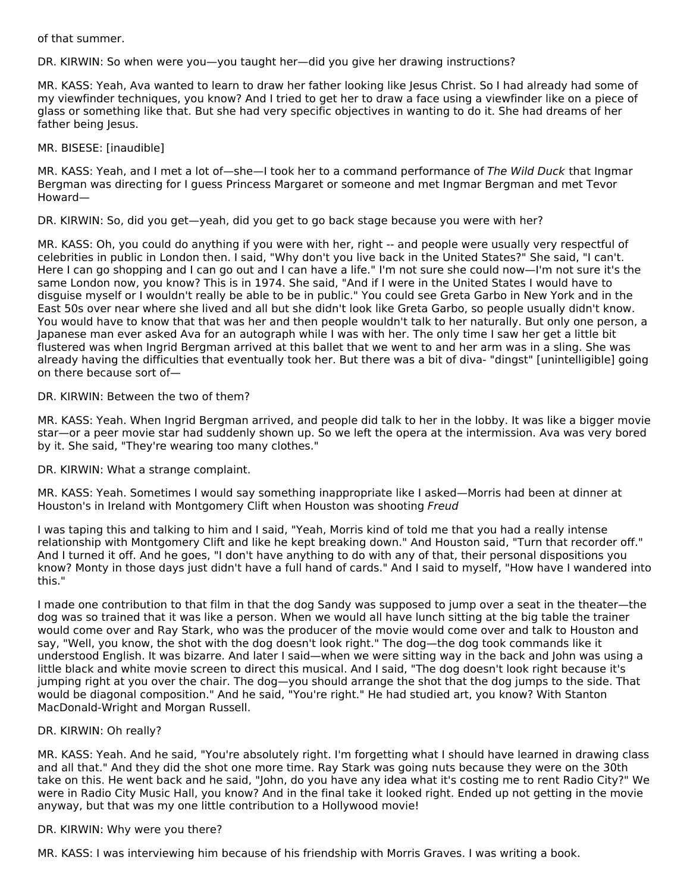of that summer.

DR. KIRWIN: So when were you—you taught her—did you give her drawing instructions?

MR. KASS: Yeah, Ava wanted to learn to draw her father looking like Jesus Christ. So I had already had some of my viewfinder techniques, you know? And I tried to get her to draw a face using a viewfinder like on a piece of glass or something like that. But she had very specific objectives in wanting to do it. She had dreams of her father being Jesus.

MR. BISESE: [inaudible]

MR. KASS: Yeah, and I met a lot of—she—I took her to a command performance of *The Wild Duck* that Ingmar Bergman was directing for I guess Princess Margaret or someone and met Ingmar Bergman and met Tevor Howard—

DR. KIRWIN: So, did you get—yeah, did you get to go back stage because you were with her?

MR. KASS: Oh, you could do anything if you were with her, right -- and people were usually very respectful of celebrities in public in London then. I said, "Why don't you live back in the United States?" She said, "I can't. Here I can go shopping and I can go out and I can have a life." I'm not sure she could now—I'm not sure it's the same London now, you know? This is in 1974. She said, "And if I were in the United States I would have to disguise myself or I wouldn't really be able to be in public." You could see Greta Garbo in New York and in the East 50s over near where she lived and all but she didn't look like Greta Garbo, so people usually didn't know. You would have to know that that was her and then people wouldn't talk to her naturally. But only one person, a Japanese man ever asked Ava for an autograph while I was with her. The only time I saw her get a little bit flustered was when Ingrid Bergman arrived at this ballet that we went to and her arm was in a sling. She was already having the difficulties that eventually took her. But there was a bit of diva- "dingst" [unintelligible] going on there because sort of—

DR. KIRWIN: Between the two of them?

MR. KASS: Yeah. When Ingrid Bergman arrived, and people did talk to her in the lobby. It was like a bigger movie star—or a peer movie star had suddenly shown up. So we left the opera at the intermission. Ava was very bored by it. She said, "They're wearing too many clothes."

DR. KIRWIN: What a strange complaint.

MR. KASS: Yeah. Sometimes I would say something inappropriate like I asked—Morris had been at dinner at Houston's in Ireland with Montgomery Clift when Houston was shooting *Freud*

I was taping this and talking to him and I said, "Yeah, Morris kind of told me that you had a really intense relationship with Montgomery Clift and like he kept breaking down." And Houston said, "Turn that recorder off." And I turned it off. And he goes, "I don't have anything to do with any of that, their personal dispositions you know? Monty in those days just didn't have a full hand of cards." And I said to myself, "How have I wandered into this."

I made one contribution to that film in that the dog Sandy was supposed to jump over a seat in the theater—the dog was so trained that it was like a person. When we would all have lunch sitting at the big table the trainer would come over and Ray Stark, who was the producer of the movie would come over and talk to Houston and say, "Well, you know, the shot with the dog doesn't look right." The dog—the dog took commands like it understood English. It was bizarre. And later I said—when we were sitting way in the back and John was using a little black and white movie screen to direct this musical. And I said, "The dog doesn't look right because it's jumping right at you over the chair. The dog—you should arrange the shot that the dog jumps to the side. That would be diagonal composition." And he said, "You're right." He had studied art, you know? With Stanton MacDonald-Wright and Morgan Russell.

DR. KIRWIN: Oh really?

MR. KASS: Yeah. And he said, "You're absolutely right. I'm forgetting what I should have learned in drawing class and all that." And they did the shot one more time. Ray Stark was going nuts because they were on the 30th take on this. He went back and he said, "John, do you have any idea what it's costing me to rent Radio City?" We were in Radio City Music Hall, you know? And in the final take it looked right. Ended up not getting in the movie anyway, but that was my one little contribution to a Hollywood movie!

DR. KIRWIN: Why were you there?

MR. KASS: I was interviewing him because of his friendship with Morris Graves. I was writing a book.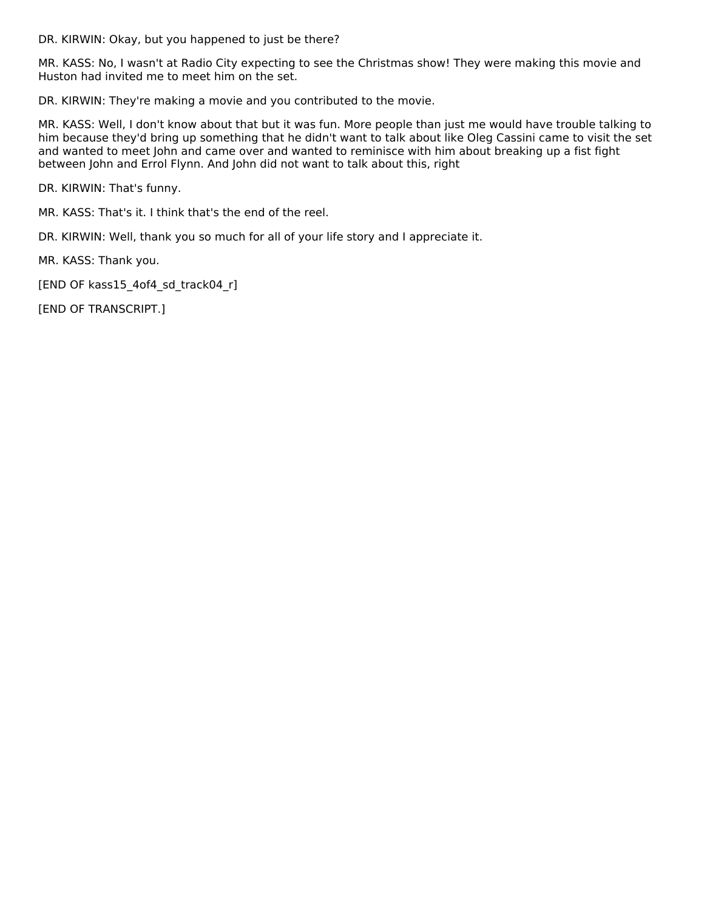DR. KIRWIN: Okay, but you happened to just be there?

MR. KASS: No, I wasn't at Radio City expecting to see the Christmas show! They were making this movie and Huston had invited me to meet him on the set.

DR. KIRWIN: They're making a movie and you contributed to the movie.

MR. KASS: Well, I don't know about that but it was fun. More people than just me would have trouble talking to him because they'd bring up something that he didn't want to talk about like Oleg Cassini came to visit the set and wanted to meet John and came over and wanted to reminisce with him about breaking up a fist fight between John and Errol Flynn. And John did not want to talk about this, right

DR. KIRWIN: That's funny.

MR. KASS: That's it. I think that's the end of the reel.

DR. KIRWIN: Well, thank you so much for all of your life story and I appreciate it.

MR. KASS: Thank you.

[END OF kass15_4of4_sd_track04_r]

[END OF TRANSCRIPT.]